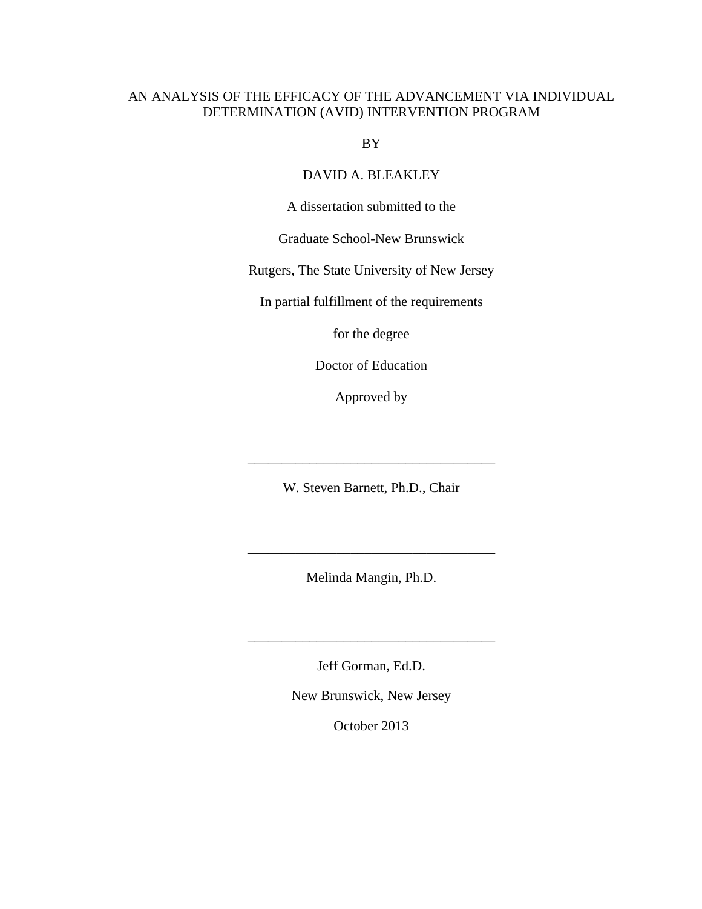# AN ANALYSIS OF THE EFFICACY OF THE ADVANCEMENT VIA INDIVIDUAL DETERMINATION (AVID) INTERVENTION PROGRAM

BY

DAVID A. BLEAKLEY

A dissertation submitted to the

Graduate School-New Brunswick

Rutgers, The State University of New Jersey

In partial fulfillment of the requirements

for the degree

Doctor of Education

Approved by

\_\_\_\_\_\_\_\_\_\_\_\_\_\_\_\_\_\_\_\_\_\_\_\_\_\_\_\_\_\_\_\_\_\_\_\_

W. Steven Barnett, Ph.D., Chair

\_\_\_\_\_\_\_\_\_\_\_\_\_\_\_\_\_\_\_\_\_\_\_\_\_\_\_\_\_\_\_\_\_\_\_\_

Melinda Mangin, Ph.D.

\_\_\_\_\_\_\_\_\_\_\_\_\_\_\_\_\_\_\_\_\_\_\_\_\_\_\_\_\_\_\_\_\_\_\_\_

Jeff Gorman, Ed.D.

New Brunswick, New Jersey

October 2013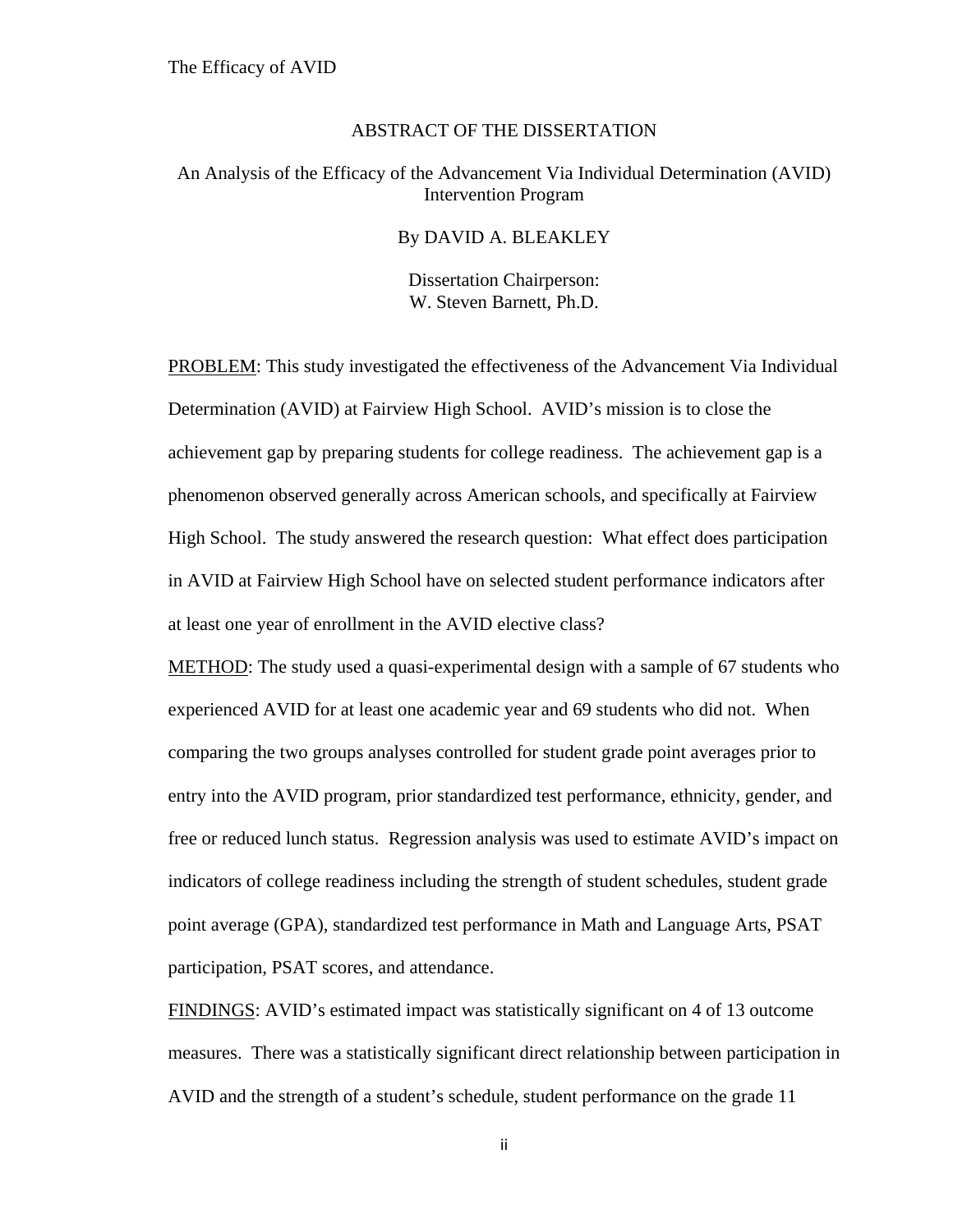## ABSTRACT OF THE DISSERTATION

### An Analysis of the Efficacy of the Advancement Via Individual Determination (AVID) Intervention Program

By DAVID A. BLEAKLEY

Dissertation Chairperson:
W. Steven Barnett, Ph.D.

PROBLEM: This study investigated the effectiveness of the Advancement Via Individual Determination (AVID) at Fairview High School. AVID's mission is to close the achievement gap by preparing students for college readiness. The achievement gap is a phenomenon observed generally across American schools, and specifically at Fairview High School. The study answered the research question: What effect does participation in AVID at Fairview High School have on selected student performance indicators after at least one year of enrollment in the AVID elective class?

METHOD: The study used a quasi-experimental design with a sample of 67 students who experienced AVID for at least one academic year and 69 students who did not. When comparing the two groups analyses controlled for student grade point averages prior to entry into the AVID program, prior standardized test performance, ethnicity, gender, and free or reduced lunch status. Regression analysis was used to estimate AVID's impact on indicators of college readiness including the strength of student schedules, student grade point average (GPA), standardized test performance in Math and Language Arts, PSAT participation, PSAT scores, and attendance.

FINDINGS: AVID's estimated impact was statistically significant on 4 of 13 outcome measures. There was a statistically significant direct relationship between participation in AVID and the strength of a student's schedule, student performance on the grade 11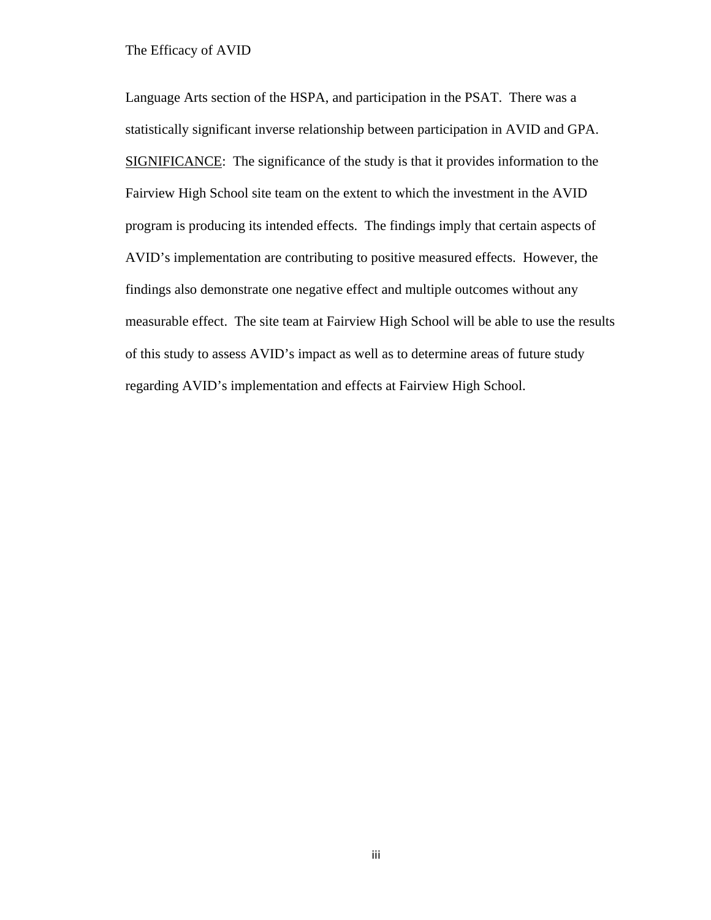Language Arts section of the HSPA, and participation in the PSAT. There was a statistically significant inverse relationship between participation in AVID and GPA. <u>SIGNIFICANCE</u>: The significance of the study is that it provides information to the Fairview High School site team on the extent to which the investment in the AVID program is producing its intended effects. The findings imply that certain aspects of AVID's implementation are contributing to positive measured effects. However, the findings also demonstrate one negative effect and multiple outcomes without any measurable effect. The site team at Fairview High School will be able to use the results of this study to assess AVID's impact as well as to determine areas of future study regarding AVID's implementation and effects at Fairview High School.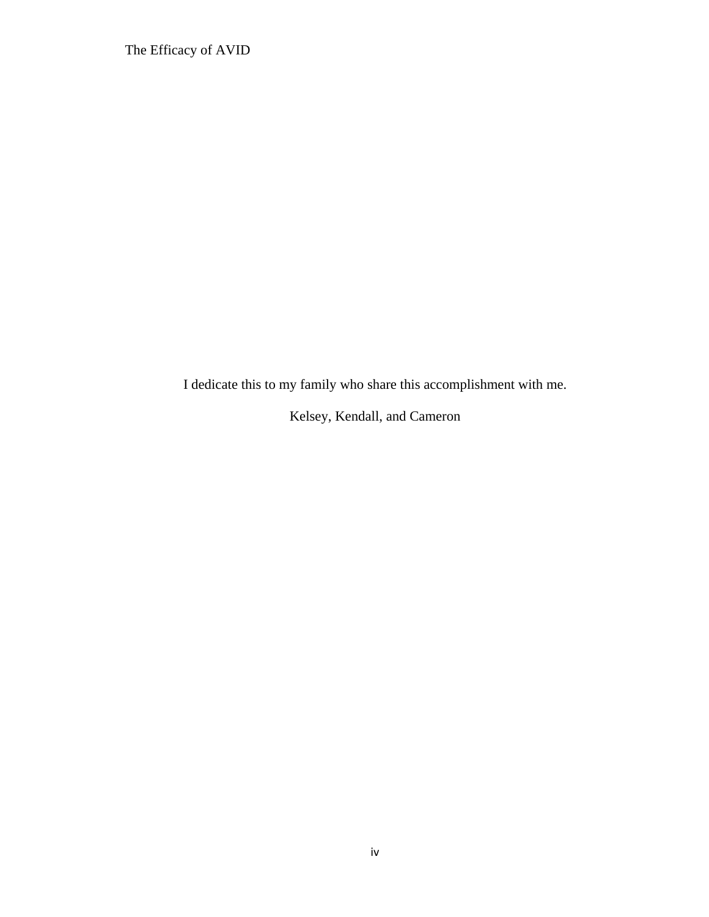I dedicate this to my family who share this accomplishment with me.

Kelsey, Kendall, and Cameron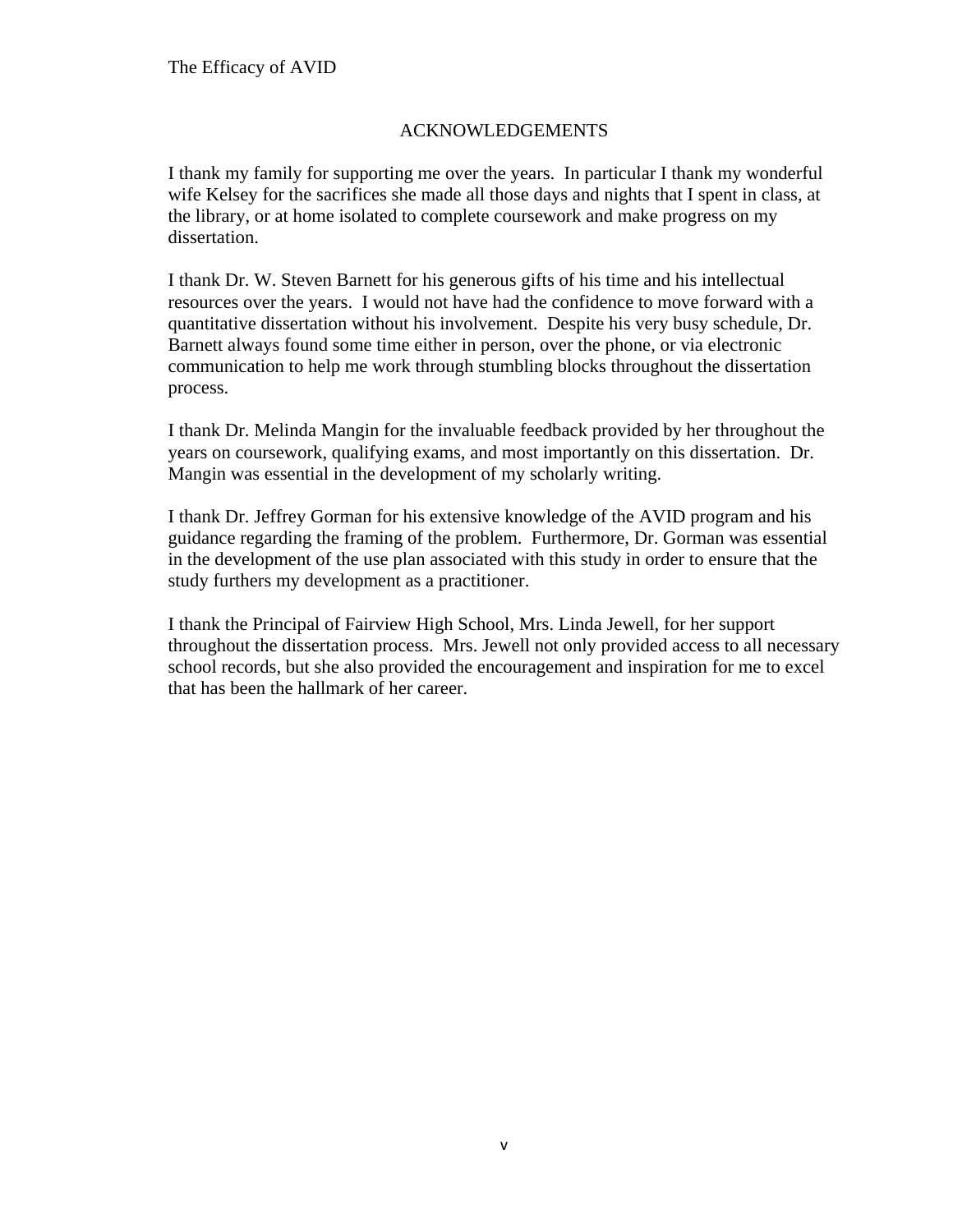# ACKNOWLEDGEMENTS

I thank my family for supporting me over the years. In particular I thank my wonderful wife Kelsey for the sacrifices she made all those days and nights that I spent in class, at the library, or at home isolated to complete coursework and make progress on my dissertation.

I thank Dr. W. Steven Barnett for his generous gifts of his time and his intellectual resources over the years. I would not have had the confidence to move forward with a quantitative dissertation without his involvement. Despite his very busy schedule, Dr. Barnett always found some time either in person, over the phone, or via electronic communication to help me work through stumbling blocks throughout the dissertation process.

I thank Dr. Melinda Mangin for the invaluable feedback provided by her throughout the years on coursework, qualifying exams, and most importantly on this dissertation. Dr. Mangin was essential in the development of my scholarly writing.

I thank Dr. Jeffrey Gorman for his extensive knowledge of the AVID program and his guidance regarding the framing of the problem. Furthermore, Dr. Gorman was essential in the development of the use plan associated with this study in order to ensure that the study furthers my development as a practitioner.

I thank the Principal of Fairview High School, Mrs. Linda Jewell, for her support throughout the dissertation process. Mrs. Jewell not only provided access to all necessary school records, but she also provided the encouragement and inspiration for me to excel that has been the hallmark of her career.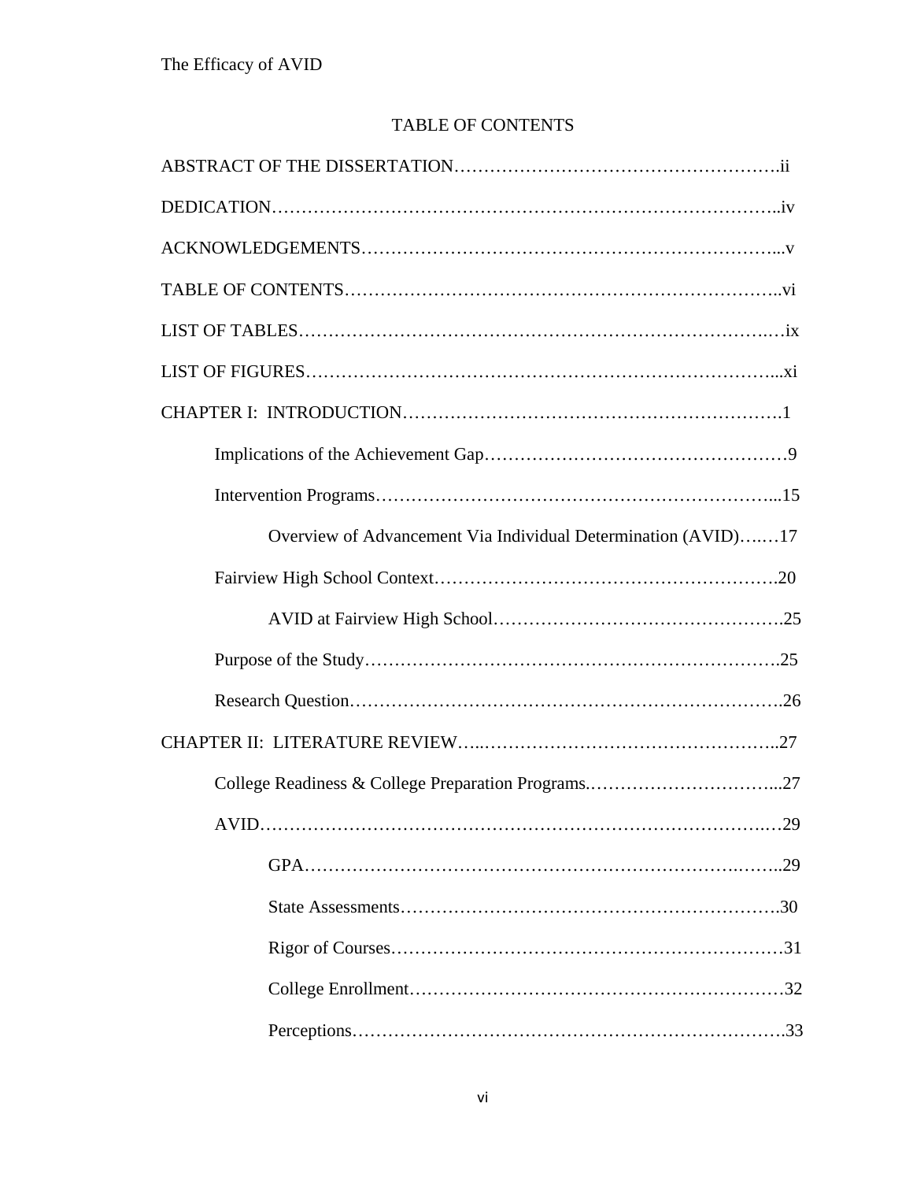# TABLE OF CONTENTS

ABSTRACT OF THE DISSERTATION……………………………………………….ii

DEDICATION………………………………………………………………………..iv

ACKNOWLEDGEMENTS…………………………………………………………...v

TABLE OF CONTENTS……………………………………………………………..vi

LIST OF TABLES…………………………………………………………………….ix

LIST OF FIGURES…………………………………………………………………...xi

CHAPTER I: INTRODUCTION……………………………………………………….1

- Implications of the Achievement Gap……………………………………………9
- Intervention Programs…………………………………………………………...15
  - Overview of Advancement Via Individual Determination (AVID)…..…17
- Fairview High School Context………………………………………………….20
  - AVID at Fairview High School………………………………………….25
- Purpose of the Study…………………………………………………………….25
- Research Question……………………………………………………………….26

CHAPTER II: LITERATURE REVIEW…..…………………………………………..27

- College Readiness & College Preparation Programs.…………………………...27
- AVID……………………………………………………………………….……29
  - GPA…………………………………………………………….……..29
  - State Assessments……………………………………………………….30
  - Rigor of Courses…………………………………………………………31
  - College Enrollment………………………………………………………32
  - Perceptions……………………………………………………………….33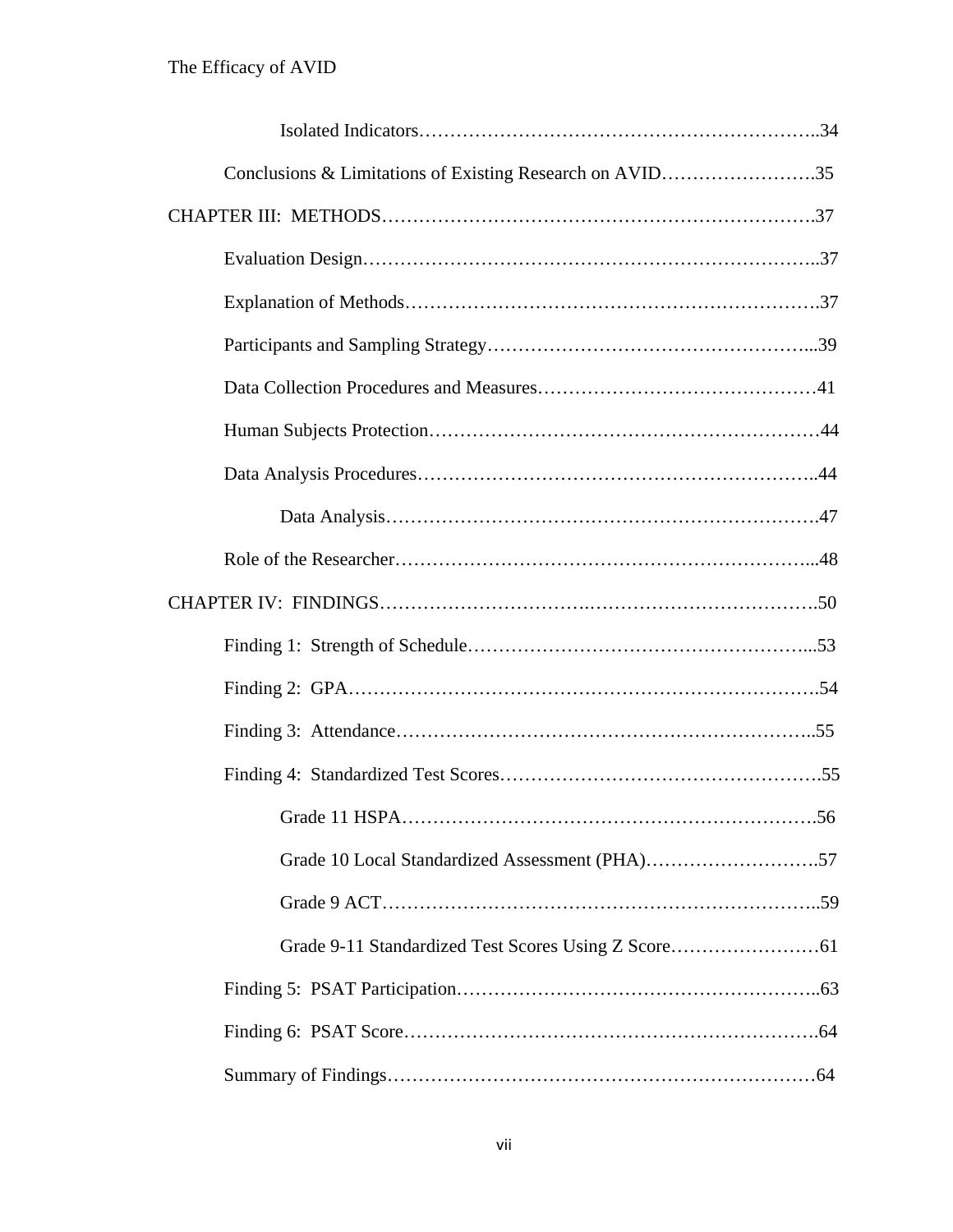Isolated Indicators……………………………………………………..34

Conclusions & Limitations of Existing Research on AVID…………………….35

CHAPTER III: METHODS…………………………………………………………….37

Evaluation Design………………………………………………………………..37

Explanation of Methods………………………………………………………….37

Participants and Sampling Strategy……………………………………………...39

Data Collection Procedures and Measures………………………………………41

Human Subjects Protection………………………………………………………44

Data Analysis Procedures………………………………………………………..44

Data Analysis…………………………………………………………….47

Role of the Researcher…………………………………………………………...48

CHAPTER IV: FINDINGS…………………………….……………………………….50

Finding 1: Strength of Schedule………………………………………………...53

Finding 2: GPA………………………………………………………………….54

Finding 3: Attendance…………………………………………………………..55

Finding 4: Standardized Test Scores…………………………………………….55

Grade 11 HSPA………………………………………………………….56

Grade 10 Local Standardized Assessment (PHA)……………………….57

Grade 9 ACT……………………………………………………………..59

Grade 9-11 Standardized Test Scores Using Z Score……………………61

Finding 5: PSAT Participation…………………………………………………..63

Finding 6: PSAT Score………………………………………………………….64

Summary of Findings……………………………………………………………64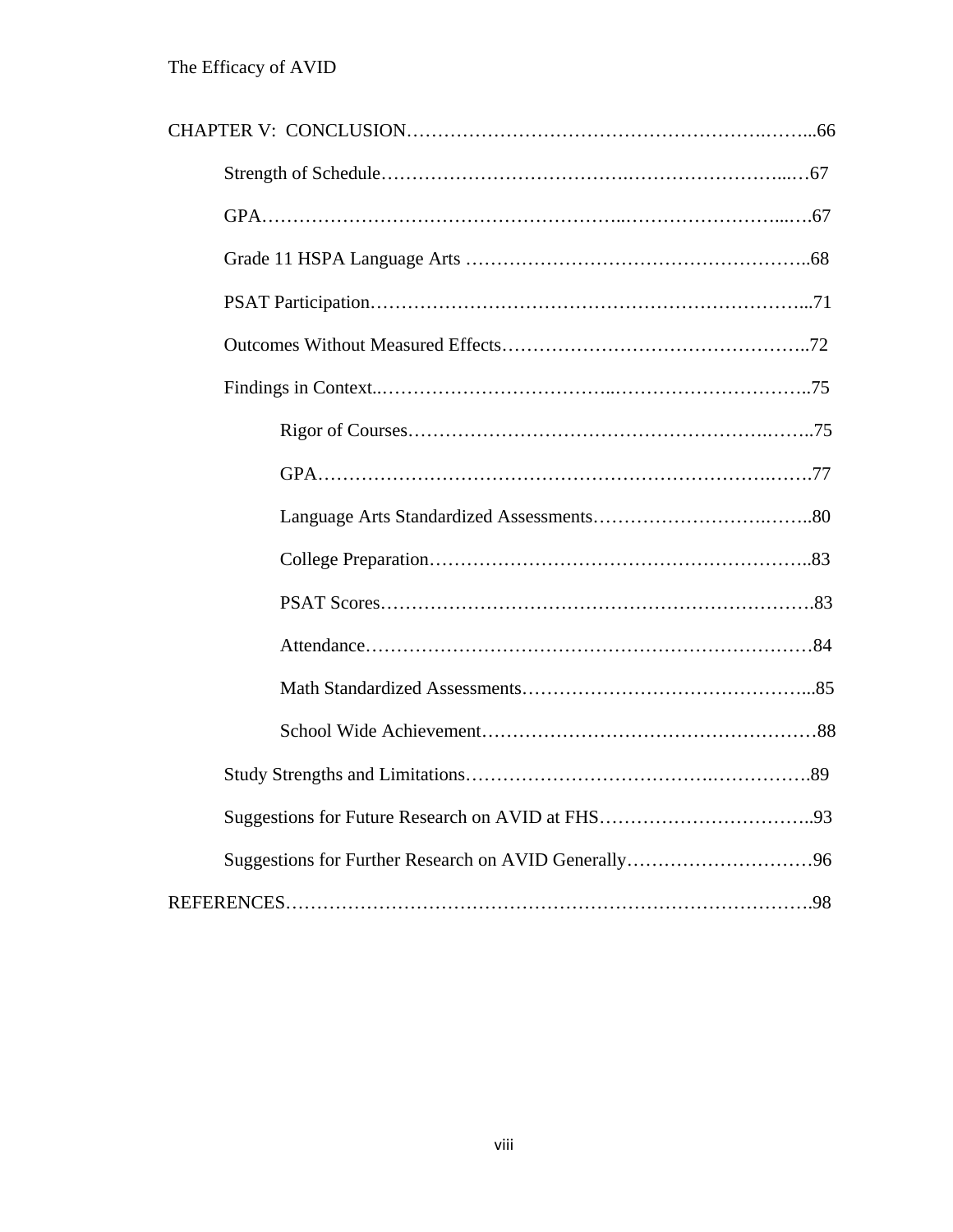CHAPTER V: CONCLUSION……………………………………………………….……...66

Strength of Schedule……………………………….……………………...…67

GPA………………………………………………..……………………...….67

Grade 11 HSPA Language Arts ……………………………………………...68

PSAT Participation…………………………………………………………...71

Outcomes Without Measured Effects………………………………………..72

Findings in Context..……………………………..…………………………..75

Rigor of Courses…………………………………………………….……..75

GPA…………………………………………………………………….…….77

Language Arts Standardized Assessments…………………………….……..80

College Preparation…………………………………………………………..83

PSAT Scores…………………………………………………………….83

Attendance……………………………………………………………………84

Math Standardized Assessments……………………………………………...85

School Wide Achievement……………………………………………………88

Study Strengths and Limitations…………………………………….………….89

Suggestions for Future Research on AVID at FHS……………………………..93

Suggestions for Further Research on AVID Generally…………………………96

REFERENCES…………………………………………………………………………98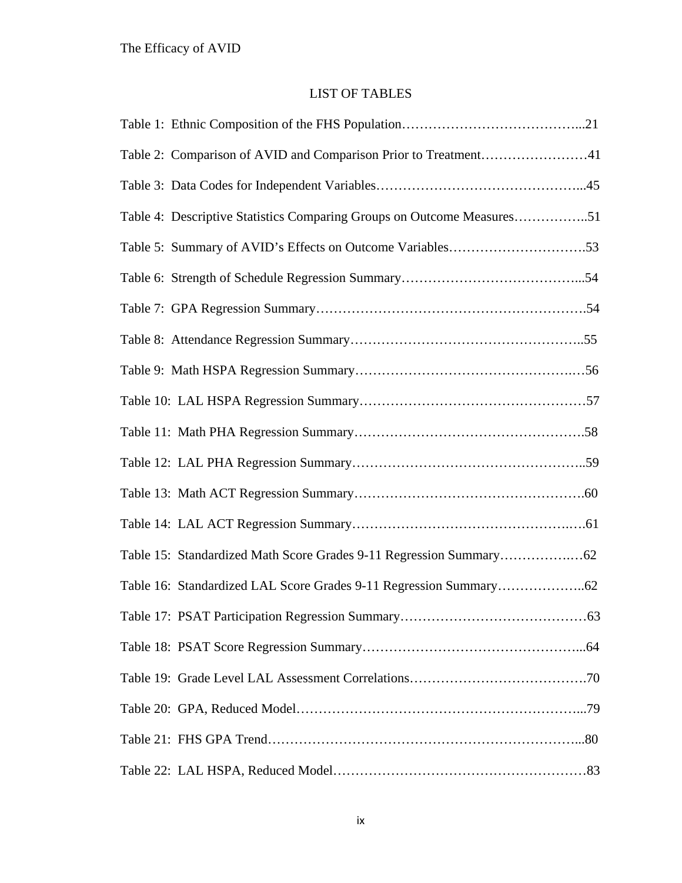# LIST OF TABLES

Table 1: Ethnic Composition of the FHS Population…………………………………...21

Table 2: Comparison of AVID and Comparison Prior to Treatment……………………41

Table 3: Data Codes for Independent Variables………………………………………...45

Table 4: Descriptive Statistics Comparing Groups on Outcome Measures……………..51

Table 5: Summary of AVID's Effects on Outcome Variables………………………….53

Table 6: Strength of Schedule Regression Summary…………………………………...54

Table 7: GPA Regression Summary…………………………………………………….54

Table 8: Attendance Regression Summary……………………………………………..55

Table 9: Math HSPA Regression Summary………………………………………….…56

Table 10: LAL HSPA Regression Summary……………………………………………57

Table 11: Math PHA Regression Summary…………………………………………….58

Table 12: LAL PHA Regression Summary……………………………………………..59

Table 13: Math ACT Regression Summary…………………………………………….60

Table 14: LAL ACT Regression Summary…………………………………………..….61

Table 15: Standardized Math Score Grades 9-11 Regression Summary…………….…62

Table 16: Standardized LAL Score Grades 9-11 Regression Summary………………..62

Table 17: PSAT Participation Regression Summary……………………………………63

Table 18: PSAT Score Regression Summary…………………………………………...64

Table 19: Grade Level LAL Assessment Correlations………………………………….70

Table 20: GPA, Reduced Model………………………………………………………...79

Table 21: FHS GPA Trend……………………………………………………………...80

Table 22: LAL HSPA, Reduced Model…………………………………………………83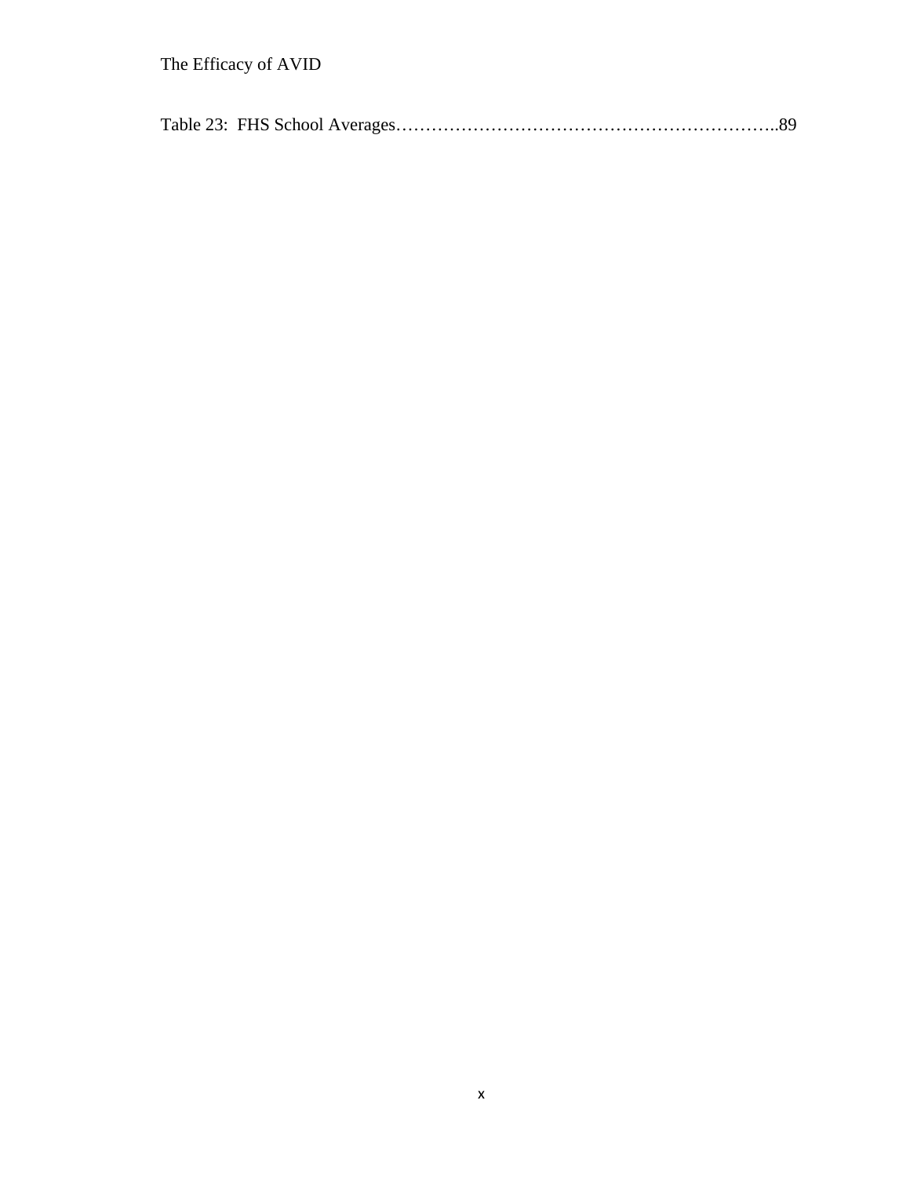Table 23: FHS School Averages……………………………………………………..89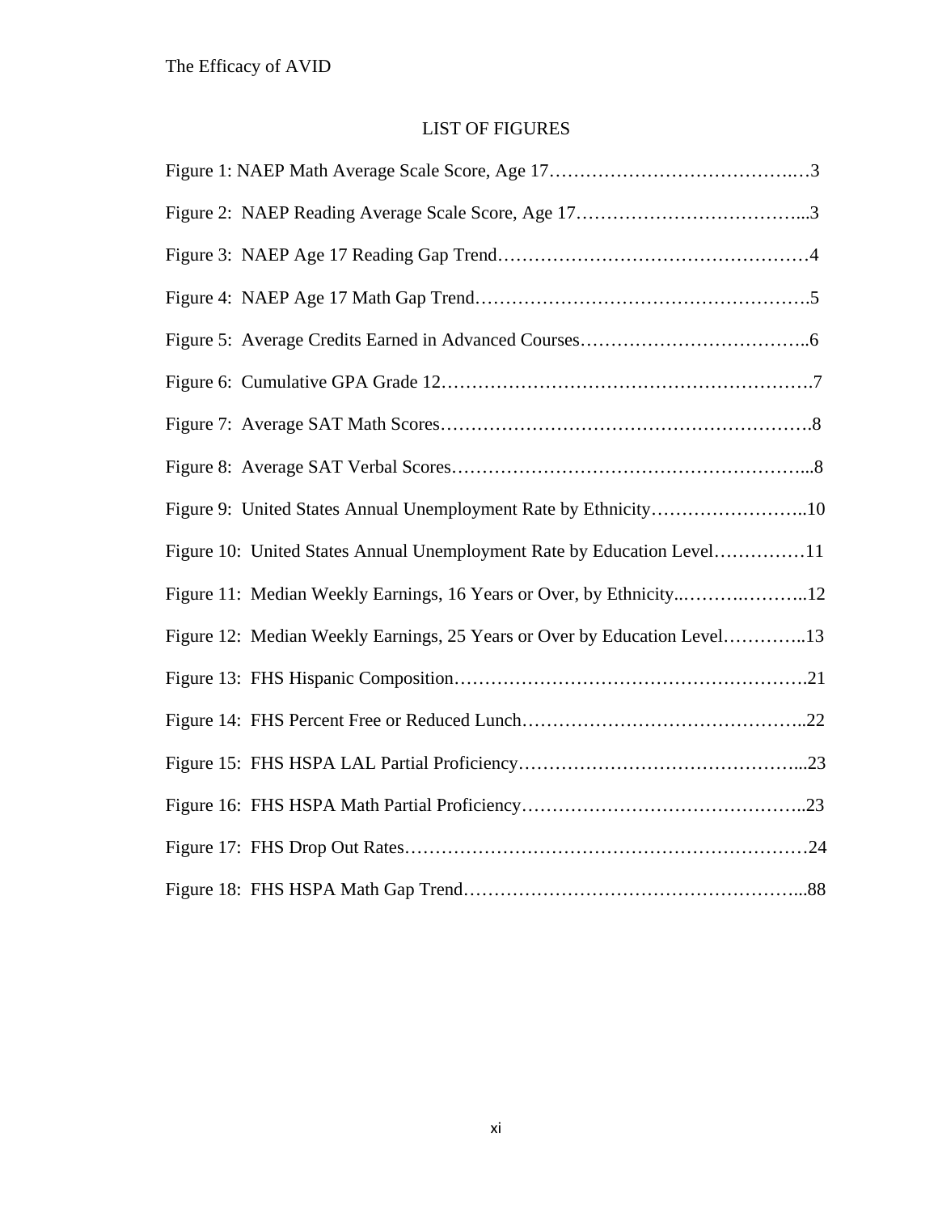# LIST OF FIGURES

Figure 1: NAEP Math Average Scale Score, Age 17……………………………….…3

Figure 2: NAEP Reading Average Scale Score, Age 17………………………………...3

Figure 3: NAEP Age 17 Reading Gap Trend……………………………………………4

Figure 4: NAEP Age 17 Math Gap Trend……………………………………………….5

Figure 5: Average Credits Earned in Advanced Courses………………………………..6

Figure 6: Cumulative GPA Grade 12…………………………………………………….7

Figure 7: Average SAT Math Scores…………………………………………………….8

Figure 8: Average SAT Verbal Scores…………………………………………………...8

Figure 9: United States Annual Unemployment Rate by Ethnicity……………………..10

Figure 10: United States Annual Unemployment Rate by Education Level……………11

Figure 11: Median Weekly Earnings, 16 Years or Over, by Ethnicity..……….………..12

Figure 12: Median Weekly Earnings, 25 Years or Over by Education Level…………..13

Figure 13: FHS Hispanic Composition………………………………………………….21

Figure 14: FHS Percent Free or Reduced Lunch………………………………………..22

Figure 15: FHS HSPA LAL Partial Proficiency………………………………………...23

Figure 16: FHS HSPA Math Partial Proficiency………………………………………..23

Figure 17: FHS Drop Out Rates…………………………………………………………24

Figure 18: FHS HSPA Math Gap Trend………………………………………………...88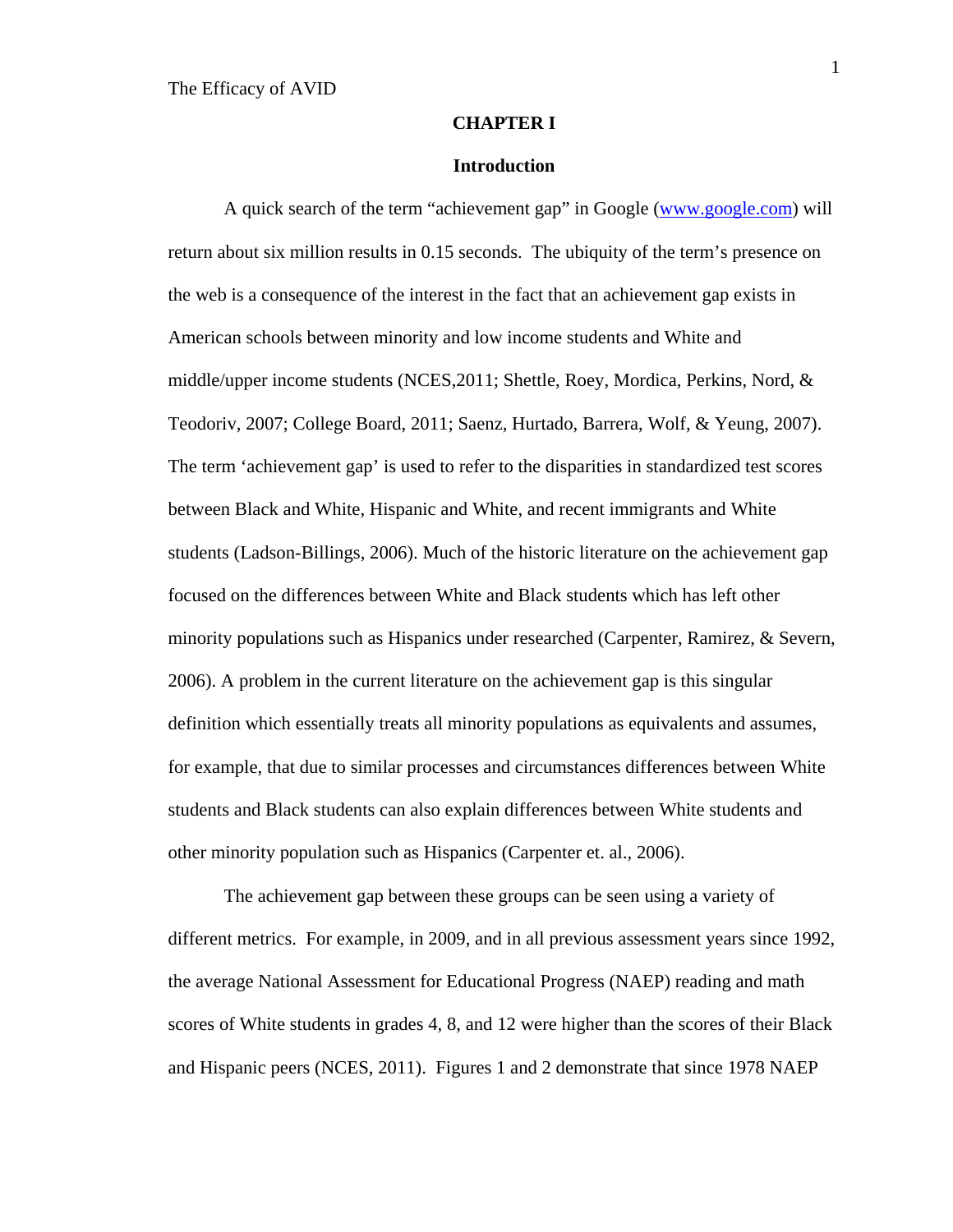# CHAPTER I

## Introduction

A quick search of the term "achievement gap" in Google (www.google.com) will return about six million results in 0.15 seconds. The ubiquity of the term's presence on the web is a consequence of the interest in the fact that an achievement gap exists in American schools between minority and low income students and White and middle/upper income students (NCES,2011; Shettle, Roey, Mordica, Perkins, Nord, & Teodoriv, 2007; College Board, 2011; Saenz, Hurtado, Barrera, Wolf, & Yeung, 2007). The term 'achievement gap' is used to refer to the disparities in standardized test scores between Black and White, Hispanic and White, and recent immigrants and White students (Ladson-Billings, 2006). Much of the historic literature on the achievement gap focused on the differences between White and Black students which has left other minority populations such as Hispanics under researched (Carpenter, Ramirez, & Severn, 2006). A problem in the current literature on the achievement gap is this singular definition which essentially treats all minority populations as equivalents and assumes, for example, that due to similar processes and circumstances differences between White students and Black students can also explain differences between White students and other minority population such as Hispanics (Carpenter et. al., 2006).

The achievement gap between these groups can be seen using a variety of different metrics. For example, in 2009, and in all previous assessment years since 1992, the average National Assessment for Educational Progress (NAEP) reading and math scores of White students in grades 4, 8, and 12 were higher than the scores of their Black and Hispanic peers (NCES, 2011). Figures 1 and 2 demonstrate that since 1978 NAEP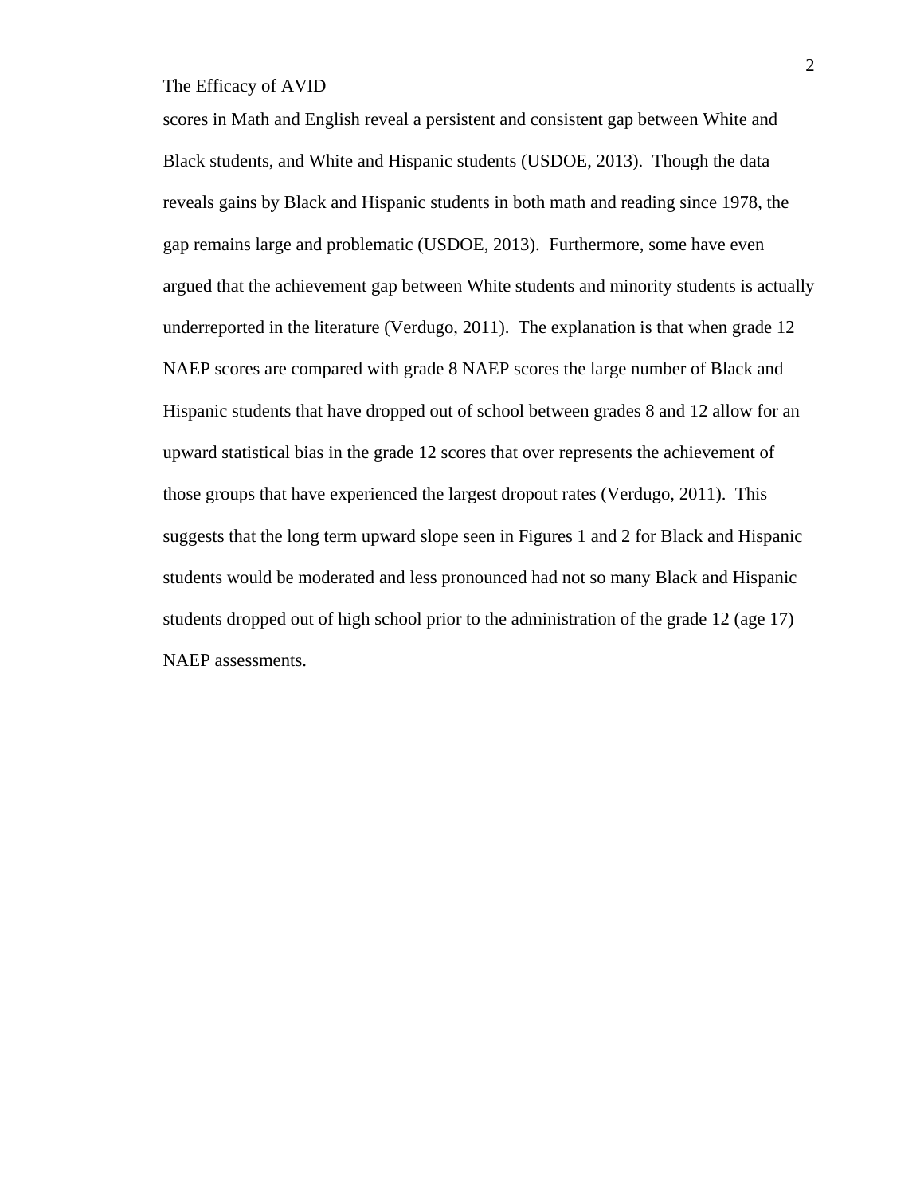scores in Math and English reveal a persistent and consistent gap between White and Black students, and White and Hispanic students (USDOE, 2013). Though the data reveals gains by Black and Hispanic students in both math and reading since 1978, the gap remains large and problematic (USDOE, 2013). Furthermore, some have even argued that the achievement gap between White students and minority students is actually underreported in the literature (Verdugo, 2011). The explanation is that when grade 12 NAEP scores are compared with grade 8 NAEP scores the large number of Black and Hispanic students that have dropped out of school between grades 8 and 12 allow for an upward statistical bias in the grade 12 scores that over represents the achievement of those groups that have experienced the largest dropout rates (Verdugo, 2011). This suggests that the long term upward slope seen in Figures 1 and 2 for Black and Hispanic students would be moderated and less pronounced had not so many Black and Hispanic students dropped out of high school prior to the administration of the grade 12 (age 17) NAEP assessments.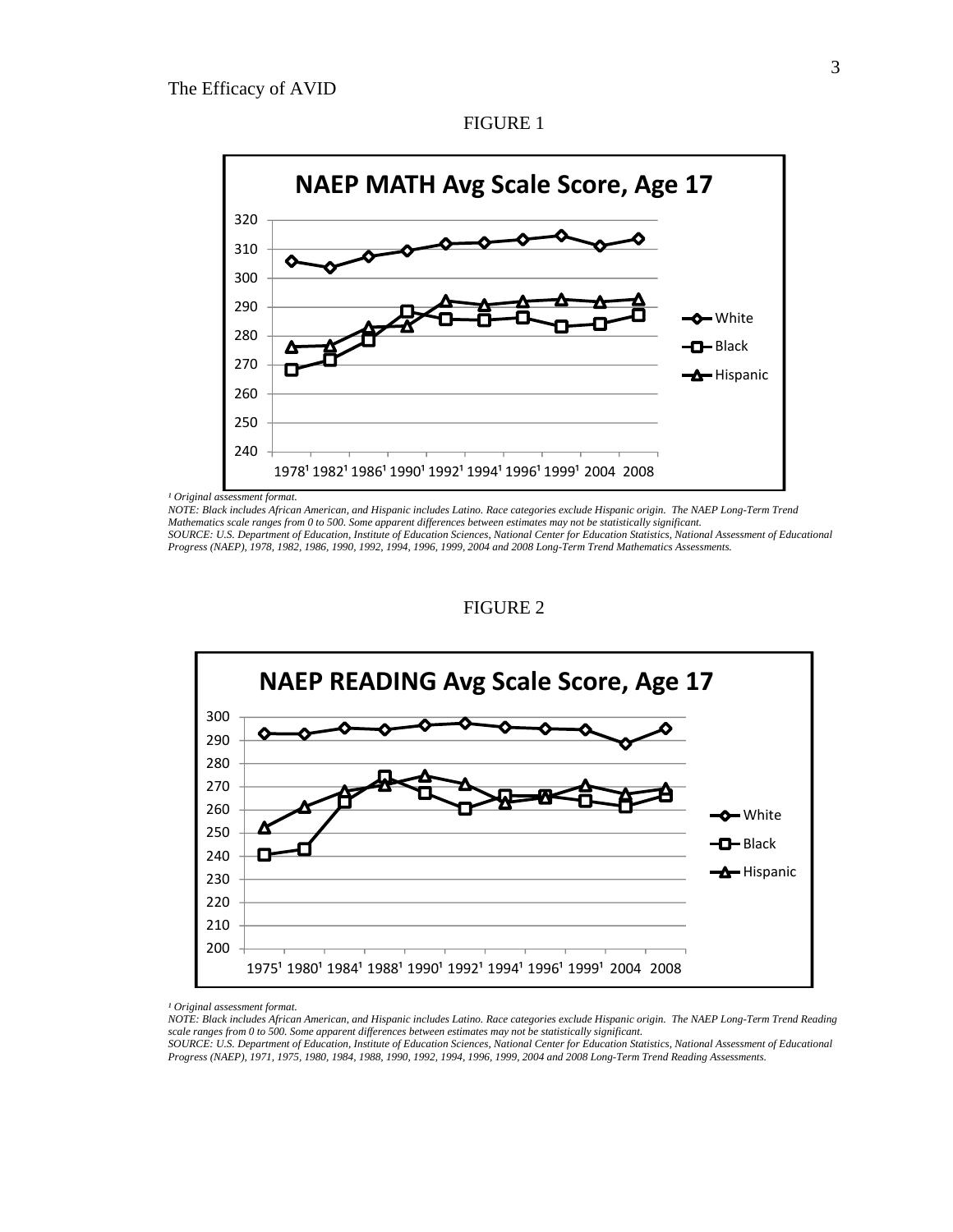FIGURE 1

**NAEP MATH Avg Scale Score, Age 17**

[1] Original assessment format.

*NOTE: Black includes African American, and Hispanic includes Latino. Race categories exclude Hispanic origin. The NAEP Long-Term Trend Mathematics scale ranges from 0 to 500. Some apparent differences between estimates may not be statistically significant.*
*SOURCE: U.S. Department of Education, Institute of Education Sciences, National Center for Education Statistics, National Assessment of Educational Progress (NAEP), 1978, 1982, 1986, 1990, 1992, 1994, 1996, 1999, 2004 and 2008 Long-Term Trend Mathematics Assessments.*

FIGURE 2

**NAEP READING Avg Scale Score, Age 17**

[1] Original assessment format.

*NOTE: Black includes African American, and Hispanic includes Latino. Race categories exclude Hispanic origin. The NAEP Long-Term Trend Reading scale ranges from 0 to 500. Some apparent differences between estimates may not be statistically significant.*
*SOURCE: U.S. Department of Education, Institute of Education Sciences, National Center for Education Statistics, National Assessment of Educational Progress (NAEP), 1971, 1975, 1980, 1984, 1988, 1990, 1992, 1994, 1996, 1999, 2004 and 2008 Long-Term Trend Reading Assessments.*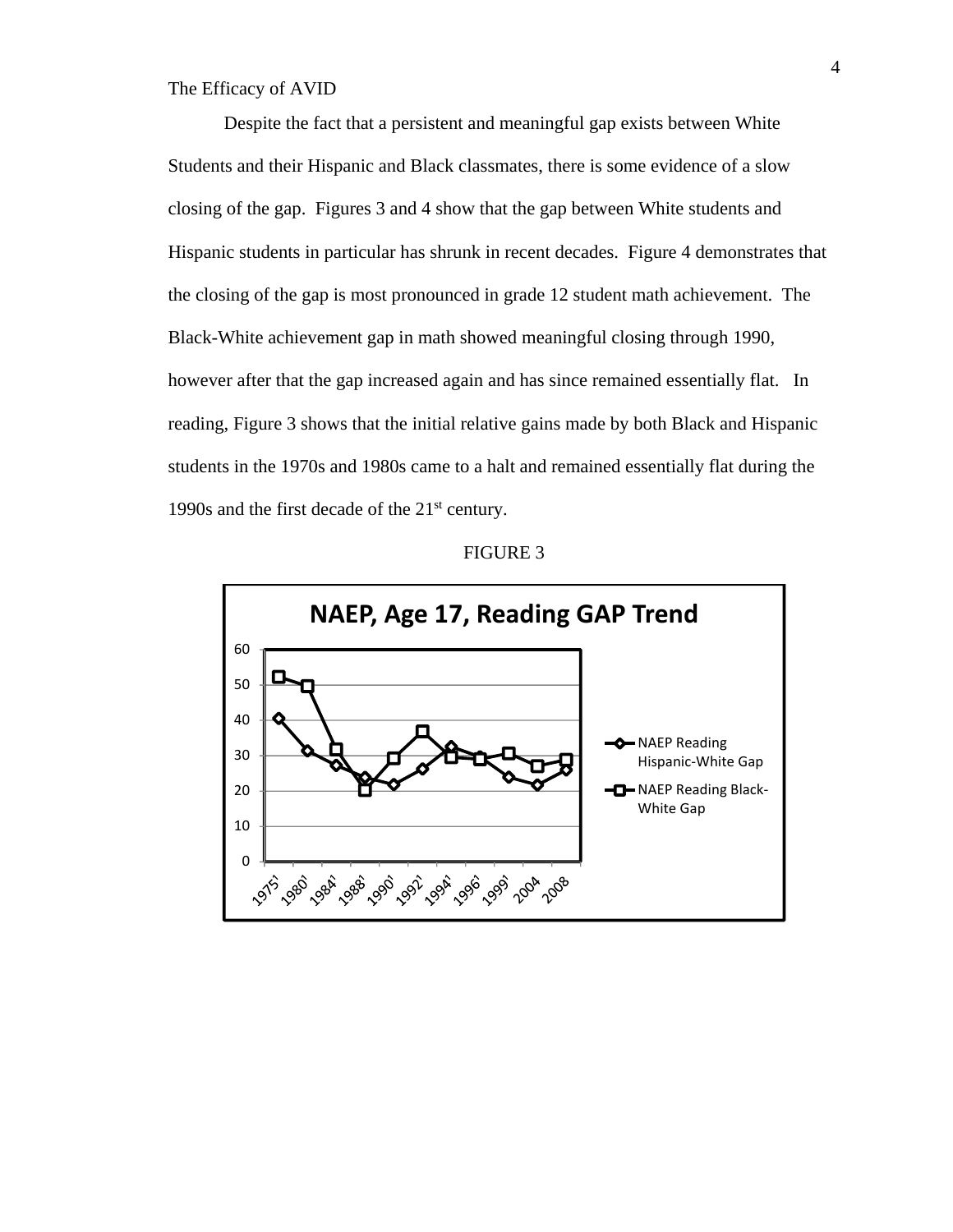The Efficacy of AVID

Despite the fact that a persistent and meaningful gap exists between White Students and their Hispanic and Black classmates, there is some evidence of a slow closing of the gap. Figures 3 and 4 show that the gap between White students and Hispanic students in particular has shrunk in recent decades. Figure 4 demonstrates that the closing of the gap is most pronounced in grade 12 student math achievement. The Black-White achievement gap in math showed meaningful closing through 1990, however after that the gap increased again and has since remained essentially flat. In reading, Figure 3 shows that the initial relative gains made by both Black and Hispanic students in the 1970s and 1980s came to a halt and remained essentially flat during the 1990s and the first decade of the 21st century.

FIGURE 3

**NAEP, Age 17, Reading GAP Trend**

Legend: NAEP Reading Hispanic-White Gap; NAEP Reading Black-White Gap

Y-axis: 0, 10, 20, 30, 40, 50, 60

X-axis: 1975[1], 1980[1], 1984[1], 1988[1], 1990[1], 1992[1], 1994[1], 1996[1], 1999[1], 2004, 2008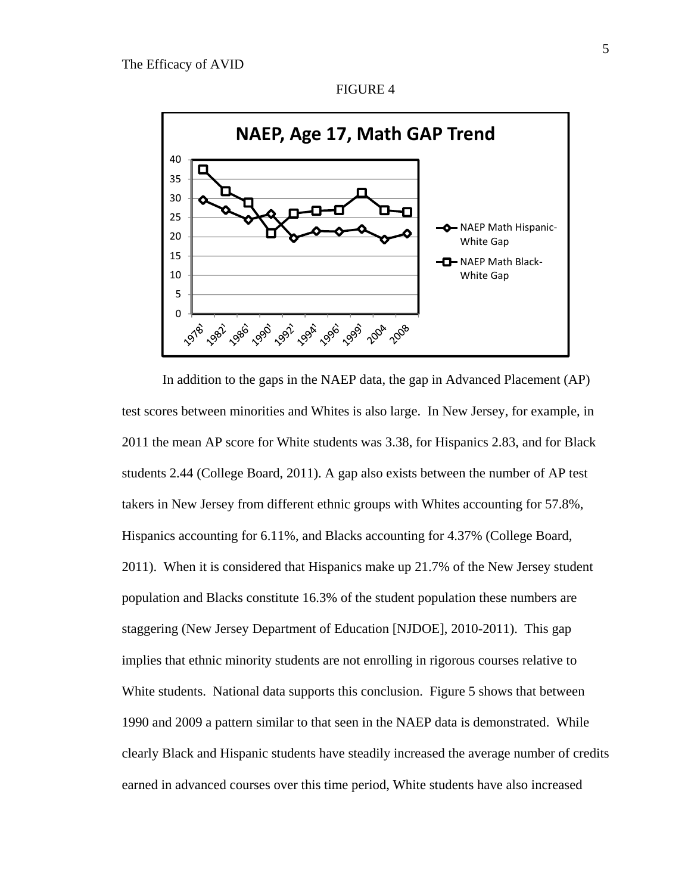FIGURE 4

In addition to the gaps in the NAEP data, the gap in Advanced Placement (AP) test scores between minorities and Whites is also large. In New Jersey, for example, in 2011 the mean AP score for White students was 3.38, for Hispanics 2.83, and for Black students 2.44 (College Board, 2011). A gap also exists between the number of AP test takers in New Jersey from different ethnic groups with Whites accounting for 57.8%, Hispanics accounting for 6.11%, and Blacks accounting for 4.37% (College Board, 2011). When it is considered that Hispanics make up 21.7% of the New Jersey student population and Blacks constitute 16.3% of the student population these numbers are staggering (New Jersey Department of Education [NJDOE], 2010-2011). This gap implies that ethnic minority students are not enrolling in rigorous courses relative to White students. National data supports this conclusion. Figure 5 shows that between 1990 and 2009 a pattern similar to that seen in the NAEP data is demonstrated. While clearly Black and Hispanic students have steadily increased the average number of credits earned in advanced courses over this time period, White students have also increased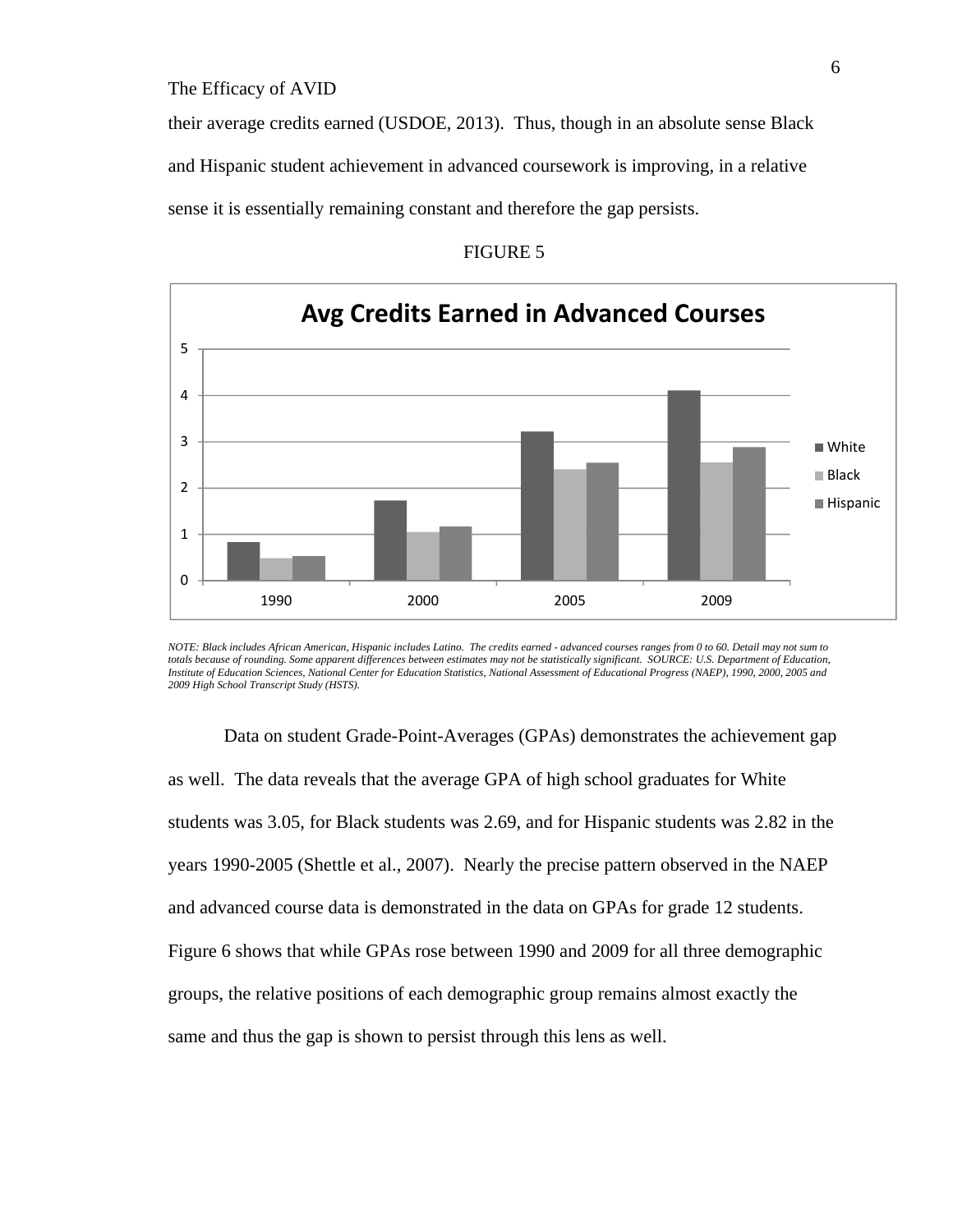their average credits earned (USDOE, 2013). Thus, though in an absolute sense Black and Hispanic student achievement in advanced coursework is improving, in a relative sense it is essentially remaining constant and therefore the gap persists.

FIGURE 5

*NOTE: Black includes African American, Hispanic includes Latino. The credits earned - advanced courses ranges from 0 to 60. Detail may not sum to totals because of rounding. Some apparent differences between estimates may not be statistically significant. SOURCE: U.S. Department of Education, Institute of Education Sciences, National Center for Education Statistics, National Assessment of Educational Progress (NAEP), 1990, 2000, 2005 and 2009 High School Transcript Study (HSTS).*

Data on student Grade-Point-Averages (GPAs) demonstrates the achievement gap as well. The data reveals that the average GPA of high school graduates for White students was 3.05, for Black students was 2.69, and for Hispanic students was 2.82 in the years 1990-2005 (Shettle et al., 2007). Nearly the precise pattern observed in the NAEP and advanced course data is demonstrated in the data on GPAs for grade 12 students. Figure 6 shows that while GPAs rose between 1990 and 2009 for all three demographic groups, the relative positions of each demographic group remains almost exactly the same and thus the gap is shown to persist through this lens as well.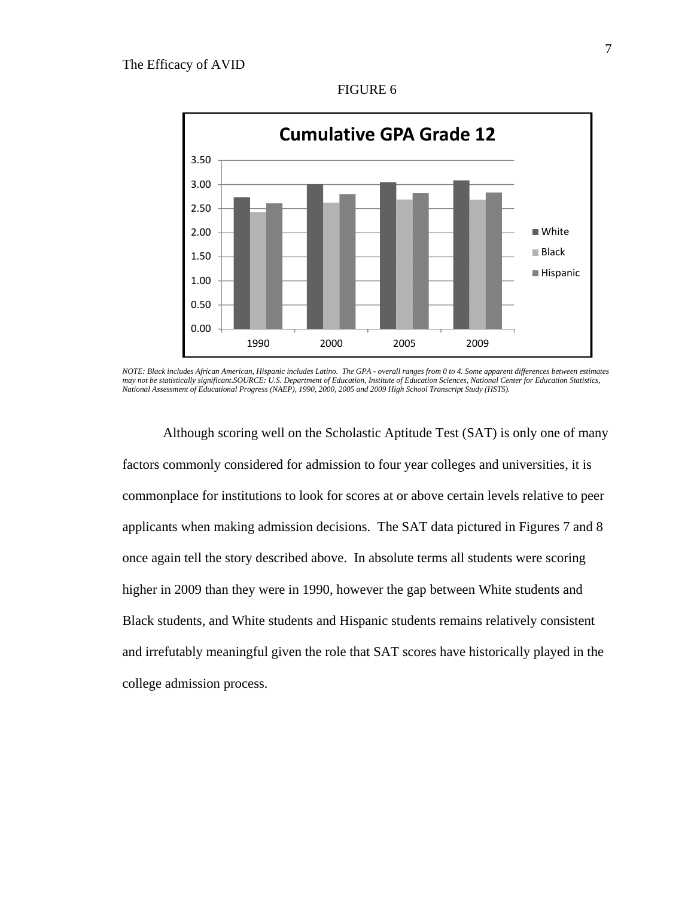FIGURE 6

**Cumulative GPA Grade 12**

*NOTE: Black includes African American, Hispanic includes Latino. The GPA - overall ranges from 0 to 4. Some apparent differences between estimates may not be statistically significant.SOURCE: U.S. Department of Education, Institute of Education Sciences, National Center for Education Statistics, National Assessment of Educational Progress (NAEP), 1990, 2000, 2005 and 2009 High School Transcript Study (HSTS).*

Although scoring well on the Scholastic Aptitude Test (SAT) is only one of many factors commonly considered for admission to four year colleges and universities, it is commonplace for institutions to look for scores at or above certain levels relative to peer applicants when making admission decisions. The SAT data pictured in Figures 7 and 8 once again tell the story described above. In absolute terms all students were scoring higher in 2009 than they were in 1990, however the gap between White students and Black students, and White students and Hispanic students remains relatively consistent and irrefutably meaningful given the role that SAT scores have historically played in the college admission process.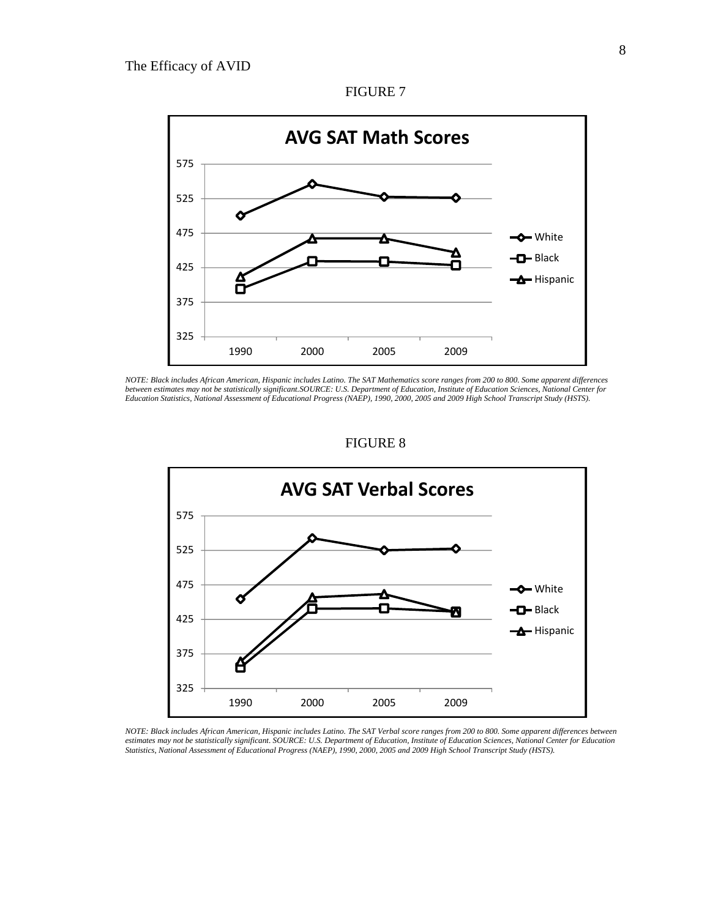FIGURE 7

**AVG SAT Math Scores**

*NOTE: Black includes African American, Hispanic includes Latino. The SAT Mathematics score ranges from 200 to 800. Some apparent differences between estimates may not be statistically significant.SOURCE: U.S. Department of Education, Institute of Education Sciences, National Center for Education Statistics, National Assessment of Educational Progress (NAEP), 1990, 2000, 2005 and 2009 High School Transcript Study (HSTS).*

FIGURE 8

**AVG SAT Verbal Scores**

*NOTE: Black includes African American, Hispanic includes Latino. The SAT Verbal score ranges from 200 to 800. Some apparent differences between estimates may not be statistically significant. SOURCE: U.S. Department of Education, Institute of Education Sciences, National Center for Education Statistics, National Assessment of Educational Progress (NAEP), 1990, 2000, 2005 and 2009 High School Transcript Study (HSTS).*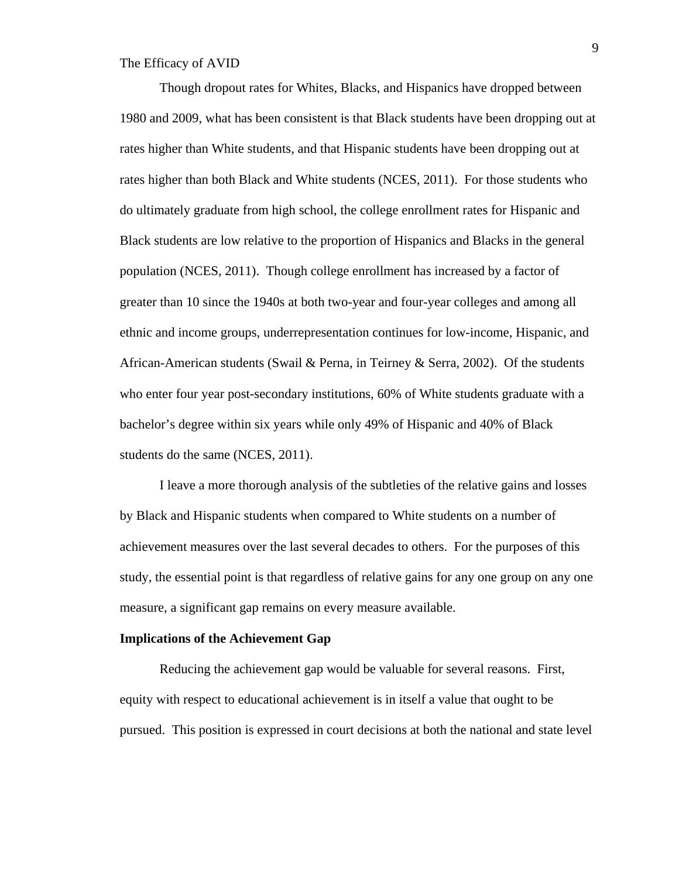Though dropout rates for Whites, Blacks, and Hispanics have dropped between 1980 and 2009, what has been consistent is that Black students have been dropping out at rates higher than White students, and that Hispanic students have been dropping out at rates higher than both Black and White students (NCES, 2011). For those students who do ultimately graduate from high school, the college enrollment rates for Hispanic and Black students are low relative to the proportion of Hispanics and Blacks in the general population (NCES, 2011). Though college enrollment has increased by a factor of greater than 10 since the 1940s at both two-year and four-year colleges and among all ethnic and income groups, underrepresentation continues for low-income, Hispanic, and African-American students (Swail & Perna, in Teirney & Serra, 2002). Of the students who enter four year post-secondary institutions, 60% of White students graduate with a bachelor's degree within six years while only 49% of Hispanic and 40% of Black students do the same (NCES, 2011).

I leave a more thorough analysis of the subtleties of the relative gains and losses by Black and Hispanic students when compared to White students on a number of achievement measures over the last several decades to others. For the purposes of this study, the essential point is that regardless of relative gains for any one group on any one measure, a significant gap remains on every measure available.

**Implications of the Achievement Gap**

Reducing the achievement gap would be valuable for several reasons. First, equity with respect to educational achievement is in itself a value that ought to be pursued. This position is expressed in court decisions at both the national and state level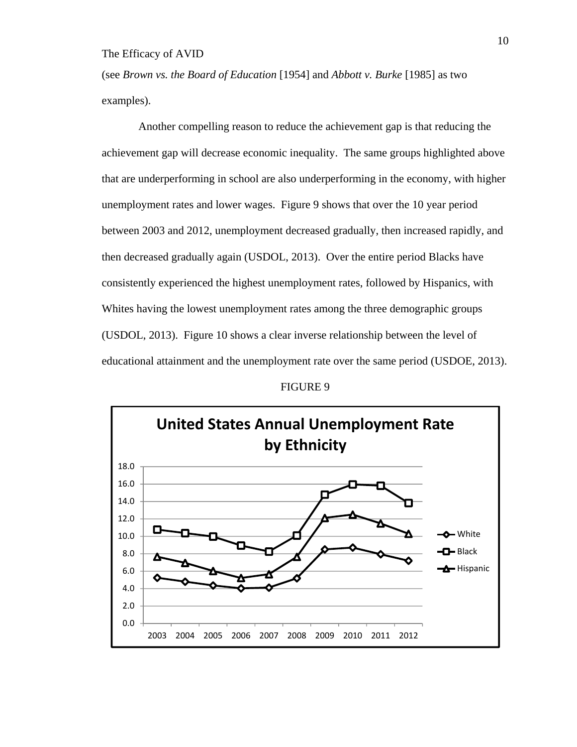(see *Brown vs. the Board of Education* [1954] and *Abbott v. Burke* [1985] as two examples).

Another compelling reason to reduce the achievement gap is that reducing the achievement gap will decrease economic inequality. The same groups highlighted above that are underperforming in school are also underperforming in the economy, with higher unemployment rates and lower wages. Figure 9 shows that over the 10 year period between 2003 and 2012, unemployment decreased gradually, then increased rapidly, and then decreased gradually again (USDOL, 2013). Over the entire period Blacks have consistently experienced the highest unemployment rates, followed by Hispanics, with Whites having the lowest unemployment rates among the three demographic groups (USDOL, 2013). Figure 10 shows a clear inverse relationship between the level of educational attainment and the unemployment rate over the same period (USDOE, 2013).

FIGURE 9

**United States Annual Unemployment Rate by Ethnicity**

| Year | White | Black | Hispanic |
|---|---|---|---|
| 2003 | 5.2 | 10.8 | 7.7 |
| 2004 | 4.8 | 10.4 | 7.0 |
| 2005 | 4.4 | 10.0 | 6.0 |
| 2006 | 4.0 | 8.9 | 5.2 |
| 2007 | 4.1 | 8.3 | 5.6 |
| 2008 | 5.2 | 10.1 | 7.6 |
| 2009 | 8.5 | 14.8 | 12.1 |
| 2010 | 8.7 | 16.0 | 12.5 |
| 2011 | 7.9 | 15.8 | 11.5 |
| 2012 | 7.2 | 13.8 | 10.3 |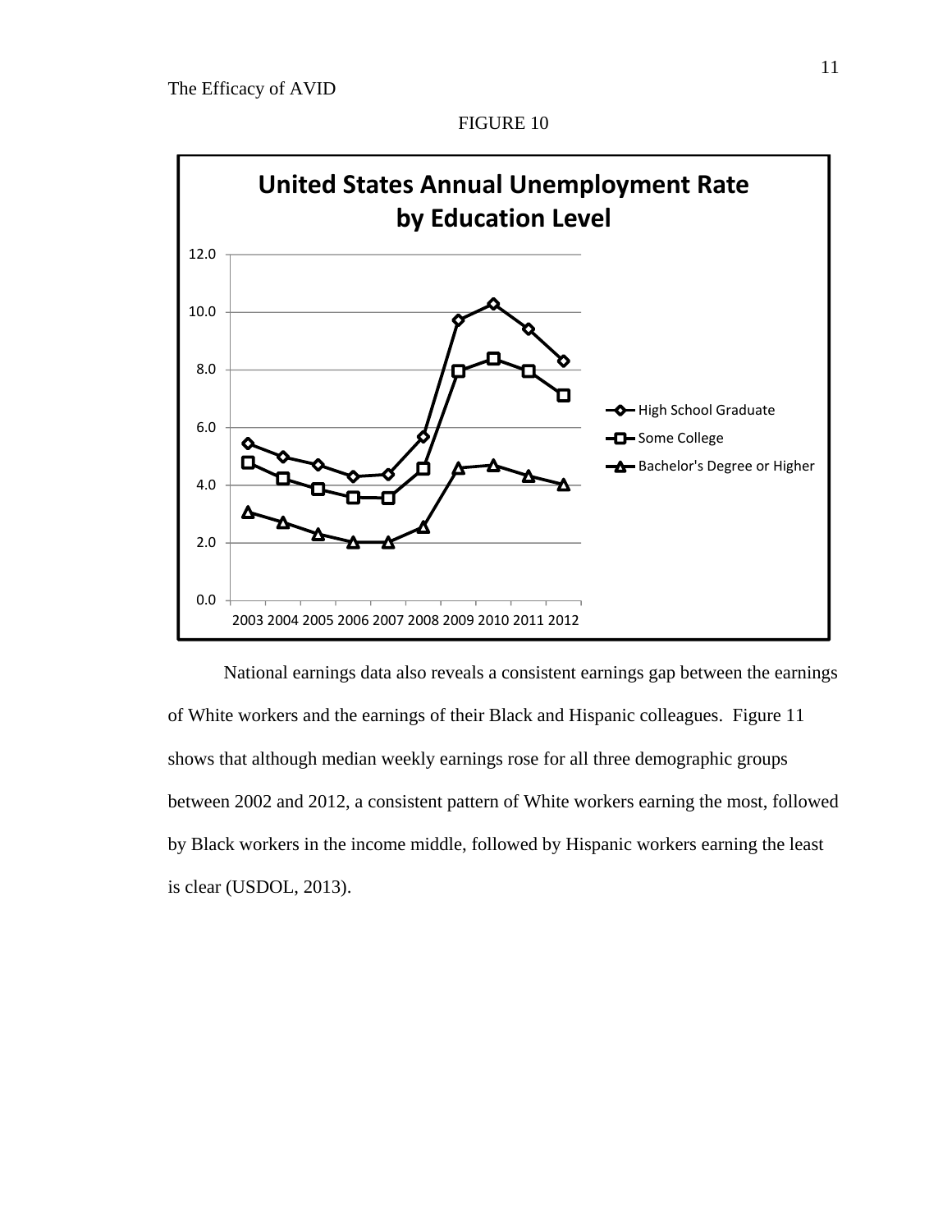FIGURE 10

United States Annual Unemployment Rate by Education Level

National earnings data also reveals a consistent earnings gap between the earnings of White workers and the earnings of their Black and Hispanic colleagues. Figure 11 shows that although median weekly earnings rose for all three demographic groups between 2002 and 2012, a consistent pattern of White workers earning the most, followed by Black workers in the income middle, followed by Hispanic workers earning the least is clear (USDOL, 2013).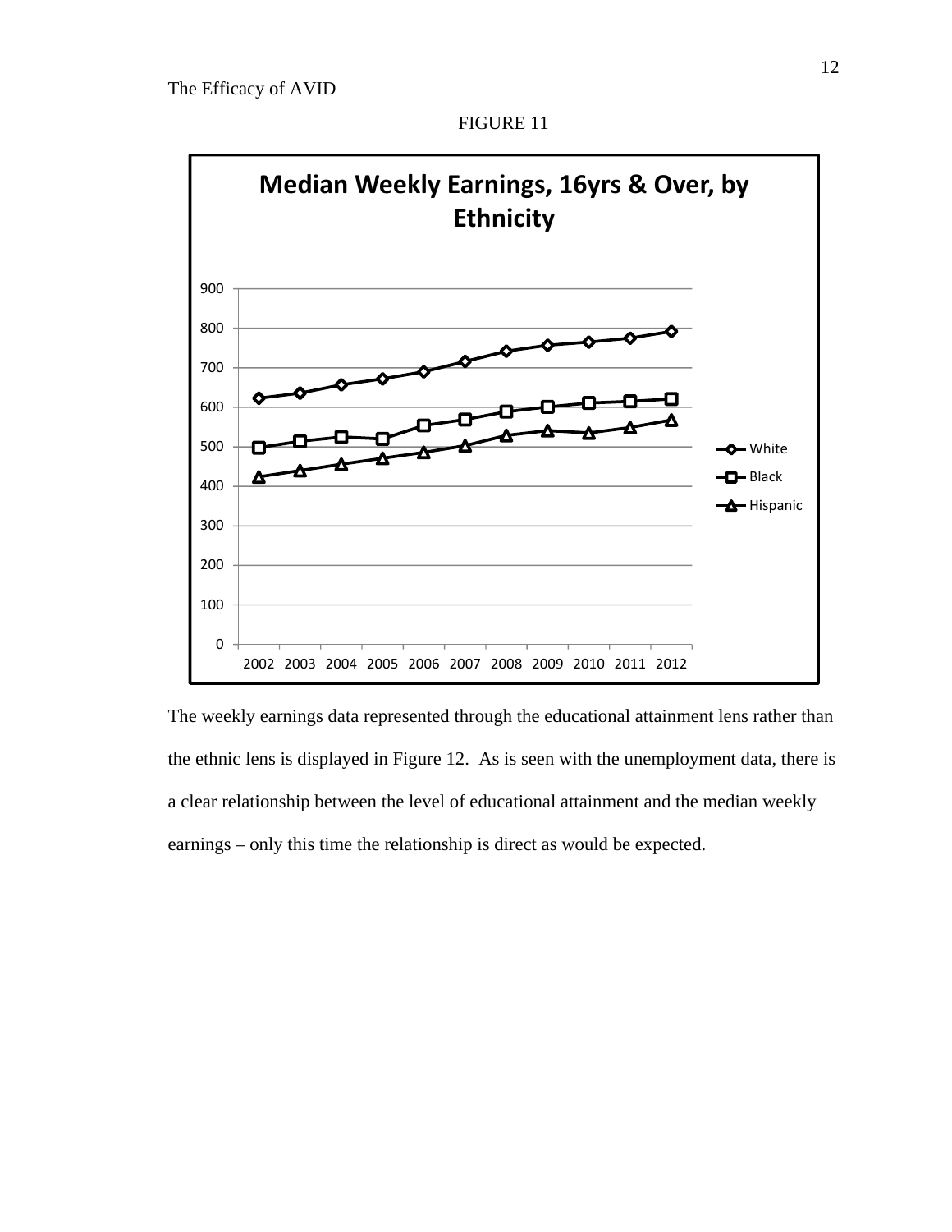FIGURE 11

**Median Weekly Earnings, 16yrs & Over, by Ethnicity**

The weekly earnings data represented through the educational attainment lens rather than the ethnic lens is displayed in Figure 12. As is seen with the unemployment data, there is a clear relationship between the level of educational attainment and the median weekly earnings – only this time the relationship is direct as would be expected.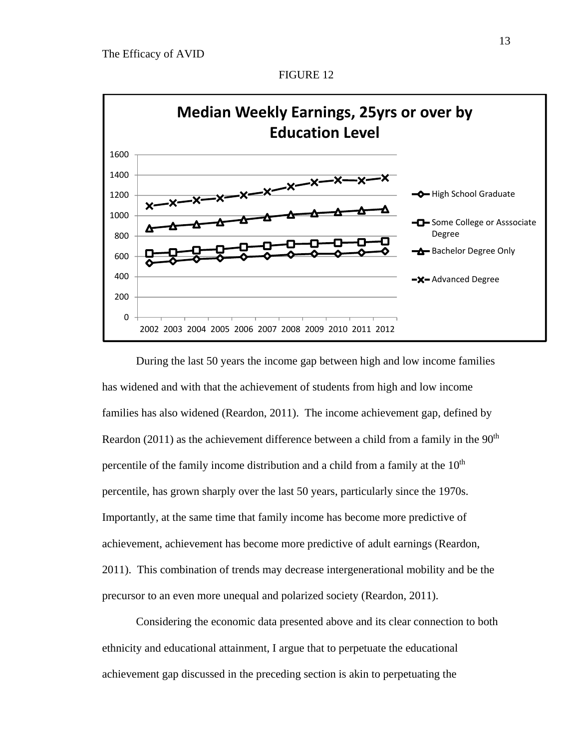FIGURE 12

**Median Weekly Earnings, 25yrs or over by Education Level**

During the last 50 years the income gap between high and low income families has widened and with that the achievement of students from high and low income families has also widened (Reardon, 2011). The income achievement gap, defined by Reardon (2011) as the achievement difference between a child from a family in the 90th percentile of the family income distribution and a child from a family at the 10th percentile, has grown sharply over the last 50 years, particularly since the 1970s. Importantly, at the same time that family income has become more predictive of achievement, achievement has become more predictive of adult earnings (Reardon, 2011). This combination of trends may decrease intergenerational mobility and be the precursor to an even more unequal and polarized society (Reardon, 2011).

Considering the economic data presented above and its clear connection to both ethnicity and educational attainment, I argue that to perpetuate the educational achievement gap discussed in the preceding section is akin to perpetuating the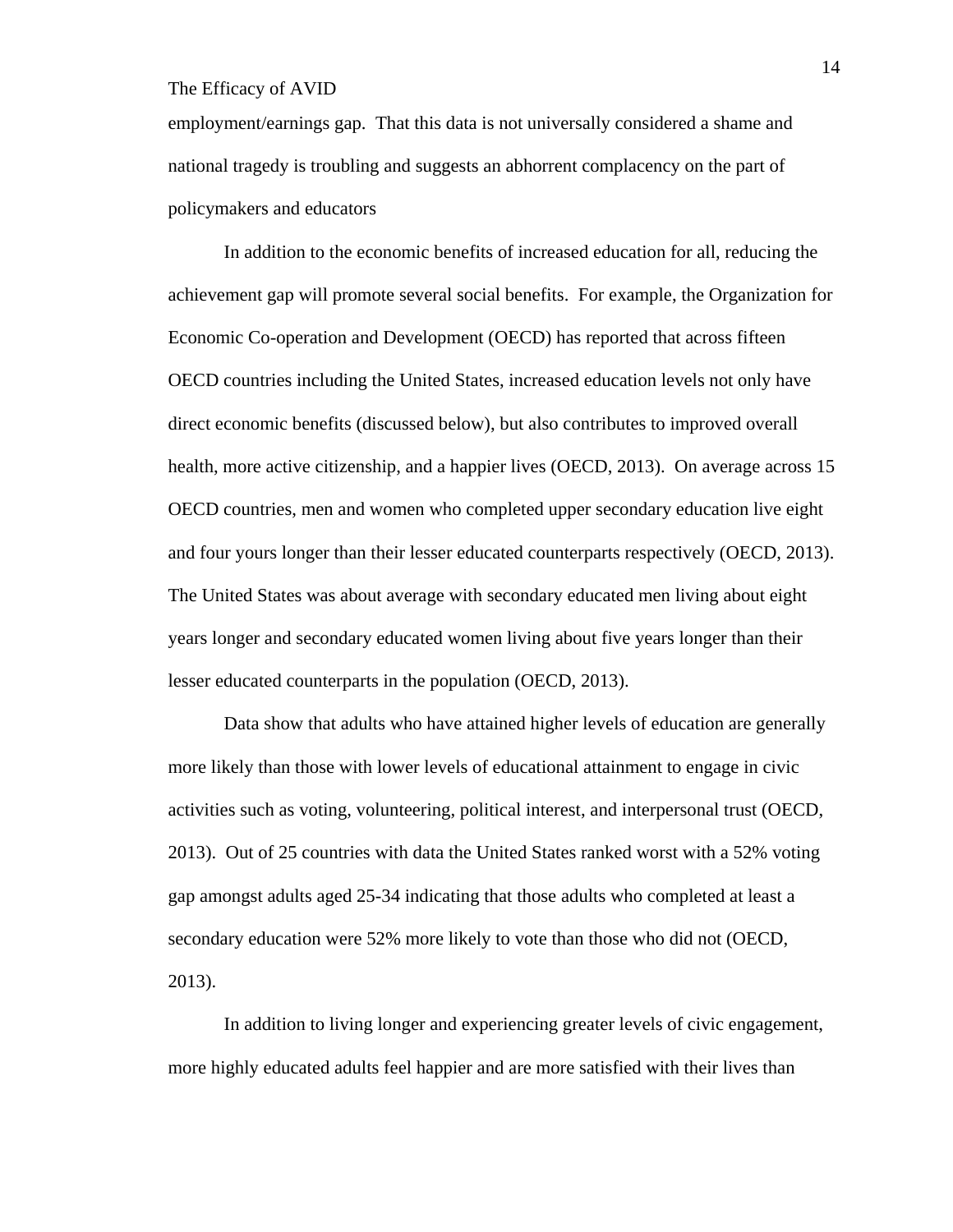employment/earnings gap. That this data is not universally considered a shame and national tragedy is troubling and suggests an abhorrent complacency on the part of policymakers and educators

In addition to the economic benefits of increased education for all, reducing the achievement gap will promote several social benefits. For example, the Organization for Economic Co-operation and Development (OECD) has reported that across fifteen OECD countries including the United States, increased education levels not only have direct economic benefits (discussed below), but also contributes to improved overall health, more active citizenship, and a happier lives (OECD, 2013). On average across 15 OECD countries, men and women who completed upper secondary education live eight and four yours longer than their lesser educated counterparts respectively (OECD, 2013). The United States was about average with secondary educated men living about eight years longer and secondary educated women living about five years longer than their lesser educated counterparts in the population (OECD, 2013).

Data show that adults who have attained higher levels of education are generally more likely than those with lower levels of educational attainment to engage in civic activities such as voting, volunteering, political interest, and interpersonal trust (OECD, 2013). Out of 25 countries with data the United States ranked worst with a 52% voting gap amongst adults aged 25-34 indicating that those adults who completed at least a secondary education were 52% more likely to vote than those who did not (OECD, 2013).

In addition to living longer and experiencing greater levels of civic engagement, more highly educated adults feel happier and are more satisfied with their lives than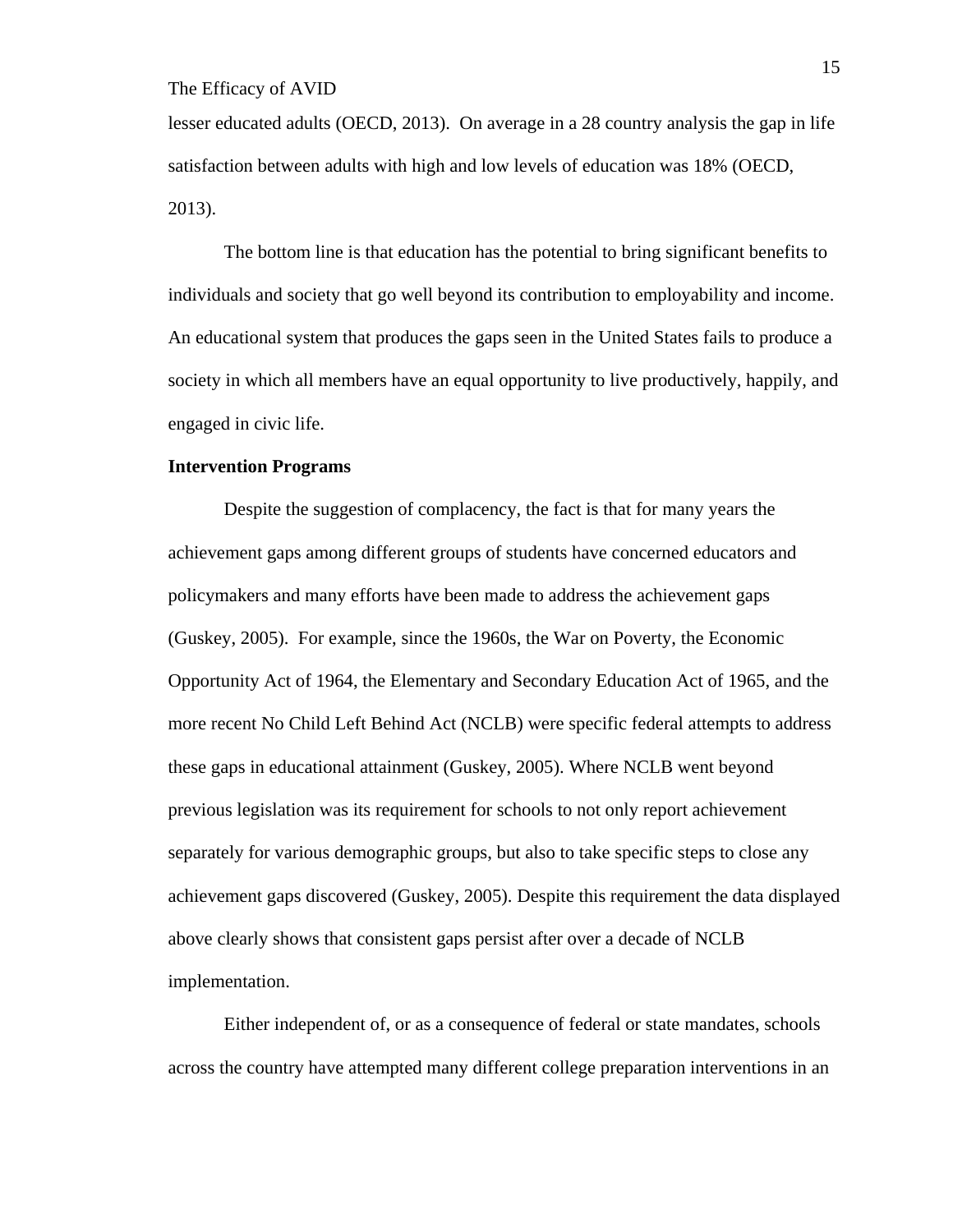lesser educated adults (OECD, 2013). On average in a 28 country analysis the gap in life satisfaction between adults with high and low levels of education was 18% (OECD, 2013).

The bottom line is that education has the potential to bring significant benefits to individuals and society that go well beyond its contribution to employability and income. An educational system that produces the gaps seen in the United States fails to produce a society in which all members have an equal opportunity to live productively, happily, and engaged in civic life.

**Intervention Programs**

Despite the suggestion of complacency, the fact is that for many years the achievement gaps among different groups of students have concerned educators and policymakers and many efforts have been made to address the achievement gaps (Guskey, 2005). For example, since the 1960s, the War on Poverty, the Economic Opportunity Act of 1964, the Elementary and Secondary Education Act of 1965, and the more recent No Child Left Behind Act (NCLB) were specific federal attempts to address these gaps in educational attainment (Guskey, 2005). Where NCLB went beyond previous legislation was its requirement for schools to not only report achievement separately for various demographic groups, but also to take specific steps to close any achievement gaps discovered (Guskey, 2005). Despite this requirement the data displayed above clearly shows that consistent gaps persist after over a decade of NCLB implementation.

Either independent of, or as a consequence of federal or state mandates, schools across the country have attempted many different college preparation interventions in an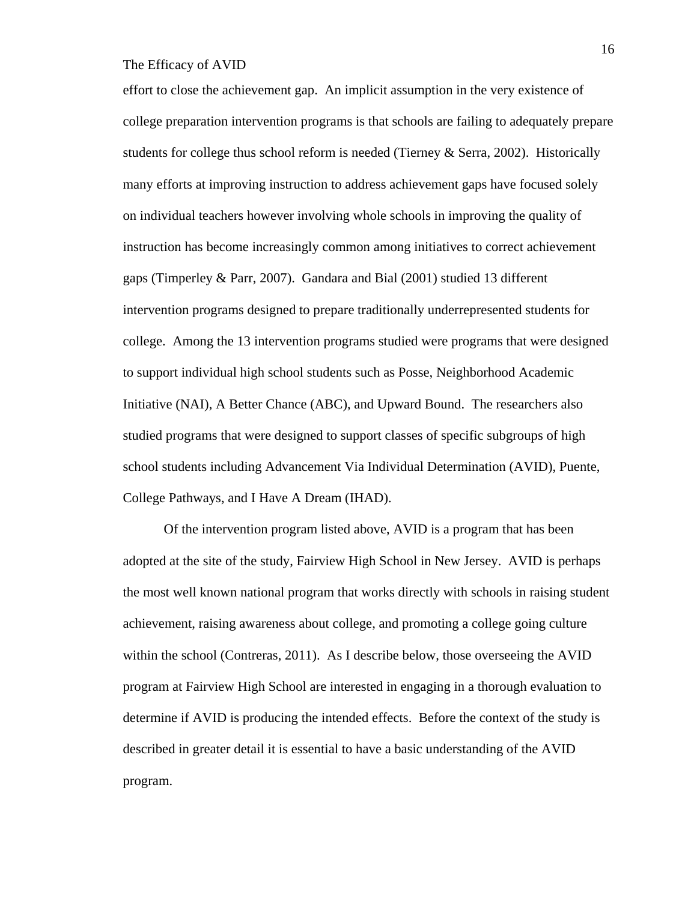effort to close the achievement gap. An implicit assumption in the very existence of college preparation intervention programs is that schools are failing to adequately prepare students for college thus school reform is needed (Tierney & Serra, 2002). Historically many efforts at improving instruction to address achievement gaps have focused solely on individual teachers however involving whole schools in improving the quality of instruction has become increasingly common among initiatives to correct achievement gaps (Timperley & Parr, 2007). Gandara and Bial (2001) studied 13 different intervention programs designed to prepare traditionally underrepresented students for college. Among the 13 intervention programs studied were programs that were designed to support individual high school students such as Posse, Neighborhood Academic Initiative (NAI), A Better Chance (ABC), and Upward Bound. The researchers also studied programs that were designed to support classes of specific subgroups of high school students including Advancement Via Individual Determination (AVID), Puente, College Pathways, and I Have A Dream (IHAD).

Of the intervention program listed above, AVID is a program that has been adopted at the site of the study, Fairview High School in New Jersey. AVID is perhaps the most well known national program that works directly with schools in raising student achievement, raising awareness about college, and promoting a college going culture within the school (Contreras, 2011). As I describe below, those overseeing the AVID program at Fairview High School are interested in engaging in a thorough evaluation to determine if AVID is producing the intended effects. Before the context of the study is described in greater detail it is essential to have a basic understanding of the AVID program.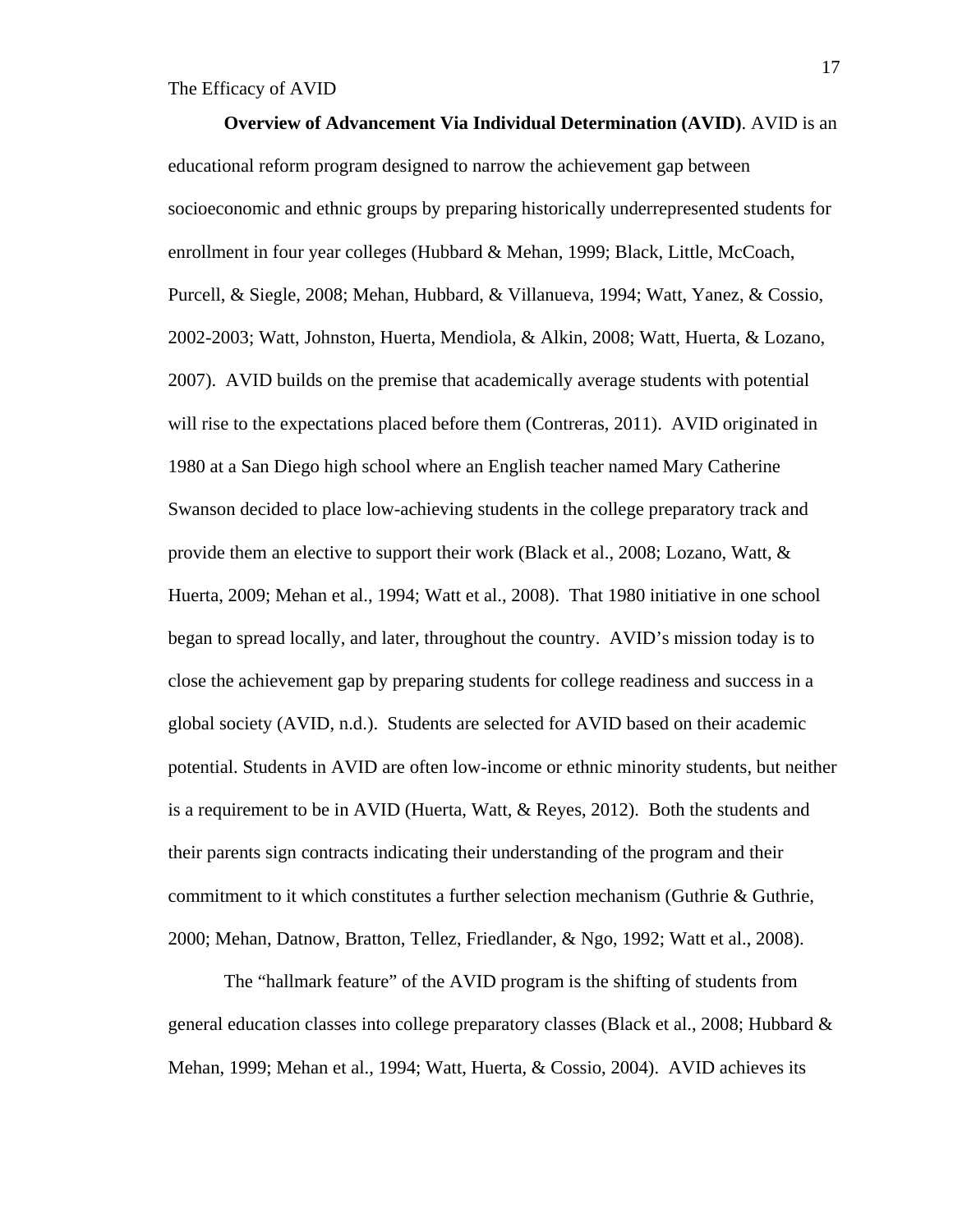**Overview of Advancement Via Individual Determination (AVID)**. AVID is an educational reform program designed to narrow the achievement gap between socioeconomic and ethnic groups by preparing historically underrepresented students for enrollment in four year colleges (Hubbard & Mehan, 1999; Black, Little, McCoach, Purcell, & Siegle, 2008; Mehan, Hubbard, & Villanueva, 1994; Watt, Yanez, & Cossio, 2002-2003; Watt, Johnston, Huerta, Mendiola, & Alkin, 2008; Watt, Huerta, & Lozano, 2007). AVID builds on the premise that academically average students with potential will rise to the expectations placed before them (Contreras, 2011). AVID originated in 1980 at a San Diego high school where an English teacher named Mary Catherine Swanson decided to place low-achieving students in the college preparatory track and provide them an elective to support their work (Black et al., 2008; Lozano, Watt, & Huerta, 2009; Mehan et al., 1994; Watt et al., 2008). That 1980 initiative in one school began to spread locally, and later, throughout the country. AVID's mission today is to close the achievement gap by preparing students for college readiness and success in a global society (AVID, n.d.). Students are selected for AVID based on their academic potential. Students in AVID are often low-income or ethnic minority students, but neither is a requirement to be in AVID (Huerta, Watt, & Reyes, 2012). Both the students and their parents sign contracts indicating their understanding of the program and their commitment to it which constitutes a further selection mechanism (Guthrie & Guthrie, 2000; Mehan, Datnow, Bratton, Tellez, Friedlander, & Ngo, 1992; Watt et al., 2008).

The "hallmark feature" of the AVID program is the shifting of students from general education classes into college preparatory classes (Black et al., 2008; Hubbard & Mehan, 1999; Mehan et al., 1994; Watt, Huerta, & Cossio, 2004). AVID achieves its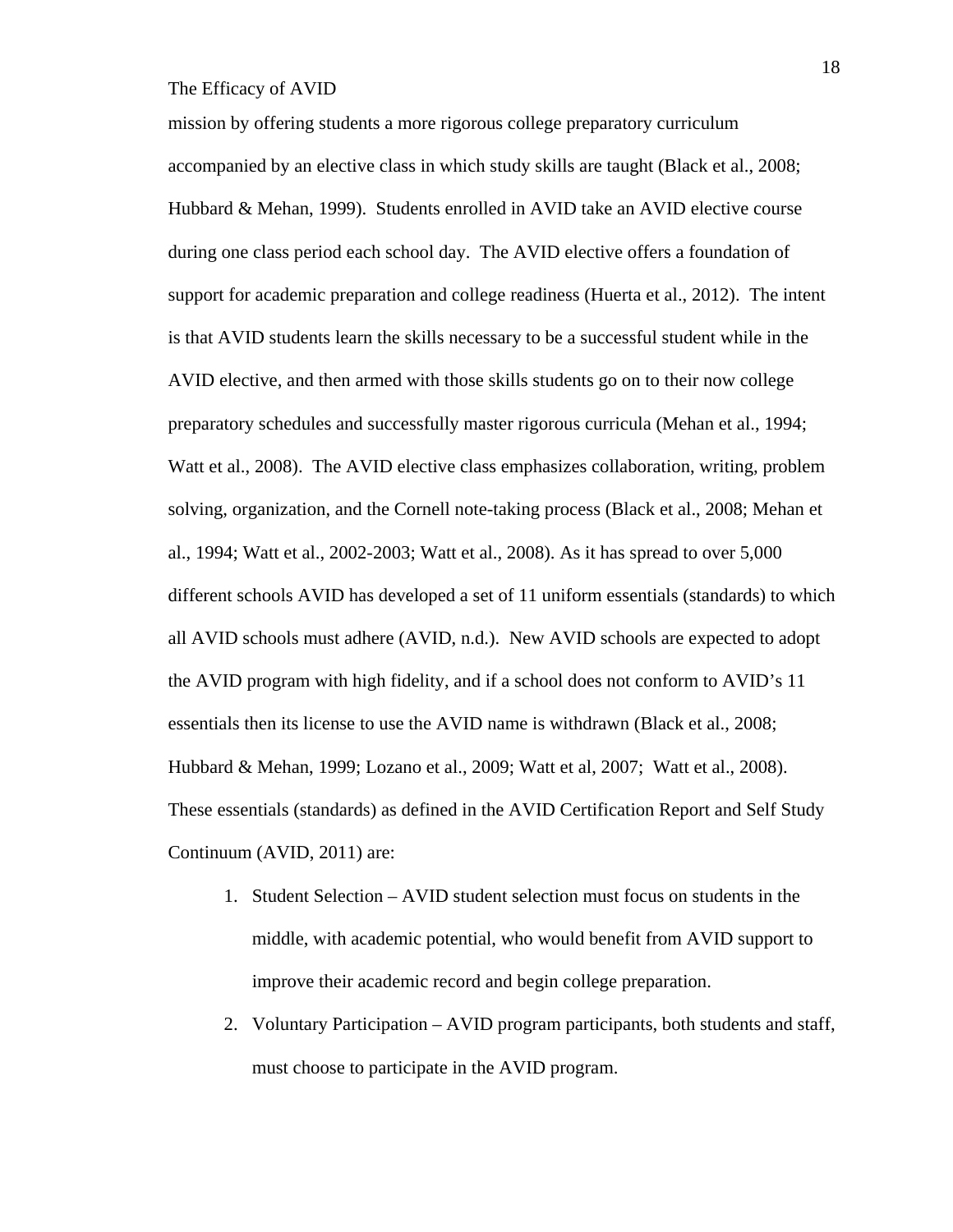mission by offering students a more rigorous college preparatory curriculum accompanied by an elective class in which study skills are taught (Black et al., 2008; Hubbard & Mehan, 1999). Students enrolled in AVID take an AVID elective course during one class period each school day. The AVID elective offers a foundation of support for academic preparation and college readiness (Huerta et al., 2012). The intent is that AVID students learn the skills necessary to be a successful student while in the AVID elective, and then armed with those skills students go on to their now college preparatory schedules and successfully master rigorous curricula (Mehan et al., 1994; Watt et al., 2008). The AVID elective class emphasizes collaboration, writing, problem solving, organization, and the Cornell note-taking process (Black et al., 2008; Mehan et al., 1994; Watt et al., 2002-2003; Watt et al., 2008). As it has spread to over 5,000 different schools AVID has developed a set of 11 uniform essentials (standards) to which all AVID schools must adhere (AVID, n.d.). New AVID schools are expected to adopt the AVID program with high fidelity, and if a school does not conform to AVID's 11 essentials then its license to use the AVID name is withdrawn (Black et al., 2008; Hubbard & Mehan, 1999; Lozano et al., 2009; Watt et al, 2007; Watt et al., 2008). These essentials (standards) as defined in the AVID Certification Report and Self Study Continuum (AVID, 2011) are:

1. Student Selection – AVID student selection must focus on students in the middle, with academic potential, who would benefit from AVID support to improve their academic record and begin college preparation.
2. Voluntary Participation – AVID program participants, both students and staff, must choose to participate in the AVID program.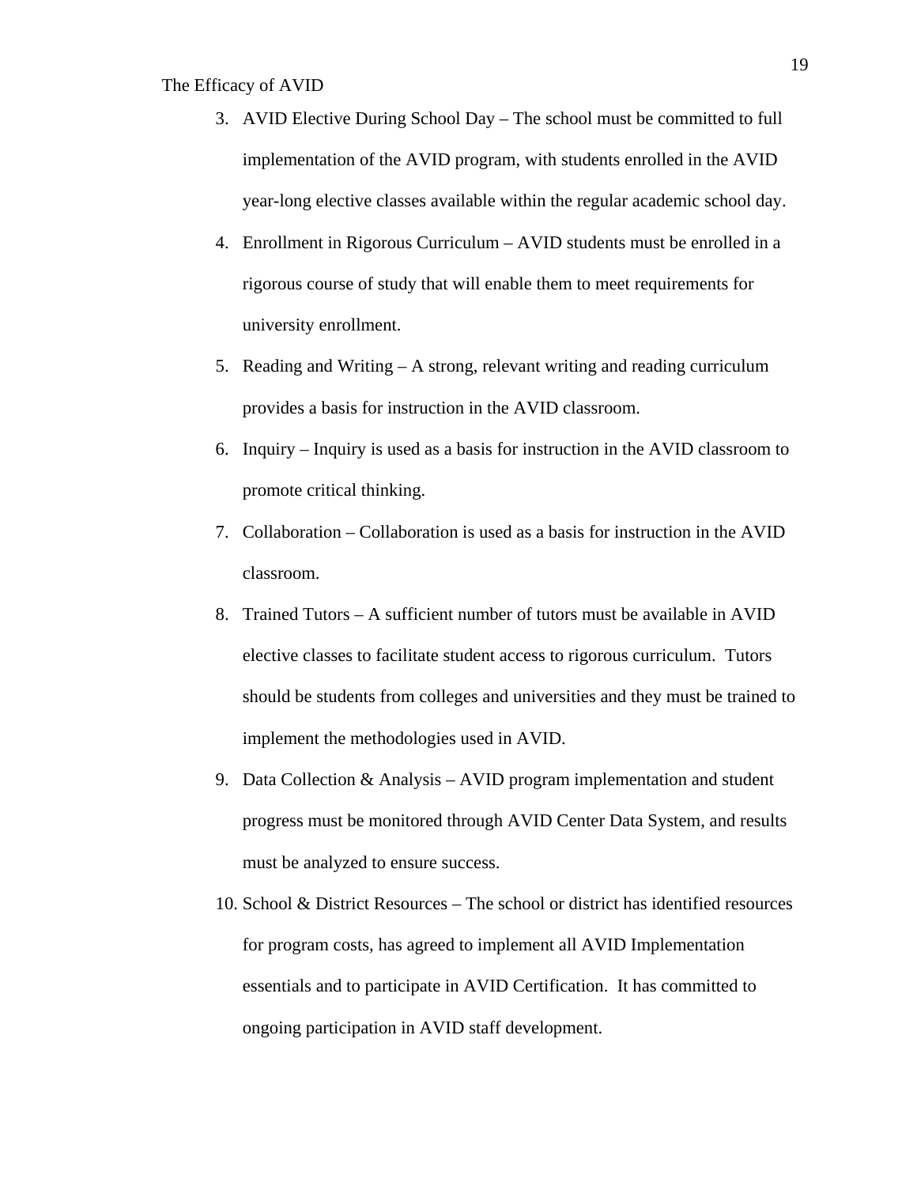3. AVID Elective During School Day – The school must be committed to full implementation of the AVID program, with students enrolled in the AVID year-long elective classes available within the regular academic school day.
4. Enrollment in Rigorous Curriculum – AVID students must be enrolled in a rigorous course of study that will enable them to meet requirements for university enrollment.
5. Reading and Writing – A strong, relevant writing and reading curriculum provides a basis for instruction in the AVID classroom.
6. Inquiry – Inquiry is used as a basis for instruction in the AVID classroom to promote critical thinking.
7. Collaboration – Collaboration is used as a basis for instruction in the AVID classroom.
8. Trained Tutors – A sufficient number of tutors must be available in AVID elective classes to facilitate student access to rigorous curriculum. Tutors should be students from colleges and universities and they must be trained to implement the methodologies used in AVID.
9. Data Collection & Analysis – AVID program implementation and student progress must be monitored through AVID Center Data System, and results must be analyzed to ensure success.
10. School & District Resources – The school or district has identified resources for program costs, has agreed to implement all AVID Implementation essentials and to participate in AVID Certification. It has committed to ongoing participation in AVID staff development.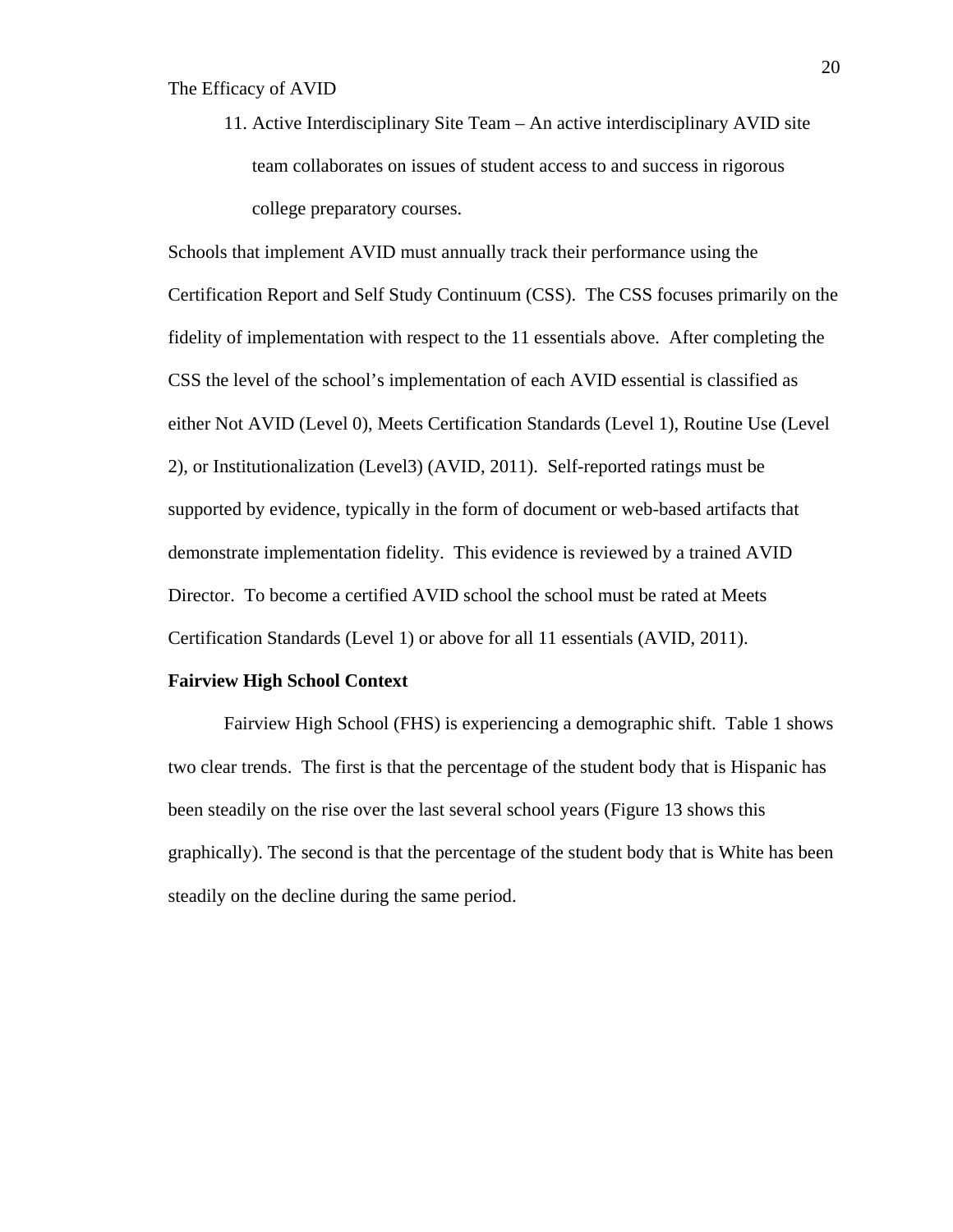11. Active Interdisciplinary Site Team – An active interdisciplinary AVID site team collaborates on issues of student access to and success in rigorous college preparatory courses.

Schools that implement AVID must annually track their performance using the Certification Report and Self Study Continuum (CSS). The CSS focuses primarily on the fidelity of implementation with respect to the 11 essentials above. After completing the CSS the level of the school's implementation of each AVID essential is classified as either Not AVID (Level 0), Meets Certification Standards (Level 1), Routine Use (Level 2), or Institutionalization (Level3) (AVID, 2011). Self-reported ratings must be supported by evidence, typically in the form of document or web-based artifacts that demonstrate implementation fidelity. This evidence is reviewed by a trained AVID Director. To become a certified AVID school the school must be rated at Meets Certification Standards (Level 1) or above for all 11 essentials (AVID, 2011).

**Fairview High School Context**

Fairview High School (FHS) is experiencing a demographic shift. Table 1 shows two clear trends. The first is that the percentage of the student body that is Hispanic has been steadily on the rise over the last several school years (Figure 13 shows this graphically). The second is that the percentage of the student body that is White has been steadily on the decline during the same period.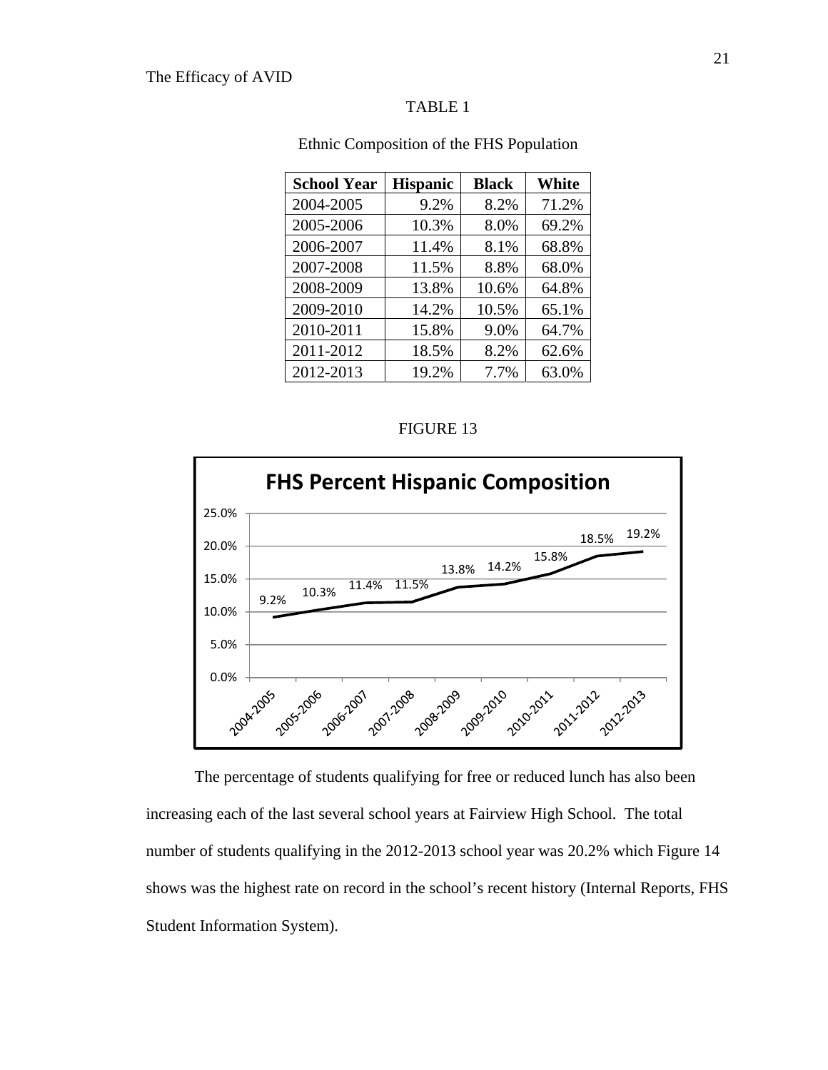TABLE 1

Ethnic Composition of the FHS Population

| School Year | Hispanic | Black | White |
|---|---|---|---|
| 2004-2005 | 9.2% | 8.2% | 71.2% |
| 2005-2006 | 10.3% | 8.0% | 69.2% |
| 2006-2007 | 11.4% | 8.1% | 68.8% |
| 2007-2008 | 11.5% | 8.8% | 68.0% |
| 2008-2009 | 13.8% | 10.6% | 64.8% |
| 2009-2010 | 14.2% | 10.5% | 65.1% |
| 2010-2011 | 15.8% | 9.0% | 64.7% |
| 2011-2012 | 18.5% | 8.2% | 62.6% |
| 2012-2013 | 19.2% | 7.7% | 63.0% |

FIGURE 13

FHS Percent Hispanic Composition

| School Year | Percent Hispanic |
|---|---|
| 2004-2005 | 9.2% |
| 2005-2006 | 10.3% |
| 2006-2007 | 11.4% |
| 2007-2008 | 11.5% |
| 2008-2009 | 13.8% |
| 2009-2010 | 14.2% |
| 2010-2011 | 15.8% |
| 2011-2012 | 18.5% |
| 2012-2013 | 19.2% |

The percentage of students qualifying for free or reduced lunch has also been increasing each of the last several school years at Fairview High School. The total number of students qualifying in the 2012-2013 school year was 20.2% which Figure 14 shows was the highest rate on record in the school's recent history (Internal Reports, FHS Student Information System).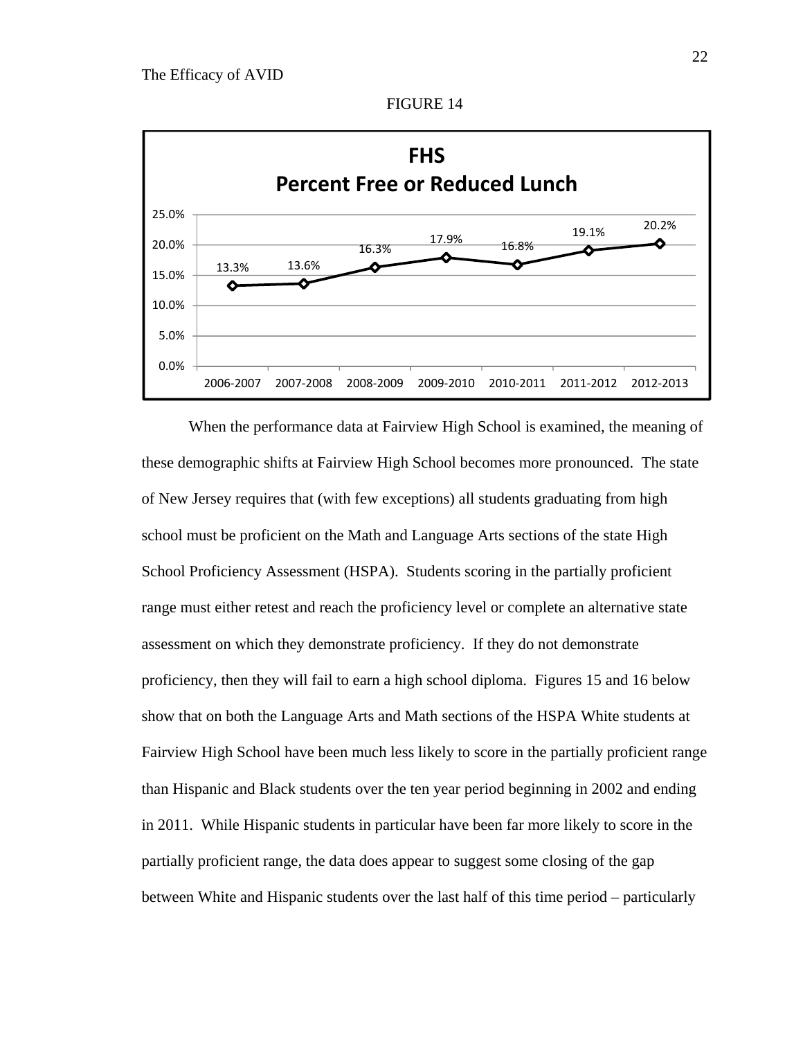FIGURE 14

**FHS Percent Free or Reduced Lunch**

| 2006-2007 | 2007-2008 | 2008-2009 | 2009-2010 | 2010-2011 | 2011-2012 | 2012-2013 |
|---|---|---|---|---|---|---|
| 13.3% | 13.6% | 16.3% | 17.9% | 16.8% | 19.1% | 20.2% |

When the performance data at Fairview High School is examined, the meaning of these demographic shifts at Fairview High School becomes more pronounced. The state of New Jersey requires that (with few exceptions) all students graduating from high school must be proficient on the Math and Language Arts sections of the state High School Proficiency Assessment (HSPA). Students scoring in the partially proficient range must either retest and reach the proficiency level or complete an alternative state assessment on which they demonstrate proficiency. If they do not demonstrate proficiency, then they will fail to earn a high school diploma. Figures 15 and 16 below show that on both the Language Arts and Math sections of the HSPA White students at Fairview High School have been much less likely to score in the partially proficient range than Hispanic and Black students over the ten year period beginning in 2002 and ending in 2011. While Hispanic students in particular have been far more likely to score in the partially proficient range, the data does appear to suggest some closing of the gap between White and Hispanic students over the last half of this time period – particularly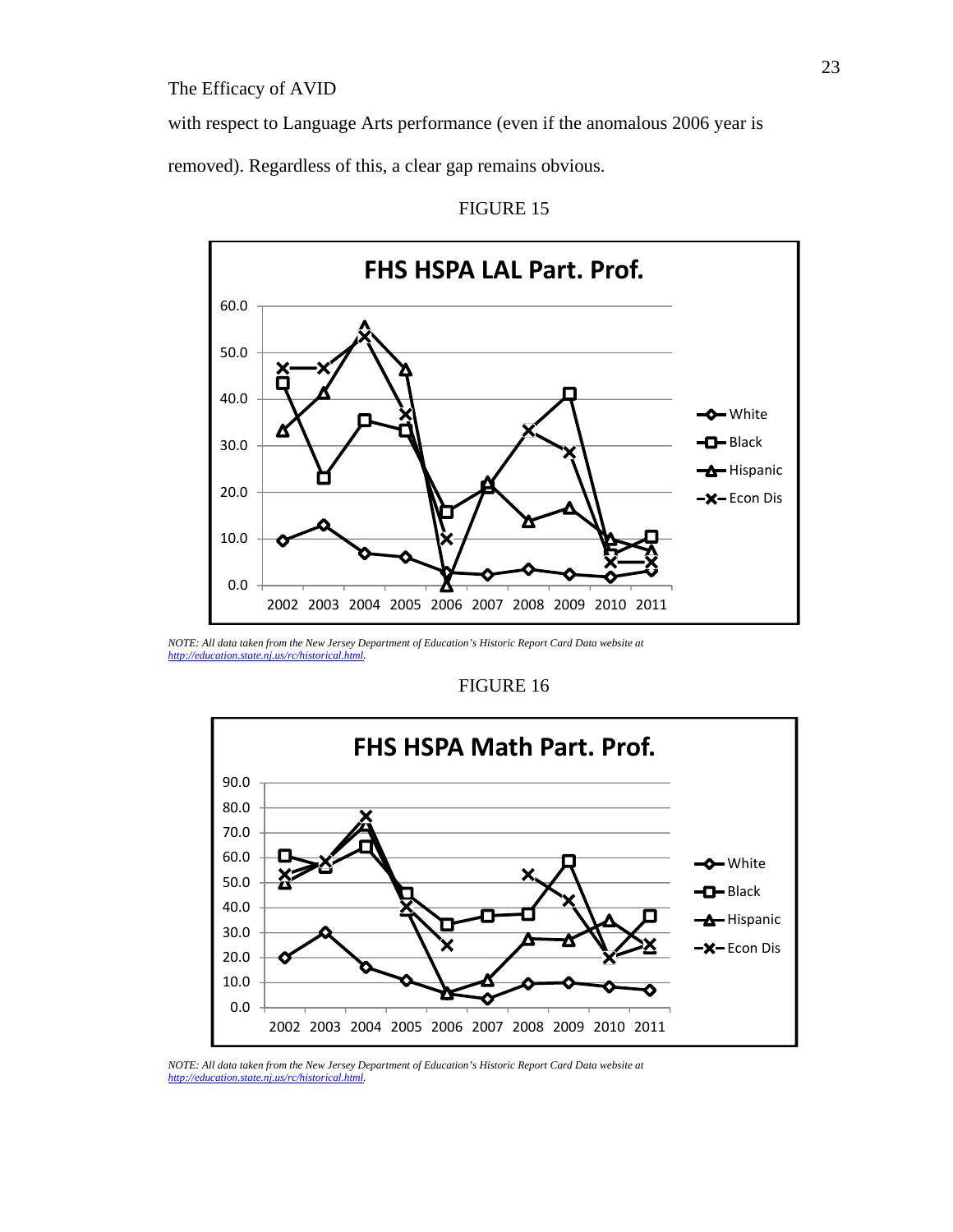with respect to Language Arts performance (even if the anomalous 2006 year is removed). Regardless of this, a clear gap remains obvious.

FIGURE 15

*NOTE: All data taken from the New Jersey Department of Education's Historic Report Card Data website at http://education.state.nj.us/rc/historical.html.*

FIGURE 16

*NOTE: All data taken from the New Jersey Department of Education's Historic Report Card Data website at http://education.state.nj.us/rc/historical.html.*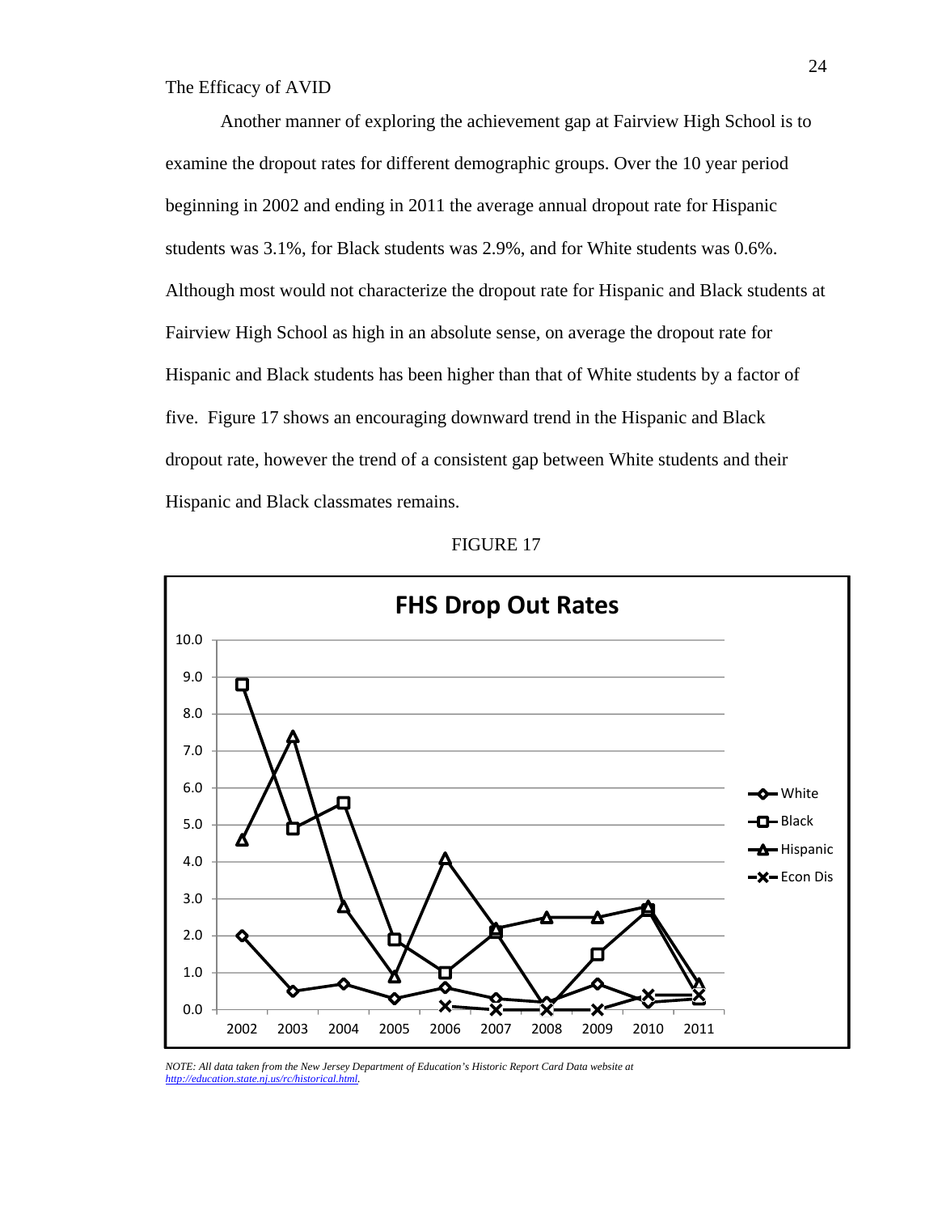Another manner of exploring the achievement gap at Fairview High School is to examine the dropout rates for different demographic groups. Over the 10 year period beginning in 2002 and ending in 2011 the average annual dropout rate for Hispanic students was 3.1%, for Black students was 2.9%, and for White students was 0.6%. Although most would not characterize the dropout rate for Hispanic and Black students at Fairview High School as high in an absolute sense, on average the dropout rate for Hispanic and Black students has been higher than that of White students by a factor of five. Figure 17 shows an encouraging downward trend in the Hispanic and Black dropout rate, however the trend of a consistent gap between White students and their Hispanic and Black classmates remains.

FIGURE 17

*NOTE: All data taken from the New Jersey Department of Education's Historic Report Card Data website at http://education.state.nj.us/rc/historical.html.*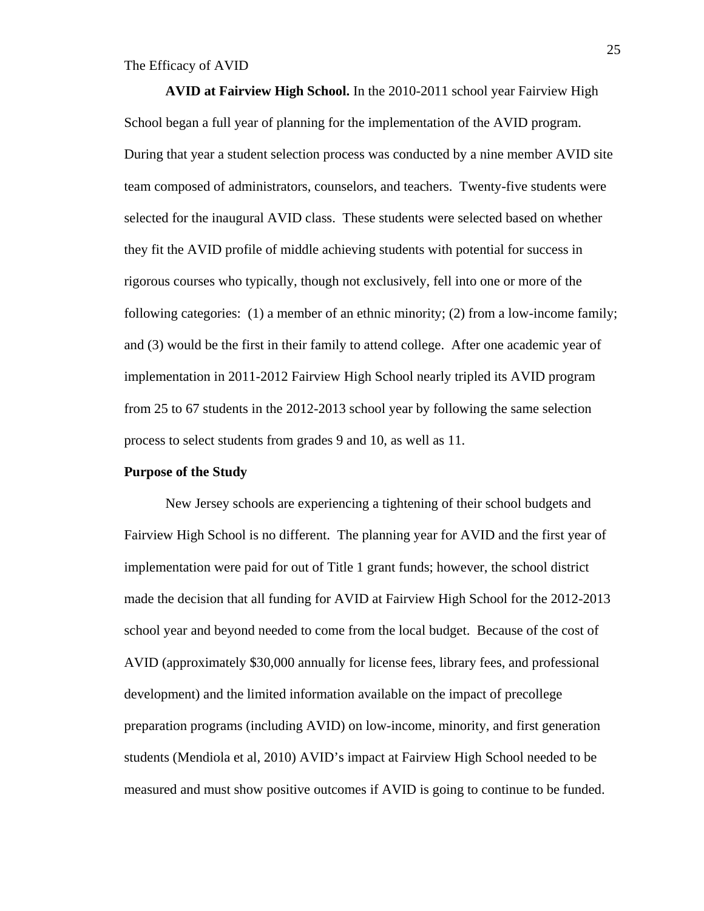**AVID at Fairview High School.** In the 2010-2011 school year Fairview High School began a full year of planning for the implementation of the AVID program. During that year a student selection process was conducted by a nine member AVID site team composed of administrators, counselors, and teachers. Twenty-five students were selected for the inaugural AVID class. These students were selected based on whether they fit the AVID profile of middle achieving students with potential for success in rigorous courses who typically, though not exclusively, fell into one or more of the following categories: (1) a member of an ethnic minority; (2) from a low-income family; and (3) would be the first in their family to attend college. After one academic year of implementation in 2011-2012 Fairview High School nearly tripled its AVID program from 25 to 67 students in the 2012-2013 school year by following the same selection process to select students from grades 9 and 10, as well as 11.

## Purpose of the Study

New Jersey schools are experiencing a tightening of their school budgets and Fairview High School is no different. The planning year for AVID and the first year of implementation were paid for out of Title 1 grant funds; however, the school district made the decision that all funding for AVID at Fairview High School for the 2012-2013 school year and beyond needed to come from the local budget. Because of the cost of AVID (approximately $30,000 annually for license fees, library fees, and professional development) and the limited information available on the impact of precollege preparation programs (including AVID) on low-income, minority, and first generation students (Mendiola et al, 2010) AVID's impact at Fairview High School needed to be measured and must show positive outcomes if AVID is going to continue to be funded.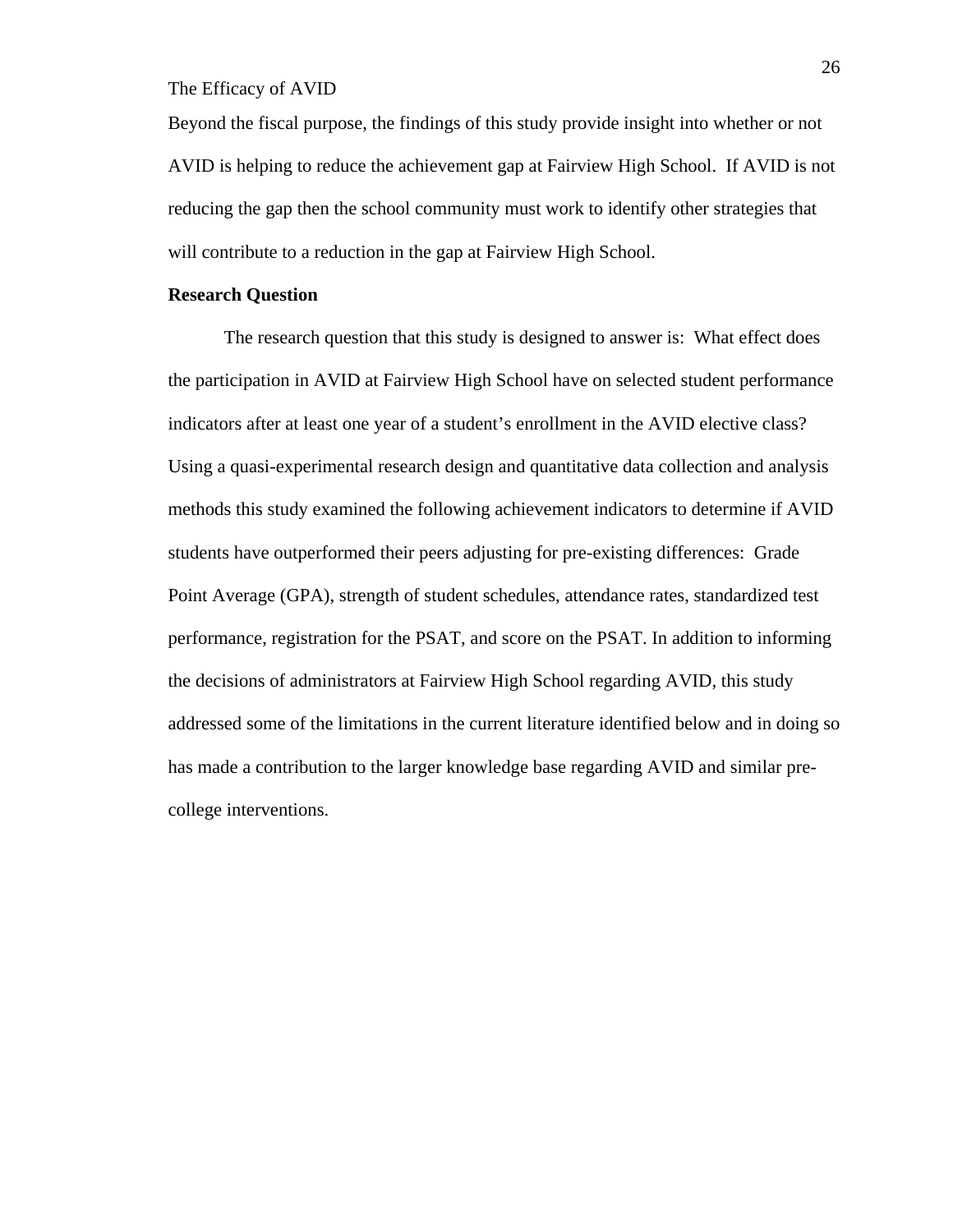Beyond the fiscal purpose, the findings of this study provide insight into whether or not AVID is helping to reduce the achievement gap at Fairview High School. If AVID is not reducing the gap then the school community must work to identify other strategies that will contribute to a reduction in the gap at Fairview High School.

**Research Question**

The research question that this study is designed to answer is: What effect does the participation in AVID at Fairview High School have on selected student performance indicators after at least one year of a student's enrollment in the AVID elective class? Using a quasi-experimental research design and quantitative data collection and analysis methods this study examined the following achievement indicators to determine if AVID students have outperformed their peers adjusting for pre-existing differences: Grade Point Average (GPA), strength of student schedules, attendance rates, standardized test performance, registration for the PSAT, and score on the PSAT. In addition to informing the decisions of administrators at Fairview High School regarding AVID, this study addressed some of the limitations in the current literature identified below and in doing so has made a contribution to the larger knowledge base regarding AVID and similar pre-college interventions.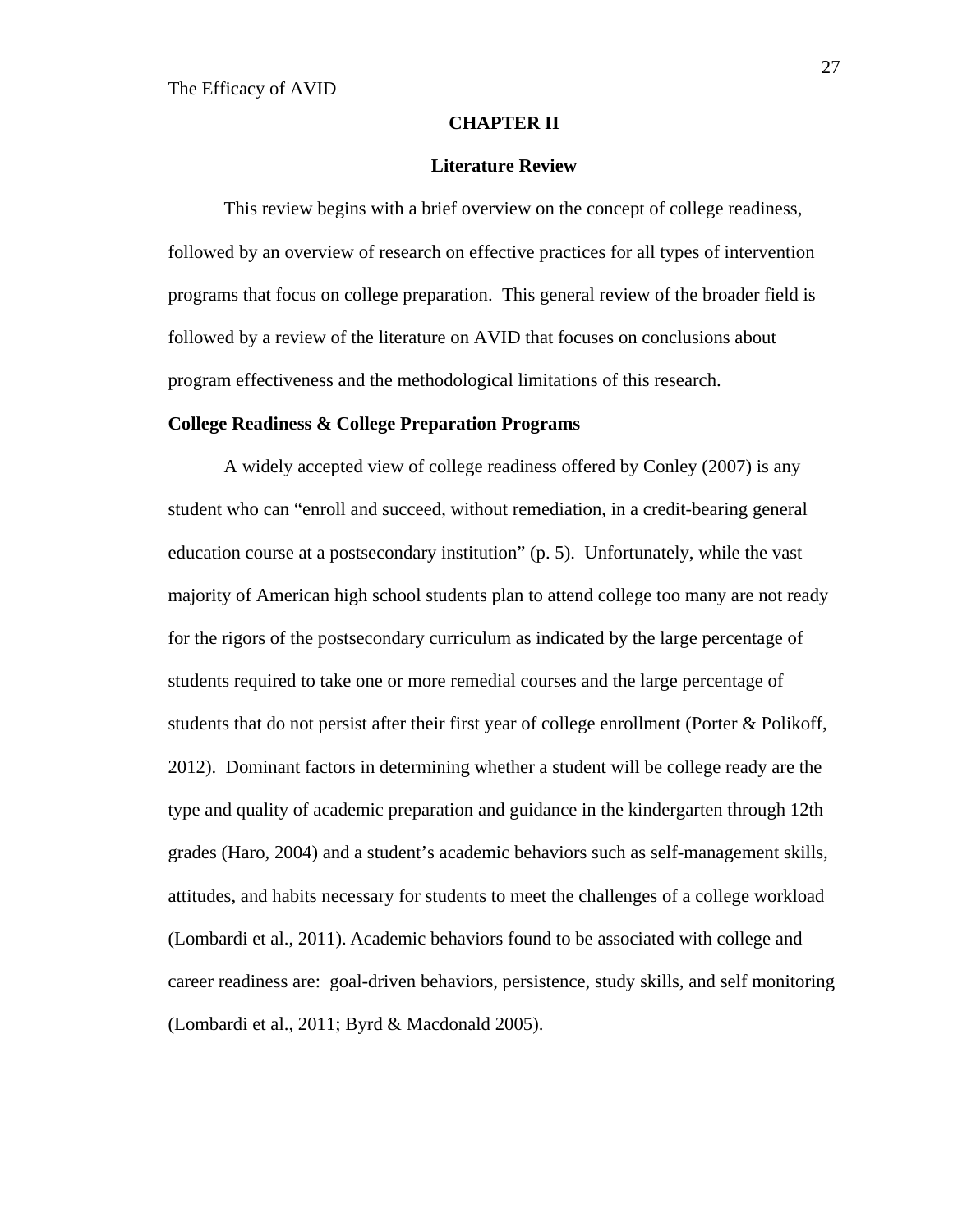# CHAPTER II

## Literature Review

This review begins with a brief overview on the concept of college readiness, followed by an overview of research on effective practices for all types of intervention programs that focus on college preparation. This general review of the broader field is followed by a review of the literature on AVID that focuses on conclusions about program effectiveness and the methodological limitations of this research.

### College Readiness & College Preparation Programs

A widely accepted view of college readiness offered by Conley (2007) is any student who can "enroll and succeed, without remediation, in a credit-bearing general education course at a postsecondary institution" (p. 5). Unfortunately, while the vast majority of American high school students plan to attend college too many are not ready for the rigors of the postsecondary curriculum as indicated by the large percentage of students required to take one or more remedial courses and the large percentage of students that do not persist after their first year of college enrollment (Porter & Polikoff, 2012). Dominant factors in determining whether a student will be college ready are the type and quality of academic preparation and guidance in the kindergarten through 12th grades (Haro, 2004) and a student's academic behaviors such as self-management skills, attitudes, and habits necessary for students to meet the challenges of a college workload (Lombardi et al., 2011). Academic behaviors found to be associated with college and career readiness are: goal-driven behaviors, persistence, study skills, and self monitoring (Lombardi et al., 2011; Byrd & Macdonald 2005).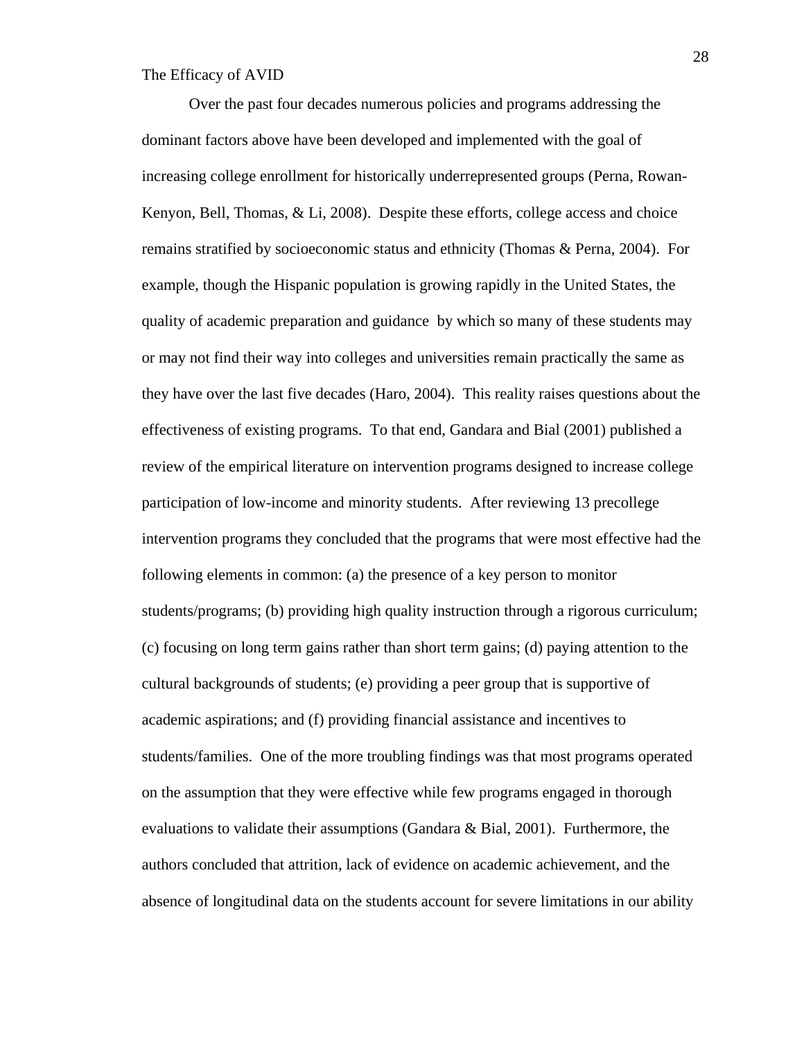The Efficacy of AVID

Over the past four decades numerous policies and programs addressing the dominant factors above have been developed and implemented with the goal of increasing college enrollment for historically underrepresented groups (Perna, Rowan-Kenyon, Bell, Thomas, & Li, 2008). Despite these efforts, college access and choice remains stratified by socioeconomic status and ethnicity (Thomas & Perna, 2004). For example, though the Hispanic population is growing rapidly in the United States, the quality of academic preparation and guidance by which so many of these students may or may not find their way into colleges and universities remain practically the same as they have over the last five decades (Haro, 2004). This reality raises questions about the effectiveness of existing programs. To that end, Gandara and Bial (2001) published a review of the empirical literature on intervention programs designed to increase college participation of low-income and minority students. After reviewing 13 precollege intervention programs they concluded that the programs that were most effective had the following elements in common: (a) the presence of a key person to monitor students/programs; (b) providing high quality instruction through a rigorous curriculum; (c) focusing on long term gains rather than short term gains; (d) paying attention to the cultural backgrounds of students; (e) providing a peer group that is supportive of academic aspirations; and (f) providing financial assistance and incentives to students/families. One of the more troubling findings was that most programs operated on the assumption that they were effective while few programs engaged in thorough evaluations to validate their assumptions (Gandara & Bial, 2001). Furthermore, the authors concluded that attrition, lack of evidence on academic achievement, and the absence of longitudinal data on the students account for severe limitations in our ability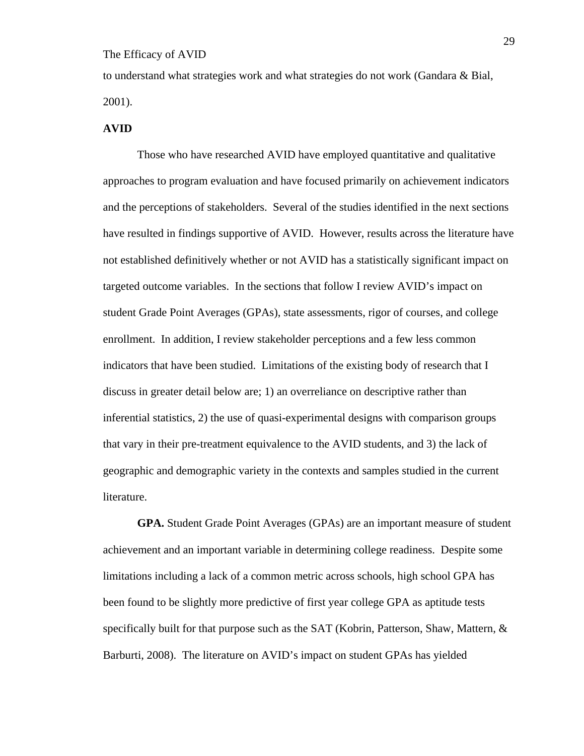to understand what strategies work and what strategies do not work (Gandara & Bial, 2001).

**AVID**

Those who have researched AVID have employed quantitative and qualitative approaches to program evaluation and have focused primarily on achievement indicators and the perceptions of stakeholders. Several of the studies identified in the next sections have resulted in findings supportive of AVID. However, results across the literature have not established definitively whether or not AVID has a statistically significant impact on targeted outcome variables. In the sections that follow I review AVID's impact on student Grade Point Averages (GPAs), state assessments, rigor of courses, and college enrollment. In addition, I review stakeholder perceptions and a few less common indicators that have been studied. Limitations of the existing body of research that I discuss in greater detail below are; 1) an overreliance on descriptive rather than inferential statistics, 2) the use of quasi-experimental designs with comparison groups that vary in their pre-treatment equivalence to the AVID students, and 3) the lack of geographic and demographic variety in the contexts and samples studied in the current literature.

**GPA.** Student Grade Point Averages (GPAs) are an important measure of student achievement and an important variable in determining college readiness. Despite some limitations including a lack of a common metric across schools, high school GPA has been found to be slightly more predictive of first year college GPA as aptitude tests specifically built for that purpose such as the SAT (Kobrin, Patterson, Shaw, Mattern, & Barburti, 2008). The literature on AVID's impact on student GPAs has yielded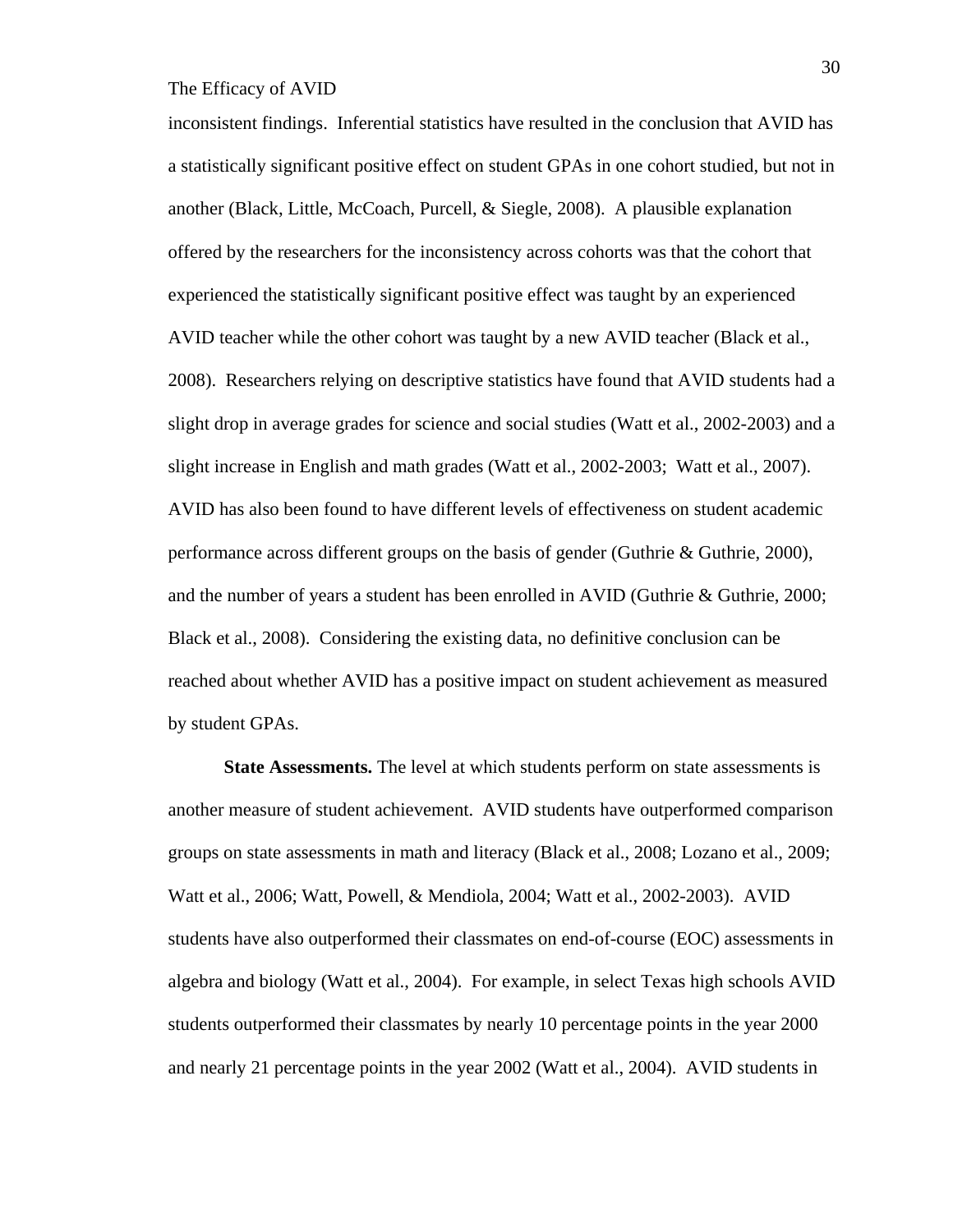inconsistent findings.  Inferential statistics have resulted in the conclusion that AVID has a statistically significant positive effect on student GPAs in one cohort studied, but not in another (Black, Little, McCoach, Purcell, & Siegle, 2008).  A plausible explanation offered by the researchers for the inconsistency across cohorts was that the cohort that experienced the statistically significant positive effect was taught by an experienced AVID teacher while the other cohort was taught by a new AVID teacher (Black et al., 2008).  Researchers relying on descriptive statistics have found that AVID students had a slight drop in average grades for science and social studies (Watt et al., 2002-2003) and a slight increase in English and math grades (Watt et al., 2002-2003;  Watt et al., 2007).  AVID has also been found to have different levels of effectiveness on student academic performance across different groups on the basis of gender (Guthrie & Guthrie, 2000), and the number of years a student has been enrolled in AVID (Guthrie & Guthrie, 2000; Black et al., 2008).  Considering the existing data, no definitive conclusion can be reached about whether AVID has a positive impact on student achievement as measured by student GPAs.

**State Assessments.** The level at which students perform on state assessments is another measure of student achievement.  AVID students have outperformed comparison groups on state assessments in math and literacy (Black et al., 2008; Lozano et al., 2009; Watt et al., 2006; Watt, Powell, & Mendiola, 2004; Watt et al., 2002-2003).  AVID students have also outperformed their classmates on end-of-course (EOC) assessments in algebra and biology (Watt et al., 2004).  For example, in select Texas high schools AVID students outperformed their classmates by nearly 10 percentage points in the year 2000 and nearly 21 percentage points in the year 2002 (Watt et al., 2004).  AVID students in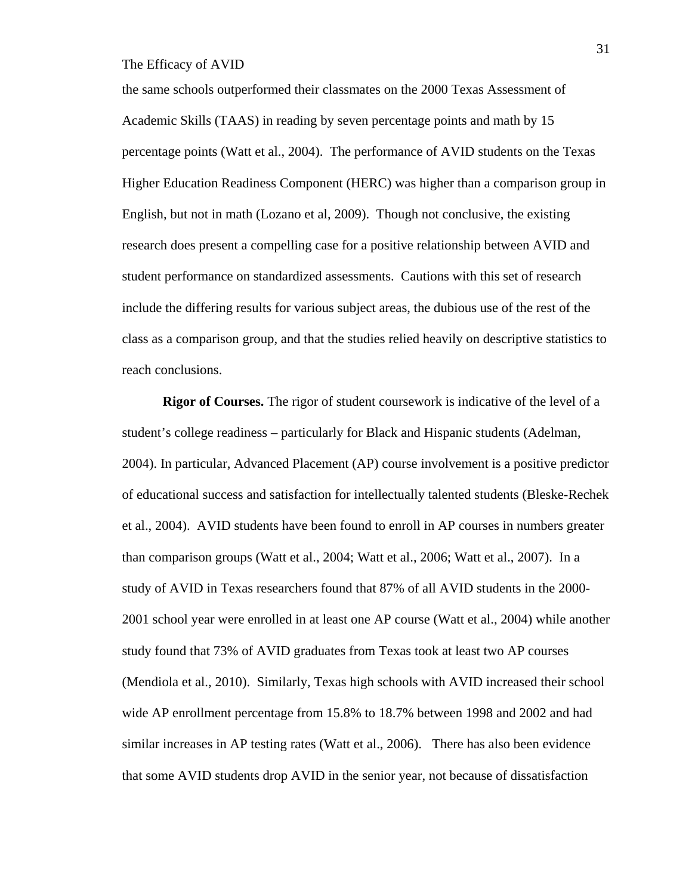the same schools outperformed their classmates on the 2000 Texas Assessment of Academic Skills (TAAS) in reading by seven percentage points and math by 15 percentage points (Watt et al., 2004). The performance of AVID students on the Texas Higher Education Readiness Component (HERC) was higher than a comparison group in English, but not in math (Lozano et al, 2009). Though not conclusive, the existing research does present a compelling case for a positive relationship between AVID and student performance on standardized assessments. Cautions with this set of research include the differing results for various subject areas, the dubious use of the rest of the class as a comparison group, and that the studies relied heavily on descriptive statistics to reach conclusions.

**Rigor of Courses.** The rigor of student coursework is indicative of the level of a student's college readiness – particularly for Black and Hispanic students (Adelman, 2004). In particular, Advanced Placement (AP) course involvement is a positive predictor of educational success and satisfaction for intellectually talented students (Bleske-Rechek et al., 2004). AVID students have been found to enroll in AP courses in numbers greater than comparison groups (Watt et al., 2004; Watt et al., 2006; Watt et al., 2007). In a study of AVID in Texas researchers found that 87% of all AVID students in the 2000-2001 school year were enrolled in at least one AP course (Watt et al., 2004) while another study found that 73% of AVID graduates from Texas took at least two AP courses (Mendiola et al., 2010). Similarly, Texas high schools with AVID increased their school wide AP enrollment percentage from 15.8% to 18.7% between 1998 and 2002 and had similar increases in AP testing rates (Watt et al., 2006). There has also been evidence that some AVID students drop AVID in the senior year, not because of dissatisfaction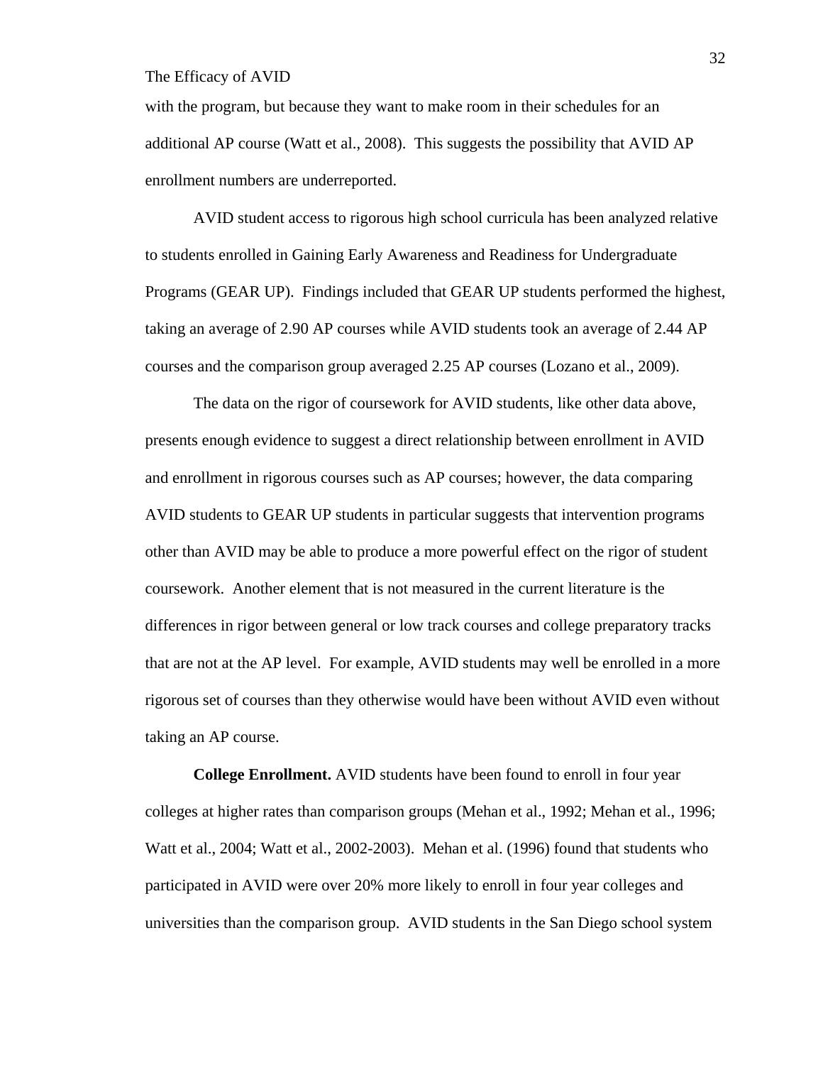with the program, but because they want to make room in their schedules for an additional AP course (Watt et al., 2008). This suggests the possibility that AVID AP enrollment numbers are underreported.

AVID student access to rigorous high school curricula has been analyzed relative to students enrolled in Gaining Early Awareness and Readiness for Undergraduate Programs (GEAR UP). Findings included that GEAR UP students performed the highest, taking an average of 2.90 AP courses while AVID students took an average of 2.44 AP courses and the comparison group averaged 2.25 AP courses (Lozano et al., 2009).

The data on the rigor of coursework for AVID students, like other data above, presents enough evidence to suggest a direct relationship between enrollment in AVID and enrollment in rigorous courses such as AP courses; however, the data comparing AVID students to GEAR UP students in particular suggests that intervention programs other than AVID may be able to produce a more powerful effect on the rigor of student coursework. Another element that is not measured in the current literature is the differences in rigor between general or low track courses and college preparatory tracks that are not at the AP level. For example, AVID students may well be enrolled in a more rigorous set of courses than they otherwise would have been without AVID even without taking an AP course.

**College Enrollment.** AVID students have been found to enroll in four year colleges at higher rates than comparison groups (Mehan et al., 1992; Mehan et al., 1996; Watt et al., 2004; Watt et al., 2002-2003). Mehan et al. (1996) found that students who participated in AVID were over 20% more likely to enroll in four year colleges and universities than the comparison group. AVID students in the San Diego school system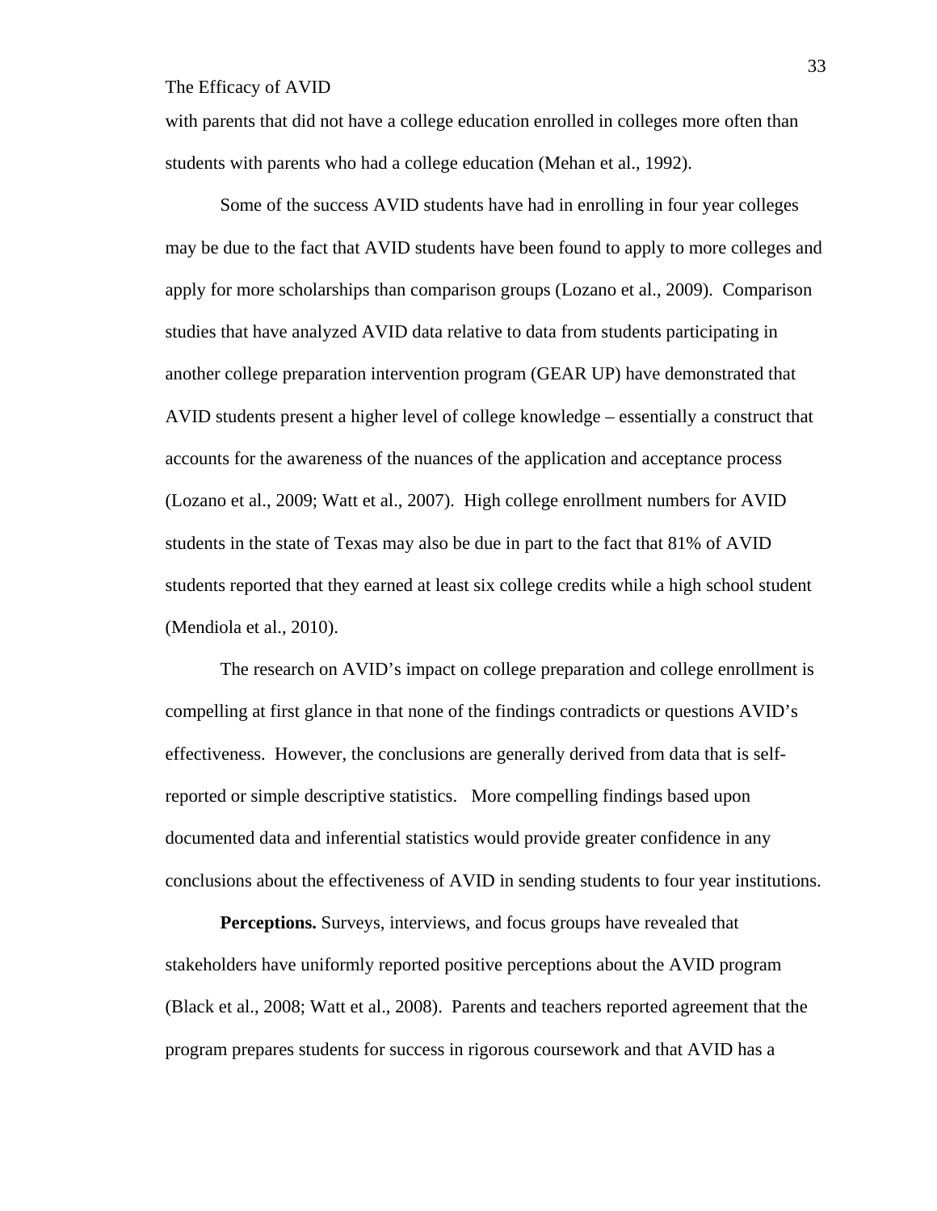with parents that did not have a college education enrolled in colleges more often than students with parents who had a college education (Mehan et al., 1992).

Some of the success AVID students have had in enrolling in four year colleges may be due to the fact that AVID students have been found to apply to more colleges and apply for more scholarships than comparison groups (Lozano et al., 2009). Comparison studies that have analyzed AVID data relative to data from students participating in another college preparation intervention program (GEAR UP) have demonstrated that AVID students present a higher level of college knowledge – essentially a construct that accounts for the awareness of the nuances of the application and acceptance process (Lozano et al., 2009; Watt et al., 2007). High college enrollment numbers for AVID students in the state of Texas may also be due in part to the fact that 81% of AVID students reported that they earned at least six college credits while a high school student (Mendiola et al., 2010).

The research on AVID's impact on college preparation and college enrollment is compelling at first glance in that none of the findings contradicts or questions AVID's effectiveness. However, the conclusions are generally derived from data that is self-reported or simple descriptive statistics. More compelling findings based upon documented data and inferential statistics would provide greater confidence in any conclusions about the effectiveness of AVID in sending students to four year institutions.

**Perceptions.** Surveys, interviews, and focus groups have revealed that stakeholders have uniformly reported positive perceptions about the AVID program (Black et al., 2008; Watt et al., 2008). Parents and teachers reported agreement that the program prepares students for success in rigorous coursework and that AVID has a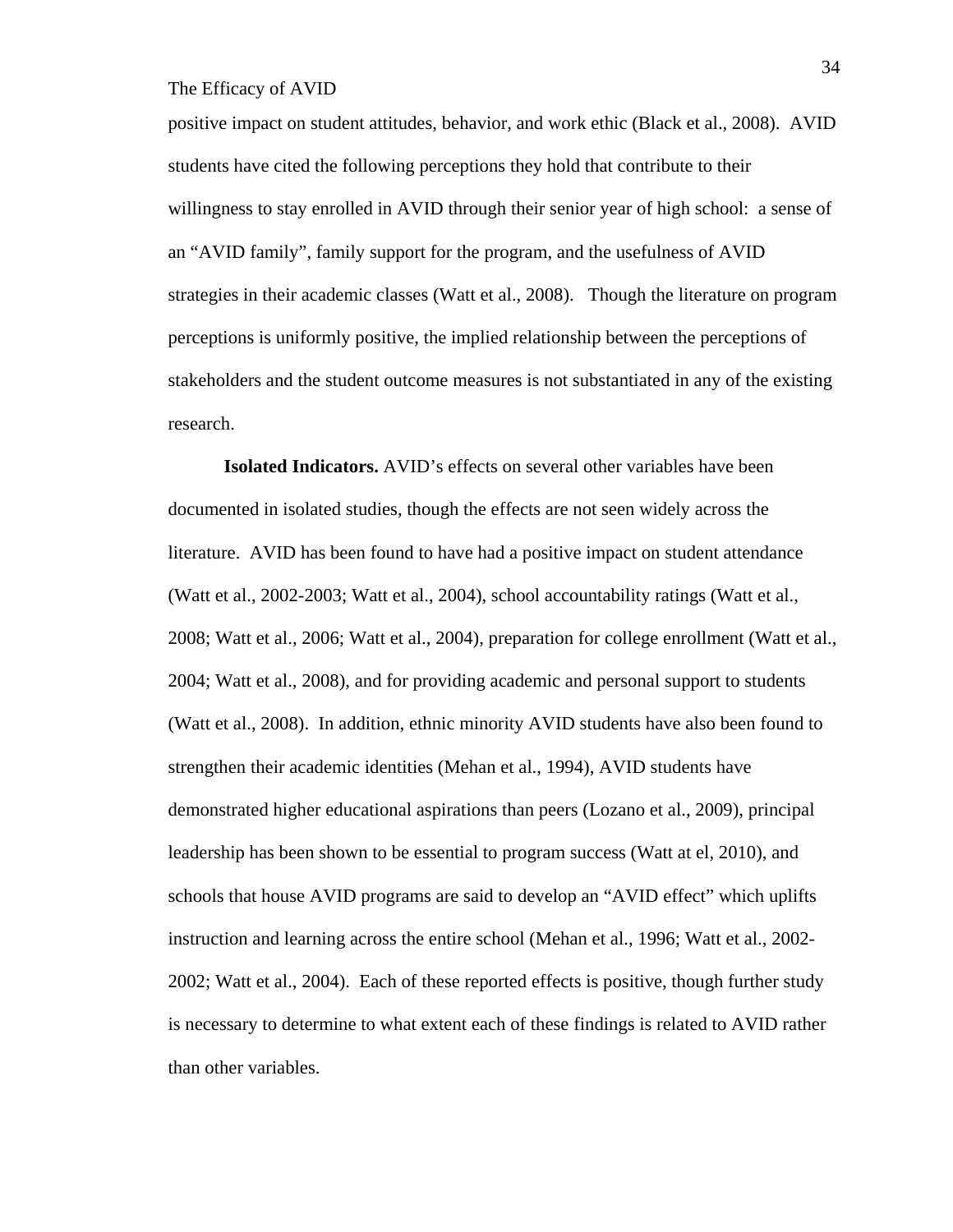positive impact on student attitudes, behavior, and work ethic (Black et al., 2008). AVID students have cited the following perceptions they hold that contribute to their willingness to stay enrolled in AVID through their senior year of high school: a sense of an "AVID family", family support for the program, and the usefulness of AVID strategies in their academic classes (Watt et al., 2008). Though the literature on program perceptions is uniformly positive, the implied relationship between the perceptions of stakeholders and the student outcome measures is not substantiated in any of the existing research.

**Isolated Indicators.** AVID's effects on several other variables have been documented in isolated studies, though the effects are not seen widely across the literature. AVID has been found to have had a positive impact on student attendance (Watt et al., 2002-2003; Watt et al., 2004), school accountability ratings (Watt et al., 2008; Watt et al., 2006; Watt et al., 2004), preparation for college enrollment (Watt et al., 2004; Watt et al., 2008), and for providing academic and personal support to students (Watt et al., 2008). In addition, ethnic minority AVID students have also been found to strengthen their academic identities (Mehan et al., 1994), AVID students have demonstrated higher educational aspirations than peers (Lozano et al., 2009), principal leadership has been shown to be essential to program success (Watt at el, 2010), and schools that house AVID programs are said to develop an "AVID effect" which uplifts instruction and learning across the entire school (Mehan et al., 1996; Watt et al., 2002-2002; Watt et al., 2004). Each of these reported effects is positive, though further study is necessary to determine to what extent each of these findings is related to AVID rather than other variables.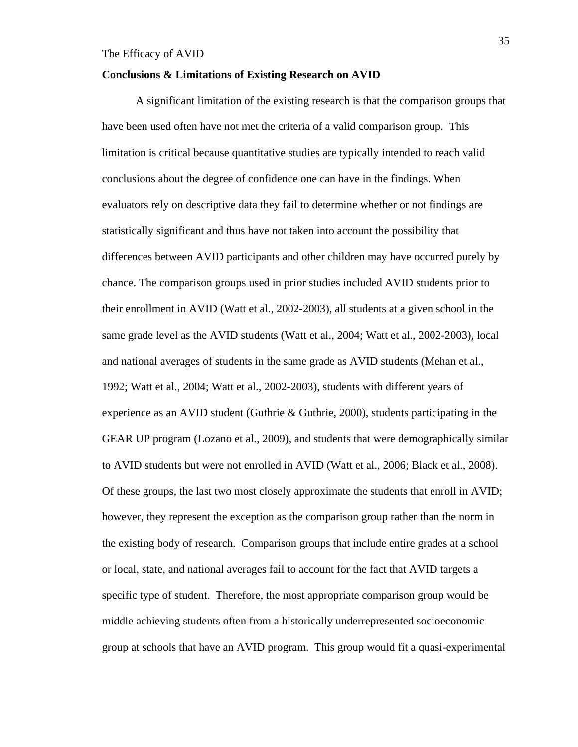**Conclusions & Limitations of Existing Research on AVID**

A significant limitation of the existing research is that the comparison groups that have been used often have not met the criteria of a valid comparison group. This limitation is critical because quantitative studies are typically intended to reach valid conclusions about the degree of confidence one can have in the findings. When evaluators rely on descriptive data they fail to determine whether or not findings are statistically significant and thus have not taken into account the possibility that differences between AVID participants and other children may have occurred purely by chance. The comparison groups used in prior studies included AVID students prior to their enrollment in AVID (Watt et al., 2002-2003), all students at a given school in the same grade level as the AVID students (Watt et al., 2004; Watt et al., 2002-2003), local and national averages of students in the same grade as AVID students (Mehan et al., 1992; Watt et al., 2004; Watt et al., 2002-2003), students with different years of experience as an AVID student (Guthrie & Guthrie, 2000), students participating in the GEAR UP program (Lozano et al., 2009), and students that were demographically similar to AVID students but were not enrolled in AVID (Watt et al., 2006; Black et al., 2008). Of these groups, the last two most closely approximate the students that enroll in AVID; however, they represent the exception as the comparison group rather than the norm in the existing body of research. Comparison groups that include entire grades at a school or local, state, and national averages fail to account for the fact that AVID targets a specific type of student. Therefore, the most appropriate comparison group would be middle achieving students often from a historically underrepresented socioeconomic group at schools that have an AVID program. This group would fit a quasi-experimental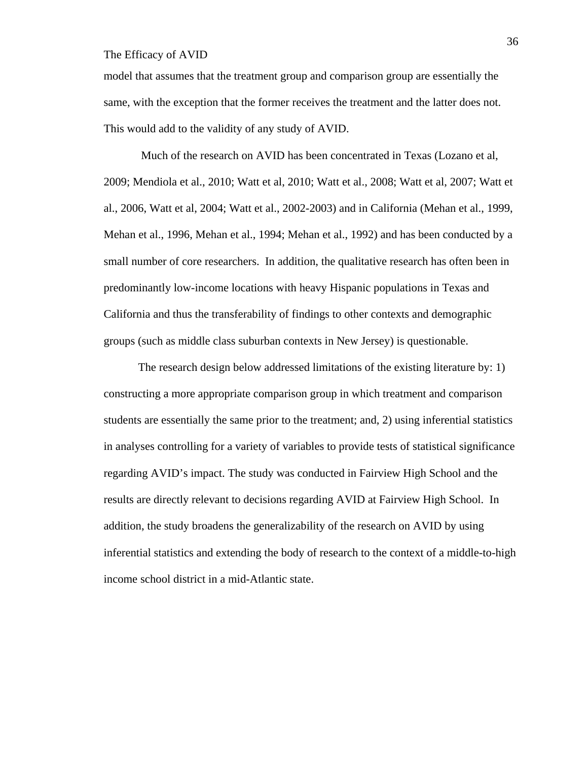model that assumes that the treatment group and comparison group are essentially the same, with the exception that the former receives the treatment and the latter does not. This would add to the validity of any study of AVID.

Much of the research on AVID has been concentrated in Texas (Lozano et al, 2009; Mendiola et al., 2010; Watt et al, 2010; Watt et al., 2008; Watt et al, 2007; Watt et al., 2006, Watt et al, 2004; Watt et al., 2002-2003) and in California (Mehan et al., 1999, Mehan et al., 1996, Mehan et al., 1994; Mehan et al., 1992) and has been conducted by a small number of core researchers. In addition, the qualitative research has often been in predominantly low-income locations with heavy Hispanic populations in Texas and California and thus the transferability of findings to other contexts and demographic groups (such as middle class suburban contexts in New Jersey) is questionable.

The research design below addressed limitations of the existing literature by: 1) constructing a more appropriate comparison group in which treatment and comparison students are essentially the same prior to the treatment; and, 2) using inferential statistics in analyses controlling for a variety of variables to provide tests of statistical significance regarding AVID's impact. The study was conducted in Fairview High School and the results are directly relevant to decisions regarding AVID at Fairview High School. In addition, the study broadens the generalizability of the research on AVID by using inferential statistics and extending the body of research to the context of a middle-to-high income school district in a mid-Atlantic state.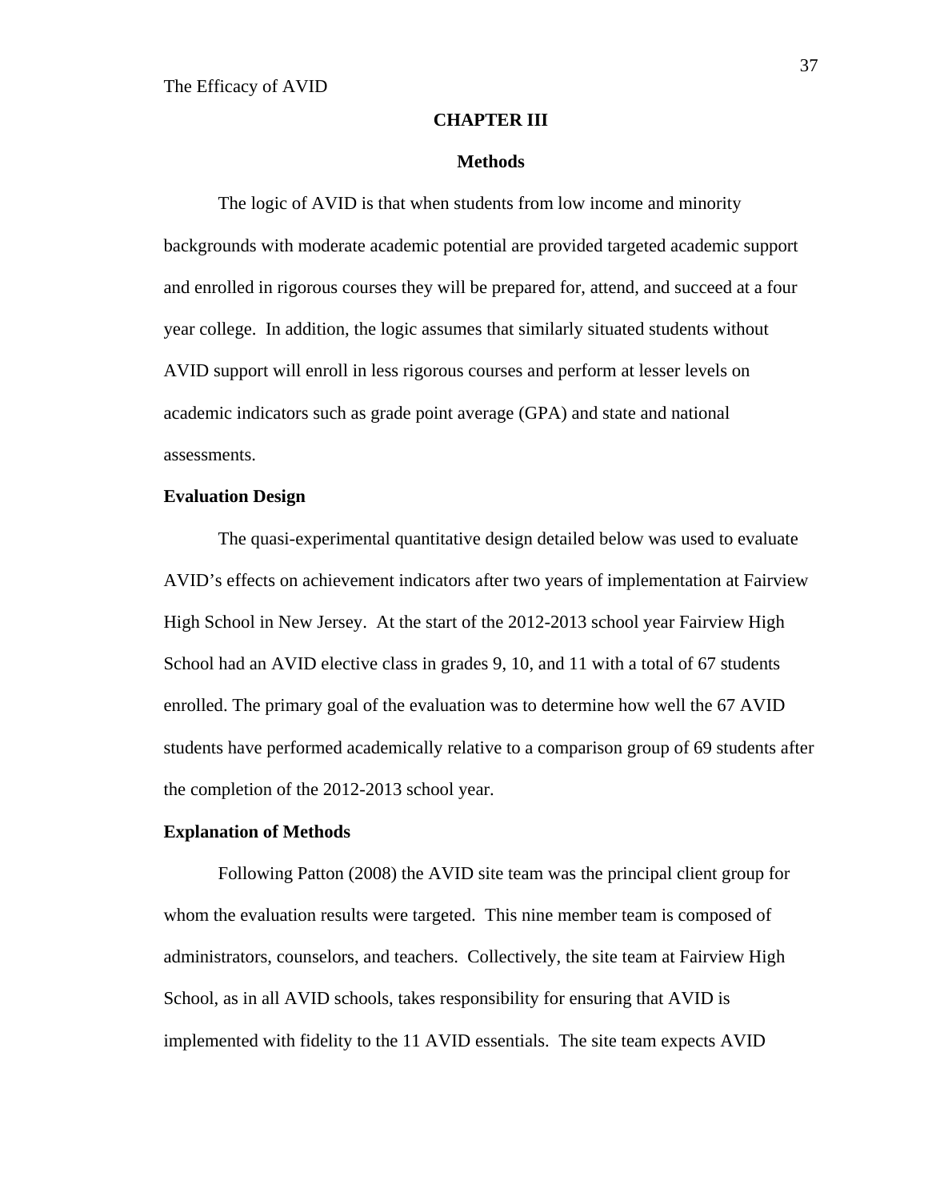# CHAPTER III

## Methods

The logic of AVID is that when students from low income and minority backgrounds with moderate academic potential are provided targeted academic support and enrolled in rigorous courses they will be prepared for, attend, and succeed at a four year college. In addition, the logic assumes that similarly situated students without AVID support will enroll in less rigorous courses and perform at lesser levels on academic indicators such as grade point average (GPA) and state and national assessments.

### Evaluation Design

The quasi-experimental quantitative design detailed below was used to evaluate AVID's effects on achievement indicators after two years of implementation at Fairview High School in New Jersey. At the start of the 2012-2013 school year Fairview High School had an AVID elective class in grades 9, 10, and 11 with a total of 67 students enrolled. The primary goal of the evaluation was to determine how well the 67 AVID students have performed academically relative to a comparison group of 69 students after the completion of the 2012-2013 school year.

### Explanation of Methods

Following Patton (2008) the AVID site team was the principal client group for whom the evaluation results were targeted. This nine member team is composed of administrators, counselors, and teachers. Collectively, the site team at Fairview High School, as in all AVID schools, takes responsibility for ensuring that AVID is implemented with fidelity to the 11 AVID essentials. The site team expects AVID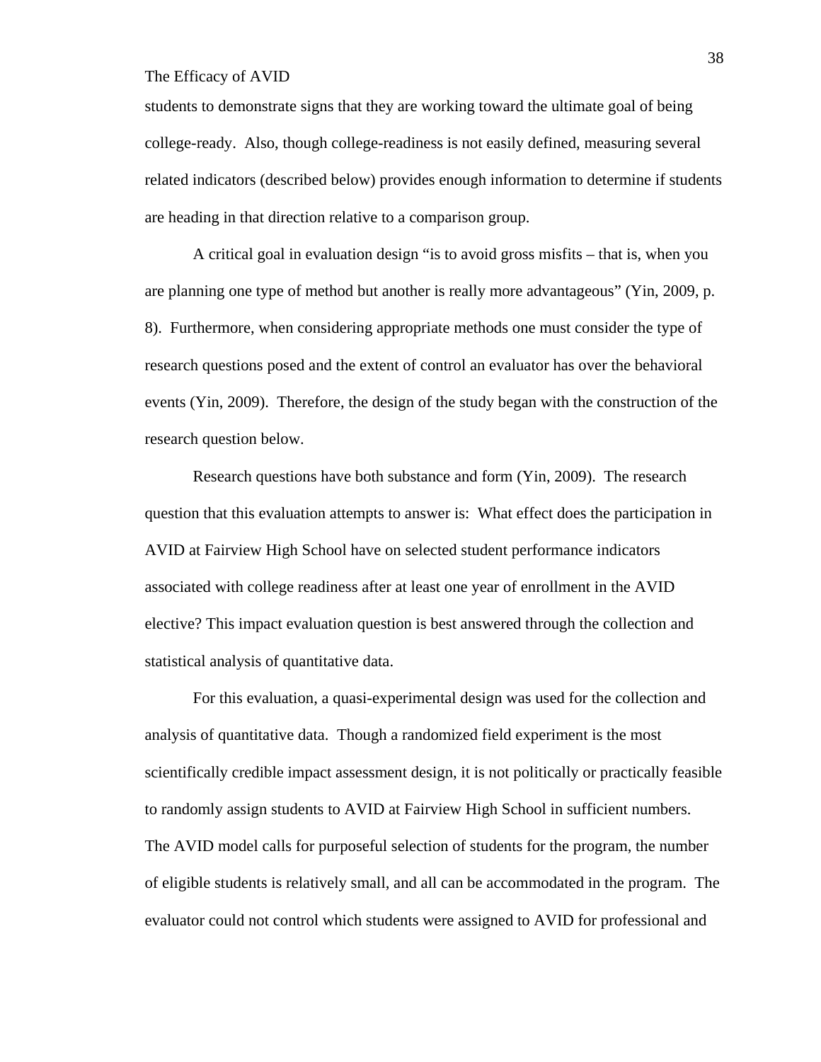students to demonstrate signs that they are working toward the ultimate goal of being college-ready. Also, though college-readiness is not easily defined, measuring several related indicators (described below) provides enough information to determine if students are heading in that direction relative to a comparison group.

A critical goal in evaluation design "is to avoid gross misfits – that is, when you are planning one type of method but another is really more advantageous" (Yin, 2009, p. 8). Furthermore, when considering appropriate methods one must consider the type of research questions posed and the extent of control an evaluator has over the behavioral events (Yin, 2009). Therefore, the design of the study began with the construction of the research question below.

Research questions have both substance and form (Yin, 2009). The research question that this evaluation attempts to answer is: What effect does the participation in AVID at Fairview High School have on selected student performance indicators associated with college readiness after at least one year of enrollment in the AVID elective? This impact evaluation question is best answered through the collection and statistical analysis of quantitative data.

For this evaluation, a quasi-experimental design was used for the collection and analysis of quantitative data. Though a randomized field experiment is the most scientifically credible impact assessment design, it is not politically or practically feasible to randomly assign students to AVID at Fairview High School in sufficient numbers. The AVID model calls for purposeful selection of students for the program, the number of eligible students is relatively small, and all can be accommodated in the program. The evaluator could not control which students were assigned to AVID for professional and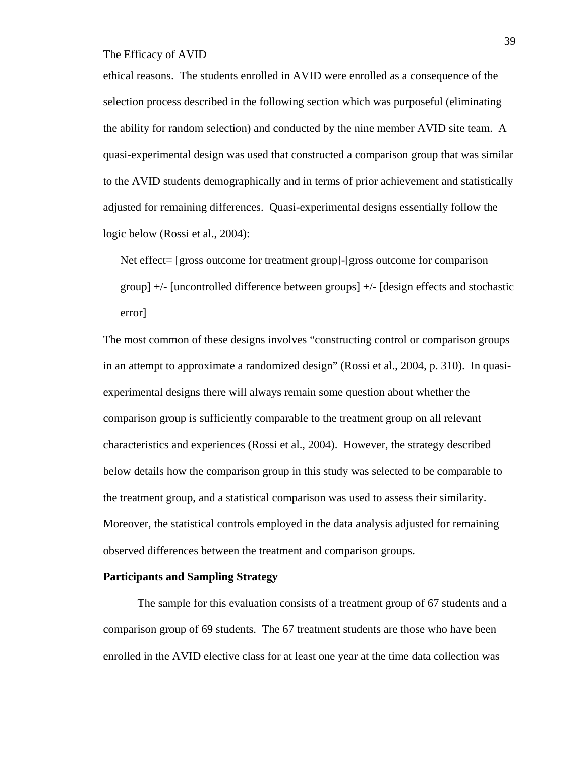ethical reasons. The students enrolled in AVID were enrolled as a consequence of the selection process described in the following section which was purposeful (eliminating the ability for random selection) and conducted by the nine member AVID site team. A quasi-experimental design was used that constructed a comparison group that was similar to the AVID students demographically and in terms of prior achievement and statistically adjusted for remaining differences. Quasi-experimental designs essentially follow the logic below (Rossi et al., 2004):

> Net effect= [gross outcome for treatment group]-[gross outcome for comparison group] +/- [uncontrolled difference between groups] +/- [design effects and stochastic error]

The most common of these designs involves "constructing control or comparison groups in an attempt to approximate a randomized design" (Rossi et al., 2004, p. 310). In quasi-experimental designs there will always remain some question about whether the comparison group is sufficiently comparable to the treatment group on all relevant characteristics and experiences (Rossi et al., 2004). However, the strategy described below details how the comparison group in this study was selected to be comparable to the treatment group, and a statistical comparison was used to assess their similarity. Moreover, the statistical controls employed in the data analysis adjusted for remaining observed differences between the treatment and comparison groups.

**Participants and Sampling Strategy**

The sample for this evaluation consists of a treatment group of 67 students and a comparison group of 69 students. The 67 treatment students are those who have been enrolled in the AVID elective class for at least one year at the time data collection was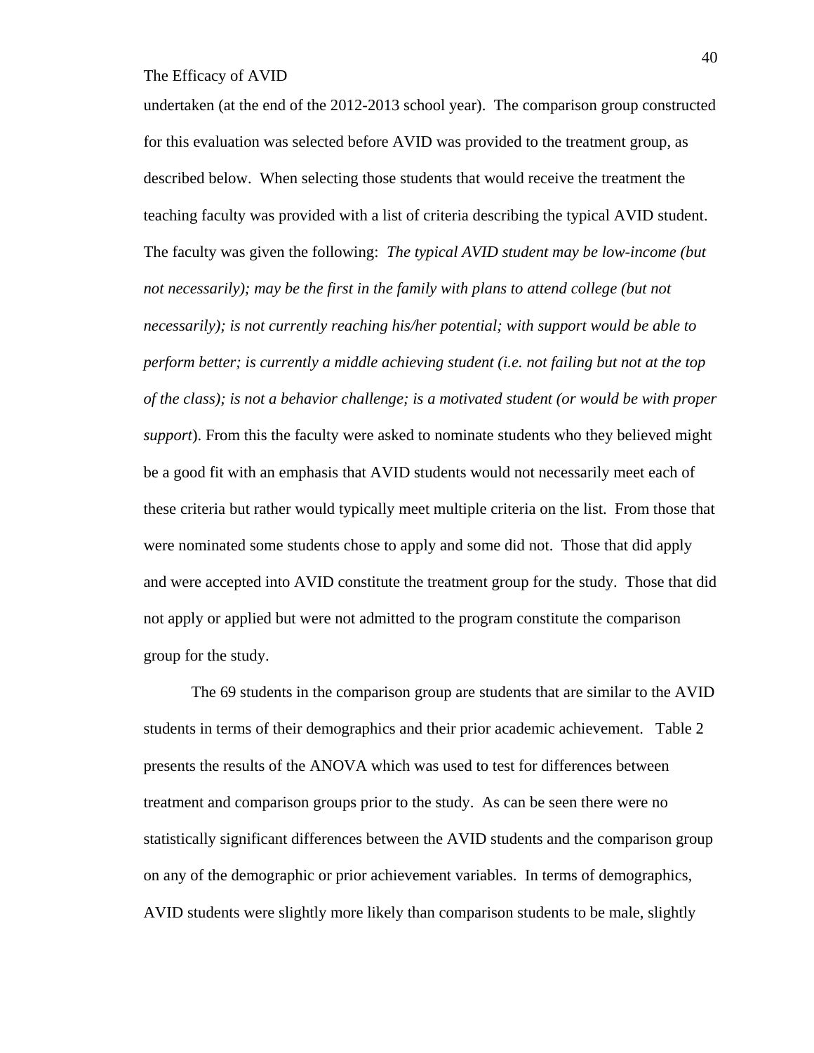undertaken (at the end of the 2012-2013 school year). The comparison group constructed for this evaluation was selected before AVID was provided to the treatment group, as described below. When selecting those students that would receive the treatment the teaching faculty was provided with a list of criteria describing the typical AVID student. The faculty was given the following: *The typical AVID student may be low-income (but not necessarily); may be the first in the family with plans to attend college (but not necessarily); is not currently reaching his/her potential; with support would be able to perform better; is currently a middle achieving student (i.e. not failing but not at the top of the class); is not a behavior challenge; is a motivated student (or would be with proper support*). From this the faculty were asked to nominate students who they believed might be a good fit with an emphasis that AVID students would not necessarily meet each of these criteria but rather would typically meet multiple criteria on the list. From those that were nominated some students chose to apply and some did not. Those that did apply and were accepted into AVID constitute the treatment group for the study. Those that did not apply or applied but were not admitted to the program constitute the comparison group for the study.

The 69 students in the comparison group are students that are similar to the AVID students in terms of their demographics and their prior academic achievement. Table 2 presents the results of the ANOVA which was used to test for differences between treatment and comparison groups prior to the study. As can be seen there were no statistically significant differences between the AVID students and the comparison group on any of the demographic or prior achievement variables. In terms of demographics, AVID students were slightly more likely than comparison students to be male, slightly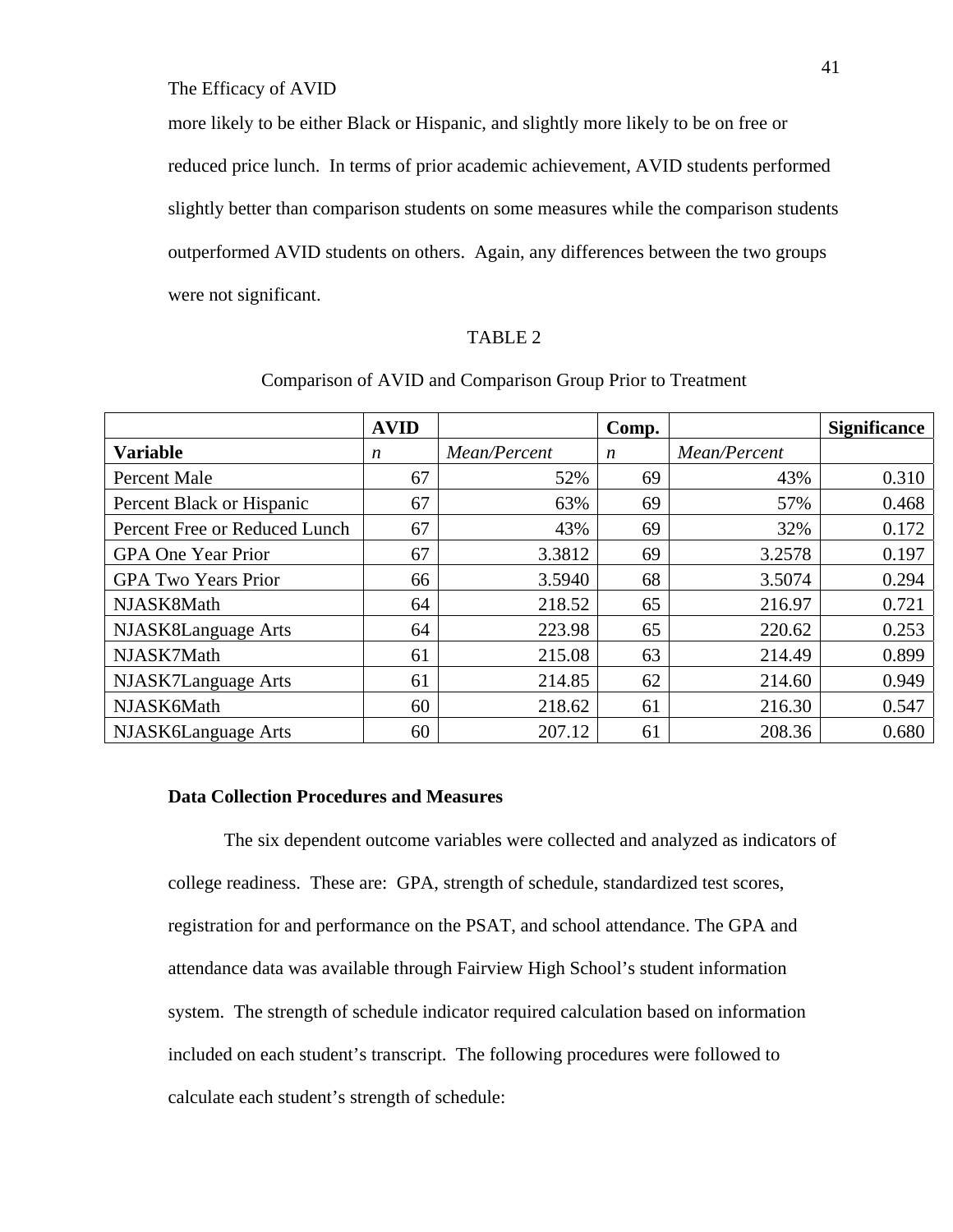more likely to be either Black or Hispanic, and slightly more likely to be on free or reduced price lunch. In terms of prior academic achievement, AVID students performed slightly better than comparison students on some measures while the comparison students outperformed AVID students on others. Again, any differences between the two groups were not significant.

TABLE 2

Comparison of AVID and Comparison Group Prior to Treatment

| | **AVID** | | **Comp.** | | **Significance** |
|---|---|---|---|---|---|
| **Variable** | *n* | *Mean/Percent* | *n* | *Mean/Percent* | |
| Percent Male | 67 | 52% | 69 | 43% | 0.310 |
| Percent Black or Hispanic | 67 | 63% | 69 | 57% | 0.468 |
| Percent Free or Reduced Lunch | 67 | 43% | 69 | 32% | 0.172 |
| GPA One Year Prior | 67 | 3.3812 | 69 | 3.2578 | 0.197 |
| GPA Two Years Prior | 66 | 3.5940 | 68 | 3.5074 | 0.294 |
| NJASK8Math | 64 | 218.52 | 65 | 216.97 | 0.721 |
| NJASK8Language Arts | 64 | 223.98 | 65 | 220.62 | 0.253 |
| NJASK7Math | 61 | 215.08 | 63 | 214.49 | 0.899 |
| NJASK7Language Arts | 61 | 214.85 | 62 | 214.60 | 0.949 |
| NJASK6Math | 60 | 218.62 | 61 | 216.30 | 0.547 |
| NJASK6Language Arts | 60 | 207.12 | 61 | 208.36 | 0.680 |

### Data Collection Procedures and Measures

The six dependent outcome variables were collected and analyzed as indicators of college readiness. These are: GPA, strength of schedule, standardized test scores, registration for and performance on the PSAT, and school attendance. The GPA and attendance data was available through Fairview High School's student information system. The strength of schedule indicator required calculation based on information included on each student's transcript. The following procedures were followed to calculate each student's strength of schedule: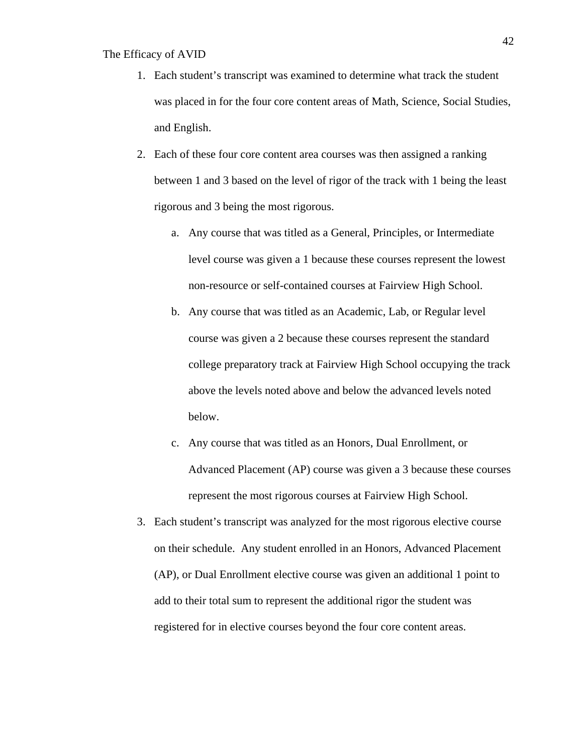1. Each student's transcript was examined to determine what track the student was placed in for the four core content areas of Math, Science, Social Studies, and English.
2. Each of these four core content area courses was then assigned a ranking between 1 and 3 based on the level of rigor of the track with 1 being the least rigorous and 3 being the most rigorous.
    a. Any course that was titled as a General, Principles, or Intermediate level course was given a 1 because these courses represent the lowest non-resource or self-contained courses at Fairview High School.
    b. Any course that was titled as an Academic, Lab, or Regular level course was given a 2 because these courses represent the standard college preparatory track at Fairview High School occupying the track above the levels noted above and below the advanced levels noted below.
    c. Any course that was titled as an Honors, Dual Enrollment, or Advanced Placement (AP) course was given a 3 because these courses represent the most rigorous courses at Fairview High School.
3. Each student's transcript was analyzed for the most rigorous elective course on their schedule. Any student enrolled in an Honors, Advanced Placement (AP), or Dual Enrollment elective course was given an additional 1 point to add to their total sum to represent the additional rigor the student was registered for in elective courses beyond the four core content areas.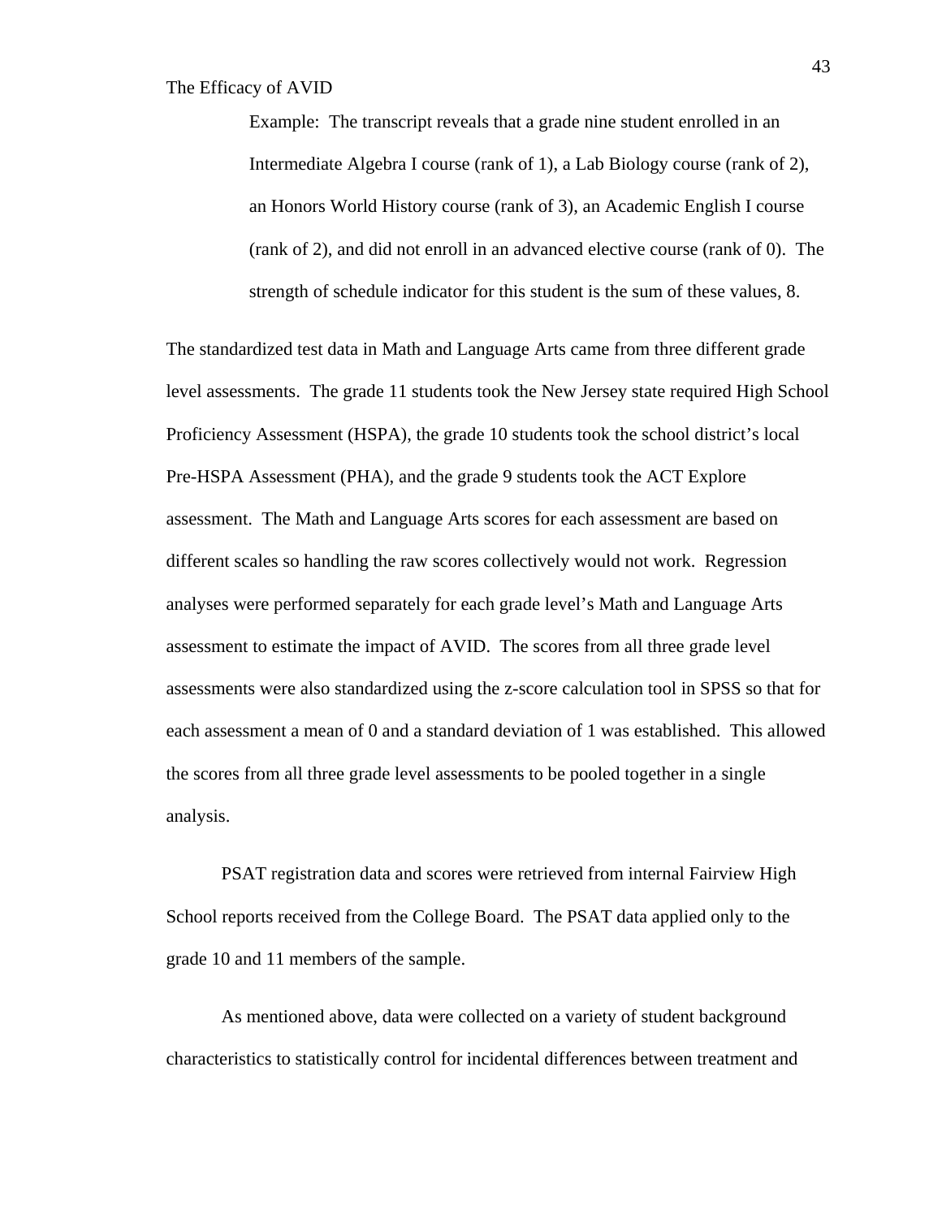> Example: The transcript reveals that a grade nine student enrolled in an Intermediate Algebra I course (rank of 1), a Lab Biology course (rank of 2), an Honors World History course (rank of 3), an Academic English I course (rank of 2), and did not enroll in an advanced elective course (rank of 0). The strength of schedule indicator for this student is the sum of these values, 8.

The standardized test data in Math and Language Arts came from three different grade level assessments. The grade 11 students took the New Jersey state required High School Proficiency Assessment (HSPA), the grade 10 students took the school district's local Pre-HSPA Assessment (PHA), and the grade 9 students took the ACT Explore assessment. The Math and Language Arts scores for each assessment are based on different scales so handling the raw scores collectively would not work. Regression analyses were performed separately for each grade level's Math and Language Arts assessment to estimate the impact of AVID. The scores from all three grade level assessments were also standardized using the z-score calculation tool in SPSS so that for each assessment a mean of 0 and a standard deviation of 1 was established. This allowed the scores from all three grade level assessments to be pooled together in a single analysis.

PSAT registration data and scores were retrieved from internal Fairview High School reports received from the College Board. The PSAT data applied only to the grade 10 and 11 members of the sample.

As mentioned above, data were collected on a variety of student background characteristics to statistically control for incidental differences between treatment and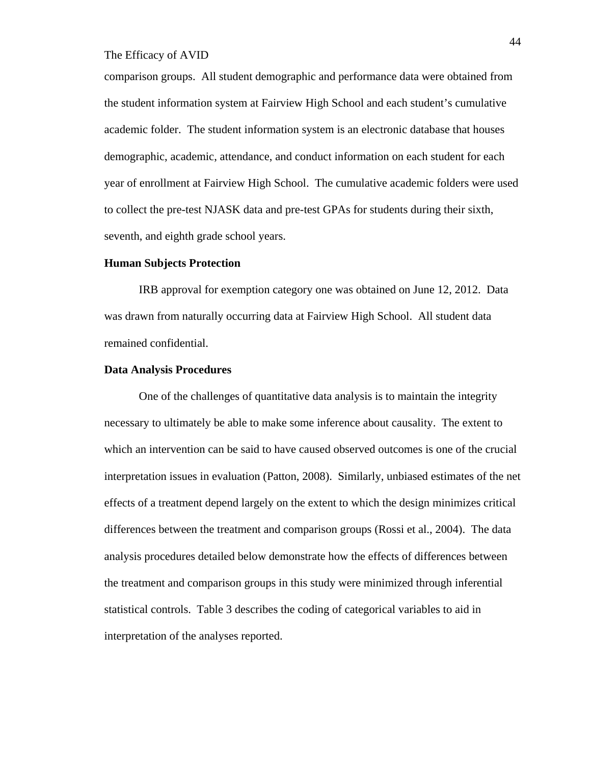comparison groups. All student demographic and performance data were obtained from the student information system at Fairview High School and each student's cumulative academic folder. The student information system is an electronic database that houses demographic, academic, attendance, and conduct information on each student for each year of enrollment at Fairview High School. The cumulative academic folders were used to collect the pre-test NJASK data and pre-test GPAs for students during their sixth, seventh, and eighth grade school years.

**Human Subjects Protection**

IRB approval for exemption category one was obtained on June 12, 2012. Data was drawn from naturally occurring data at Fairview High School. All student data remained confidential.

**Data Analysis Procedures**

One of the challenges of quantitative data analysis is to maintain the integrity necessary to ultimately be able to make some inference about causality. The extent to which an intervention can be said to have caused observed outcomes is one of the crucial interpretation issues in evaluation (Patton, 2008). Similarly, unbiased estimates of the net effects of a treatment depend largely on the extent to which the design minimizes critical differences between the treatment and comparison groups (Rossi et al., 2004). The data analysis procedures detailed below demonstrate how the effects of differences between the treatment and comparison groups in this study were minimized through inferential statistical controls. Table 3 describes the coding of categorical variables to aid in interpretation of the analyses reported.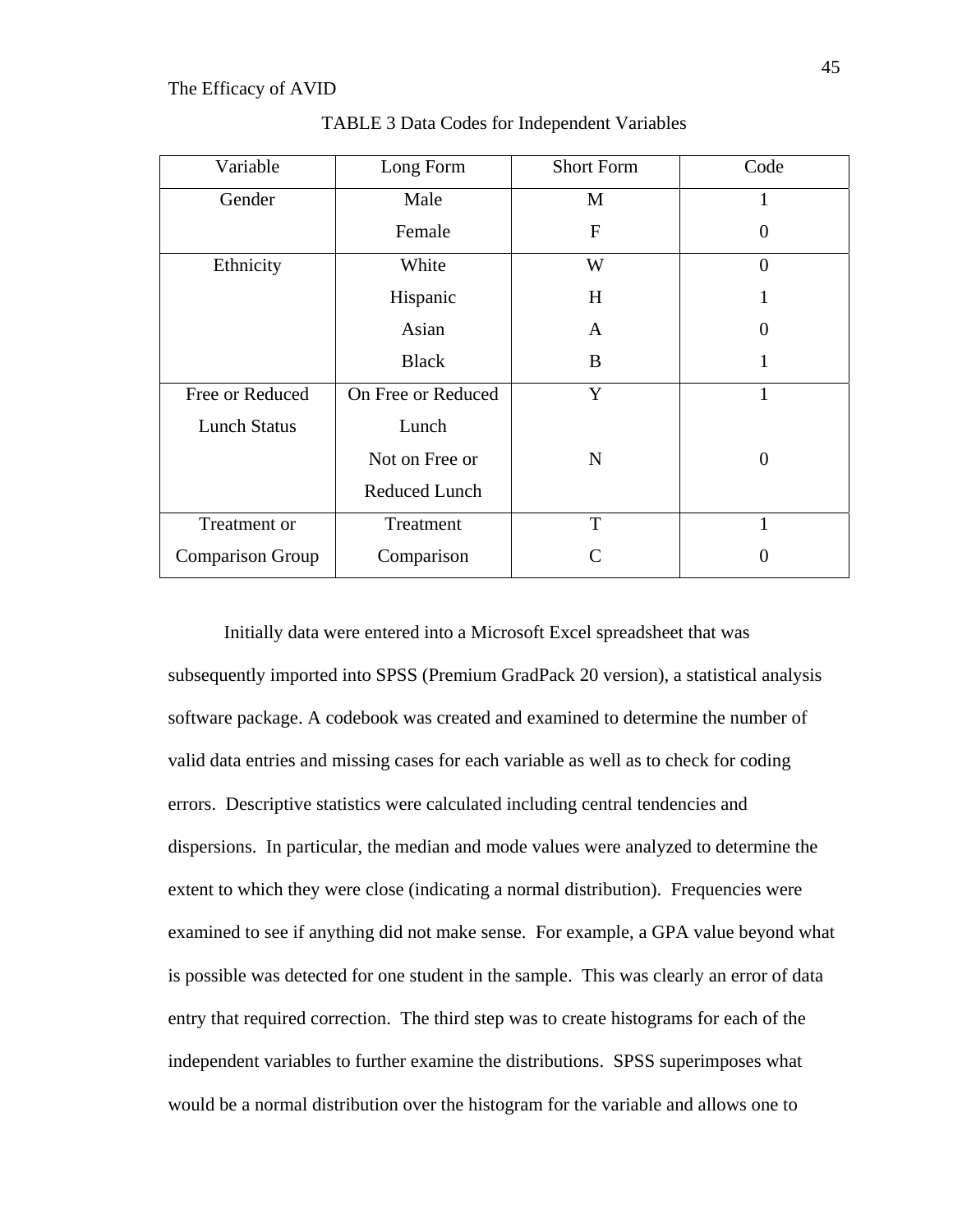TABLE 3 Data Codes for Independent Variables

| Variable | Long Form | Short Form | Code |
|---|---|---|---|
| Gender | Male | M | 1 |
| | Female | F | 0 |
| Ethnicity | White | W | 0 |
| | Hispanic | H | 1 |
| | Asian | A | 0 |
| | Black | B | 1 |
| Free or Reduced Lunch Status | On Free or Reduced Lunch | Y | 1 |
| | Not on Free or Reduced Lunch | N | 0 |
| Treatment or Comparison Group | Treatment | T | 1 |
| | Comparison | C | 0 |

Initially data were entered into a Microsoft Excel spreadsheet that was subsequently imported into SPSS (Premium GradPack 20 version), a statistical analysis software package. A codebook was created and examined to determine the number of valid data entries and missing cases for each variable as well as to check for coding errors. Descriptive statistics were calculated including central tendencies and dispersions. In particular, the median and mode values were analyzed to determine the extent to which they were close (indicating a normal distribution). Frequencies were examined to see if anything did not make sense. For example, a GPA value beyond what is possible was detected for one student in the sample. This was clearly an error of data entry that required correction. The third step was to create histograms for each of the independent variables to further examine the distributions. SPSS superimposes what would be a normal distribution over the histogram for the variable and allows one to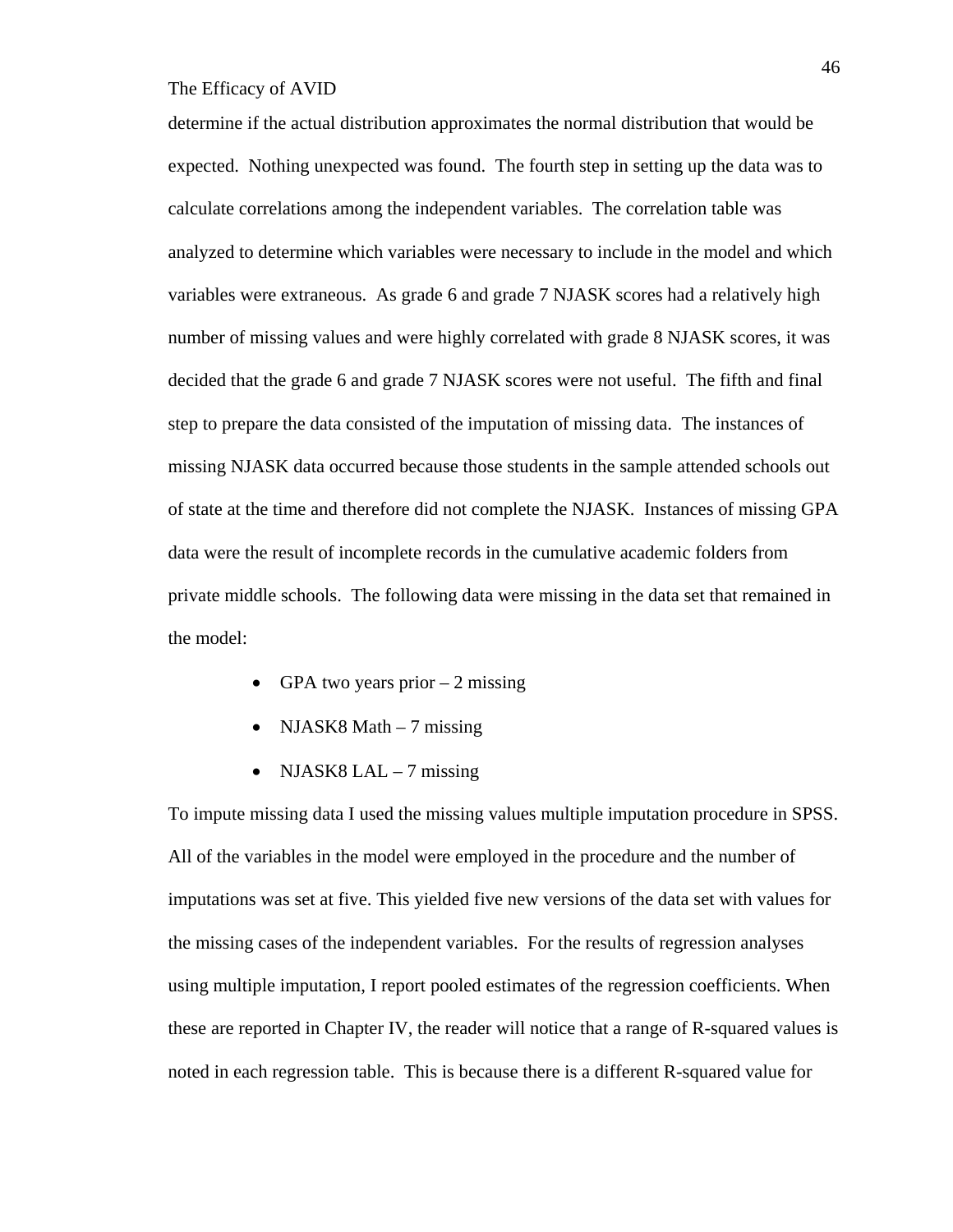determine if the actual distribution approximates the normal distribution that would be expected. Nothing unexpected was found. The fourth step in setting up the data was to calculate correlations among the independent variables. The correlation table was analyzed to determine which variables were necessary to include in the model and which variables were extraneous. As grade 6 and grade 7 NJASK scores had a relatively high number of missing values and were highly correlated with grade 8 NJASK scores, it was decided that the grade 6 and grade 7 NJASK scores were not useful. The fifth and final step to prepare the data consisted of the imputation of missing data. The instances of missing NJASK data occurred because those students in the sample attended schools out of state at the time and therefore did not complete the NJASK. Instances of missing GPA data were the result of incomplete records in the cumulative academic folders from private middle schools. The following data were missing in the data set that remained in the model:

- GPA two years prior – 2 missing
- NJASK8 Math – 7 missing
- NJASK8 LAL – 7 missing

To impute missing data I used the missing values multiple imputation procedure in SPSS. All of the variables in the model were employed in the procedure and the number of imputations was set at five. This yielded five new versions of the data set with values for the missing cases of the independent variables. For the results of regression analyses using multiple imputation, I report pooled estimates of the regression coefficients. When these are reported in Chapter IV, the reader will notice that a range of R-squared values is noted in each regression table. This is because there is a different R-squared value for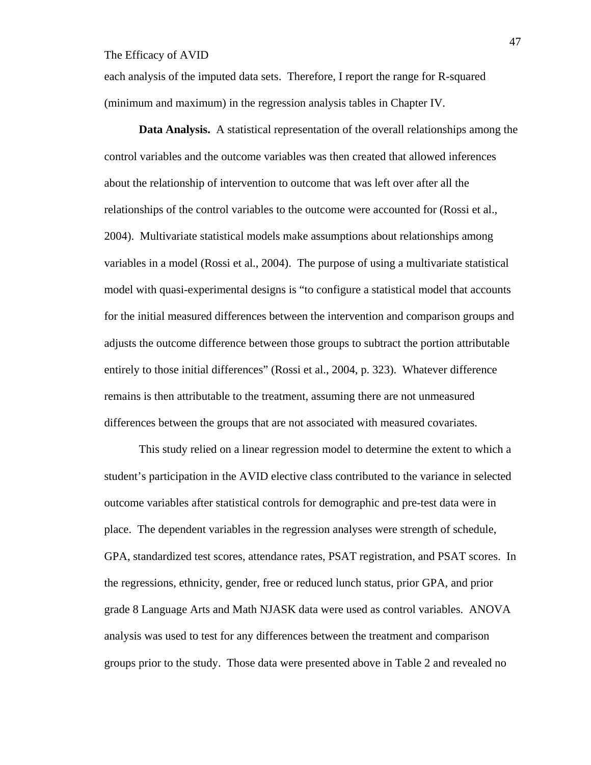each analysis of the imputed data sets. Therefore, I report the range for R-squared (minimum and maximum) in the regression analysis tables in Chapter IV.

**Data Analysis.** A statistical representation of the overall relationships among the control variables and the outcome variables was then created that allowed inferences about the relationship of intervention to outcome that was left over after all the relationships of the control variables to the outcome were accounted for (Rossi et al., 2004). Multivariate statistical models make assumptions about relationships among variables in a model (Rossi et al., 2004). The purpose of using a multivariate statistical model with quasi-experimental designs is "to configure a statistical model that accounts for the initial measured differences between the intervention and comparison groups and adjusts the outcome difference between those groups to subtract the portion attributable entirely to those initial differences" (Rossi et al., 2004, p. 323). Whatever difference remains is then attributable to the treatment, assuming there are not unmeasured differences between the groups that are not associated with measured covariates.

This study relied on a linear regression model to determine the extent to which a student's participation in the AVID elective class contributed to the variance in selected outcome variables after statistical controls for demographic and pre-test data were in place. The dependent variables in the regression analyses were strength of schedule, GPA, standardized test scores, attendance rates, PSAT registration, and PSAT scores. In the regressions, ethnicity, gender, free or reduced lunch status, prior GPA, and prior grade 8 Language Arts and Math NJASK data were used as control variables. ANOVA analysis was used to test for any differences between the treatment and comparison groups prior to the study. Those data were presented above in Table 2 and revealed no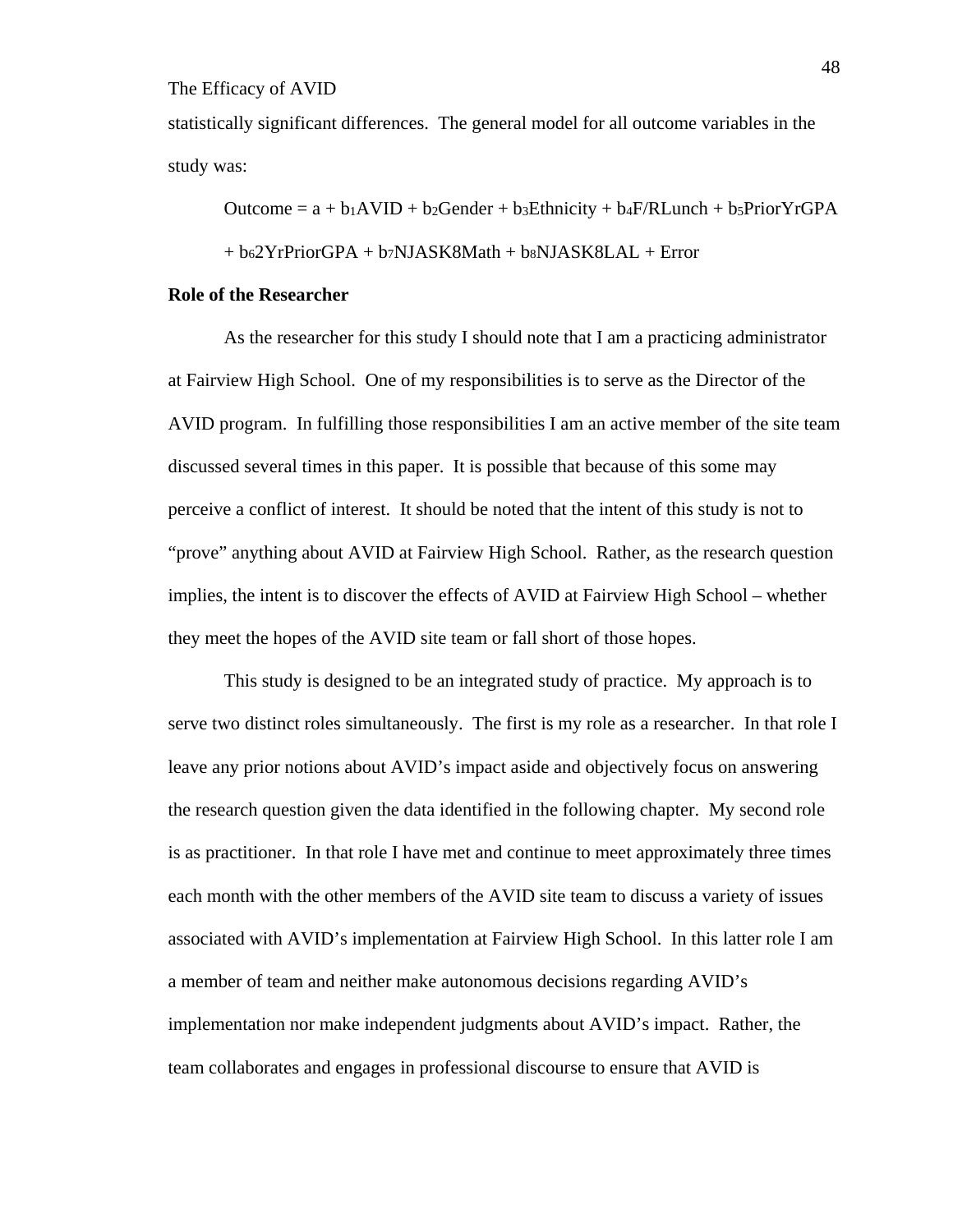statistically significant differences. The general model for all outcome variables in the study was:

$$Outcome = a + b_1AVID + b_2Gender + b_3Ethnicity + b_4F/RLunch + b_5PriorYrGPA + b_6 2YrPriorGPA + b_7NJASK8Math + b_8NJASK8LAL + Error$$

**Role of the Researcher**

As the researcher for this study I should note that I am a practicing administrator at Fairview High School. One of my responsibilities is to serve as the Director of the AVID program. In fulfilling those responsibilities I am an active member of the site team discussed several times in this paper. It is possible that because of this some may perceive a conflict of interest. It should be noted that the intent of this study is not to "prove" anything about AVID at Fairview High School. Rather, as the research question implies, the intent is to discover the effects of AVID at Fairview High School – whether they meet the hopes of the AVID site team or fall short of those hopes.

This study is designed to be an integrated study of practice. My approach is to serve two distinct roles simultaneously. The first is my role as a researcher. In that role I leave any prior notions about AVID's impact aside and objectively focus on answering the research question given the data identified in the following chapter. My second role is as practitioner. In that role I have met and continue to meet approximately three times each month with the other members of the AVID site team to discuss a variety of issues associated with AVID's implementation at Fairview High School. In this latter role I am a member of team and neither make autonomous decisions regarding AVID's implementation nor make independent judgments about AVID's impact. Rather, the team collaborates and engages in professional discourse to ensure that AVID is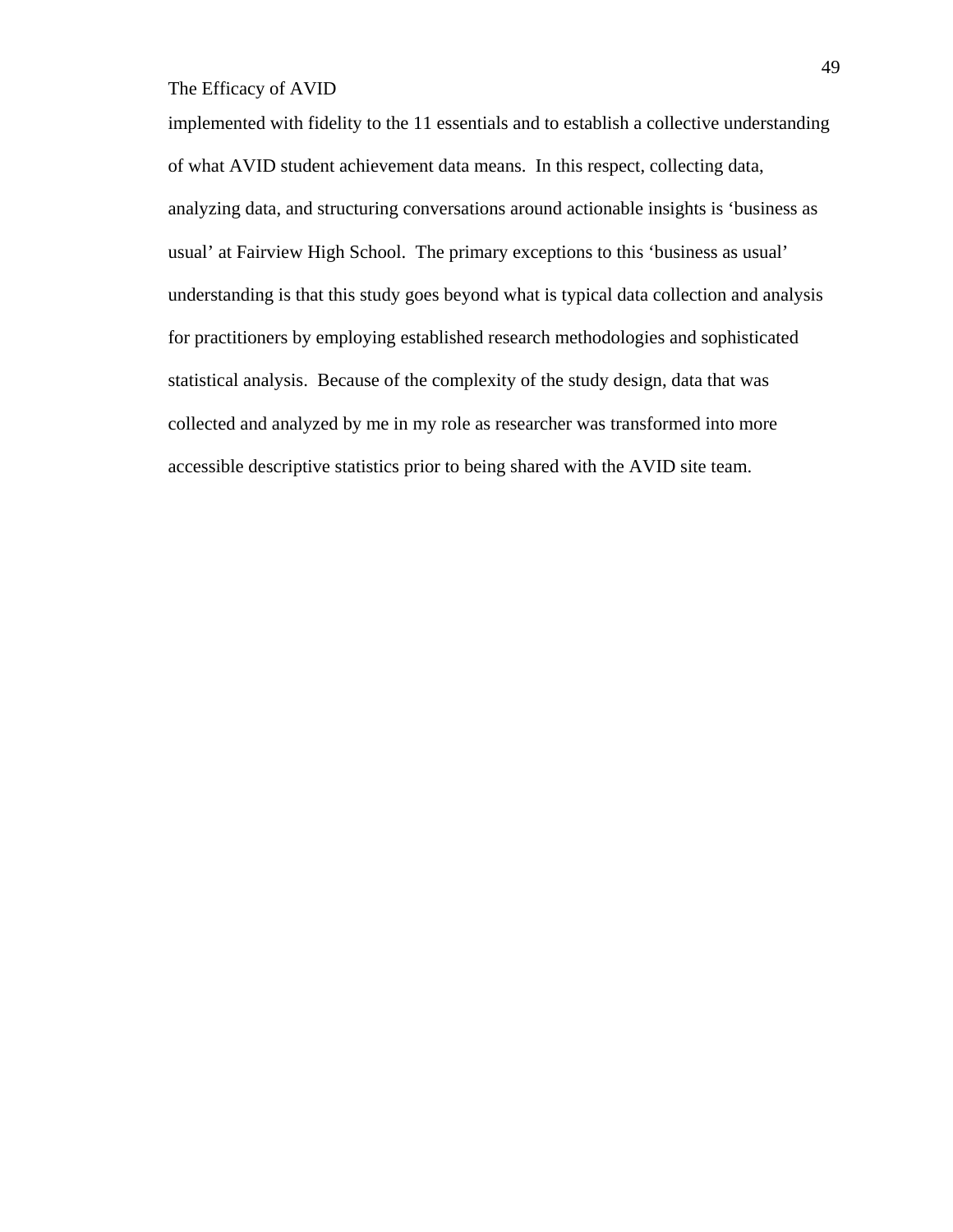implemented with fidelity to the 11 essentials and to establish a collective understanding of what AVID student achievement data means.  In this respect, collecting data, analyzing data, and structuring conversations around actionable insights is 'business as usual' at Fairview High School.  The primary exceptions to this 'business as usual' understanding is that this study goes beyond what is typical data collection and analysis for practitioners by employing established research methodologies and sophisticated statistical analysis.  Because of the complexity of the study design, data that was collected and analyzed by me in my role as researcher was transformed into more accessible descriptive statistics prior to being shared with the AVID site team.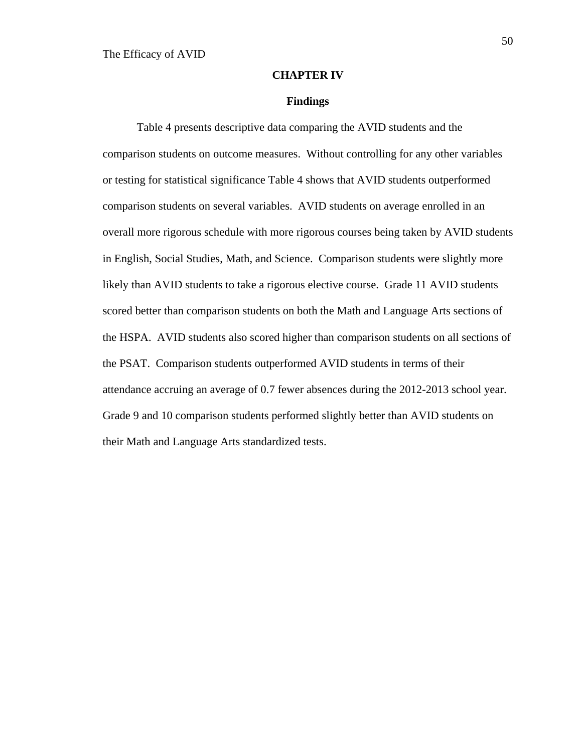# CHAPTER IV

## Findings

Table 4 presents descriptive data comparing the AVID students and the comparison students on outcome measures. Without controlling for any other variables or testing for statistical significance Table 4 shows that AVID students outperformed comparison students on several variables. AVID students on average enrolled in an overall more rigorous schedule with more rigorous courses being taken by AVID students in English, Social Studies, Math, and Science. Comparison students were slightly more likely than AVID students to take a rigorous elective course. Grade 11 AVID students scored better than comparison students on both the Math and Language Arts sections of the HSPA. AVID students also scored higher than comparison students on all sections of the PSAT. Comparison students outperformed AVID students in terms of their attendance accruing an average of 0.7 fewer absences during the 2012-2013 school year. Grade 9 and 10 comparison students performed slightly better than AVID students on their Math and Language Arts standardized tests.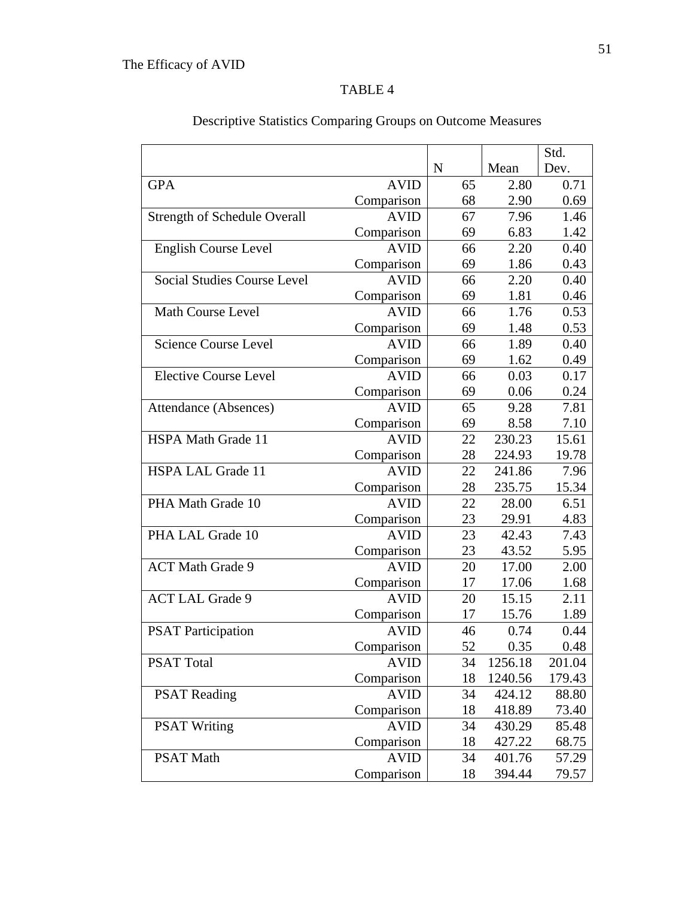TABLE 4

Descriptive Statistics Comparing Groups on Outcome Measures

| | | N | Mean | Std. Dev. |
|---|---|---|---|---|
| GPA | AVID | 65 | 2.80 | 0.71 |
| | Comparison | 68 | 2.90 | 0.69 |
| Strength of Schedule Overall | AVID | 67 | 7.96 | 1.46 |
| | Comparison | 69 | 6.83 | 1.42 |
| English Course Level | AVID | 66 | 2.20 | 0.40 |
| | Comparison | 69 | 1.86 | 0.43 |
| Social Studies Course Level | AVID | 66 | 2.20 | 0.40 |
| | Comparison | 69 | 1.81 | 0.46 |
| Math Course Level | AVID | 66 | 1.76 | 0.53 |
| | Comparison | 69 | 1.48 | 0.53 |
| Science Course Level | AVID | 66 | 1.89 | 0.40 |
| | Comparison | 69 | 1.62 | 0.49 |
| Elective Course Level | AVID | 66 | 0.03 | 0.17 |
| | Comparison | 69 | 0.06 | 0.24 |
| Attendance (Absences) | AVID | 65 | 9.28 | 7.81 |
| | Comparison | 69 | 8.58 | 7.10 |
| HSPA Math Grade 11 | AVID | 22 | 230.23 | 15.61 |
| | Comparison | 28 | 224.93 | 19.78 |
| HSPA LAL Grade 11 | AVID | 22 | 241.86 | 7.96 |
| | Comparison | 28 | 235.75 | 15.34 |
| PHA Math Grade 10 | AVID | 22 | 28.00 | 6.51 |
| | Comparison | 23 | 29.91 | 4.83 |
| PHA LAL Grade 10 | AVID | 23 | 42.43 | 7.43 |
| | Comparison | 23 | 43.52 | 5.95 |
| ACT Math Grade 9 | AVID | 20 | 17.00 | 2.00 |
| | Comparison | 17 | 17.06 | 1.68 |
| ACT LAL Grade 9 | AVID | 20 | 15.15 | 2.11 |
| | Comparison | 17 | 15.76 | 1.89 |
| PSAT Participation | AVID | 46 | 0.74 | 0.44 |
| | Comparison | 52 | 0.35 | 0.48 |
| PSAT Total | AVID | 34 | 1256.18 | 201.04 |
| | Comparison | 18 | 1240.56 | 179.43 |
| PSAT Reading | AVID | 34 | 424.12 | 88.80 |
| | Comparison | 18 | 418.89 | 73.40 |
| PSAT Writing | AVID | 34 | 430.29 | 85.48 |
| | Comparison | 18 | 427.22 | 68.75 |
| PSAT Math | AVID | 34 | 401.76 | 57.29 |
| | Comparison | 18 | 394.44 | 79.57 |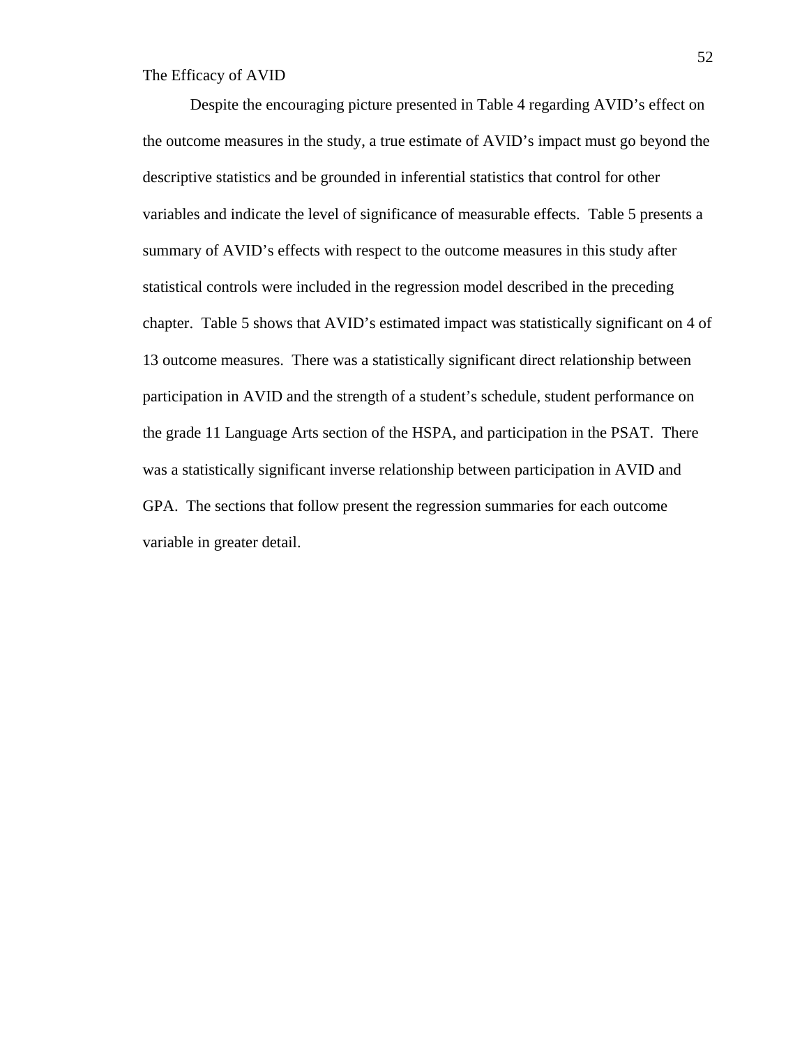Despite the encouraging picture presented in Table 4 regarding AVID's effect on the outcome measures in the study, a true estimate of AVID's impact must go beyond the descriptive statistics and be grounded in inferential statistics that control for other variables and indicate the level of significance of measurable effects. Table 5 presents a summary of AVID's effects with respect to the outcome measures in this study after statistical controls were included in the regression model described in the preceding chapter. Table 5 shows that AVID's estimated impact was statistically significant on 4 of 13 outcome measures. There was a statistically significant direct relationship between participation in AVID and the strength of a student's schedule, student performance on the grade 11 Language Arts section of the HSPA, and participation in the PSAT. There was a statistically significant inverse relationship between participation in AVID and GPA. The sections that follow present the regression summaries for each outcome variable in greater detail.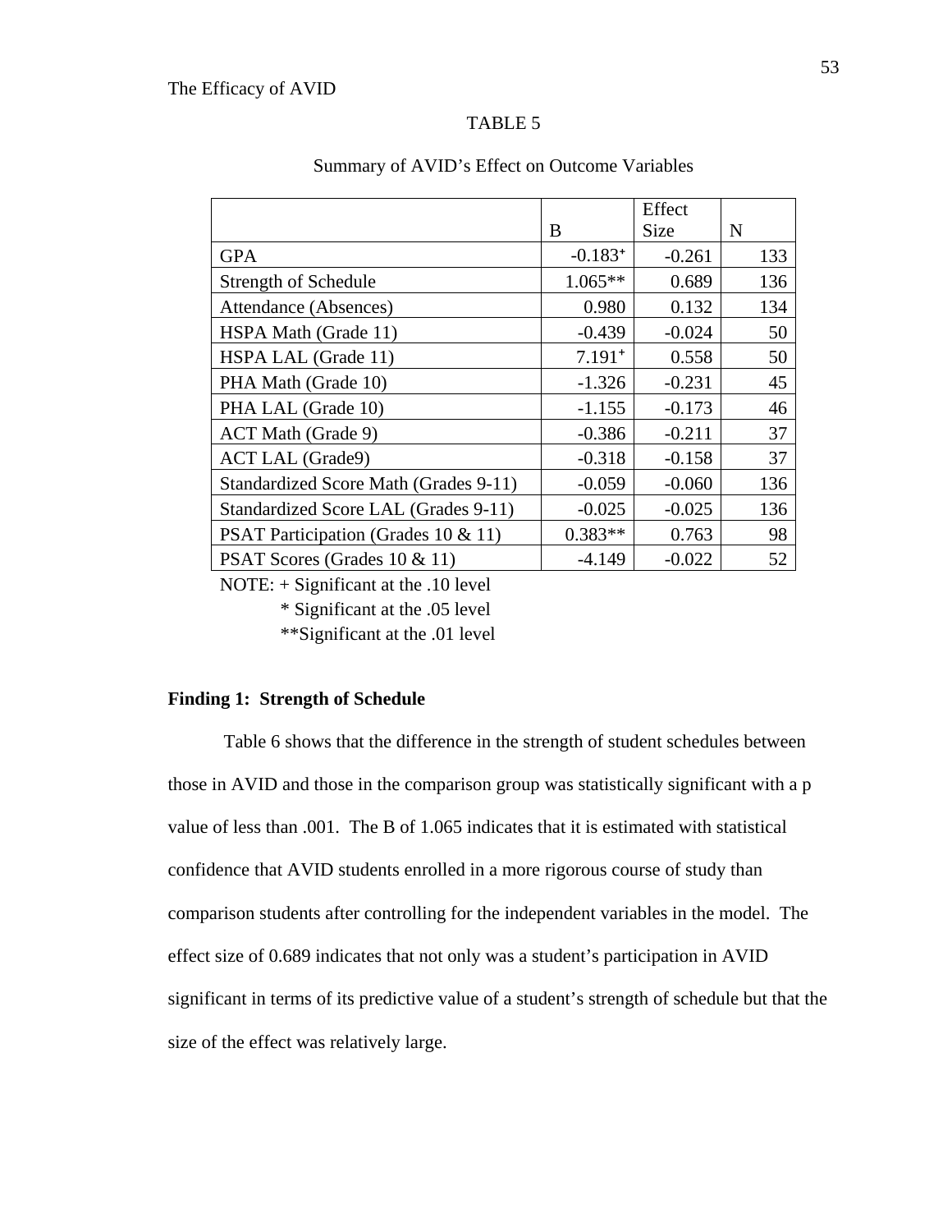TABLE 5

Summary of AVID's Effect on Outcome Variables

| | B | Effect Size | N |
|---|---|---|---|
| GPA | -0.183+ | -0.261 | 133 |
| Strength of Schedule | 1.065** | 0.689 | 136 |
| Attendance (Absences) | 0.980 | 0.132 | 134 |
| HSPA Math (Grade 11) | -0.439 | -0.024 | 50 |
| HSPA LAL (Grade 11) | 7.191+ | 0.558 | 50 |
| PHA Math (Grade 10) | -1.326 | -0.231 | 45 |
| PHA LAL (Grade 10) | -1.155 | -0.173 | 46 |
| ACT Math (Grade 9) | -0.386 | -0.211 | 37 |
| ACT LAL (Grade9) | -0.318 | -0.158 | 37 |
| Standardized Score Math (Grades 9-11) | -0.059 | -0.060 | 136 |
| Standardized Score LAL (Grades 9-11) | -0.025 | -0.025 | 136 |
| PSAT Participation (Grades 10 & 11) | 0.383** | 0.763 | 98 |
| PSAT Scores (Grades 10 & 11) | -4.149 | -0.022 | 52 |

NOTE: + Significant at the .10 level

\* Significant at the .05 level

\*\*Significant at the .01 level

**Finding 1: Strength of Schedule**

Table 6 shows that the difference in the strength of student schedules between those in AVID and those in the comparison group was statistically significant with a p value of less than .001. The B of 1.065 indicates that it is estimated with statistical confidence that AVID students enrolled in a more rigorous course of study than comparison students after controlling for the independent variables in the model. The effect size of 0.689 indicates that not only was a student's participation in AVID significant in terms of its predictive value of a student's strength of schedule but that the size of the effect was relatively large.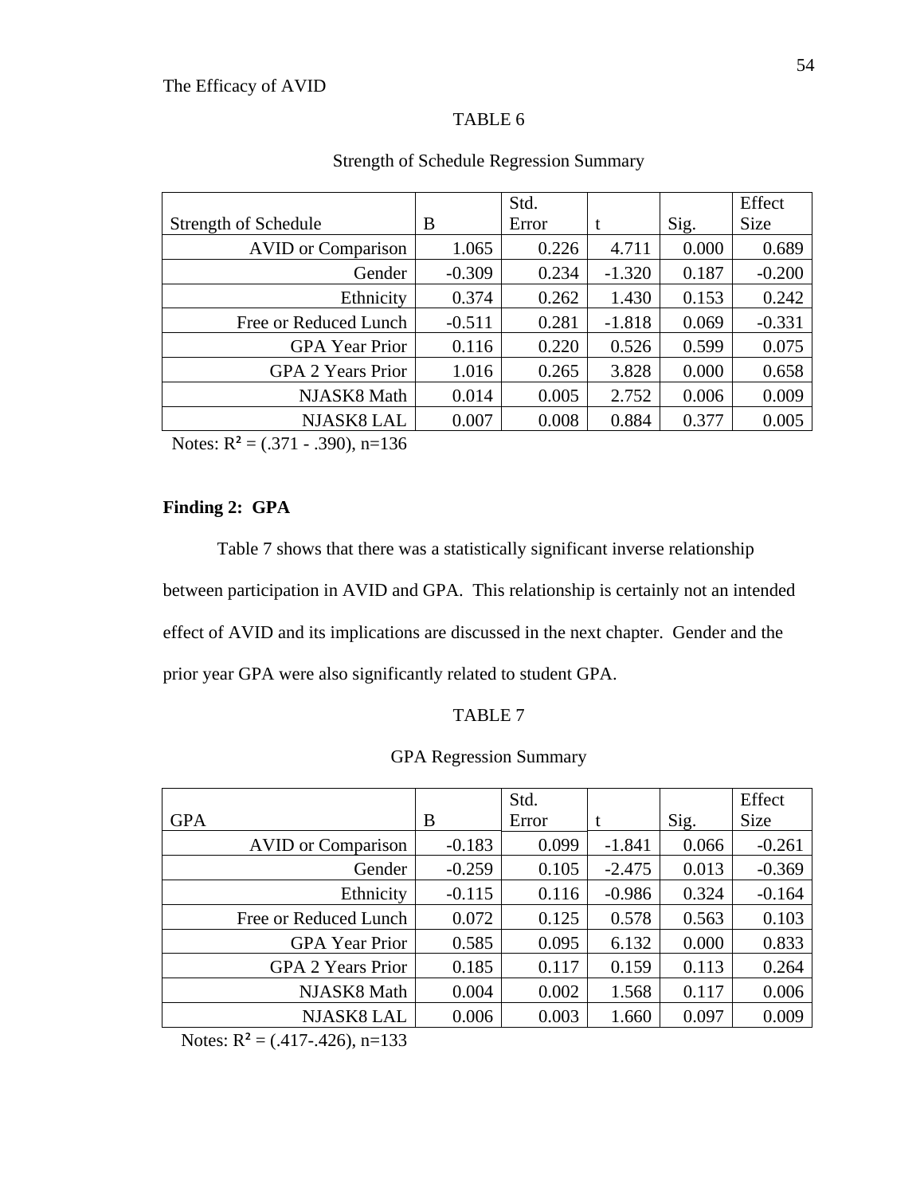TABLE 6

Strength of Schedule Regression Summary

| Strength of Schedule | B | Std. Error | t | Sig. | Effect Size |
|---|---|---|---|---|---|
| AVID or Comparison | 1.065 | 0.226 | 4.711 | 0.000 | 0.689 |
| Gender | -0.309 | 0.234 | -1.320 | 0.187 | -0.200 |
| Ethnicity | 0.374 | 0.262 | 1.430 | 0.153 | 0.242 |
| Free or Reduced Lunch | -0.511 | 0.281 | -1.818 | 0.069 | -0.331 |
| GPA Year Prior | 0.116 | 0.220 | 0.526 | 0.599 | 0.075 |
| GPA 2 Years Prior | 1.016 | 0.265 | 3.828 | 0.000 | 0.658 |
| NJASK8 Math | 0.014 | 0.005 | 2.752 | 0.006 | 0.009 |
| NJASK8 LAL | 0.007 | 0.008 | 0.884 | 0.377 | 0.005 |

Notes: $R^2$ = (.371 - .390), n=136

**Finding 2: GPA**

Table 7 shows that there was a statistically significant inverse relationship between participation in AVID and GPA. This relationship is certainly not an intended effect of AVID and its implications are discussed in the next chapter. Gender and the prior year GPA were also significantly related to student GPA.

TABLE 7

GPA Regression Summary

| GPA | B | Std. Error | t | Sig. | Effect Size |
|---|---|---|---|---|---|
| AVID or Comparison | -0.183 | 0.099 | -1.841 | 0.066 | -0.261 |
| Gender | -0.259 | 0.105 | -2.475 | 0.013 | -0.369 |
| Ethnicity | -0.115 | 0.116 | -0.986 | 0.324 | -0.164 |
| Free or Reduced Lunch | 0.072 | 0.125 | 0.578 | 0.563 | 0.103 |
| GPA Year Prior | 0.585 | 0.095 | 6.132 | 0.000 | 0.833 |
| GPA 2 Years Prior | 0.185 | 0.117 | 0.159 | 0.113 | 0.264 |
| NJASK8 Math | 0.004 | 0.002 | 1.568 | 0.117 | 0.006 |
| NJASK8 LAL | 0.006 | 0.003 | 1.660 | 0.097 | 0.009 |

Notes: $R^2$ = (.417-.426), n=133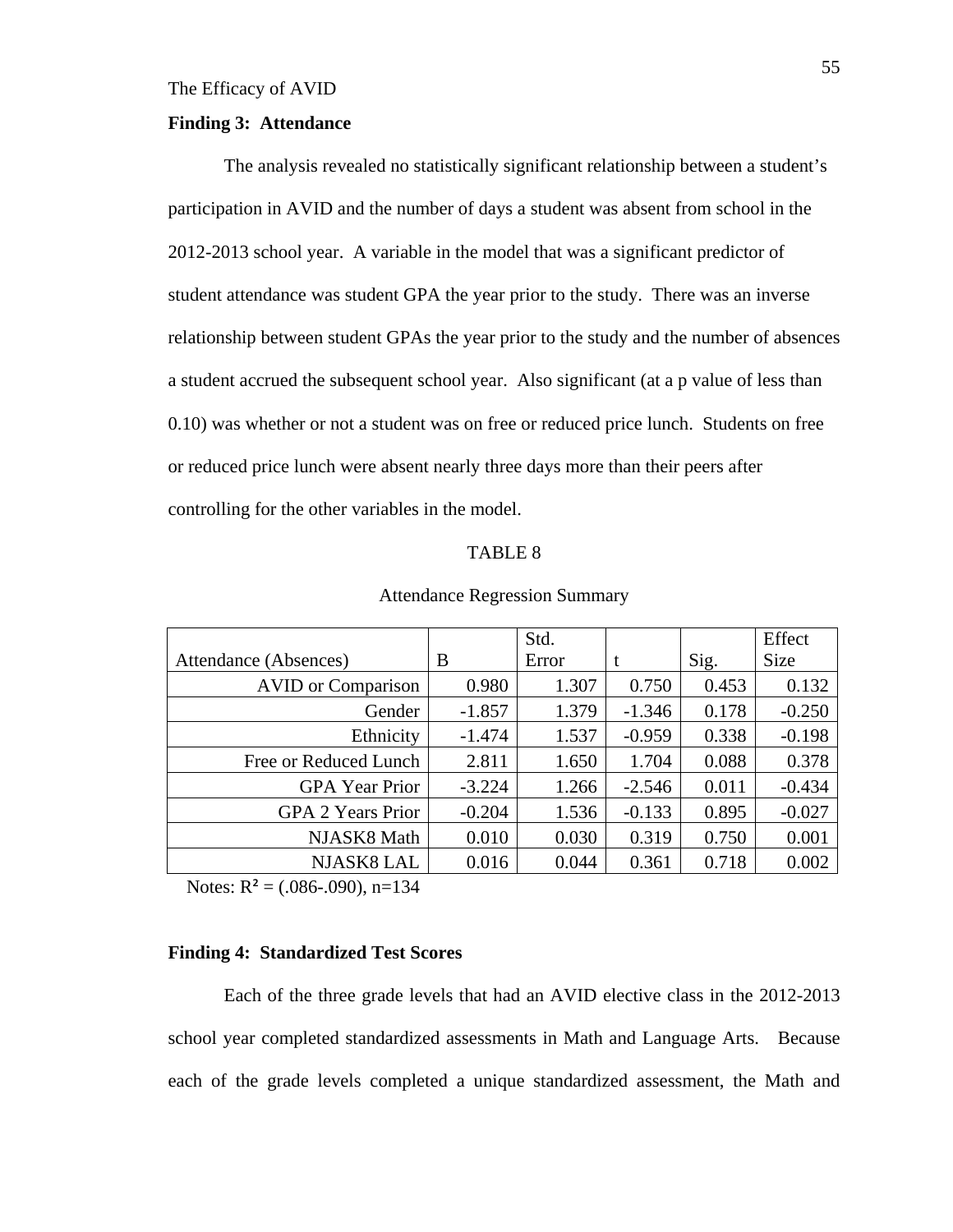**Finding 3: Attendance**

The analysis revealed no statistically significant relationship between a student's participation in AVID and the number of days a student was absent from school in the 2012-2013 school year. A variable in the model that was a significant predictor of student attendance was student GPA the year prior to the study. There was an inverse relationship between student GPAs the year prior to the study and the number of absences a student accrued the subsequent school year. Also significant (at a p value of less than 0.10) was whether or not a student was on free or reduced price lunch. Students on free or reduced price lunch were absent nearly three days more than their peers after controlling for the other variables in the model.

TABLE 8

Attendance Regression Summary

| Attendance (Absences) | B | Std. Error | t | Sig. | Effect Size |
|---|---|---|---|---|---|
| AVID or Comparison | 0.980 | 1.307 | 0.750 | 0.453 | 0.132 |
| Gender | -1.857 | 1.379 | -1.346 | 0.178 | -0.250 |
| Ethnicity | -1.474 | 1.537 | -0.959 | 0.338 | -0.198 |
| Free or Reduced Lunch | 2.811 | 1.650 | 1.704 | 0.088 | 0.378 |
| GPA Year Prior | -3.224 | 1.266 | -2.546 | 0.011 | -0.434 |
| GPA 2 Years Prior | -0.204 | 1.536 | -0.133 | 0.895 | -0.027 |
| NJASK8 Math | 0.010 | 0.030 | 0.319 | 0.750 | 0.001 |
| NJASK8 LAL | 0.016 | 0.044 | 0.361 | 0.718 | 0.002 |

Notes: $R^2$ = (.086-.090), n=134

**Finding 4: Standardized Test Scores**

Each of the three grade levels that had an AVID elective class in the 2012-2013 school year completed standardized assessments in Math and Language Arts. Because each of the grade levels completed a unique standardized assessment, the Math and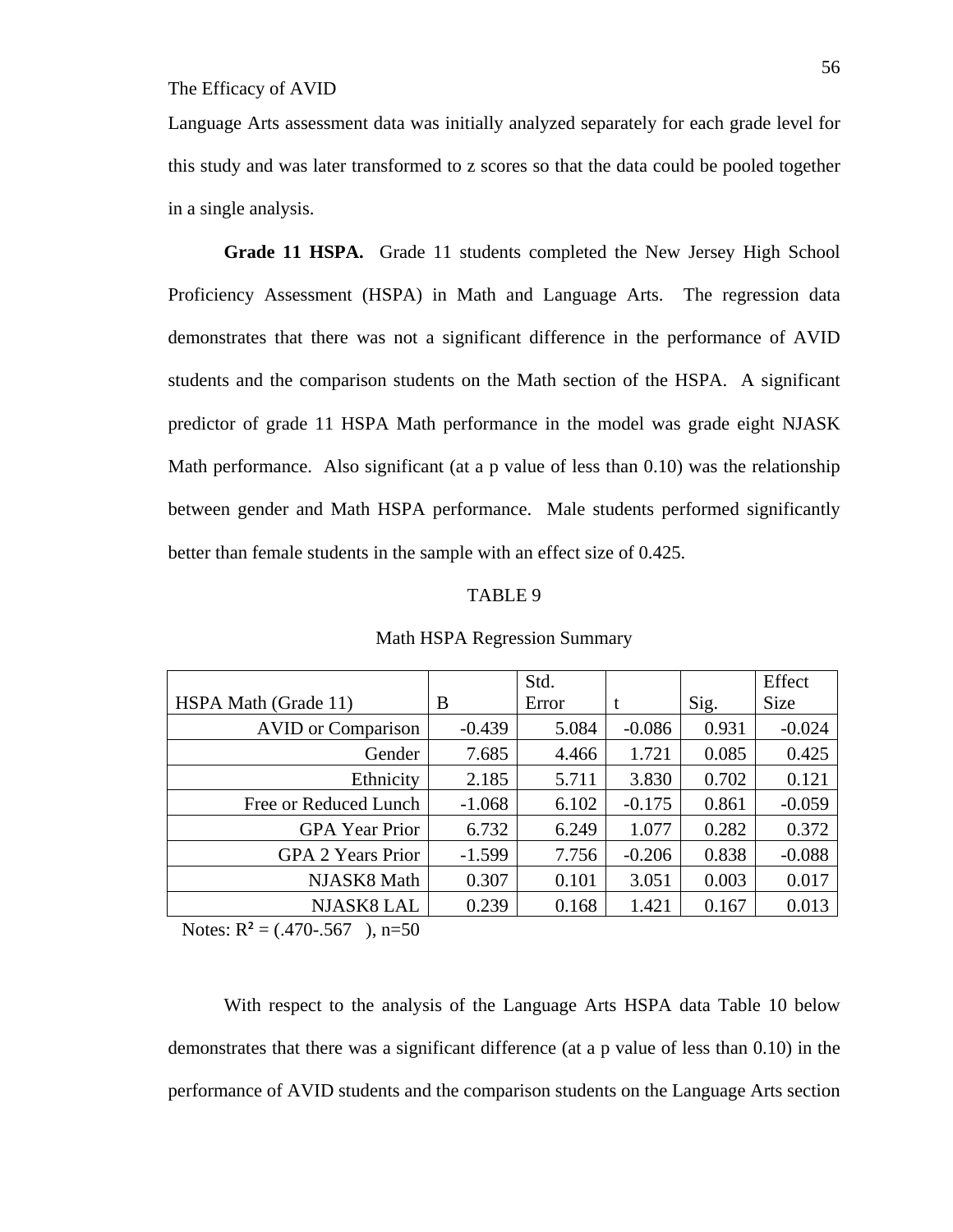Language Arts assessment data was initially analyzed separately for each grade level for this study and was later transformed to z scores so that the data could be pooled together in a single analysis.

**Grade 11 HSPA.** Grade 11 students completed the New Jersey High School Proficiency Assessment (HSPA) in Math and Language Arts. The regression data demonstrates that there was not a significant difference in the performance of AVID students and the comparison students on the Math section of the HSPA. A significant predictor of grade 11 HSPA Math performance in the model was grade eight NJASK Math performance. Also significant (at a p value of less than 0.10) was the relationship between gender and Math HSPA performance. Male students performed significantly better than female students in the sample with an effect size of 0.425.

TABLE 9

Math HSPA Regression Summary

| HSPA Math (Grade 11) | B | Std. Error | t | Sig. | Effect Size |
|---|---|---|---|---|---|
| AVID or Comparison | -0.439 | 5.084 | -0.086 | 0.931 | -0.024 |
| Gender | 7.685 | 4.466 | 1.721 | 0.085 | 0.425 |
| Ethnicity | 2.185 | 5.711 | 3.830 | 0.702 | 0.121 |
| Free or Reduced Lunch | -1.068 | 6.102 | -0.175 | 0.861 | -0.059 |
| GPA Year Prior | 6.732 | 6.249 | 1.077 | 0.282 | 0.372 |
| GPA 2 Years Prior | -1.599 | 7.756 | -0.206 | 0.838 | -0.088 |
| NJASK8 Math | 0.307 | 0.101 | 3.051 | 0.003 | 0.017 |
| NJASK8 LAL | 0.239 | 0.168 | 1.421 | 0.167 | 0.013 |

Notes: $R^2$ = (.470-.567 ), n=50

With respect to the analysis of the Language Arts HSPA data Table 10 below demonstrates that there was a significant difference (at a p value of less than 0.10) in the performance of AVID students and the comparison students on the Language Arts section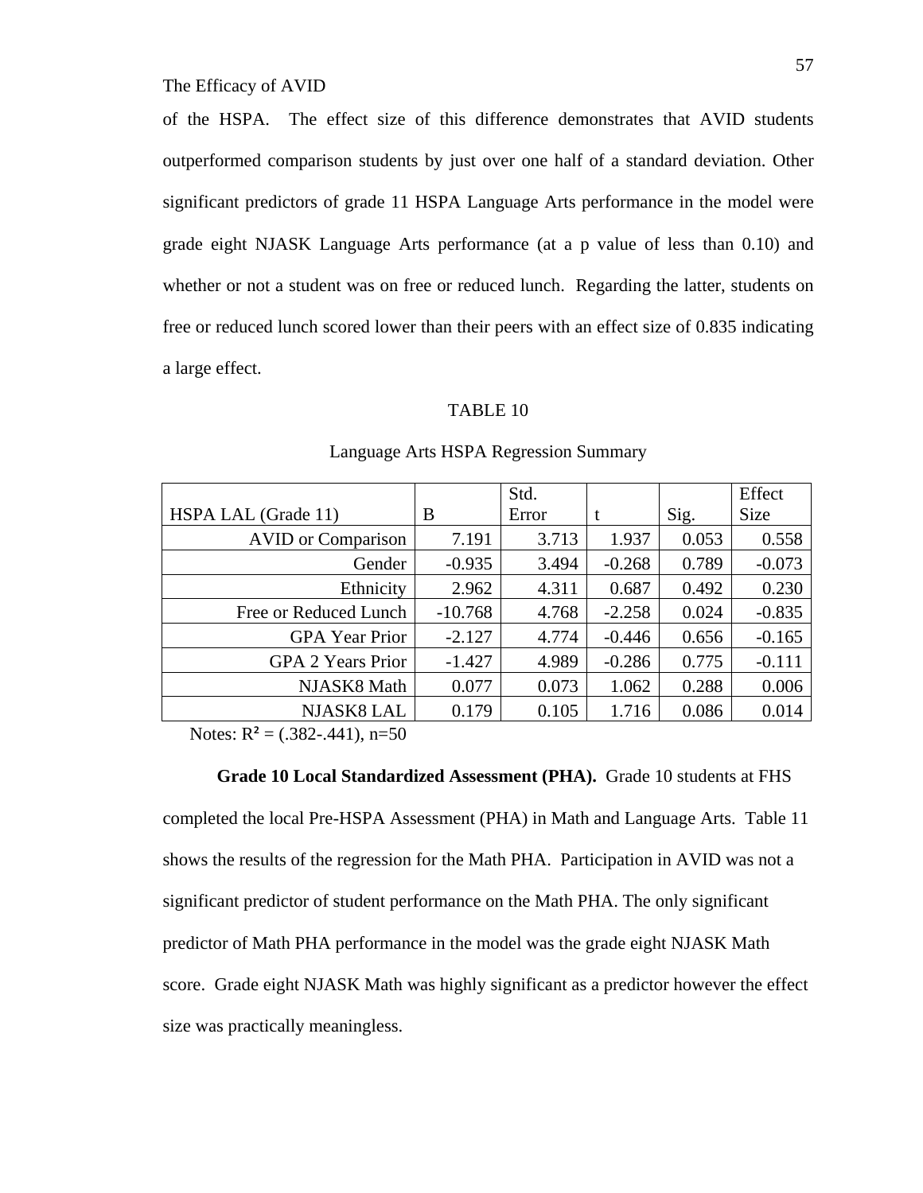of the HSPA. The effect size of this difference demonstrates that AVID students outperformed comparison students by just over one half of a standard deviation. Other significant predictors of grade 11 HSPA Language Arts performance in the model were grade eight NJASK Language Arts performance (at a p value of less than 0.10) and whether or not a student was on free or reduced lunch. Regarding the latter, students on free or reduced lunch scored lower than their peers with an effect size of 0.835 indicating a large effect.

TABLE 10

Language Arts HSPA Regression Summary

| HSPA LAL (Grade 11) | B | Std. Error | t | Sig. | Effect Size |
|---|---|---|---|---|---|
| AVID or Comparison | 7.191 | 3.713 | 1.937 | 0.053 | 0.558 |
| Gender | -0.935 | 3.494 | -0.268 | 0.789 | -0.073 |
| Ethnicity | 2.962 | 4.311 | 0.687 | 0.492 | 0.230 |
| Free or Reduced Lunch | -10.768 | 4.768 | -2.258 | 0.024 | -0.835 |
| GPA Year Prior | -2.127 | 4.774 | -0.446 | 0.656 | -0.165 |
| GPA 2 Years Prior | -1.427 | 4.989 | -0.286 | 0.775 | -0.111 |
| NJASK8 Math | 0.077 | 0.073 | 1.062 | 0.288 | 0.006 |
| NJASK8 LAL | 0.179 | 0.105 | 1.716 | 0.086 | 0.014 |

Notes: $R^2$ = (.382-.441), n=50

**Grade 10 Local Standardized Assessment (PHA).** Grade 10 students at FHS completed the local Pre-HSPA Assessment (PHA) in Math and Language Arts. Table 11 shows the results of the regression for the Math PHA. Participation in AVID was not a significant predictor of student performance on the Math PHA. The only significant predictor of Math PHA performance in the model was the grade eight NJASK Math score. Grade eight NJASK Math was highly significant as a predictor however the effect size was practically meaningless.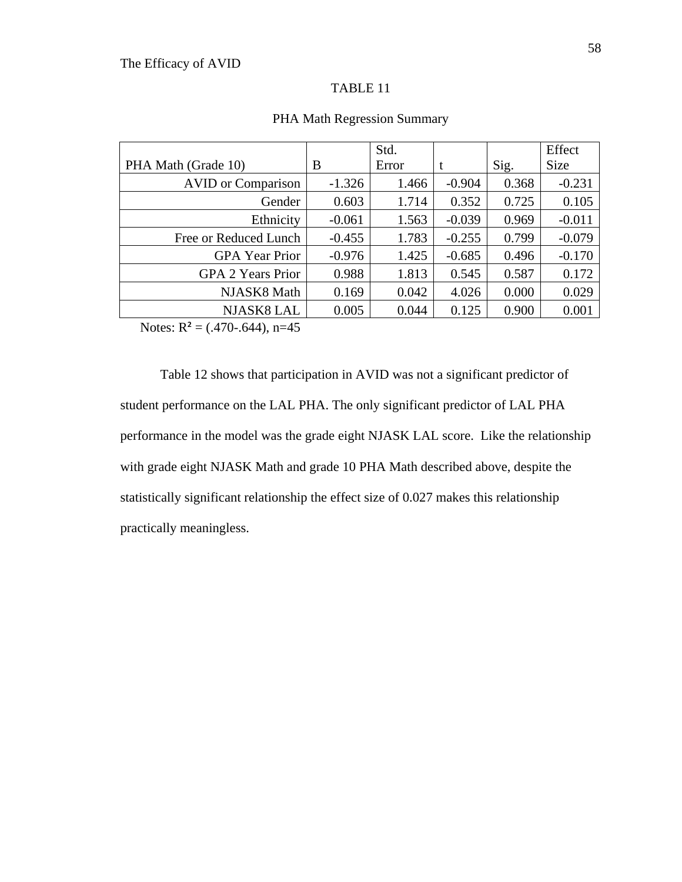TABLE 11

PHA Math Regression Summary

| PHA Math (Grade 10) | B | Std. Error | t | Sig. | Effect Size |
|---|---|---|---|---|---|
| AVID or Comparison | -1.326 | 1.466 | -0.904 | 0.368 | -0.231 |
| Gender | 0.603 | 1.714 | 0.352 | 0.725 | 0.105 |
| Ethnicity | -0.061 | 1.563 | -0.039 | 0.969 | -0.011 |
| Free or Reduced Lunch | -0.455 | 1.783 | -0.255 | 0.799 | -0.079 |
| GPA Year Prior | -0.976 | 1.425 | -0.685 | 0.496 | -0.170 |
| GPA 2 Years Prior | 0.988 | 1.813 | 0.545 | 0.587 | 0.172 |
| NJASK8 Math | 0.169 | 0.042 | 4.026 | 0.000 | 0.029 |
| NJASK8 LAL | 0.005 | 0.044 | 0.125 | 0.900 | 0.001 |

Notes: $R^2$ = (.470-.644), n=45

Table 12 shows that participation in AVID was not a significant predictor of student performance on the LAL PHA. The only significant predictor of LAL PHA performance in the model was the grade eight NJASK LAL score. Like the relationship with grade eight NJASK Math and grade 10 PHA Math described above, despite the statistically significant relationship the effect size of 0.027 makes this relationship practically meaningless.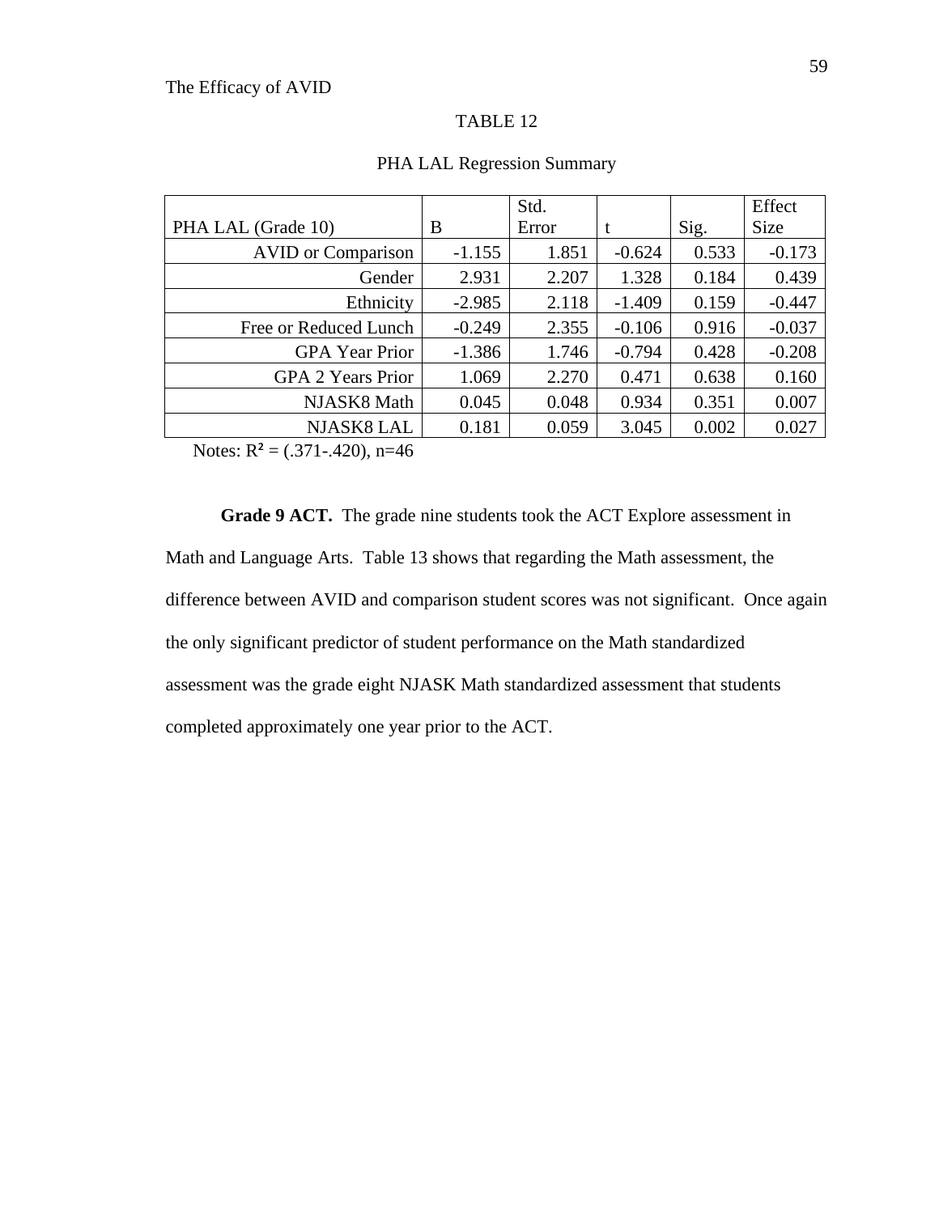TABLE 12

PHA LAL Regression Summary

| PHA LAL (Grade 10) | B | Std. Error | t | Sig. | Effect Size |
|---|---|---|---|---|---|
| AVID or Comparison | -1.155 | 1.851 | -0.624 | 0.533 | -0.173 |
| Gender | 2.931 | 2.207 | 1.328 | 0.184 | 0.439 |
| Ethnicity | -2.985 | 2.118 | -1.409 | 0.159 | -0.447 |
| Free or Reduced Lunch | -0.249 | 2.355 | -0.106 | 0.916 | -0.037 |
| GPA Year Prior | -1.386 | 1.746 | -0.794 | 0.428 | -0.208 |
| GPA 2 Years Prior | 1.069 | 2.270 | 0.471 | 0.638 | 0.160 |
| NJASK8 Math | 0.045 | 0.048 | 0.934 | 0.351 | 0.007 |
| NJASK8 LAL | 0.181 | 0.059 | 3.045 | 0.002 | 0.027 |

Notes: $R^2$ = (.371-.420), n=46

**Grade 9 ACT.** The grade nine students took the ACT Explore assessment in Math and Language Arts. Table 13 shows that regarding the Math assessment, the difference between AVID and comparison student scores was not significant. Once again the only significant predictor of student performance on the Math standardized assessment was the grade eight NJASK Math standardized assessment that students completed approximately one year prior to the ACT.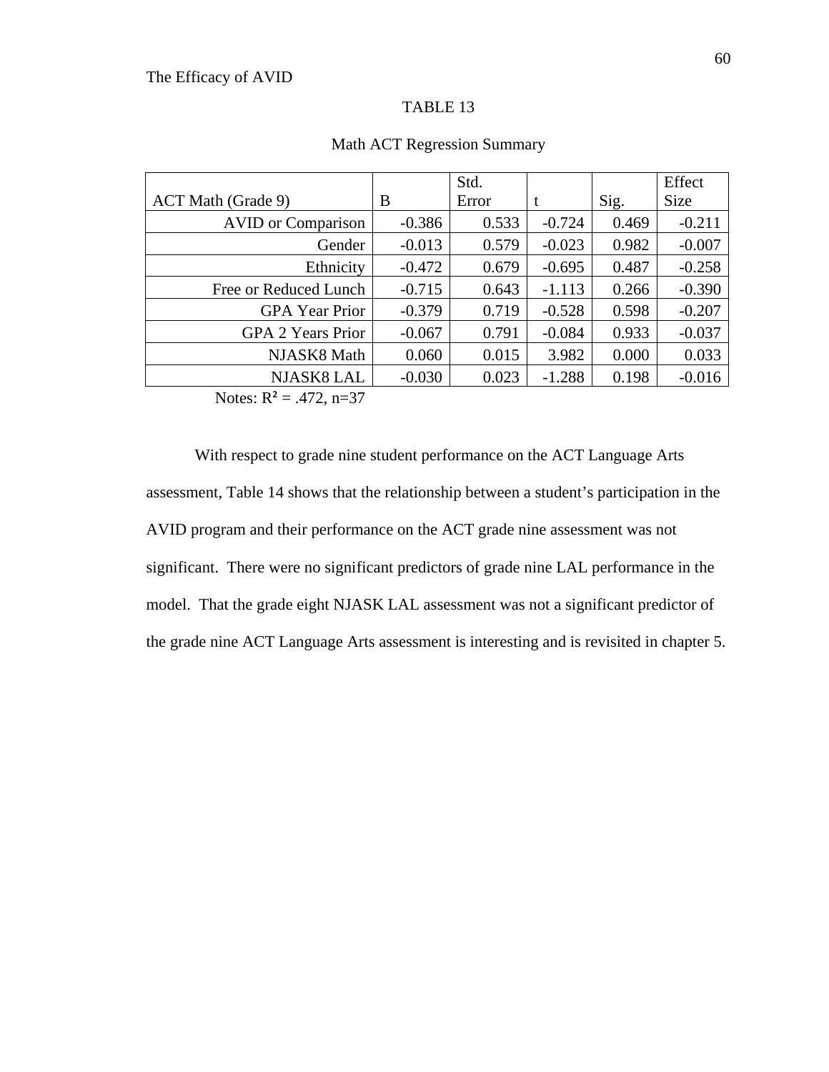TABLE 13

Math ACT Regression Summary

| ACT Math (Grade 9) | B | Std. Error | t | Sig. | Effect Size |
|---|---|---|---|---|---|
| AVID or Comparison | -0.386 | 0.533 | -0.724 | 0.469 | -0.211 |
| Gender | -0.013 | 0.579 | -0.023 | 0.982 | -0.007 |
| Ethnicity | -0.472 | 0.679 | -0.695 | 0.487 | -0.258 |
| Free or Reduced Lunch | -0.715 | 0.643 | -1.113 | 0.266 | -0.390 |
| GPA Year Prior | -0.379 | 0.719 | -0.528 | 0.598 | -0.207 |
| GPA 2 Years Prior | -0.067 | 0.791 | -0.084 | 0.933 | -0.037 |
| NJASK8 Math | 0.060 | 0.015 | 3.982 | 0.000 | 0.033 |
| NJASK8 LAL | -0.030 | 0.023 | -1.288 | 0.198 | -0.016 |

Notes: $R^2 = .472$, n=37

With respect to grade nine student performance on the ACT Language Arts assessment, Table 14 shows that the relationship between a student's participation in the AVID program and their performance on the ACT grade nine assessment was not significant. There were no significant predictors of grade nine LAL performance in the model. That the grade eight NJASK LAL assessment was not a significant predictor of the grade nine ACT Language Arts assessment is interesting and is revisited in chapter 5.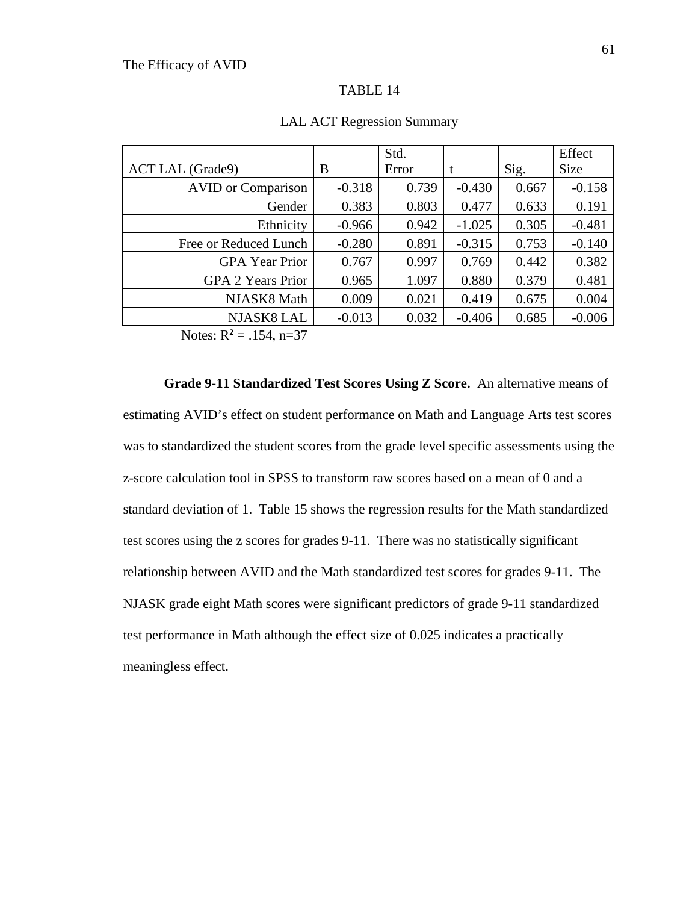TABLE 14

LAL ACT Regression Summary

| ACT LAL (Grade9) | B | Std. Error | t | Sig. | Effect Size |
|---|---|---|---|---|---|
| AVID or Comparison | -0.318 | 0.739 | -0.430 | 0.667 | -0.158 |
| Gender | 0.383 | 0.803 | 0.477 | 0.633 | 0.191 |
| Ethnicity | -0.966 | 0.942 | -1.025 | 0.305 | -0.481 |
| Free or Reduced Lunch | -0.280 | 0.891 | -0.315 | 0.753 | -0.140 |
| GPA Year Prior | 0.767 | 0.997 | 0.769 | 0.442 | 0.382 |
| GPA 2 Years Prior | 0.965 | 1.097 | 0.880 | 0.379 | 0.481 |
| NJASK8 Math | 0.009 | 0.021 | 0.419 | 0.675 | 0.004 |
| NJASK8 LAL | -0.013 | 0.032 | -0.406 | 0.685 | -0.006 |

Notes: $R^2 = .154$, n=37

**Grade 9-11 Standardized Test Scores Using Z Score.** An alternative means of estimating AVID's effect on student performance on Math and Language Arts test scores was to standardized the student scores from the grade level specific assessments using the z-score calculation tool in SPSS to transform raw scores based on a mean of 0 and a standard deviation of 1. Table 15 shows the regression results for the Math standardized test scores using the z scores for grades 9-11. There was no statistically significant relationship between AVID and the Math standardized test scores for grades 9-11. The NJASK grade eight Math scores were significant predictors of grade 9-11 standardized test performance in Math although the effect size of 0.025 indicates a practically meaningless effect.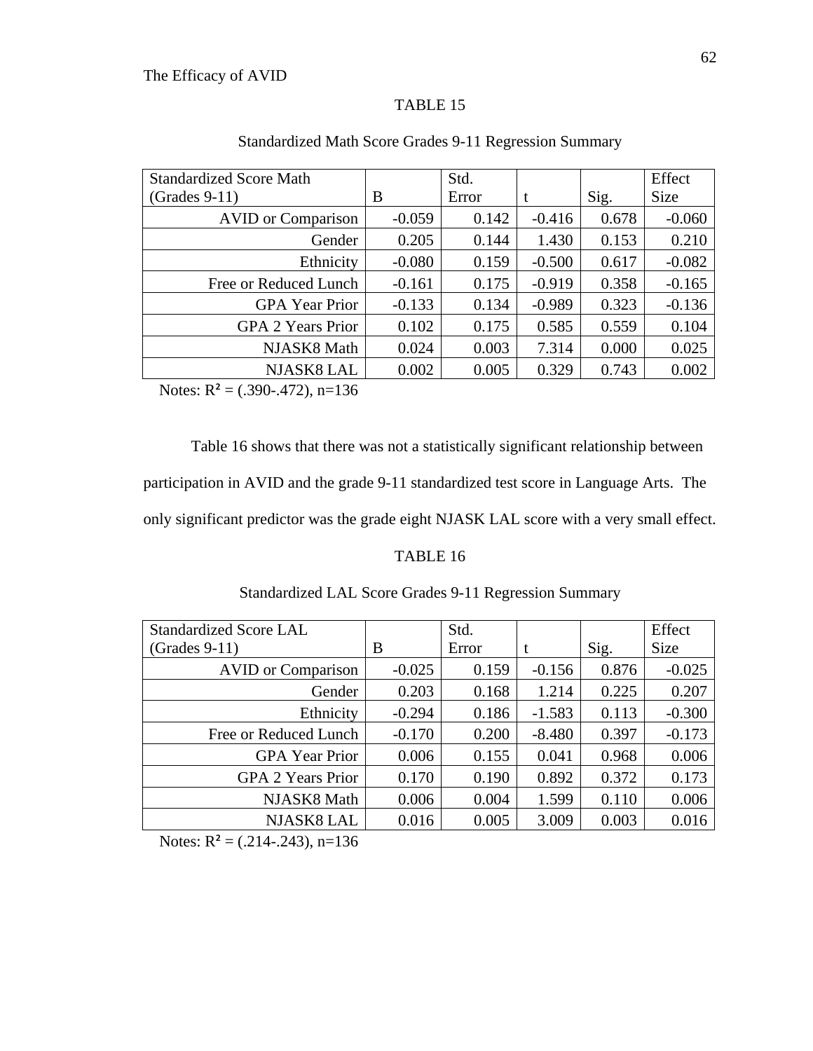TABLE 15

Standardized Math Score Grades 9-11 Regression Summary

| Standardized Score Math (Grades 9-11) | B | Std. Error | t | Sig. | Effect Size |
|---|---|---|---|---|---|
| AVID or Comparison | -0.059 | 0.142 | -0.416 | 0.678 | -0.060 |
| Gender | 0.205 | 0.144 | 1.430 | 0.153 | 0.210 |
| Ethnicity | -0.080 | 0.159 | -0.500 | 0.617 | -0.082 |
| Free or Reduced Lunch | -0.161 | 0.175 | -0.919 | 0.358 | -0.165 |
| GPA Year Prior | -0.133 | 0.134 | -0.989 | 0.323 | -0.136 |
| GPA 2 Years Prior | 0.102 | 0.175 | 0.585 | 0.559 | 0.104 |
| NJASK8 Math | 0.024 | 0.003 | 7.314 | 0.000 | 0.025 |
| NJASK8 LAL | 0.002 | 0.005 | 0.329 | 0.743 | 0.002 |

Notes: $R^2$ = (.390-.472), n=136

Table 16 shows that there was not a statistically significant relationship between participation in AVID and the grade 9-11 standardized test score in Language Arts. The only significant predictor was the grade eight NJASK LAL score with a very small effect.

TABLE 16

Standardized LAL Score Grades 9-11 Regression Summary

| Standardized Score LAL (Grades 9-11) | B | Std. Error | t | Sig. | Effect Size |
|---|---|---|---|---|---|
| AVID or Comparison | -0.025 | 0.159 | -0.156 | 0.876 | -0.025 |
| Gender | 0.203 | 0.168 | 1.214 | 0.225 | 0.207 |
| Ethnicity | -0.294 | 0.186 | -1.583 | 0.113 | -0.300 |
| Free or Reduced Lunch | -0.170 | 0.200 | -8.480 | 0.397 | -0.173 |
| GPA Year Prior | 0.006 | 0.155 | 0.041 | 0.968 | 0.006 |
| GPA 2 Years Prior | 0.170 | 0.190 | 0.892 | 0.372 | 0.173 |
| NJASK8 Math | 0.006 | 0.004 | 1.599 | 0.110 | 0.006 |
| NJASK8 LAL | 0.016 | 0.005 | 3.009 | 0.003 | 0.016 |

Notes: $R^2$ = (.214-.243), n=136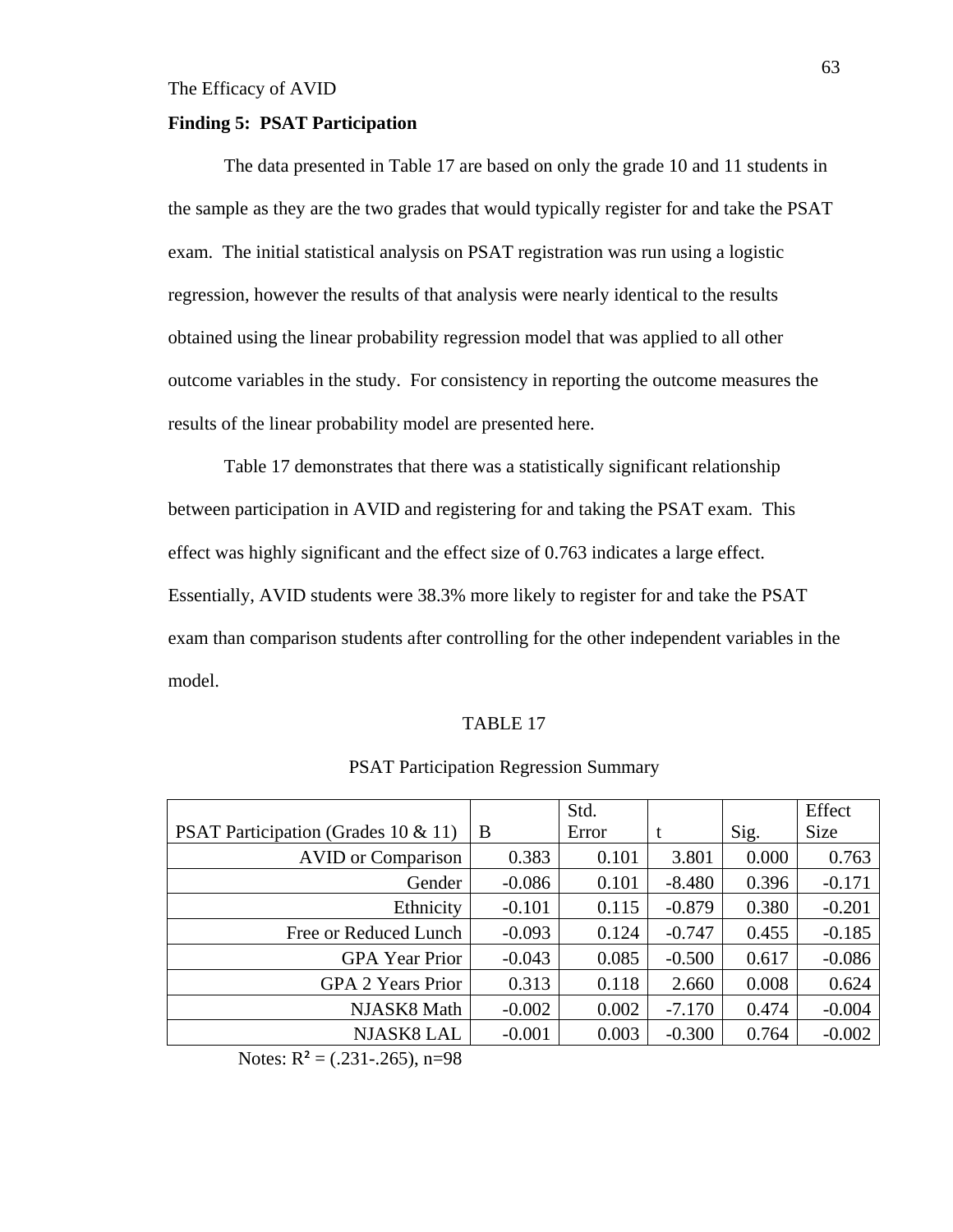**Finding 5: PSAT Participation**

The data presented in Table 17 are based on only the grade 10 and 11 students in the sample as they are the two grades that would typically register for and take the PSAT exam. The initial statistical analysis on PSAT registration was run using a logistic regression, however the results of that analysis were nearly identical to the results obtained using the linear probability regression model that was applied to all other outcome variables in the study. For consistency in reporting the outcome measures the results of the linear probability model are presented here.

Table 17 demonstrates that there was a statistically significant relationship between participation in AVID and registering for and taking the PSAT exam. This effect was highly significant and the effect size of 0.763 indicates a large effect. Essentially, AVID students were 38.3% more likely to register for and take the PSAT exam than comparison students after controlling for the other independent variables in the model.

TABLE 17

PSAT Participation Regression Summary

| PSAT Participation (Grades 10 & 11) | B | Std. Error | t | Sig. | Effect Size |
|---|---|---|---|---|---|
| AVID or Comparison | 0.383 | 0.101 | 3.801 | 0.000 | 0.763 |
| Gender | -0.086 | 0.101 | -8.480 | 0.396 | -0.171 |
| Ethnicity | -0.101 | 0.115 | -0.879 | 0.380 | -0.201 |
| Free or Reduced Lunch | -0.093 | 0.124 | -0.747 | 0.455 | -0.185 |
| GPA Year Prior | -0.043 | 0.085 | -0.500 | 0.617 | -0.086 |
| GPA 2 Years Prior | 0.313 | 0.118 | 2.660 | 0.008 | 0.624 |
| NJASK8 Math | -0.002 | 0.002 | -7.170 | 0.474 | -0.004 |
| NJASK8 LAL | -0.001 | 0.003 | -0.300 | 0.764 | -0.002 |

Notes: $R^2$ = (.231-.265), n=98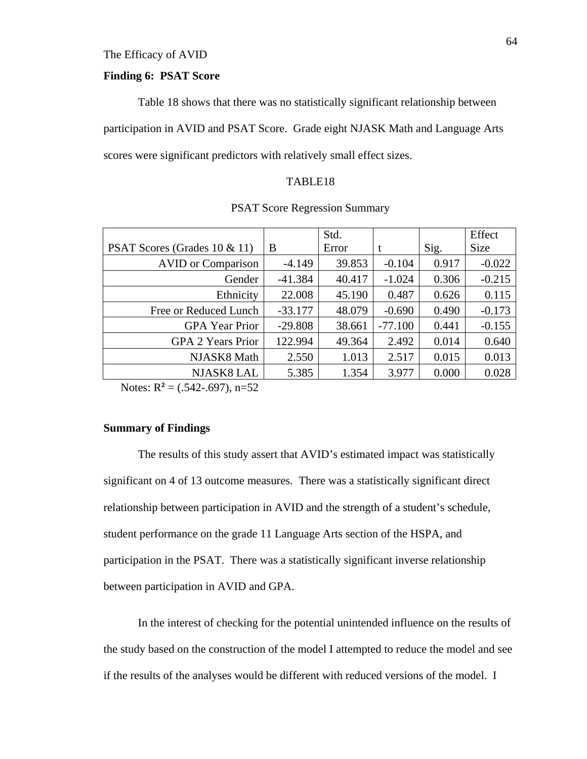The Efficacy of AVID

**Finding 6: PSAT Score**

Table 18 shows that there was no statistically significant relationship between participation in AVID and PSAT Score. Grade eight NJASK Math and Language Arts scores were significant predictors with relatively small effect sizes.

TABLE18

PSAT Score Regression Summary

| PSAT Scores (Grades 10 & 11) | B | Std. Error | t | Sig. | Effect Size |
|---|---|---|---|---|---|
| AVID or Comparison | -4.149 | 39.853 | -0.104 | 0.917 | -0.022 |
| Gender | -41.384 | 40.417 | -1.024 | 0.306 | -0.215 |
| Ethnicity | 22.008 | 45.190 | 0.487 | 0.626 | 0.115 |
| Free or Reduced Lunch | -33.177 | 48.079 | -0.690 | 0.490 | -0.173 |
| GPA Year Prior | -29.808 | 38.661 | -77.100 | 0.441 | -0.155 |
| GPA 2 Years Prior | 122.994 | 49.364 | 2.492 | 0.014 | 0.640 |
| NJASK8 Math | 2.550 | 1.013 | 2.517 | 0.015 | 0.013 |
| NJASK8 LAL | 5.385 | 1.354 | 3.977 | 0.000 | 0.028 |

Notes: $R^2$ = (.542-.697), n=52

**Summary of Findings**

The results of this study assert that AVID's estimated impact was statistically significant on 4 of 13 outcome measures. There was a statistically significant direct relationship between participation in AVID and the strength of a student's schedule, student performance on the grade 11 Language Arts section of the HSPA, and participation in the PSAT. There was a statistically significant inverse relationship between participation in AVID and GPA.

In the interest of checking for the potential unintended influence on the results of the study based on the construction of the model I attempted to reduce the model and see if the results of the analyses would be different with reduced versions of the model. I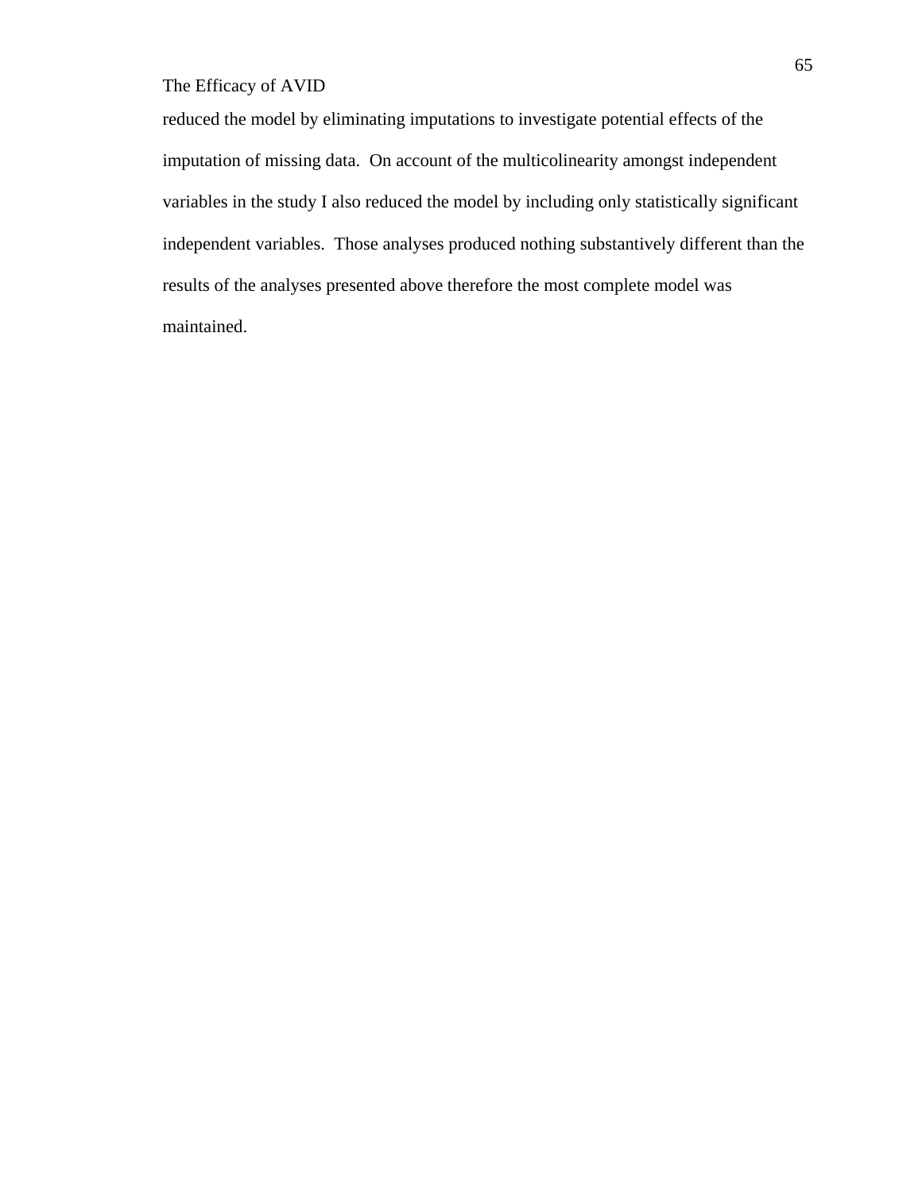reduced the model by eliminating imputations to investigate potential effects of the imputation of missing data. On account of the multicolinearity amongst independent variables in the study I also reduced the model by including only statistically significant independent variables. Those analyses produced nothing substantively different than the results of the analyses presented above therefore the most complete model was maintained.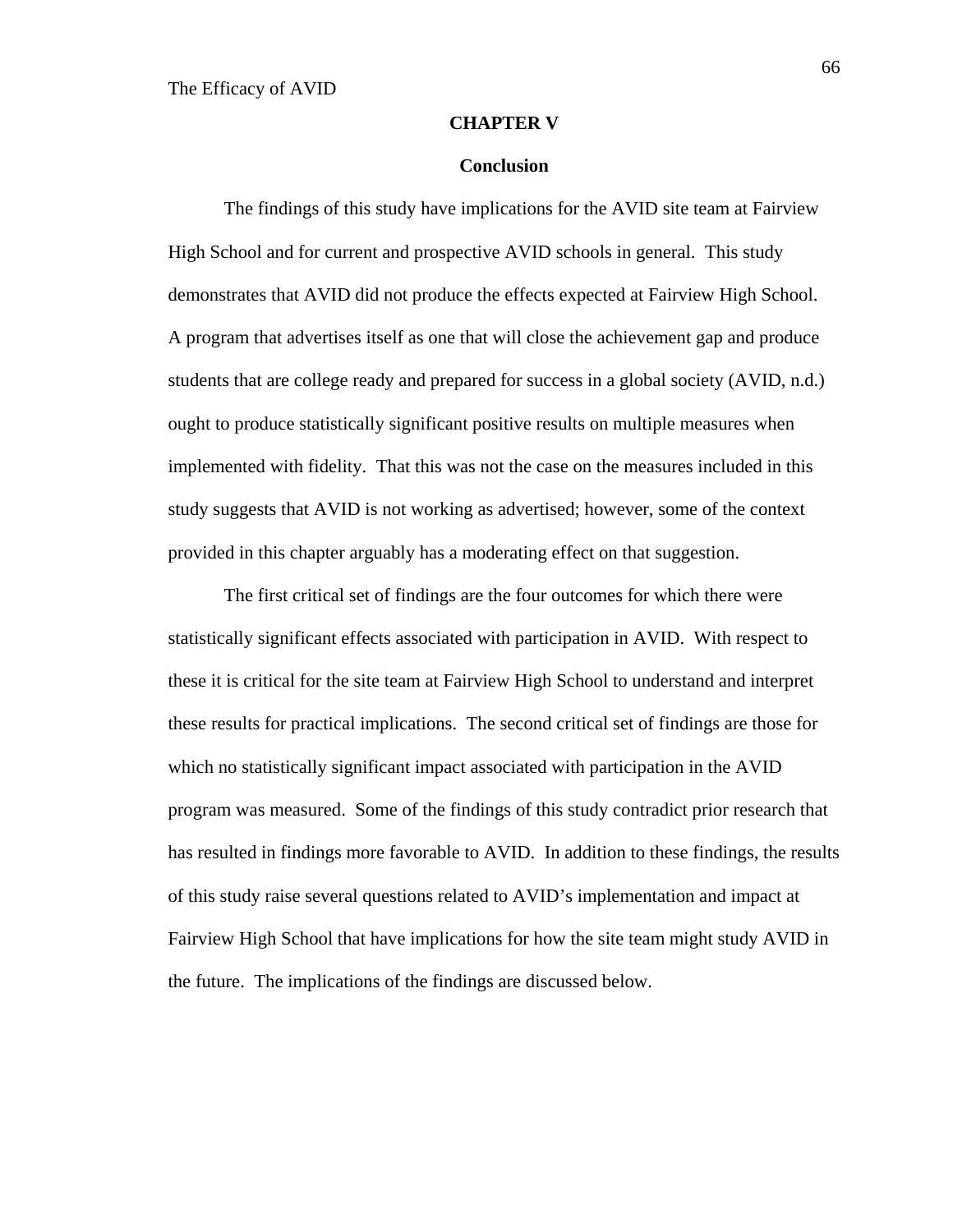# CHAPTER V

## Conclusion

The findings of this study have implications for the AVID site team at Fairview High School and for current and prospective AVID schools in general. This study demonstrates that AVID did not produce the effects expected at Fairview High School. A program that advertises itself as one that will close the achievement gap and produce students that are college ready and prepared for success in a global society (AVID, n.d.) ought to produce statistically significant positive results on multiple measures when implemented with fidelity. That this was not the case on the measures included in this study suggests that AVID is not working as advertised; however, some of the context provided in this chapter arguably has a moderating effect on that suggestion.

The first critical set of findings are the four outcomes for which there were statistically significant effects associated with participation in AVID. With respect to these it is critical for the site team at Fairview High School to understand and interpret these results for practical implications. The second critical set of findings are those for which no statistically significant impact associated with participation in the AVID program was measured. Some of the findings of this study contradict prior research that has resulted in findings more favorable to AVID. In addition to these findings, the results of this study raise several questions related to AVID's implementation and impact at Fairview High School that have implications for how the site team might study AVID in the future. The implications of the findings are discussed below.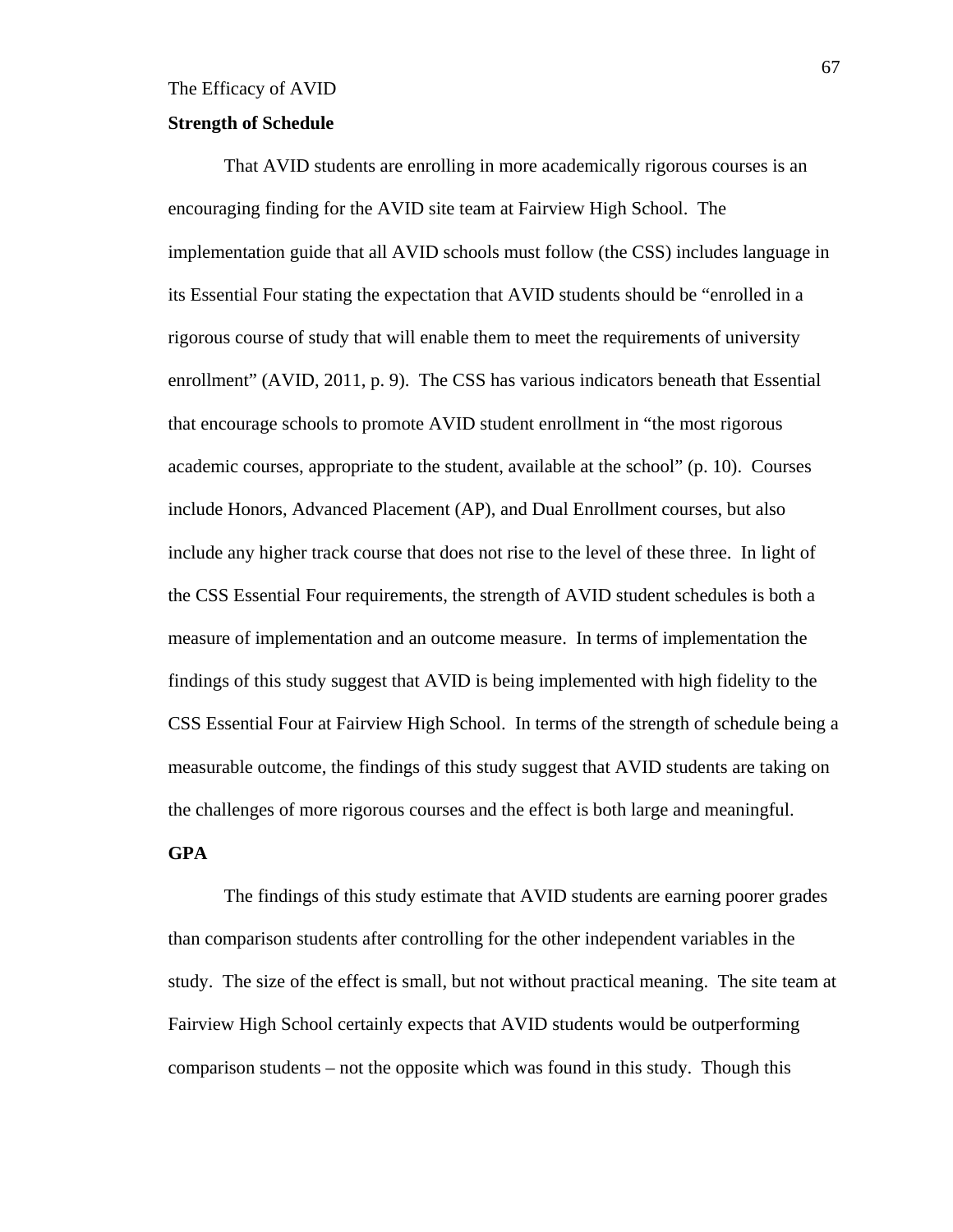**Strength of Schedule**

That AVID students are enrolling in more academically rigorous courses is an encouraging finding for the AVID site team at Fairview High School. The implementation guide that all AVID schools must follow (the CSS) includes language in its Essential Four stating the expectation that AVID students should be "enrolled in a rigorous course of study that will enable them to meet the requirements of university enrollment" (AVID, 2011, p. 9). The CSS has various indicators beneath that Essential that encourage schools to promote AVID student enrollment in "the most rigorous academic courses, appropriate to the student, available at the school" (p. 10). Courses include Honors, Advanced Placement (AP), and Dual Enrollment courses, but also include any higher track course that does not rise to the level of these three. In light of the CSS Essential Four requirements, the strength of AVID student schedules is both a measure of implementation and an outcome measure. In terms of implementation the findings of this study suggest that AVID is being implemented with high fidelity to the CSS Essential Four at Fairview High School. In terms of the strength of schedule being a measurable outcome, the findings of this study suggest that AVID students are taking on the challenges of more rigorous courses and the effect is both large and meaningful.

**GPA**

The findings of this study estimate that AVID students are earning poorer grades than comparison students after controlling for the other independent variables in the study. The size of the effect is small, but not without practical meaning. The site team at Fairview High School certainly expects that AVID students would be outperforming comparison students – not the opposite which was found in this study. Though this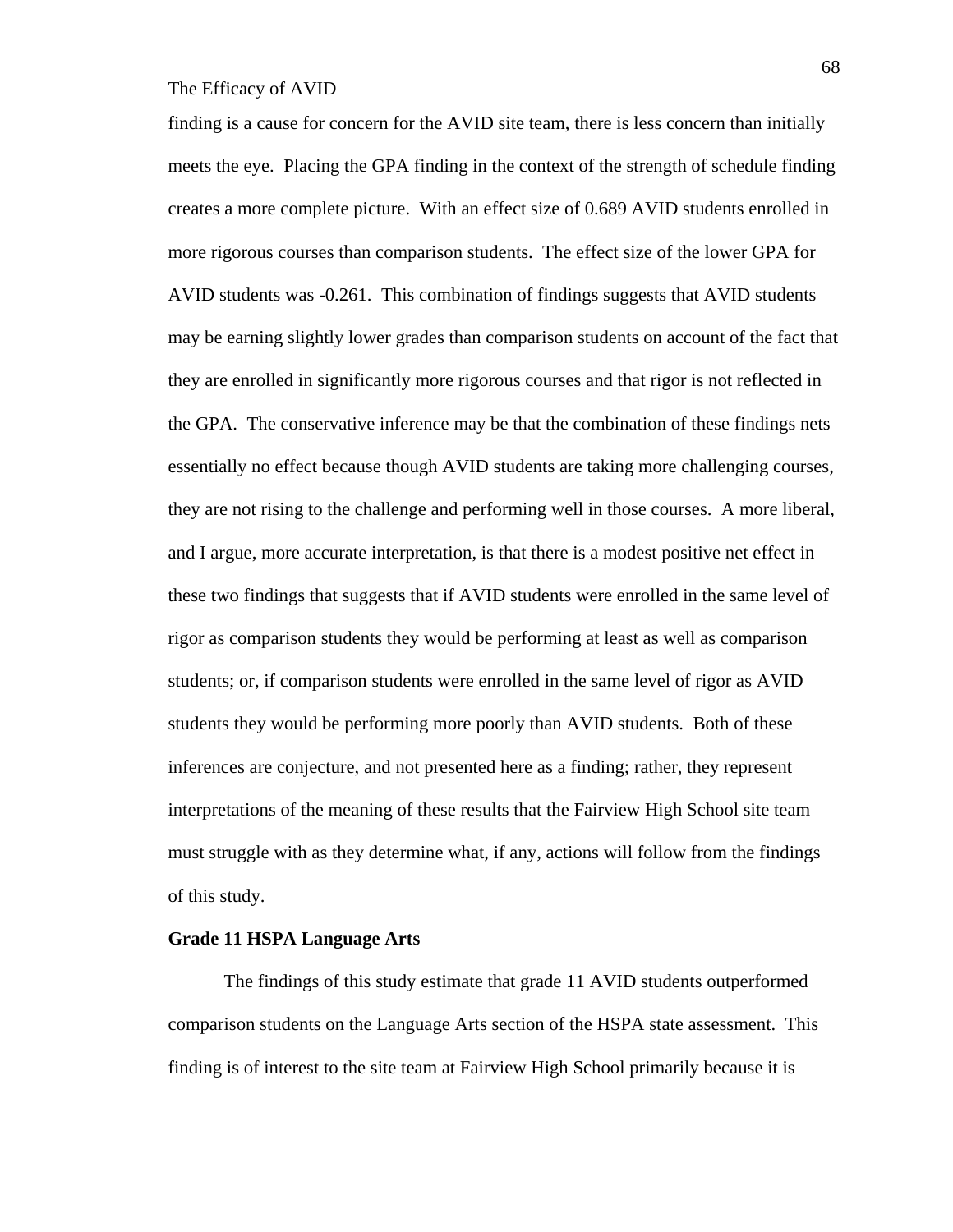finding is a cause for concern for the AVID site team, there is less concern than initially meets the eye. Placing the GPA finding in the context of the strength of schedule finding creates a more complete picture. With an effect size of 0.689 AVID students enrolled in more rigorous courses than comparison students. The effect size of the lower GPA for AVID students was -0.261. This combination of findings suggests that AVID students may be earning slightly lower grades than comparison students on account of the fact that they are enrolled in significantly more rigorous courses and that rigor is not reflected in the GPA. The conservative inference may be that the combination of these findings nets essentially no effect because though AVID students are taking more challenging courses, they are not rising to the challenge and performing well in those courses. A more liberal, and I argue, more accurate interpretation, is that there is a modest positive net effect in these two findings that suggests that if AVID students were enrolled in the same level of rigor as comparison students they would be performing at least as well as comparison students; or, if comparison students were enrolled in the same level of rigor as AVID students they would be performing more poorly than AVID students. Both of these inferences are conjecture, and not presented here as a finding; rather, they represent interpretations of the meaning of these results that the Fairview High School site team must struggle with as they determine what, if any, actions will follow from the findings of this study.

**Grade 11 HSPA Language Arts**

The findings of this study estimate that grade 11 AVID students outperformed comparison students on the Language Arts section of the HSPA state assessment. This finding is of interest to the site team at Fairview High School primarily because it is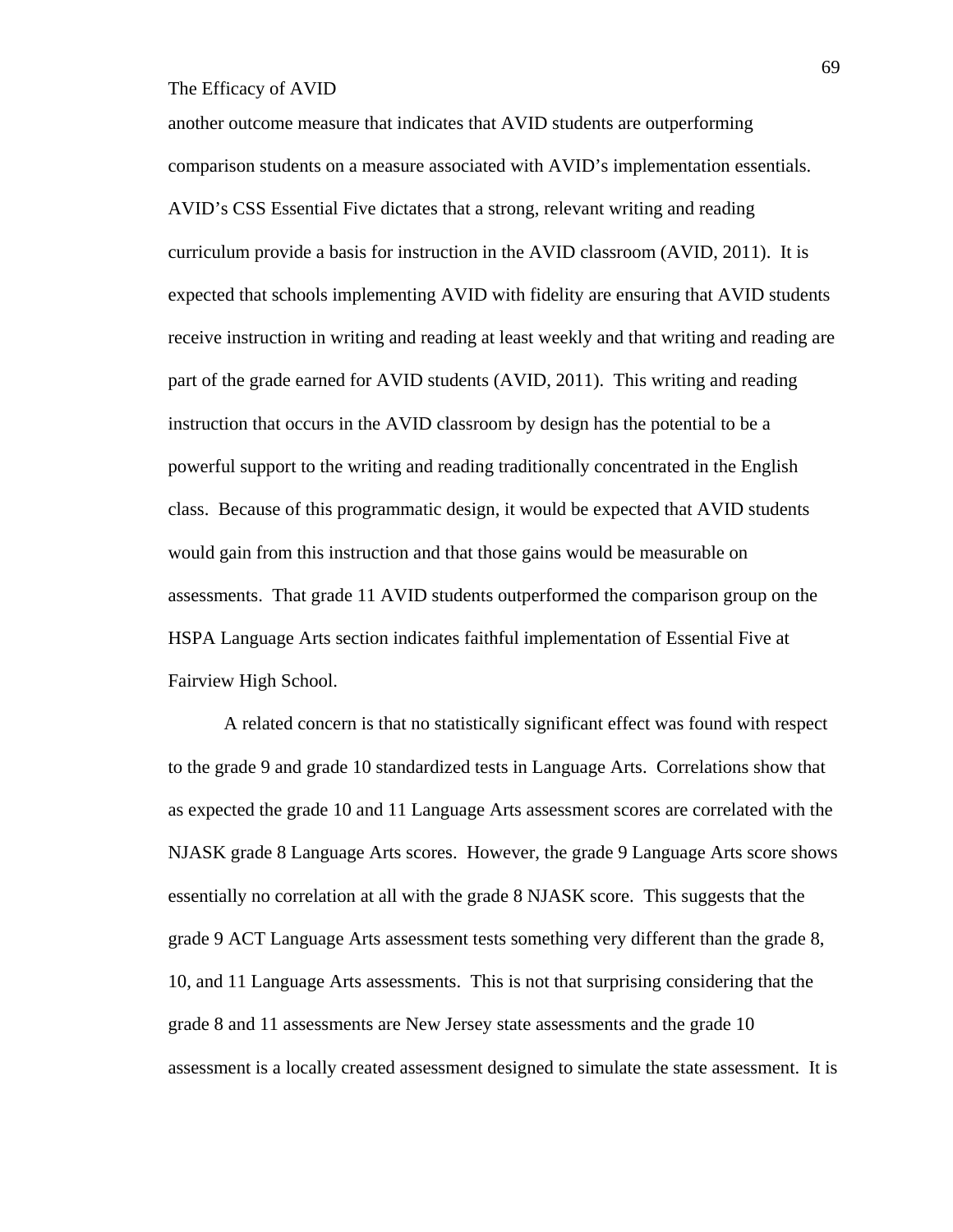another outcome measure that indicates that AVID students are outperforming comparison students on a measure associated with AVID's implementation essentials. AVID's CSS Essential Five dictates that a strong, relevant writing and reading curriculum provide a basis for instruction in the AVID classroom (AVID, 2011). It is expected that schools implementing AVID with fidelity are ensuring that AVID students receive instruction in writing and reading at least weekly and that writing and reading are part of the grade earned for AVID students (AVID, 2011). This writing and reading instruction that occurs in the AVID classroom by design has the potential to be a powerful support to the writing and reading traditionally concentrated in the English class. Because of this programmatic design, it would be expected that AVID students would gain from this instruction and that those gains would be measurable on assessments. That grade 11 AVID students outperformed the comparison group on the HSPA Language Arts section indicates faithful implementation of Essential Five at Fairview High School.

A related concern is that no statistically significant effect was found with respect to the grade 9 and grade 10 standardized tests in Language Arts. Correlations show that as expected the grade 10 and 11 Language Arts assessment scores are correlated with the NJASK grade 8 Language Arts scores. However, the grade 9 Language Arts score shows essentially no correlation at all with the grade 8 NJASK score. This suggests that the grade 9 ACT Language Arts assessment tests something very different than the grade 8, 10, and 11 Language Arts assessments. This is not that surprising considering that the grade 8 and 11 assessments are New Jersey state assessments and the grade 10 assessment is a locally created assessment designed to simulate the state assessment. It is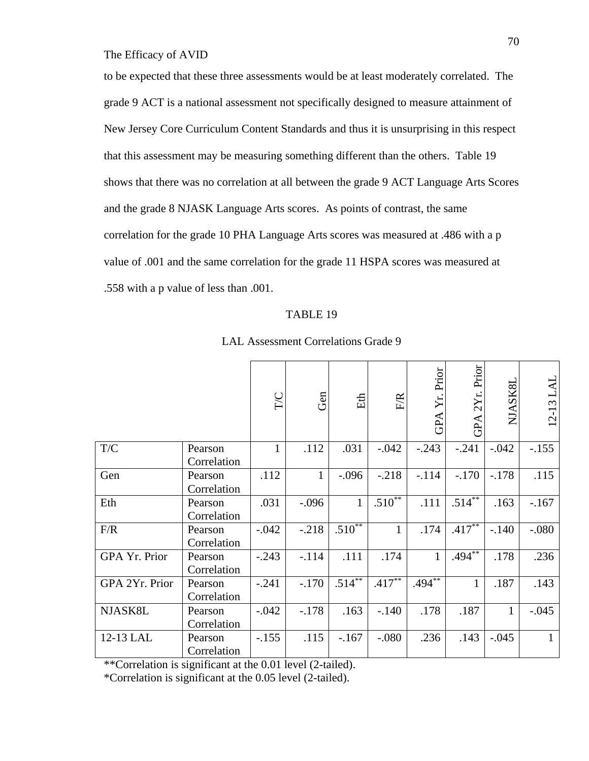to be expected that these three assessments would be at least moderately correlated. The grade 9 ACT is a national assessment not specifically designed to measure attainment of New Jersey Core Curriculum Content Standards and thus it is unsurprising in this respect that this assessment may be measuring something different than the others. Table 19 shows that there was no correlation at all between the grade 9 ACT Language Arts Scores and the grade 8 NJASK Language Arts scores. As points of contrast, the same correlation for the grade 10 PHA Language Arts scores was measured at .486 with a p value of .001 and the same correlation for the grade 11 HSPA scores was measured at .558 with a p value of less than .001.

TABLE 19

LAL Assessment Correlations Grade 9

| | | T/C | Gen | Eth | F/R | GPA Yr. Prior | GPA 2Yr. Prior | NJASK8L | 12-13 LAL |
|---|---|---|---|---|---|---|---|---|---|
| T/C | Pearson Correlation | 1 | .112 | .031 | -.042 | -.243 | -.241 | -.042 | -.155 |
| Gen | Pearson Correlation | .112 | 1 | -.096 | -.218 | -.114 | -.170 | -.178 | .115 |
| Eth | Pearson Correlation | .031 | -.096 | 1 | .510** | .111 | .514** | .163 | -.167 |
| F/R | Pearson Correlation | -.042 | -.218 | .510** | 1 | .174 | .417** | -.140 | -.080 |
| GPA Yr. Prior | Pearson Correlation | -.243 | -.114 | .111 | .174 | 1 | .494** | .178 | .236 |
| GPA 2Yr. Prior | Pearson Correlation | -.241 | -.170 | .514** | .417** | .494** | 1 | .187 | .143 |
| NJASK8L | Pearson Correlation | -.042 | -.178 | .163 | -.140 | .178 | .187 | 1 | -.045 |
| 12-13 LAL | Pearson Correlation | -.155 | .115 | -.167 | -.080 | .236 | .143 | -.045 | 1 |

**Correlation is significant at the 0.01 level (2-tailed).
*Correlation is significant at the 0.05 level (2-tailed).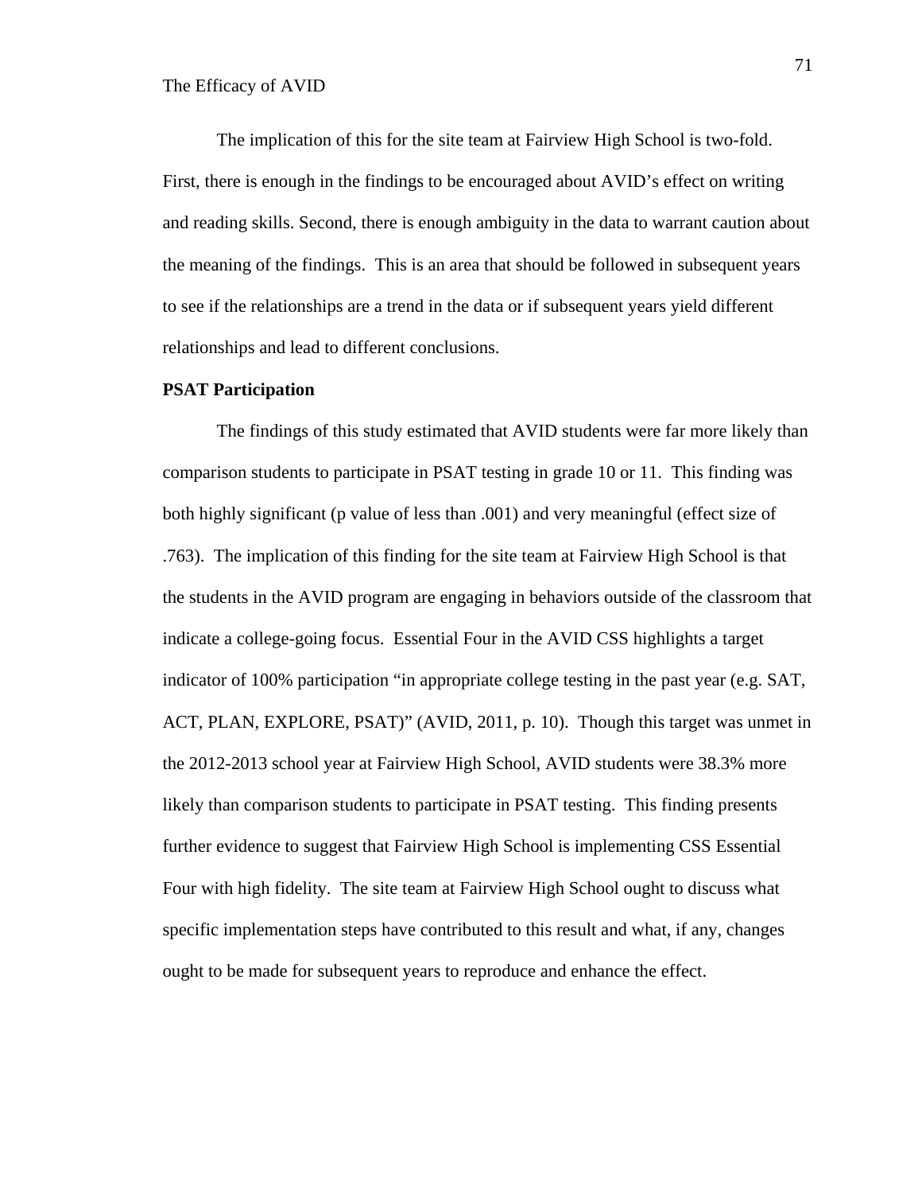The implication of this for the site team at Fairview High School is two-fold. First, there is enough in the findings to be encouraged about AVID's effect on writing and reading skills. Second, there is enough ambiguity in the data to warrant caution about the meaning of the findings. This is an area that should be followed in subsequent years to see if the relationships are a trend in the data or if subsequent years yield different relationships and lead to different conclusions.

**PSAT Participation**

The findings of this study estimated that AVID students were far more likely than comparison students to participate in PSAT testing in grade 10 or 11. This finding was both highly significant (p value of less than .001) and very meaningful (effect size of .763). The implication of this finding for the site team at Fairview High School is that the students in the AVID program are engaging in behaviors outside of the classroom that indicate a college-going focus. Essential Four in the AVID CSS highlights a target indicator of 100% participation "in appropriate college testing in the past year (e.g. SAT, ACT, PLAN, EXPLORE, PSAT)" (AVID, 2011, p. 10). Though this target was unmet in the 2012-2013 school year at Fairview High School, AVID students were 38.3% more likely than comparison students to participate in PSAT testing. This finding presents further evidence to suggest that Fairview High School is implementing CSS Essential Four with high fidelity. The site team at Fairview High School ought to discuss what specific implementation steps have contributed to this result and what, if any, changes ought to be made for subsequent years to reproduce and enhance the effect.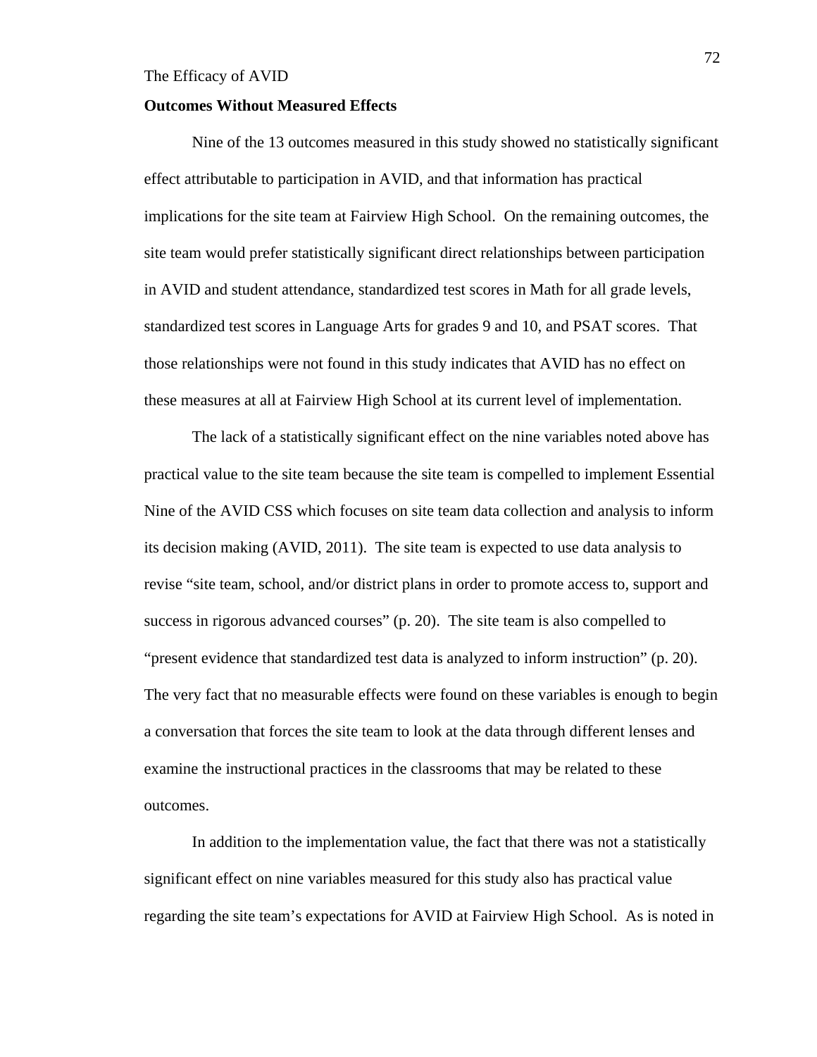## Outcomes Without Measured Effects

Nine of the 13 outcomes measured in this study showed no statistically significant effect attributable to participation in AVID, and that information has practical implications for the site team at Fairview High School. On the remaining outcomes, the site team would prefer statistically significant direct relationships between participation in AVID and student attendance, standardized test scores in Math for all grade levels, standardized test scores in Language Arts for grades 9 and 10, and PSAT scores. That those relationships were not found in this study indicates that AVID has no effect on these measures at all at Fairview High School at its current level of implementation.

The lack of a statistically significant effect on the nine variables noted above has practical value to the site team because the site team is compelled to implement Essential Nine of the AVID CSS which focuses on site team data collection and analysis to inform its decision making (AVID, 2011). The site team is expected to use data analysis to revise "site team, school, and/or district plans in order to promote access to, support and success in rigorous advanced courses" (p. 20). The site team is also compelled to "present evidence that standardized test data is analyzed to inform instruction" (p. 20). The very fact that no measurable effects were found on these variables is enough to begin a conversation that forces the site team to look at the data through different lenses and examine the instructional practices in the classrooms that may be related to these outcomes.

In addition to the implementation value, the fact that there was not a statistically significant effect on nine variables measured for this study also has practical value regarding the site team's expectations for AVID at Fairview High School. As is noted in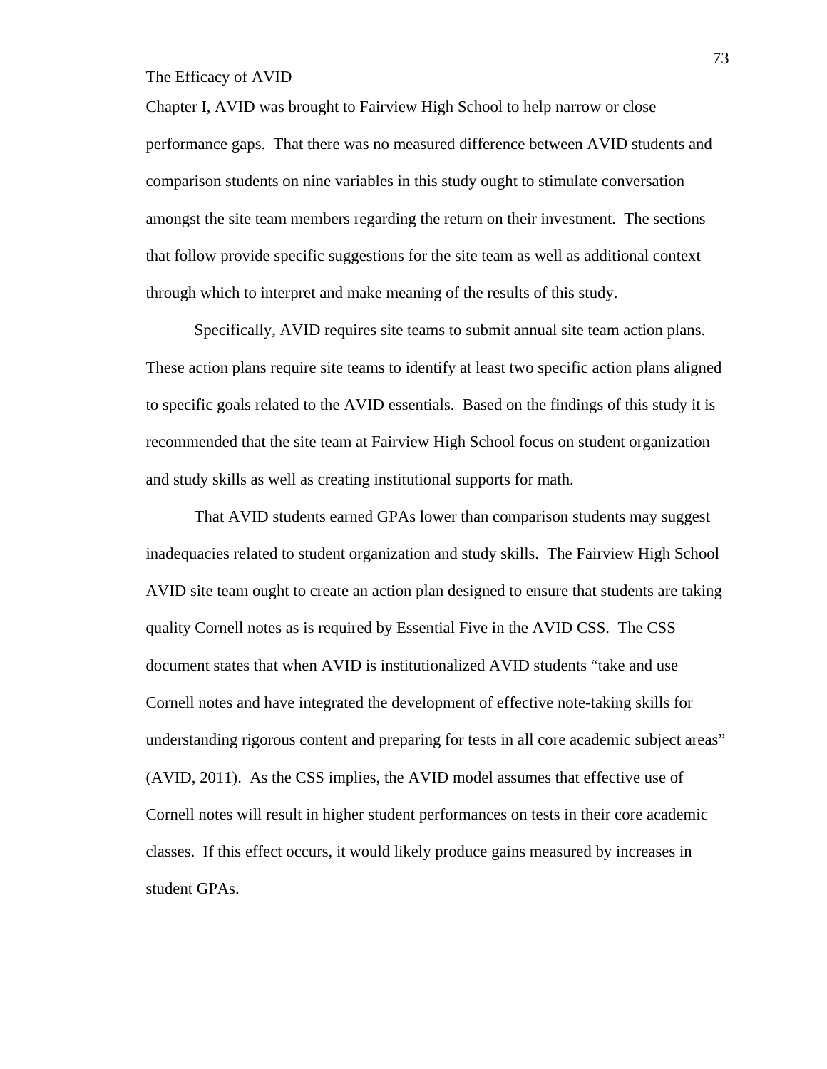Chapter I, AVID was brought to Fairview High School to help narrow or close performance gaps. That there was no measured difference between AVID students and comparison students on nine variables in this study ought to stimulate conversation amongst the site team members regarding the return on their investment. The sections that follow provide specific suggestions for the site team as well as additional context through which to interpret and make meaning of the results of this study.

Specifically, AVID requires site teams to submit annual site team action plans. These action plans require site teams to identify at least two specific action plans aligned to specific goals related to the AVID essentials. Based on the findings of this study it is recommended that the site team at Fairview High School focus on student organization and study skills as well as creating institutional supports for math.

That AVID students earned GPAs lower than comparison students may suggest inadequacies related to student organization and study skills. The Fairview High School AVID site team ought to create an action plan designed to ensure that students are taking quality Cornell notes as is required by Essential Five in the AVID CSS. The CSS document states that when AVID is institutionalized AVID students "take and use Cornell notes and have integrated the development of effective note-taking skills for understanding rigorous content and preparing for tests in all core academic subject areas" (AVID, 2011). As the CSS implies, the AVID model assumes that effective use of Cornell notes will result in higher student performances on tests in their core academic classes. If this effect occurs, it would likely produce gains measured by increases in student GPAs.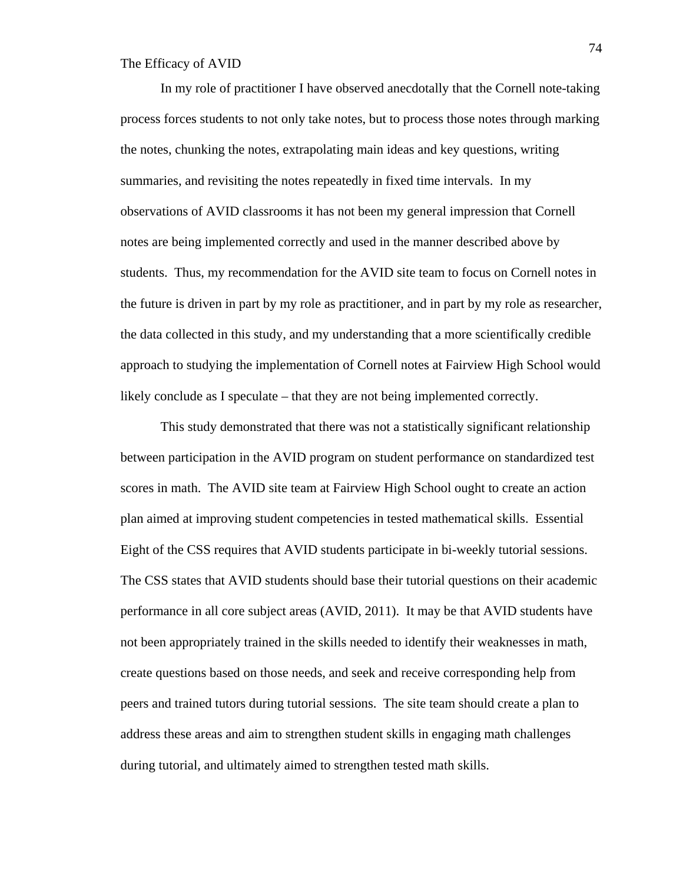In my role of practitioner I have observed anecdotally that the Cornell note-taking process forces students to not only take notes, but to process those notes through marking the notes, chunking the notes, extrapolating main ideas and key questions, writing summaries, and revisiting the notes repeatedly in fixed time intervals. In my observations of AVID classrooms it has not been my general impression that Cornell notes are being implemented correctly and used in the manner described above by students. Thus, my recommendation for the AVID site team to focus on Cornell notes in the future is driven in part by my role as practitioner, and in part by my role as researcher, the data collected in this study, and my understanding that a more scientifically credible approach to studying the implementation of Cornell notes at Fairview High School would likely conclude as I speculate – that they are not being implemented correctly.

This study demonstrated that there was not a statistically significant relationship between participation in the AVID program on student performance on standardized test scores in math. The AVID site team at Fairview High School ought to create an action plan aimed at improving student competencies in tested mathematical skills. Essential Eight of the CSS requires that AVID students participate in bi-weekly tutorial sessions. The CSS states that AVID students should base their tutorial questions on their academic performance in all core subject areas (AVID, 2011). It may be that AVID students have not been appropriately trained in the skills needed to identify their weaknesses in math, create questions based on those needs, and seek and receive corresponding help from peers and trained tutors during tutorial sessions. The site team should create a plan to address these areas and aim to strengthen student skills in engaging math challenges during tutorial, and ultimately aimed to strengthen tested math skills.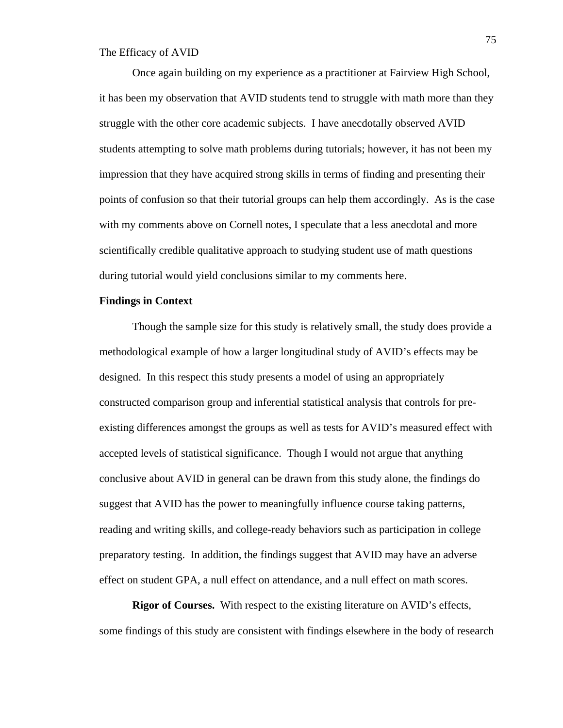Once again building on my experience as a practitioner at Fairview High School, it has been my observation that AVID students tend to struggle with math more than they struggle with the other core academic subjects. I have anecdotally observed AVID students attempting to solve math problems during tutorials; however, it has not been my impression that they have acquired strong skills in terms of finding and presenting their points of confusion so that their tutorial groups can help them accordingly. As is the case with my comments above on Cornell notes, I speculate that a less anecdotal and more scientifically credible qualitative approach to studying student use of math questions during tutorial would yield conclusions similar to my comments here.

**Findings in Context**

Though the sample size for this study is relatively small, the study does provide a methodological example of how a larger longitudinal study of AVID's effects may be designed. In this respect this study presents a model of using an appropriately constructed comparison group and inferential statistical analysis that controls for pre-existing differences amongst the groups as well as tests for AVID's measured effect with accepted levels of statistical significance. Though I would not argue that anything conclusive about AVID in general can be drawn from this study alone, the findings do suggest that AVID has the power to meaningfully influence course taking patterns, reading and writing skills, and college-ready behaviors such as participation in college preparatory testing. In addition, the findings suggest that AVID may have an adverse effect on student GPA, a null effect on attendance, and a null effect on math scores.

**Rigor of Courses.** With respect to the existing literature on AVID's effects, some findings of this study are consistent with findings elsewhere in the body of research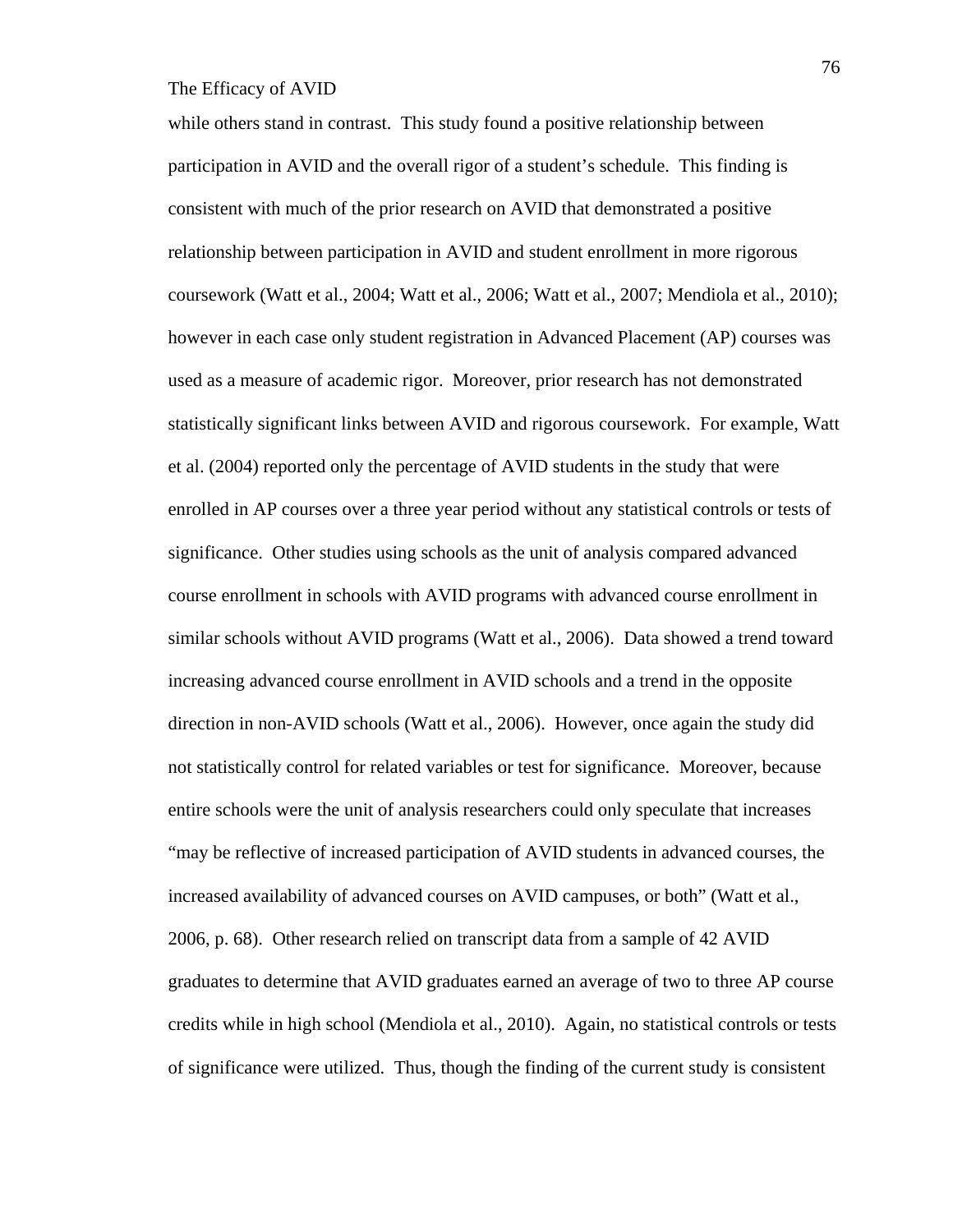while others stand in contrast. This study found a positive relationship between participation in AVID and the overall rigor of a student's schedule. This finding is consistent with much of the prior research on AVID that demonstrated a positive relationship between participation in AVID and student enrollment in more rigorous coursework (Watt et al., 2004; Watt et al., 2006; Watt et al., 2007; Mendiola et al., 2010); however in each case only student registration in Advanced Placement (AP) courses was used as a measure of academic rigor. Moreover, prior research has not demonstrated statistically significant links between AVID and rigorous coursework. For example, Watt et al. (2004) reported only the percentage of AVID students in the study that were enrolled in AP courses over a three year period without any statistical controls or tests of significance. Other studies using schools as the unit of analysis compared advanced course enrollment in schools with AVID programs with advanced course enrollment in similar schools without AVID programs (Watt et al., 2006). Data showed a trend toward increasing advanced course enrollment in AVID schools and a trend in the opposite direction in non-AVID schools (Watt et al., 2006). However, once again the study did not statistically control for related variables or test for significance. Moreover, because entire schools were the unit of analysis researchers could only speculate that increases "may be reflective of increased participation of AVID students in advanced courses, the increased availability of advanced courses on AVID campuses, or both" (Watt et al., 2006, p. 68). Other research relied on transcript data from a sample of 42 AVID graduates to determine that AVID graduates earned an average of two to three AP course credits while in high school (Mendiola et al., 2010). Again, no statistical controls or tests of significance were utilized. Thus, though the finding of the current study is consistent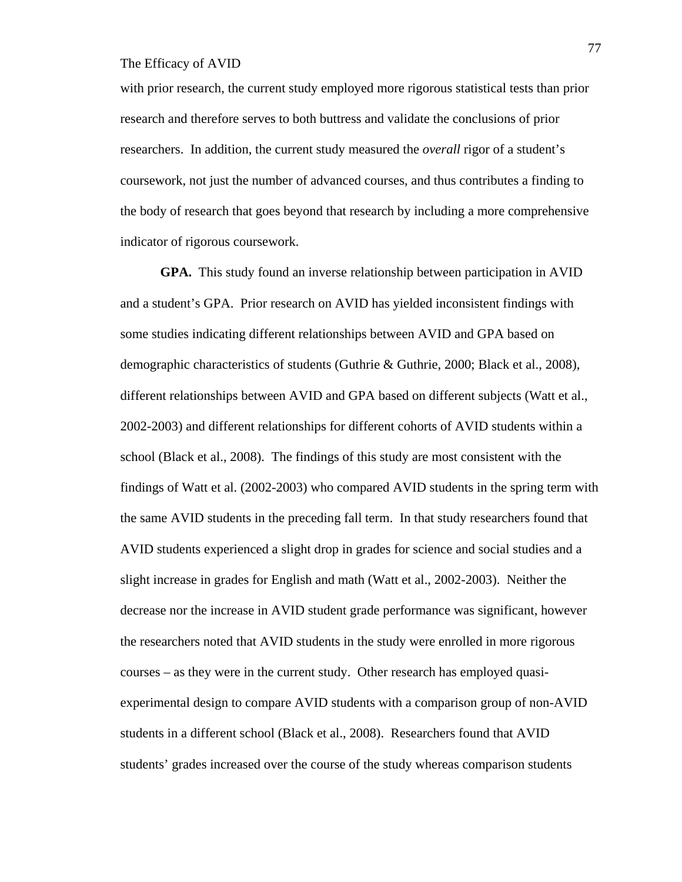with prior research, the current study employed more rigorous statistical tests than prior research and therefore serves to both buttress and validate the conclusions of prior researchers. In addition, the current study measured the *overall* rigor of a student's coursework, not just the number of advanced courses, and thus contributes a finding to the body of research that goes beyond that research by including a more comprehensive indicator of rigorous coursework.

**GPA.** This study found an inverse relationship between participation in AVID and a student's GPA. Prior research on AVID has yielded inconsistent findings with some studies indicating different relationships between AVID and GPA based on demographic characteristics of students (Guthrie & Guthrie, 2000; Black et al., 2008), different relationships between AVID and GPA based on different subjects (Watt et al., 2002-2003) and different relationships for different cohorts of AVID students within a school (Black et al., 2008). The findings of this study are most consistent with the findings of Watt et al. (2002-2003) who compared AVID students in the spring term with the same AVID students in the preceding fall term. In that study researchers found that AVID students experienced a slight drop in grades for science and social studies and a slight increase in grades for English and math (Watt et al., 2002-2003). Neither the decrease nor the increase in AVID student grade performance was significant, however the researchers noted that AVID students in the study were enrolled in more rigorous courses – as they were in the current study. Other research has employed quasi-experimental design to compare AVID students with a comparison group of non-AVID students in a different school (Black et al., 2008). Researchers found that AVID students' grades increased over the course of the study whereas comparison students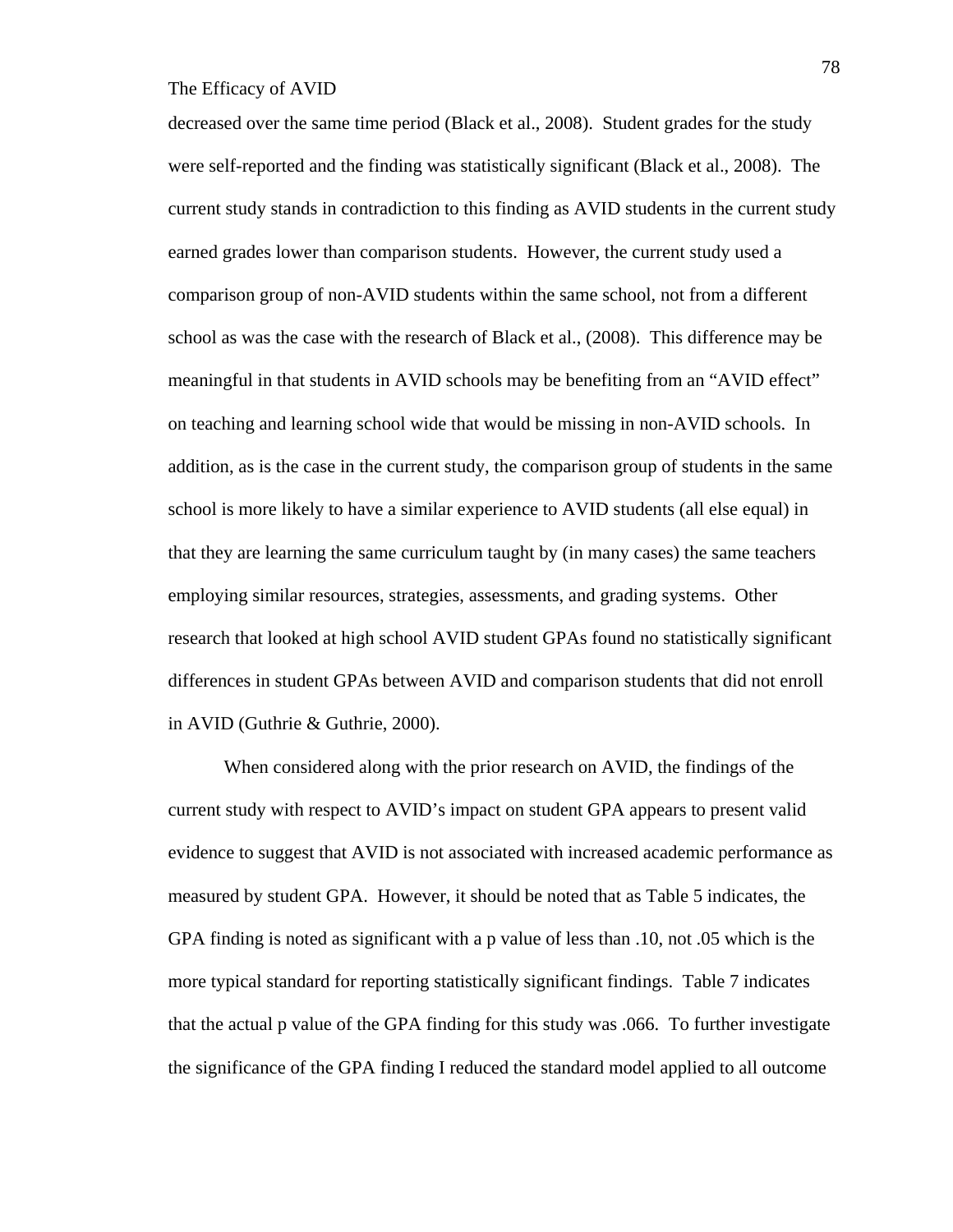decreased over the same time period (Black et al., 2008). Student grades for the study were self-reported and the finding was statistically significant (Black et al., 2008). The current study stands in contradiction to this finding as AVID students in the current study earned grades lower than comparison students. However, the current study used a comparison group of non-AVID students within the same school, not from a different school as was the case with the research of Black et al., (2008). This difference may be meaningful in that students in AVID schools may be benefiting from an "AVID effect" on teaching and learning school wide that would be missing in non-AVID schools. In addition, as is the case in the current study, the comparison group of students in the same school is more likely to have a similar experience to AVID students (all else equal) in that they are learning the same curriculum taught by (in many cases) the same teachers employing similar resources, strategies, assessments, and grading systems. Other research that looked at high school AVID student GPAs found no statistically significant differences in student GPAs between AVID and comparison students that did not enroll in AVID (Guthrie & Guthrie, 2000).

When considered along with the prior research on AVID, the findings of the current study with respect to AVID's impact on student GPA appears to present valid evidence to suggest that AVID is not associated with increased academic performance as measured by student GPA. However, it should be noted that as Table 5 indicates, the GPA finding is noted as significant with a p value of less than .10, not .05 which is the more typical standard for reporting statistically significant findings. Table 7 indicates that the actual p value of the GPA finding for this study was .066. To further investigate the significance of the GPA finding I reduced the standard model applied to all outcome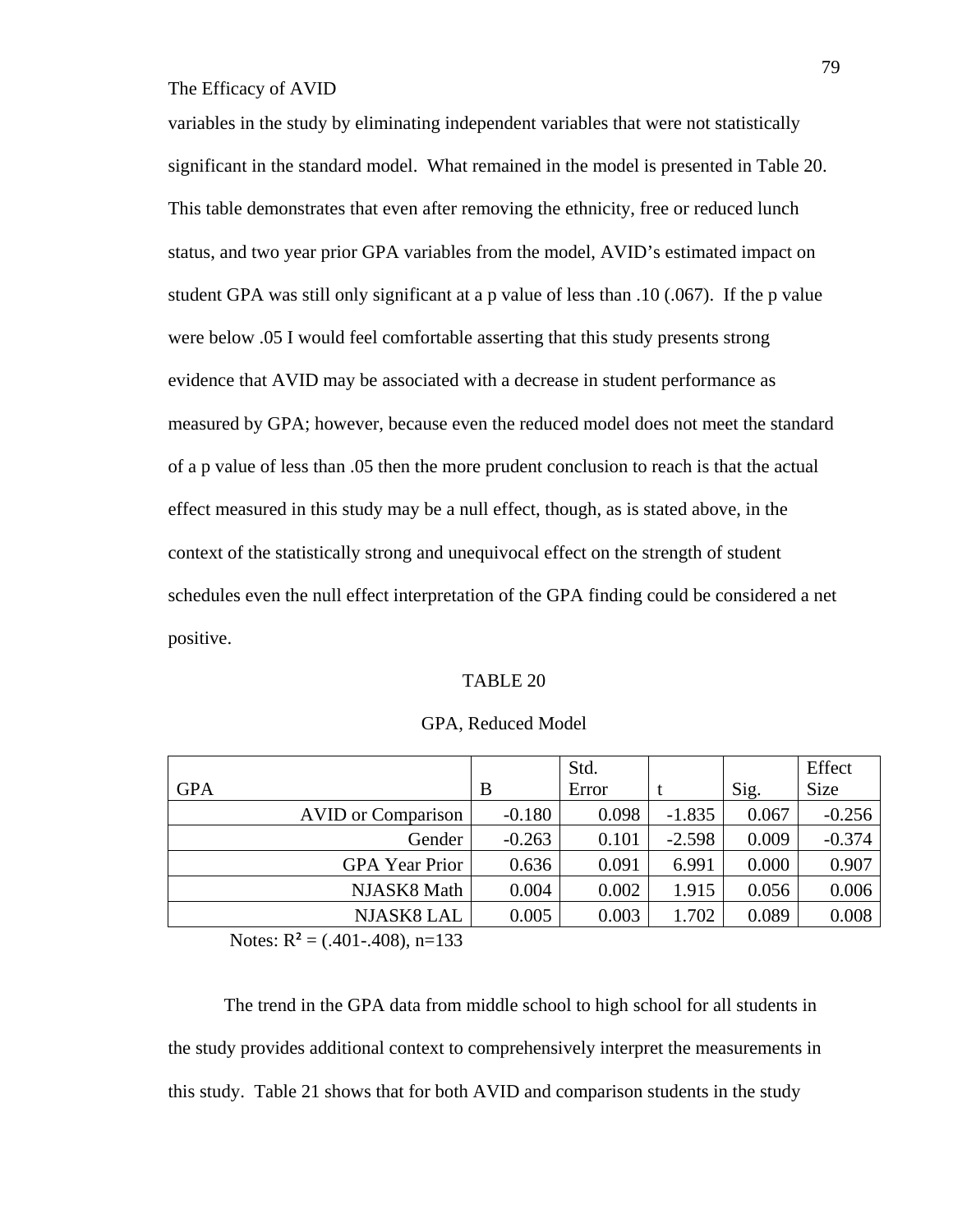variables in the study by eliminating independent variables that were not statistically significant in the standard model. What remained in the model is presented in Table 20. This table demonstrates that even after removing the ethnicity, free or reduced lunch status, and two year prior GPA variables from the model, AVID's estimated impact on student GPA was still only significant at a p value of less than .10 (.067). If the p value were below .05 I would feel comfortable asserting that this study presents strong evidence that AVID may be associated with a decrease in student performance as measured by GPA; however, because even the reduced model does not meet the standard of a p value of less than .05 then the more prudent conclusion to reach is that the actual effect measured in this study may be a null effect, though, as is stated above, in the context of the statistically strong and unequivocal effect on the strength of student schedules even the null effect interpretation of the GPA finding could be considered a net positive.

TABLE 20

GPA, Reduced Model

| GPA | B | Std. Error | t | Sig. | Effect Size |
|---|---|---|---|---|---|
| AVID or Comparison | -0.180 | 0.098 | -1.835 | 0.067 | -0.256 |
| Gender | -0.263 | 0.101 | -2.598 | 0.009 | -0.374 |
| GPA Year Prior | 0.636 | 0.091 | 6.991 | 0.000 | 0.907 |
| NJASK8 Math | 0.004 | 0.002 | 1.915 | 0.056 | 0.006 |
| NJASK8 LAL | 0.005 | 0.003 | 1.702 | 0.089 | 0.008 |

Notes: $R^2$ = (.401-.408), n=133

The trend in the GPA data from middle school to high school for all students in the study provides additional context to comprehensively interpret the measurements in this study. Table 21 shows that for both AVID and comparison students in the study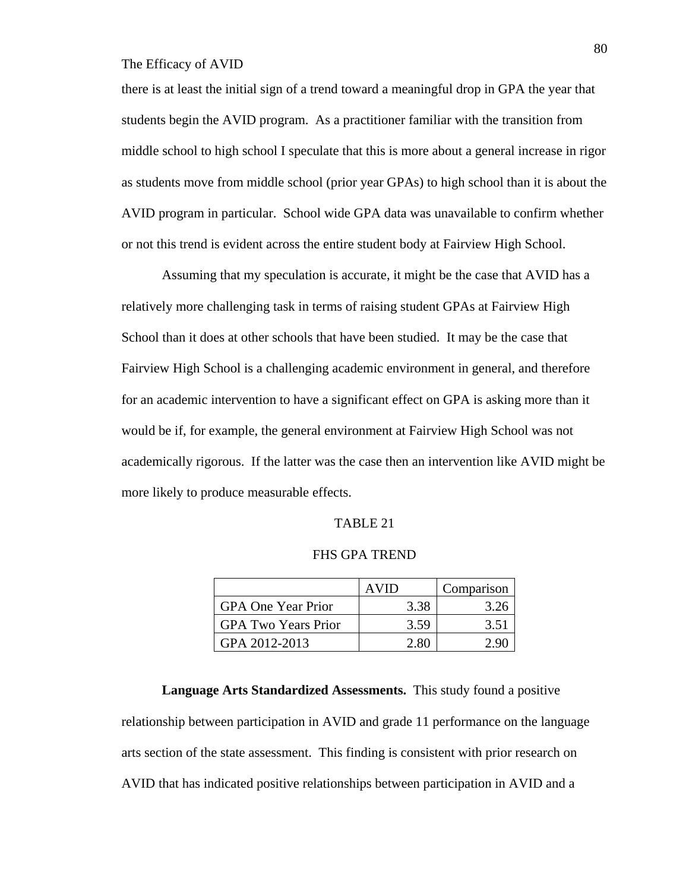there is at least the initial sign of a trend toward a meaningful drop in GPA the year that students begin the AVID program. As a practitioner familiar with the transition from middle school to high school I speculate that this is more about a general increase in rigor as students move from middle school (prior year GPAs) to high school than it is about the AVID program in particular. School wide GPA data was unavailable to confirm whether or not this trend is evident across the entire student body at Fairview High School.

Assuming that my speculation is accurate, it might be the case that AVID has a relatively more challenging task in terms of raising student GPAs at Fairview High School than it does at other schools that have been studied. It may be the case that Fairview High School is a challenging academic environment in general, and therefore for an academic intervention to have a significant effect on GPA is asking more than it would be if, for example, the general environment at Fairview High School was not academically rigorous. If the latter was the case then an intervention like AVID might be more likely to produce measurable effects.

TABLE 21

FHS GPA TREND

| | AVID | Comparison |
|---|---|---|
| GPA One Year Prior | 3.38 | 3.26 |
| GPA Two Years Prior | 3.59 | 3.51 |
| GPA 2012-2013 | 2.80 | 2.90 |

**Language Arts Standardized Assessments.** This study found a positive relationship between participation in AVID and grade 11 performance on the language arts section of the state assessment. This finding is consistent with prior research on AVID that has indicated positive relationships between participation in AVID and a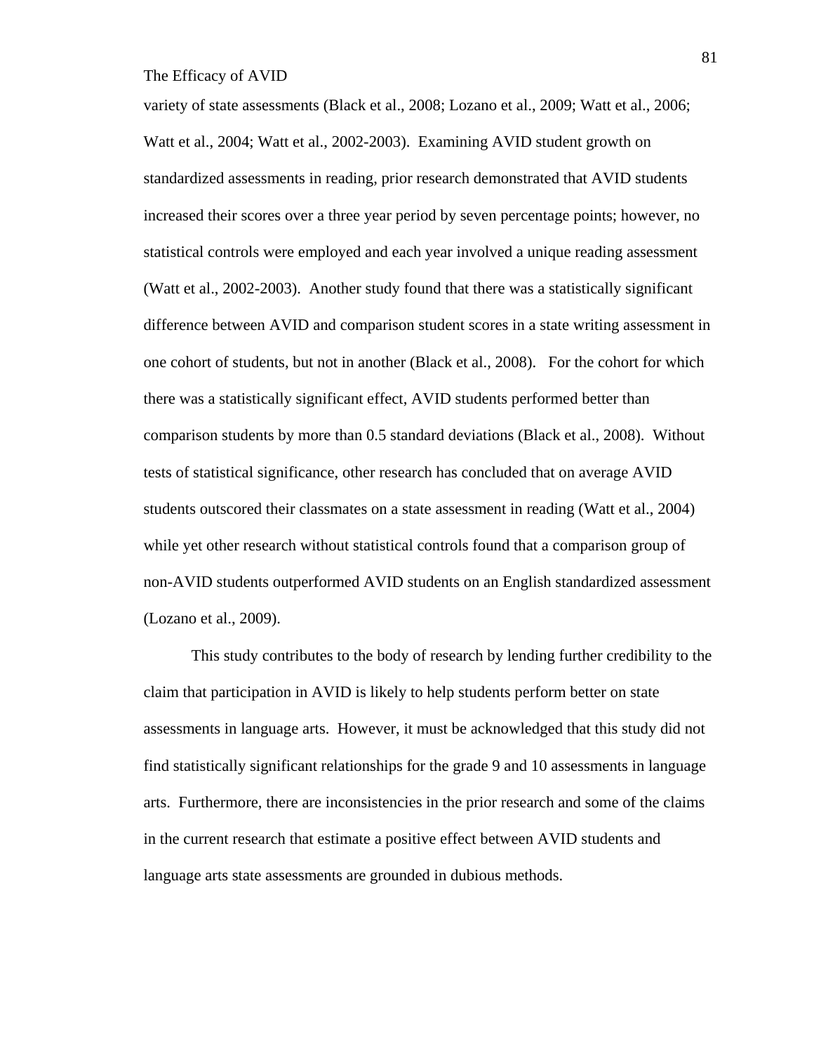variety of state assessments (Black et al., 2008; Lozano et al., 2009; Watt et al., 2006; Watt et al., 2004; Watt et al., 2002-2003). Examining AVID student growth on standardized assessments in reading, prior research demonstrated that AVID students increased their scores over a three year period by seven percentage points; however, no statistical controls were employed and each year involved a unique reading assessment (Watt et al., 2002-2003). Another study found that there was a statistically significant difference between AVID and comparison student scores in a state writing assessment in one cohort of students, but not in another (Black et al., 2008). For the cohort for which there was a statistically significant effect, AVID students performed better than comparison students by more than 0.5 standard deviations (Black et al., 2008). Without tests of statistical significance, other research has concluded that on average AVID students outscored their classmates on a state assessment in reading (Watt et al., 2004) while yet other research without statistical controls found that a comparison group of non-AVID students outperformed AVID students on an English standardized assessment (Lozano et al., 2009).

This study contributes to the body of research by lending further credibility to the claim that participation in AVID is likely to help students perform better on state assessments in language arts. However, it must be acknowledged that this study did not find statistically significant relationships for the grade 9 and 10 assessments in language arts. Furthermore, there are inconsistencies in the prior research and some of the claims in the current research that estimate a positive effect between AVID students and language arts state assessments are grounded in dubious methods.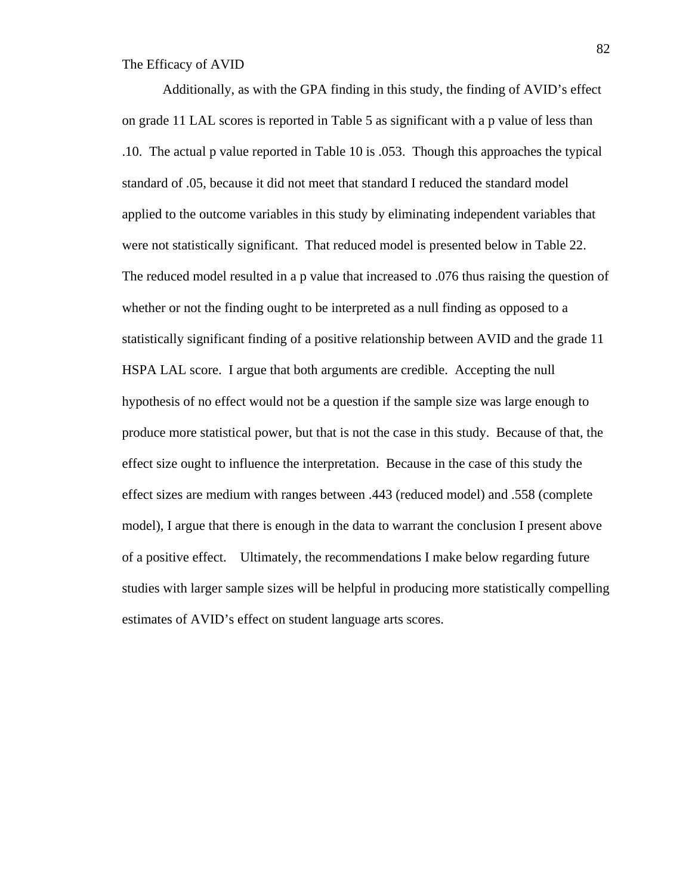Additionally, as with the GPA finding in this study, the finding of AVID's effect on grade 11 LAL scores is reported in Table 5 as significant with a p value of less than .10. The actual p value reported in Table 10 is .053. Though this approaches the typical standard of .05, because it did not meet that standard I reduced the standard model applied to the outcome variables in this study by eliminating independent variables that were not statistically significant. That reduced model is presented below in Table 22. The reduced model resulted in a p value that increased to .076 thus raising the question of whether or not the finding ought to be interpreted as a null finding as opposed to a statistically significant finding of a positive relationship between AVID and the grade 11 HSPA LAL score. I argue that both arguments are credible. Accepting the null hypothesis of no effect would not be a question if the sample size was large enough to produce more statistical power, but that is not the case in this study. Because of that, the effect size ought to influence the interpretation. Because in the case of this study the effect sizes are medium with ranges between .443 (reduced model) and .558 (complete model), I argue that there is enough in the data to warrant the conclusion I present above of a positive effect. Ultimately, the recommendations I make below regarding future studies with larger sample sizes will be helpful in producing more statistically compelling estimates of AVID's effect on student language arts scores.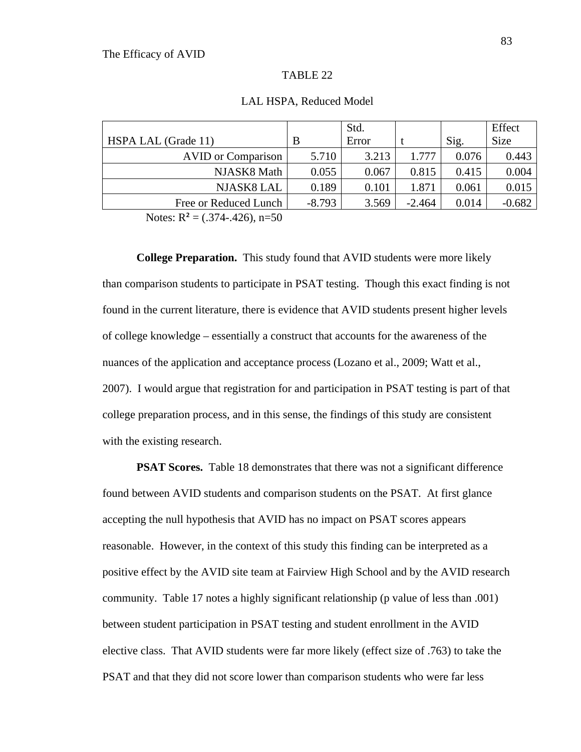TABLE 22

LAL HSPA, Reduced Model

| HSPA LAL (Grade 11) | B | Std. Error | t | Sig. | Effect Size |
|---|---|---|---|---|---|
| AVID or Comparison | 5.710 | 3.213 | 1.777 | 0.076 | 0.443 |
| NJASK8 Math | 0.055 | 0.067 | 0.815 | 0.415 | 0.004 |
| NJASK8 LAL | 0.189 | 0.101 | 1.871 | 0.061 | 0.015 |
| Free or Reduced Lunch | -8.793 | 3.569 | -2.464 | 0.014 | -0.682 |

Notes: $R^2$ = (.374-.426), n=50

**College Preparation.** This study found that AVID students were more likely than comparison students to participate in PSAT testing. Though this exact finding is not found in the current literature, there is evidence that AVID students present higher levels of college knowledge – essentially a construct that accounts for the awareness of the nuances of the application and acceptance process (Lozano et al., 2009; Watt et al., 2007). I would argue that registration for and participation in PSAT testing is part of that college preparation process, and in this sense, the findings of this study are consistent with the existing research.

**PSAT Scores.** Table 18 demonstrates that there was not a significant difference found between AVID students and comparison students on the PSAT. At first glance accepting the null hypothesis that AVID has no impact on PSAT scores appears reasonable. However, in the context of this study this finding can be interpreted as a positive effect by the AVID site team at Fairview High School and by the AVID research community. Table 17 notes a highly significant relationship (p value of less than .001) between student participation in PSAT testing and student enrollment in the AVID elective class. That AVID students were far more likely (effect size of .763) to take the PSAT and that they did not score lower than comparison students who were far less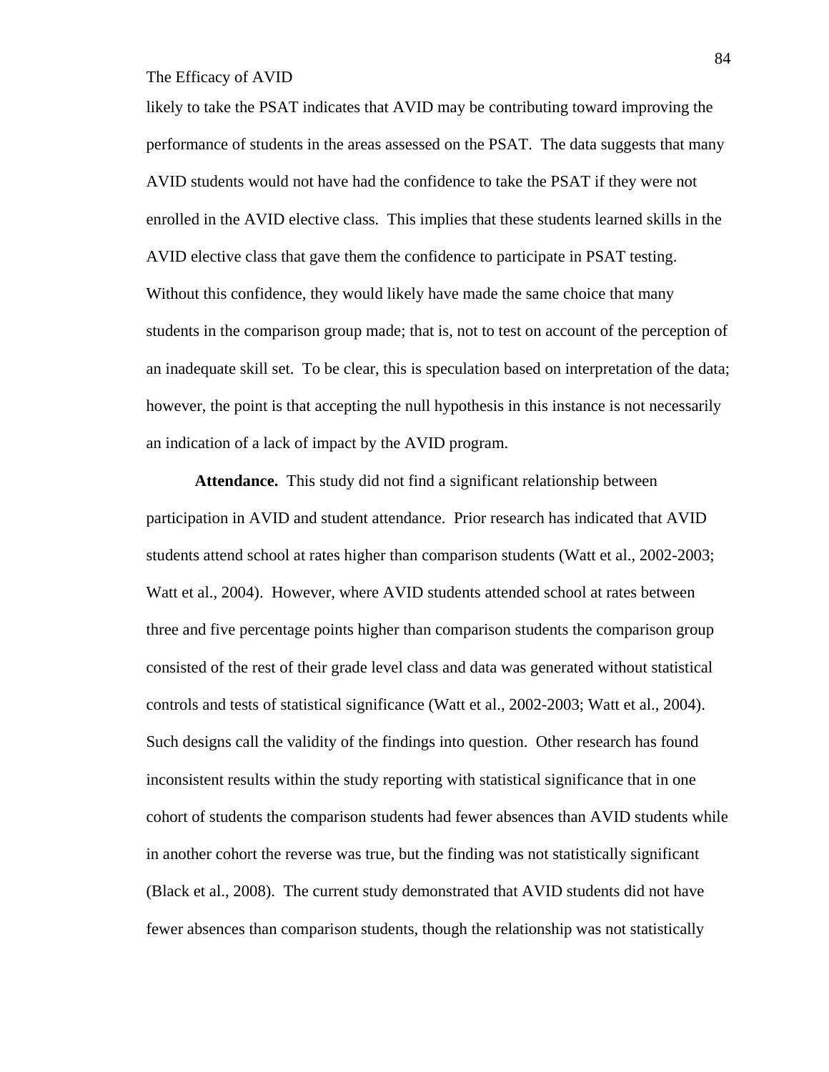likely to take the PSAT indicates that AVID may be contributing toward improving the performance of students in the areas assessed on the PSAT. The data suggests that many AVID students would not have had the confidence to take the PSAT if they were not enrolled in the AVID elective class. This implies that these students learned skills in the AVID elective class that gave them the confidence to participate in PSAT testing. Without this confidence, they would likely have made the same choice that many students in the comparison group made; that is, not to test on account of the perception of an inadequate skill set. To be clear, this is speculation based on interpretation of the data; however, the point is that accepting the null hypothesis in this instance is not necessarily an indication of a lack of impact by the AVID program.

**Attendance.** This study did not find a significant relationship between participation in AVID and student attendance. Prior research has indicated that AVID students attend school at rates higher than comparison students (Watt et al., 2002-2003; Watt et al., 2004). However, where AVID students attended school at rates between three and five percentage points higher than comparison students the comparison group consisted of the rest of their grade level class and data was generated without statistical controls and tests of statistical significance (Watt et al., 2002-2003; Watt et al., 2004). Such designs call the validity of the findings into question. Other research has found inconsistent results within the study reporting with statistical significance that in one cohort of students the comparison students had fewer absences than AVID students while in another cohort the reverse was true, but the finding was not statistically significant (Black et al., 2008). The current study demonstrated that AVID students did not have fewer absences than comparison students, though the relationship was not statistically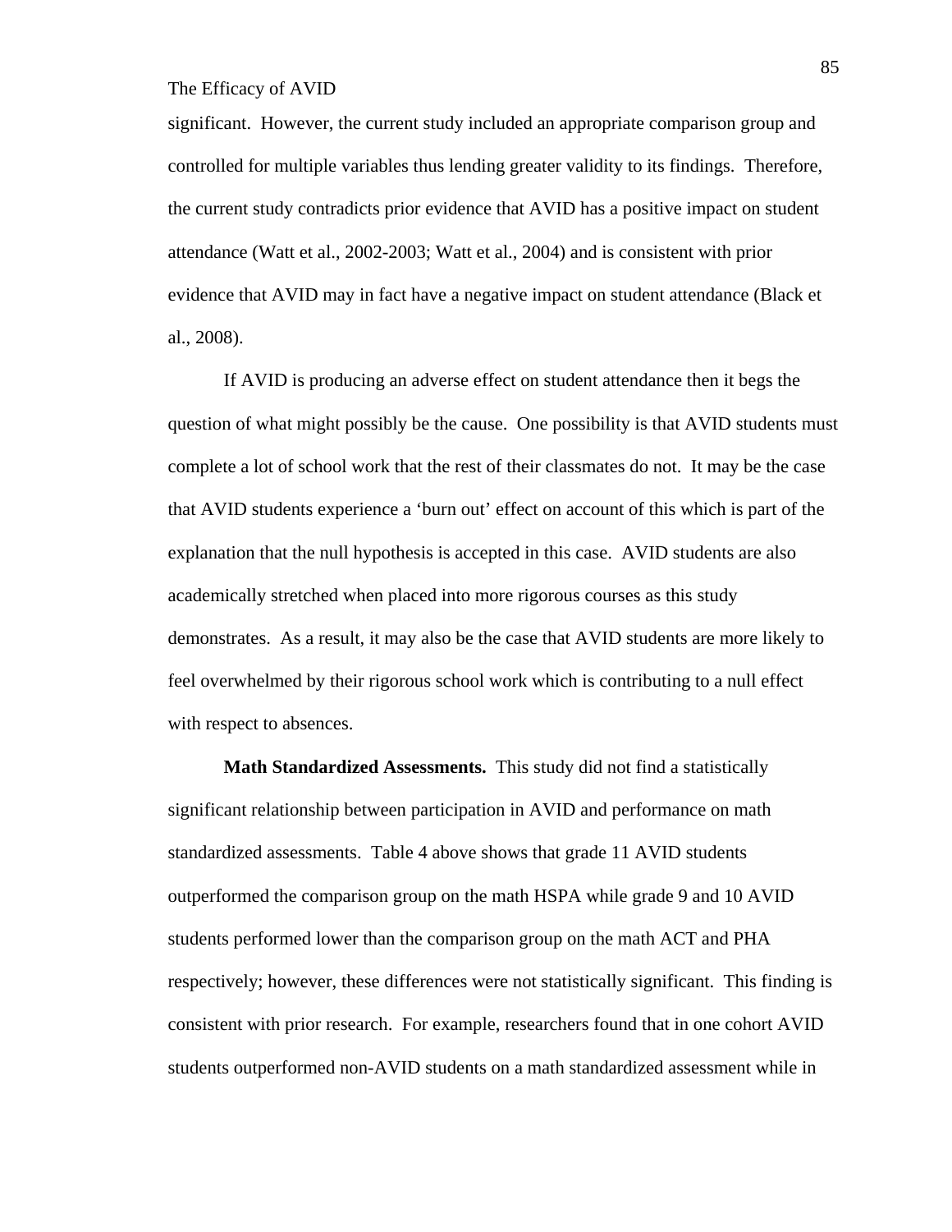significant. However, the current study included an appropriate comparison group and controlled for multiple variables thus lending greater validity to its findings. Therefore, the current study contradicts prior evidence that AVID has a positive impact on student attendance (Watt et al., 2002-2003; Watt et al., 2004) and is consistent with prior evidence that AVID may in fact have a negative impact on student attendance (Black et al., 2008).

If AVID is producing an adverse effect on student attendance then it begs the question of what might possibly be the cause. One possibility is that AVID students must complete a lot of school work that the rest of their classmates do not. It may be the case that AVID students experience a 'burn out' effect on account of this which is part of the explanation that the null hypothesis is accepted in this case. AVID students are also academically stretched when placed into more rigorous courses as this study demonstrates. As a result, it may also be the case that AVID students are more likely to feel overwhelmed by their rigorous school work which is contributing to a null effect with respect to absences.

**Math Standardized Assessments.** This study did not find a statistically significant relationship between participation in AVID and performance on math standardized assessments. Table 4 above shows that grade 11 AVID students outperformed the comparison group on the math HSPA while grade 9 and 10 AVID students performed lower than the comparison group on the math ACT and PHA respectively; however, these differences were not statistically significant. This finding is consistent with prior research. For example, researchers found that in one cohort AVID students outperformed non-AVID students on a math standardized assessment while in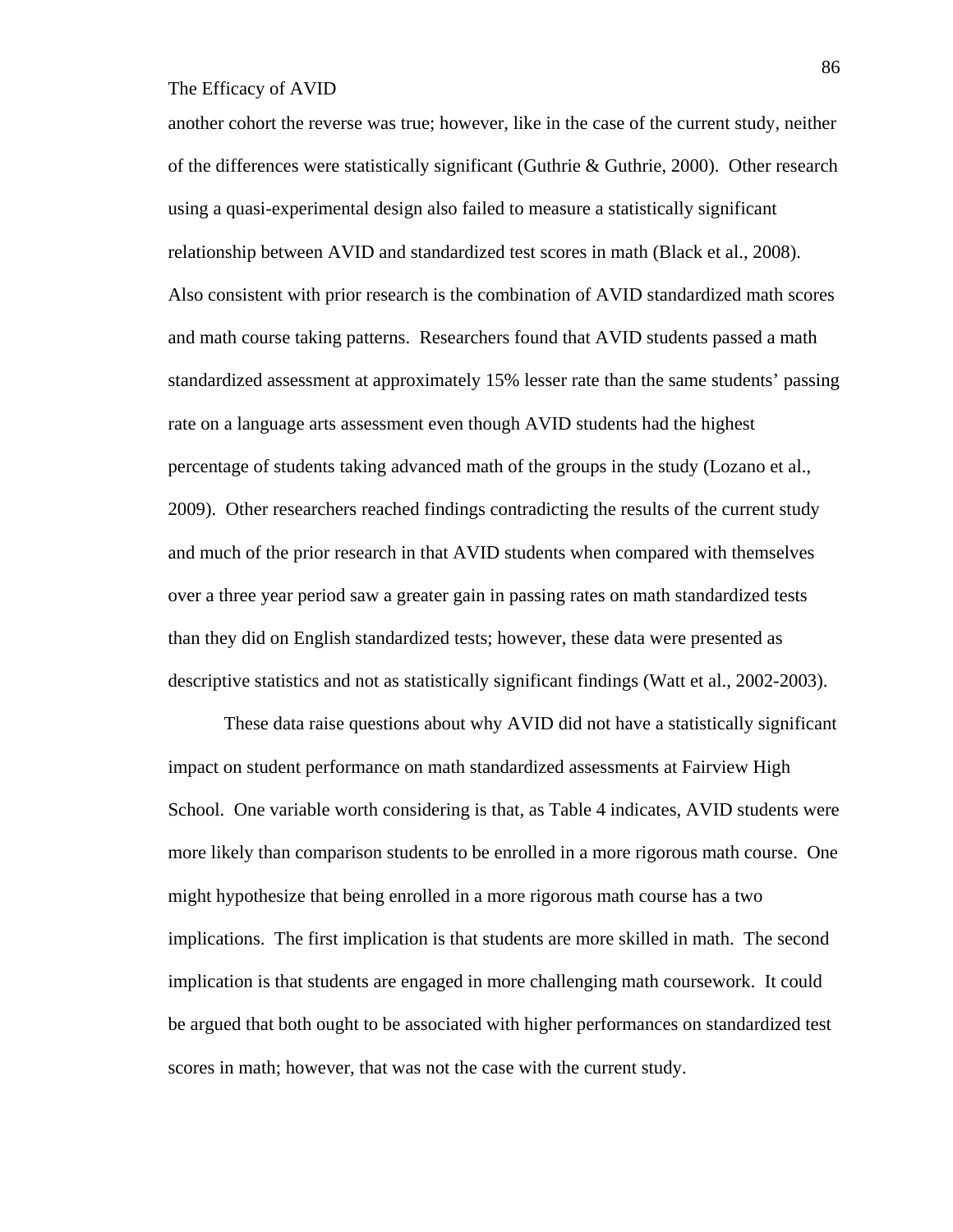another cohort the reverse was true; however, like in the case of the current study, neither of the differences were statistically significant (Guthrie & Guthrie, 2000). Other research using a quasi-experimental design also failed to measure a statistically significant relationship between AVID and standardized test scores in math (Black et al., 2008). Also consistent with prior research is the combination of AVID standardized math scores and math course taking patterns. Researchers found that AVID students passed a math standardized assessment at approximately 15% lesser rate than the same students' passing rate on a language arts assessment even though AVID students had the highest percentage of students taking advanced math of the groups in the study (Lozano et al., 2009). Other researchers reached findings contradicting the results of the current study and much of the prior research in that AVID students when compared with themselves over a three year period saw a greater gain in passing rates on math standardized tests than they did on English standardized tests; however, these data were presented as descriptive statistics and not as statistically significant findings (Watt et al., 2002-2003).

These data raise questions about why AVID did not have a statistically significant impact on student performance on math standardized assessments at Fairview High School. One variable worth considering is that, as Table 4 indicates, AVID students were more likely than comparison students to be enrolled in a more rigorous math course. One might hypothesize that being enrolled in a more rigorous math course has a two implications. The first implication is that students are more skilled in math. The second implication is that students are engaged in more challenging math coursework. It could be argued that both ought to be associated with higher performances on standardized test scores in math; however, that was not the case with the current study.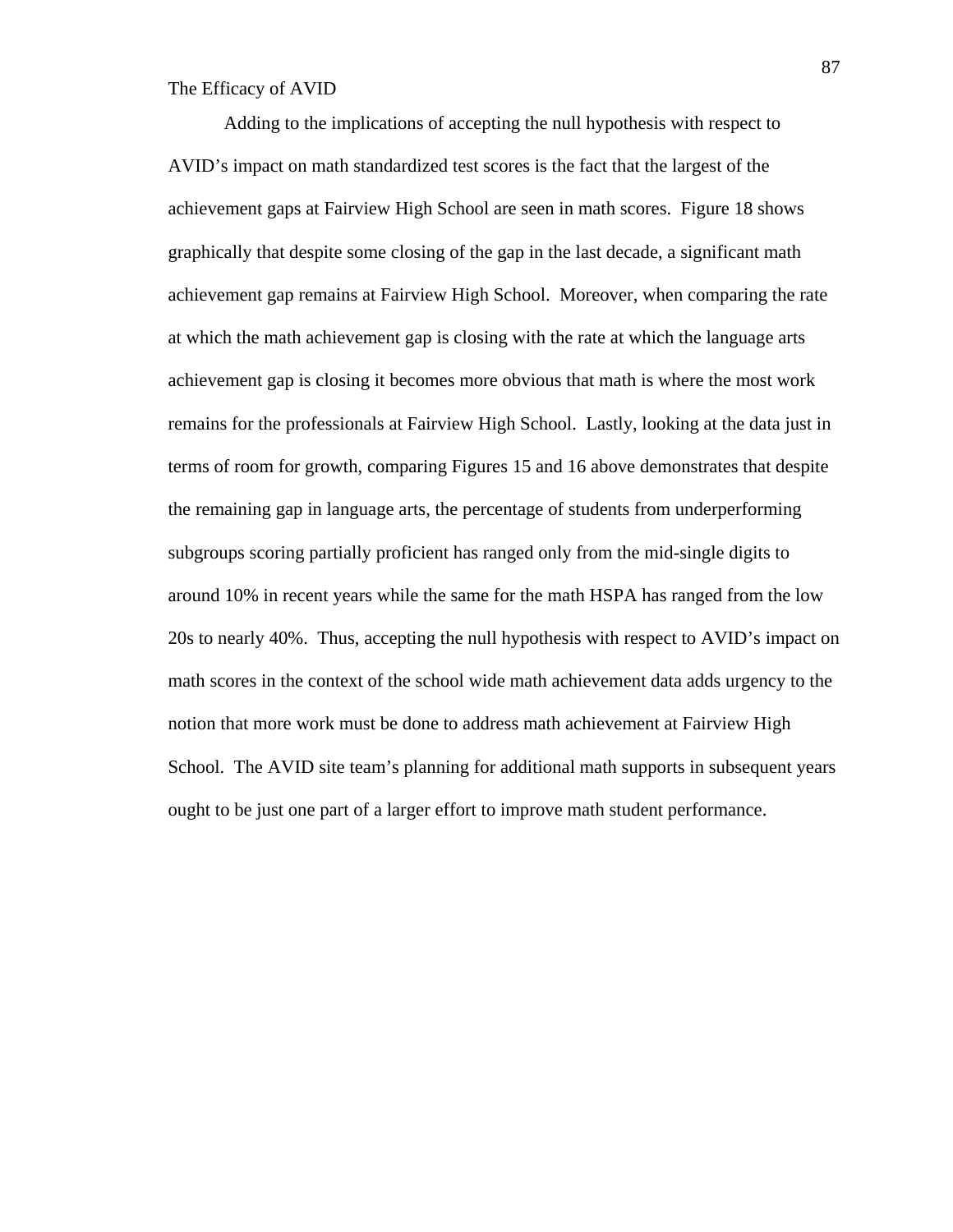Adding to the implications of accepting the null hypothesis with respect to AVID's impact on math standardized test scores is the fact that the largest of the achievement gaps at Fairview High School are seen in math scores. Figure 18 shows graphically that despite some closing of the gap in the last decade, a significant math achievement gap remains at Fairview High School. Moreover, when comparing the rate at which the math achievement gap is closing with the rate at which the language arts achievement gap is closing it becomes more obvious that math is where the most work remains for the professionals at Fairview High School. Lastly, looking at the data just in terms of room for growth, comparing Figures 15 and 16 above demonstrates that despite the remaining gap in language arts, the percentage of students from underperforming subgroups scoring partially proficient has ranged only from the mid-single digits to around 10% in recent years while the same for the math HSPA has ranged from the low 20s to nearly 40%. Thus, accepting the null hypothesis with respect to AVID's impact on math scores in the context of the school wide math achievement data adds urgency to the notion that more work must be done to address math achievement at Fairview High School. The AVID site team's planning for additional math supports in subsequent years ought to be just one part of a larger effort to improve math student performance.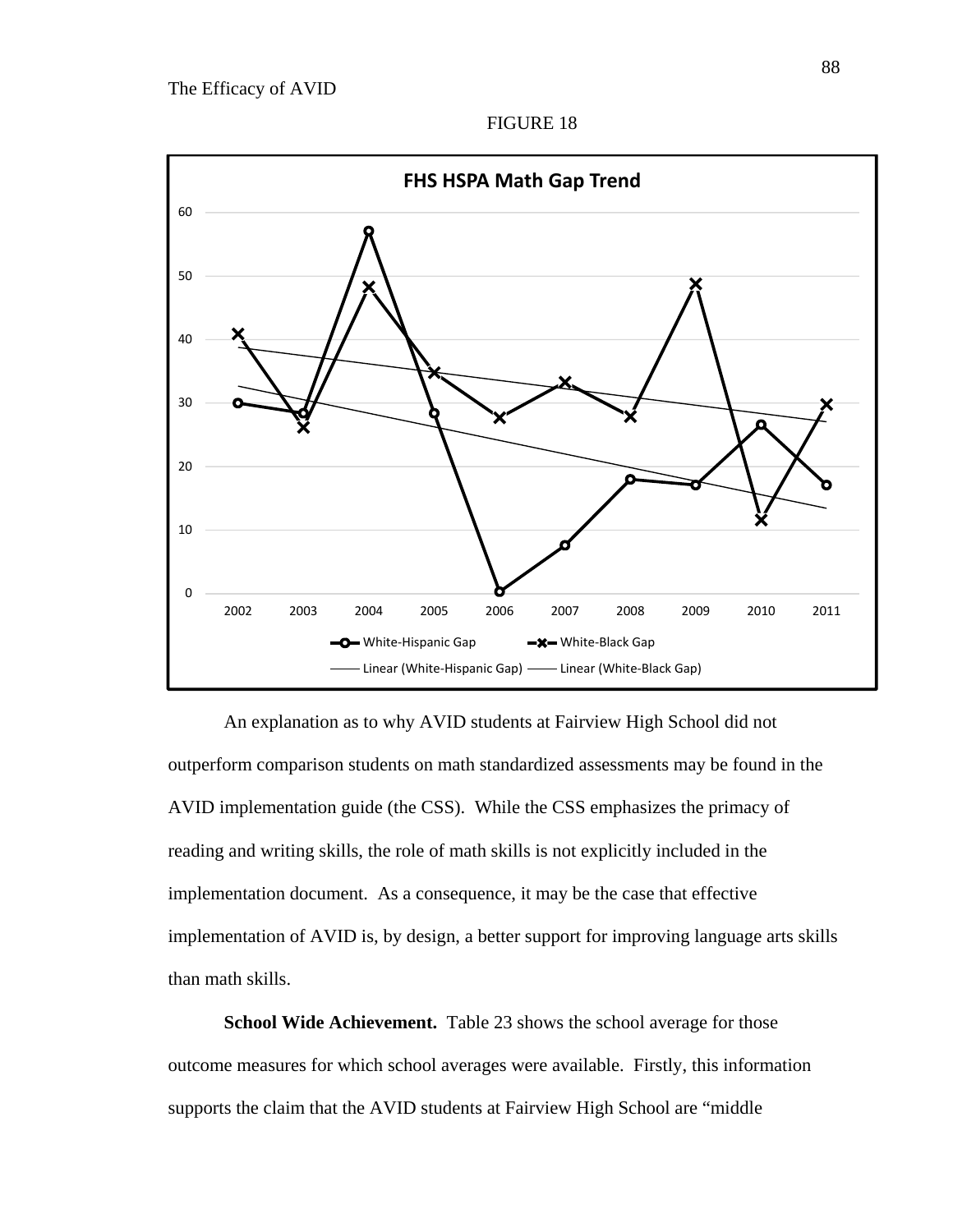FIGURE 18

An explanation as to why AVID students at Fairview High School did not outperform comparison students on math standardized assessments may be found in the AVID implementation guide (the CSS). While the CSS emphasizes the primacy of reading and writing skills, the role of math skills is not explicitly included in the implementation document. As a consequence, it may be the case that effective implementation of AVID is, by design, a better support for improving language arts skills than math skills.

**School Wide Achievement.** Table 23 shows the school average for those outcome measures for which school averages were available. Firstly, this information supports the claim that the AVID students at Fairview High School are "middle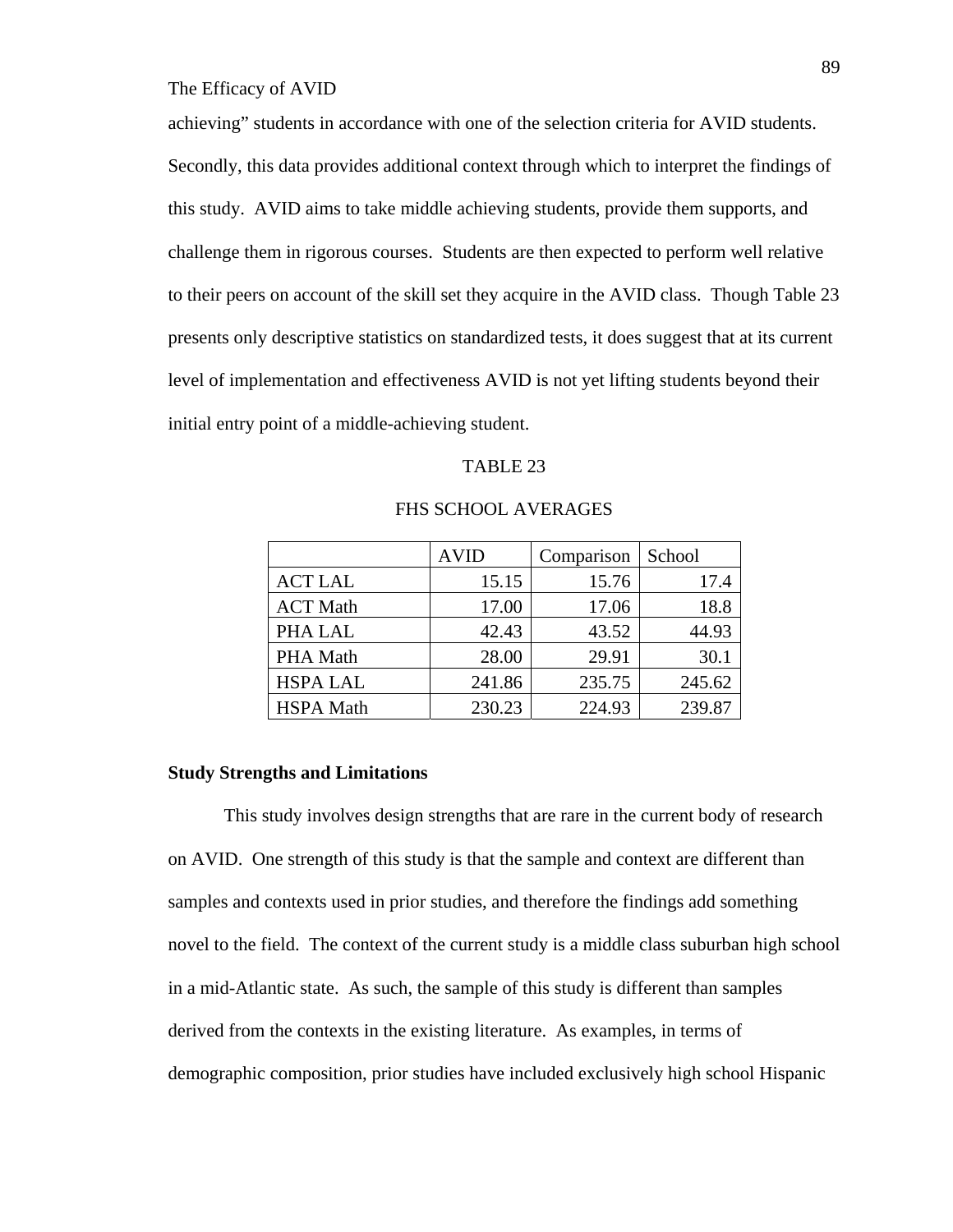achieving" students in accordance with one of the selection criteria for AVID students. Secondly, this data provides additional context through which to interpret the findings of this study. AVID aims to take middle achieving students, provide them supports, and challenge them in rigorous courses. Students are then expected to perform well relative to their peers on account of the skill set they acquire in the AVID class. Though Table 23 presents only descriptive statistics on standardized tests, it does suggest that at its current level of implementation and effectiveness AVID is not yet lifting students beyond their initial entry point of a middle-achieving student.

TABLE 23

FHS SCHOOL AVERAGES

| | AVID | Comparison | School |
|---|---|---|---|
| ACT LAL | 15.15 | 15.76 | 17.4 |
| ACT Math | 17.00 | 17.06 | 18.8 |
| PHA LAL | 42.43 | 43.52 | 44.93 |
| PHA Math | 28.00 | 29.91 | 30.1 |
| HSPA LAL | 241.86 | 235.75 | 245.62 |
| HSPA Math | 230.23 | 224.93 | 239.87 |

**Study Strengths and Limitations**

This study involves design strengths that are rare in the current body of research on AVID. One strength of this study is that the sample and context are different than samples and contexts used in prior studies, and therefore the findings add something novel to the field. The context of the current study is a middle class suburban high school in a mid-Atlantic state. As such, the sample of this study is different than samples derived from the contexts in the existing literature. As examples, in terms of demographic composition, prior studies have included exclusively high school Hispanic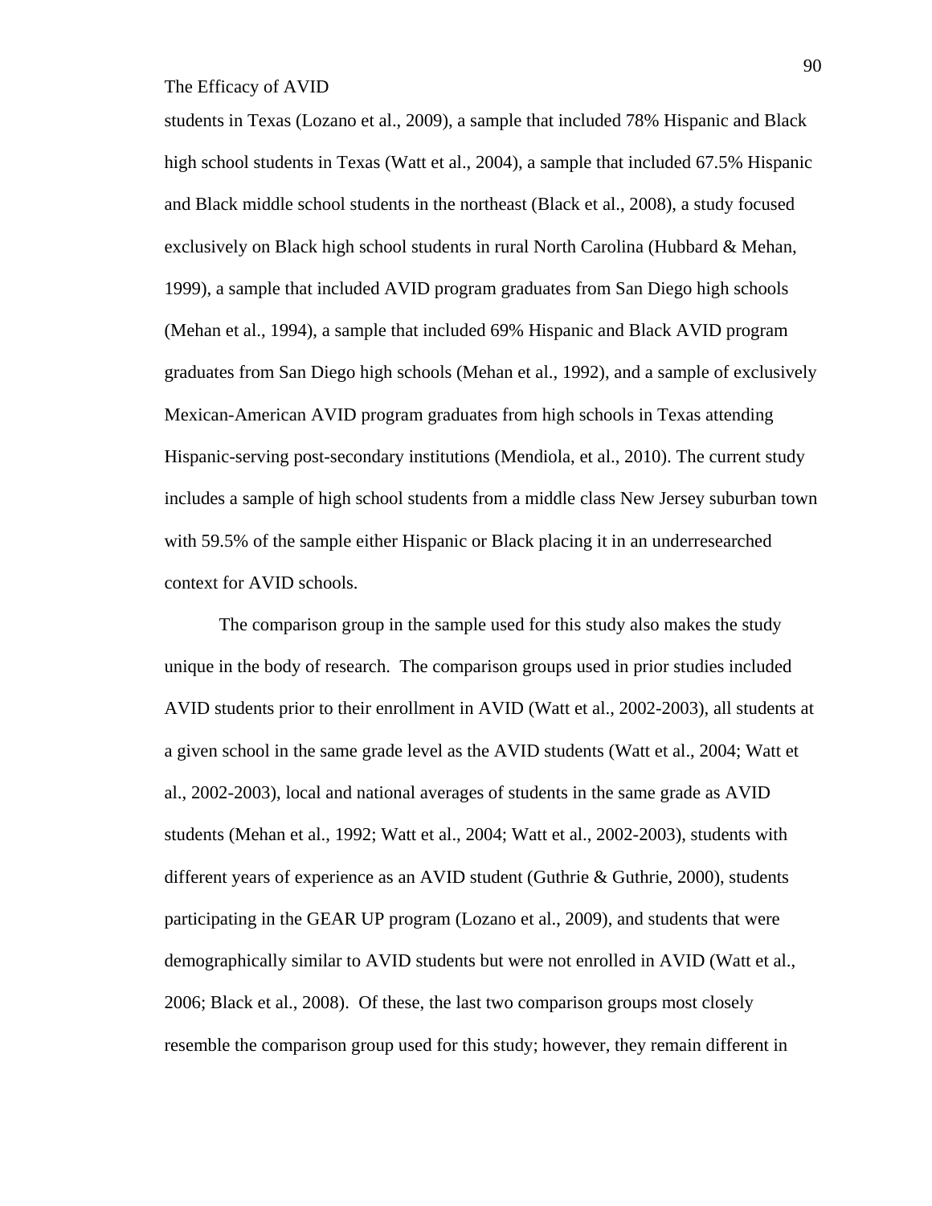students in Texas (Lozano et al., 2009), a sample that included 78% Hispanic and Black high school students in Texas (Watt et al., 2004), a sample that included 67.5% Hispanic and Black middle school students in the northeast (Black et al., 2008), a study focused exclusively on Black high school students in rural North Carolina (Hubbard & Mehan, 1999), a sample that included AVID program graduates from San Diego high schools (Mehan et al., 1994), a sample that included 69% Hispanic and Black AVID program graduates from San Diego high schools (Mehan et al., 1992), and a sample of exclusively Mexican-American AVID program graduates from high schools in Texas attending Hispanic-serving post-secondary institutions (Mendiola, et al., 2010). The current study includes a sample of high school students from a middle class New Jersey suburban town with 59.5% of the sample either Hispanic or Black placing it in an underresearched context for AVID schools.

The comparison group in the sample used for this study also makes the study unique in the body of research. The comparison groups used in prior studies included AVID students prior to their enrollment in AVID (Watt et al., 2002-2003), all students at a given school in the same grade level as the AVID students (Watt et al., 2004; Watt et al., 2002-2003), local and national averages of students in the same grade as AVID students (Mehan et al., 1992; Watt et al., 2004; Watt et al., 2002-2003), students with different years of experience as an AVID student (Guthrie & Guthrie, 2000), students participating in the GEAR UP program (Lozano et al., 2009), and students that were demographically similar to AVID students but were not enrolled in AVID (Watt et al., 2006; Black et al., 2008). Of these, the last two comparison groups most closely resemble the comparison group used for this study; however, they remain different in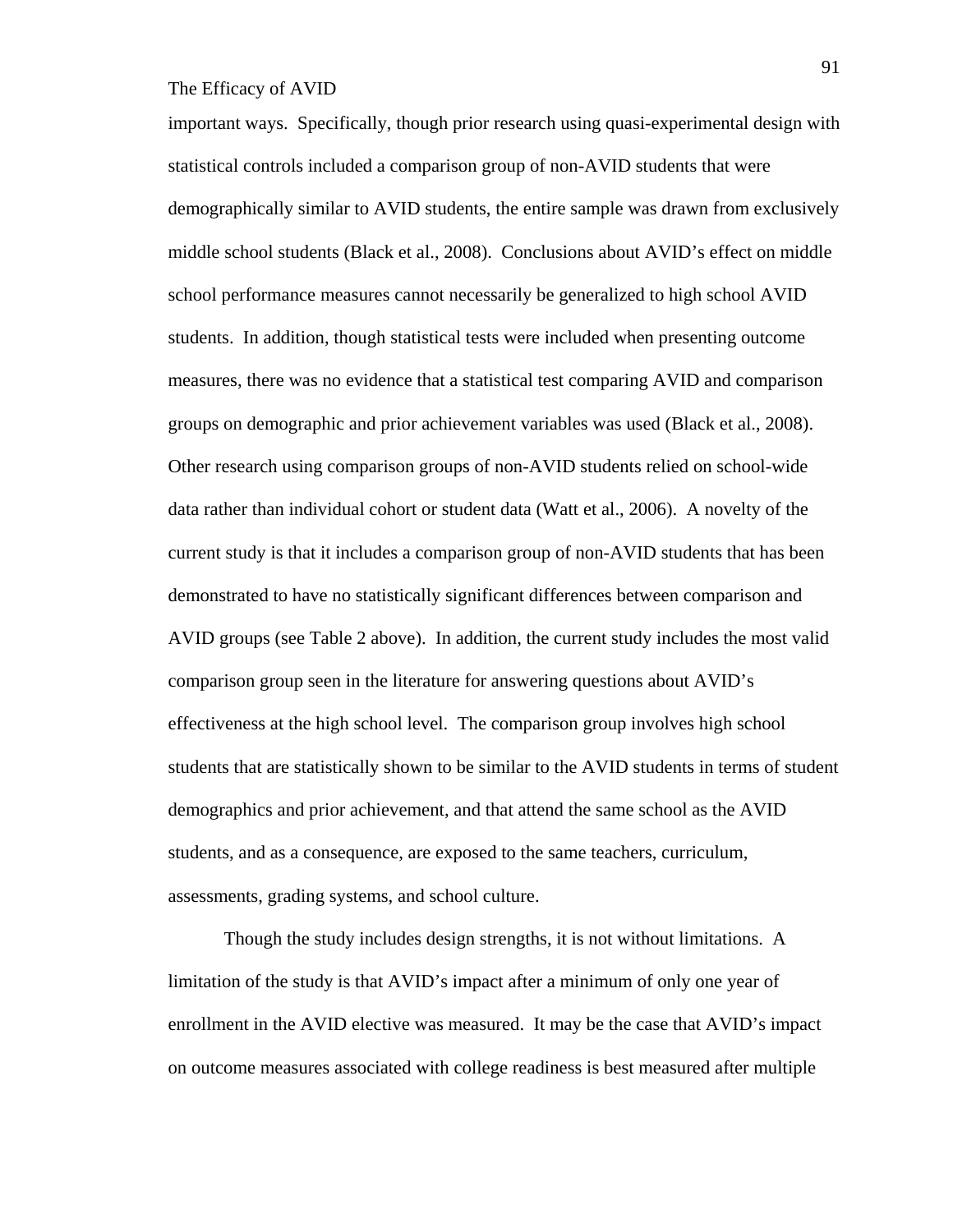important ways. Specifically, though prior research using quasi-experimental design with statistical controls included a comparison group of non-AVID students that were demographically similar to AVID students, the entire sample was drawn from exclusively middle school students (Black et al., 2008). Conclusions about AVID's effect on middle school performance measures cannot necessarily be generalized to high school AVID students. In addition, though statistical tests were included when presenting outcome measures, there was no evidence that a statistical test comparing AVID and comparison groups on demographic and prior achievement variables was used (Black et al., 2008). Other research using comparison groups of non-AVID students relied on school-wide data rather than individual cohort or student data (Watt et al., 2006). A novelty of the current study is that it includes a comparison group of non-AVID students that has been demonstrated to have no statistically significant differences between comparison and AVID groups (see Table 2 above). In addition, the current study includes the most valid comparison group seen in the literature for answering questions about AVID's effectiveness at the high school level. The comparison group involves high school students that are statistically shown to be similar to the AVID students in terms of student demographics and prior achievement, and that attend the same school as the AVID students, and as a consequence, are exposed to the same teachers, curriculum, assessments, grading systems, and school culture.

Though the study includes design strengths, it is not without limitations. A limitation of the study is that AVID's impact after a minimum of only one year of enrollment in the AVID elective was measured. It may be the case that AVID's impact on outcome measures associated with college readiness is best measured after multiple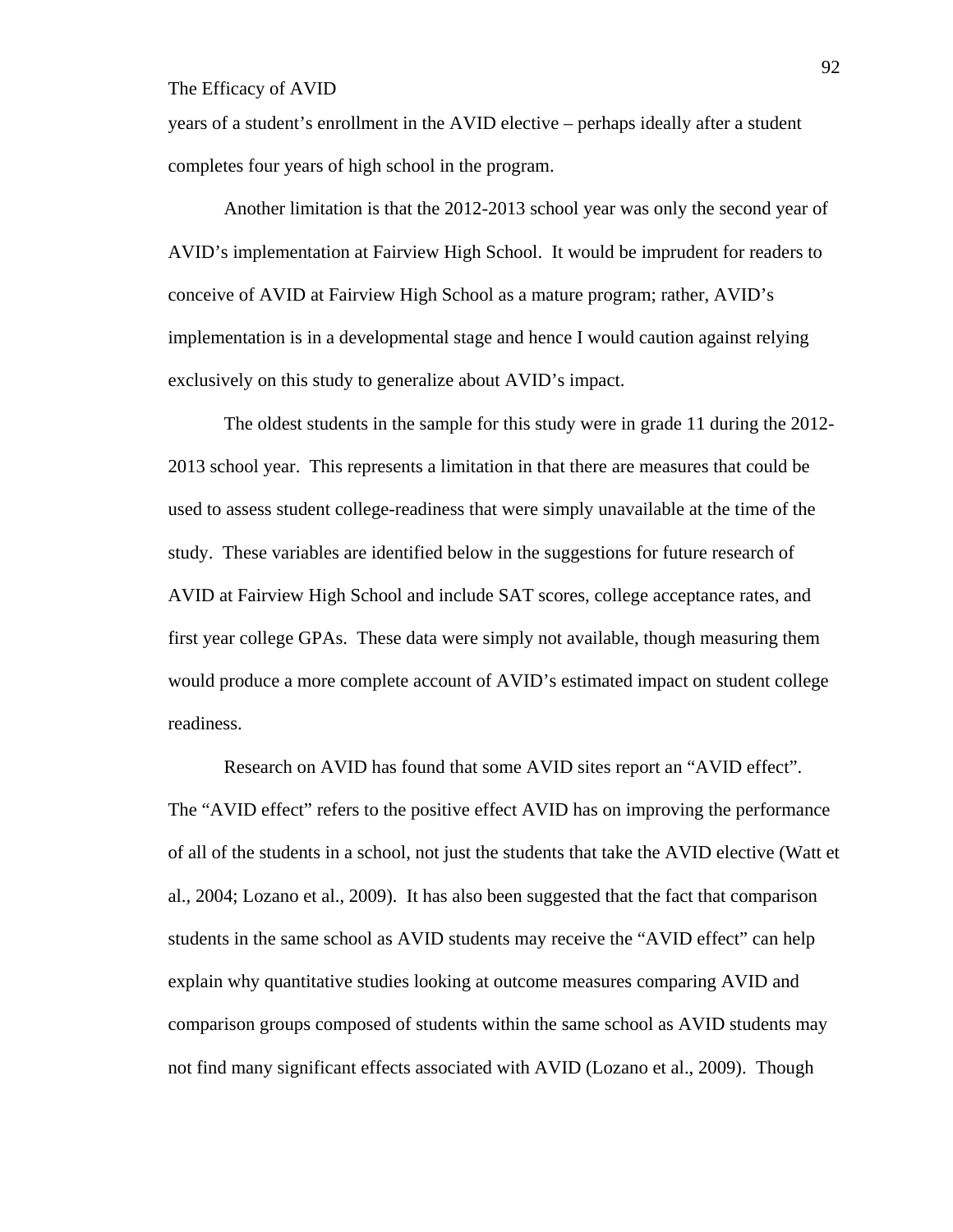years of a student's enrollment in the AVID elective – perhaps ideally after a student completes four years of high school in the program.

Another limitation is that the 2012-2013 school year was only the second year of AVID's implementation at Fairview High School. It would be imprudent for readers to conceive of AVID at Fairview High School as a mature program; rather, AVID's implementation is in a developmental stage and hence I would caution against relying exclusively on this study to generalize about AVID's impact.

The oldest students in the sample for this study were in grade 11 during the 2012-2013 school year. This represents a limitation in that there are measures that could be used to assess student college-readiness that were simply unavailable at the time of the study. These variables are identified below in the suggestions for future research of AVID at Fairview High School and include SAT scores, college acceptance rates, and first year college GPAs. These data were simply not available, though measuring them would produce a more complete account of AVID's estimated impact on student college readiness.

Research on AVID has found that some AVID sites report an "AVID effect". The "AVID effect" refers to the positive effect AVID has on improving the performance of all of the students in a school, not just the students that take the AVID elective (Watt et al., 2004; Lozano et al., 2009). It has also been suggested that the fact that comparison students in the same school as AVID students may receive the "AVID effect" can help explain why quantitative studies looking at outcome measures comparing AVID and comparison groups composed of students within the same school as AVID students may not find many significant effects associated with AVID (Lozano et al., 2009). Though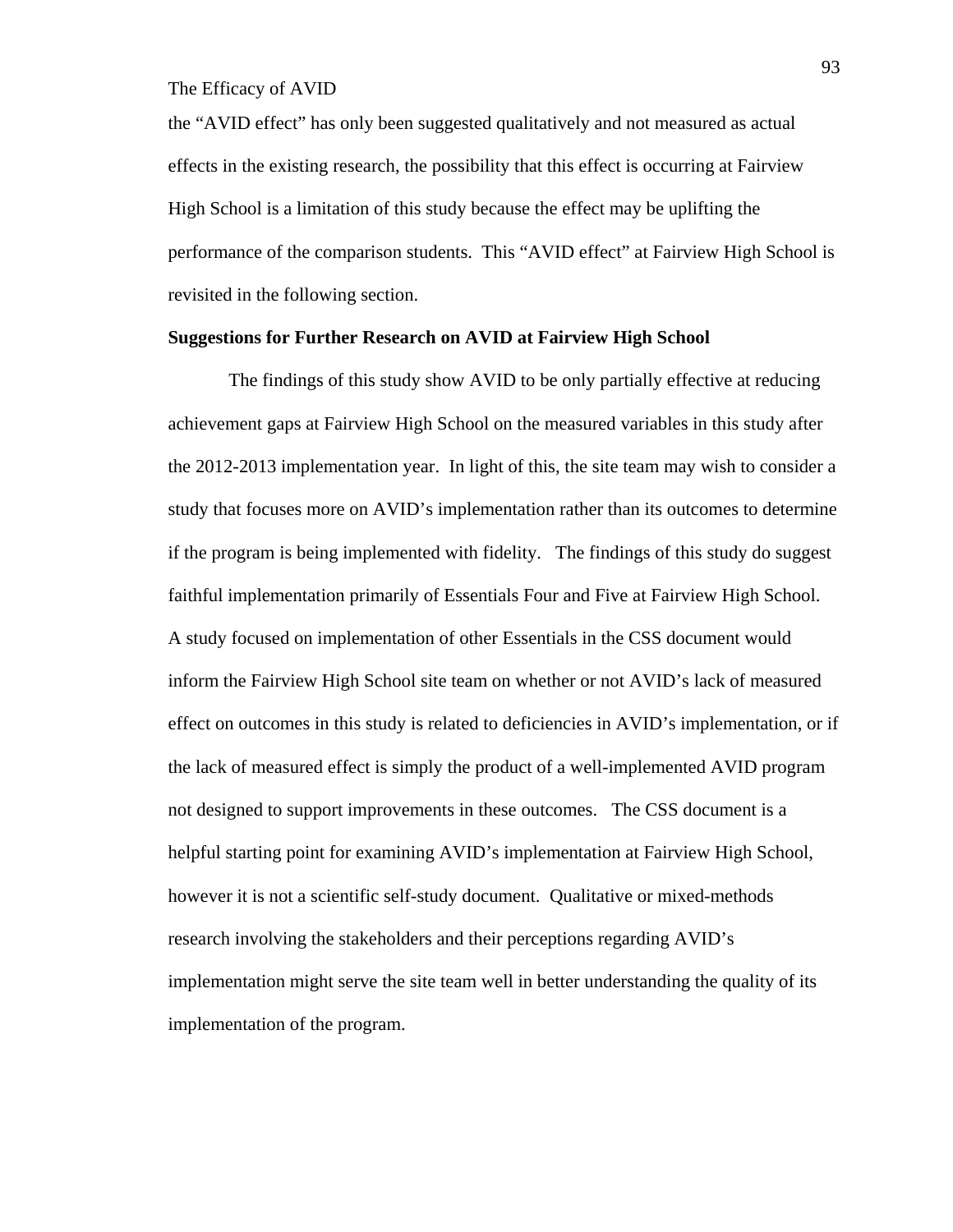the "AVID effect" has only been suggested qualitatively and not measured as actual effects in the existing research, the possibility that this effect is occurring at Fairview High School is a limitation of this study because the effect may be uplifting the performance of the comparison students. This "AVID effect" at Fairview High School is revisited in the following section.

**Suggestions for Further Research on AVID at Fairview High School**

The findings of this study show AVID to be only partially effective at reducing achievement gaps at Fairview High School on the measured variables in this study after the 2012-2013 implementation year. In light of this, the site team may wish to consider a study that focuses more on AVID's implementation rather than its outcomes to determine if the program is being implemented with fidelity. The findings of this study do suggest faithful implementation primarily of Essentials Four and Five at Fairview High School. A study focused on implementation of other Essentials in the CSS document would inform the Fairview High School site team on whether or not AVID's lack of measured effect on outcomes in this study is related to deficiencies in AVID's implementation, or if the lack of measured effect is simply the product of a well-implemented AVID program not designed to support improvements in these outcomes. The CSS document is a helpful starting point for examining AVID's implementation at Fairview High School, however it is not a scientific self-study document. Qualitative or mixed-methods research involving the stakeholders and their perceptions regarding AVID's implementation might serve the site team well in better understanding the quality of its implementation of the program.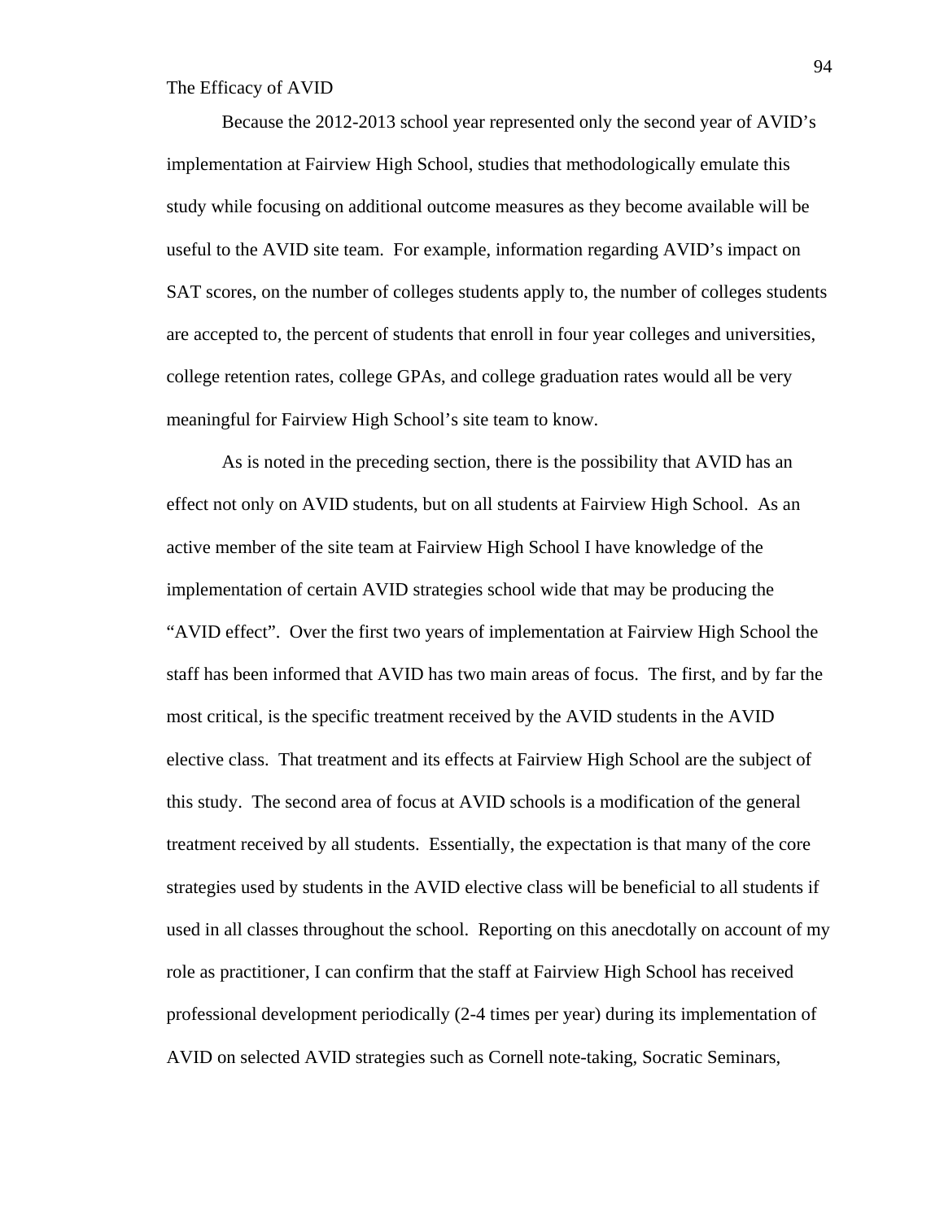The Efficacy of AVID

Because the 2012-2013 school year represented only the second year of AVID's implementation at Fairview High School, studies that methodologically emulate this study while focusing on additional outcome measures as they become available will be useful to the AVID site team. For example, information regarding AVID's impact on SAT scores, on the number of colleges students apply to, the number of colleges students are accepted to, the percent of students that enroll in four year colleges and universities, college retention rates, college GPAs, and college graduation rates would all be very meaningful for Fairview High School's site team to know.

As is noted in the preceding section, there is the possibility that AVID has an effect not only on AVID students, but on all students at Fairview High School. As an active member of the site team at Fairview High School I have knowledge of the implementation of certain AVID strategies school wide that may be producing the "AVID effect". Over the first two years of implementation at Fairview High School the staff has been informed that AVID has two main areas of focus. The first, and by far the most critical, is the specific treatment received by the AVID students in the AVID elective class. That treatment and its effects at Fairview High School are the subject of this study. The second area of focus at AVID schools is a modification of the general treatment received by all students. Essentially, the expectation is that many of the core strategies used by students in the AVID elective class will be beneficial to all students if used in all classes throughout the school. Reporting on this anecdotally on account of my role as practitioner, I can confirm that the staff at Fairview High School has received professional development periodically (2-4 times per year) during its implementation of AVID on selected AVID strategies such as Cornell note-taking, Socratic Seminars,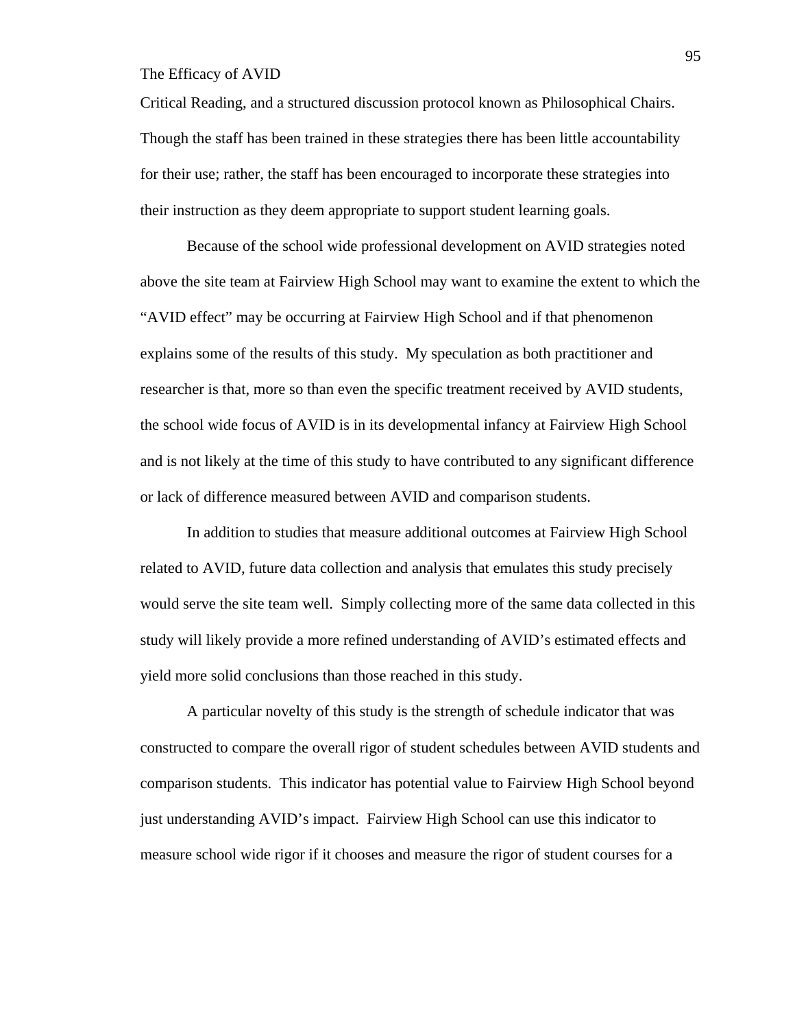Critical Reading, and a structured discussion protocol known as Philosophical Chairs. Though the staff has been trained in these strategies there has been little accountability for their use; rather, the staff has been encouraged to incorporate these strategies into their instruction as they deem appropriate to support student learning goals.

Because of the school wide professional development on AVID strategies noted above the site team at Fairview High School may want to examine the extent to which the "AVID effect" may be occurring at Fairview High School and if that phenomenon explains some of the results of this study. My speculation as both practitioner and researcher is that, more so than even the specific treatment received by AVID students, the school wide focus of AVID is in its developmental infancy at Fairview High School and is not likely at the time of this study to have contributed to any significant difference or lack of difference measured between AVID and comparison students.

In addition to studies that measure additional outcomes at Fairview High School related to AVID, future data collection and analysis that emulates this study precisely would serve the site team well. Simply collecting more of the same data collected in this study will likely provide a more refined understanding of AVID's estimated effects and yield more solid conclusions than those reached in this study.

A particular novelty of this study is the strength of schedule indicator that was constructed to compare the overall rigor of student schedules between AVID students and comparison students. This indicator has potential value to Fairview High School beyond just understanding AVID's impact. Fairview High School can use this indicator to measure school wide rigor if it chooses and measure the rigor of student courses for a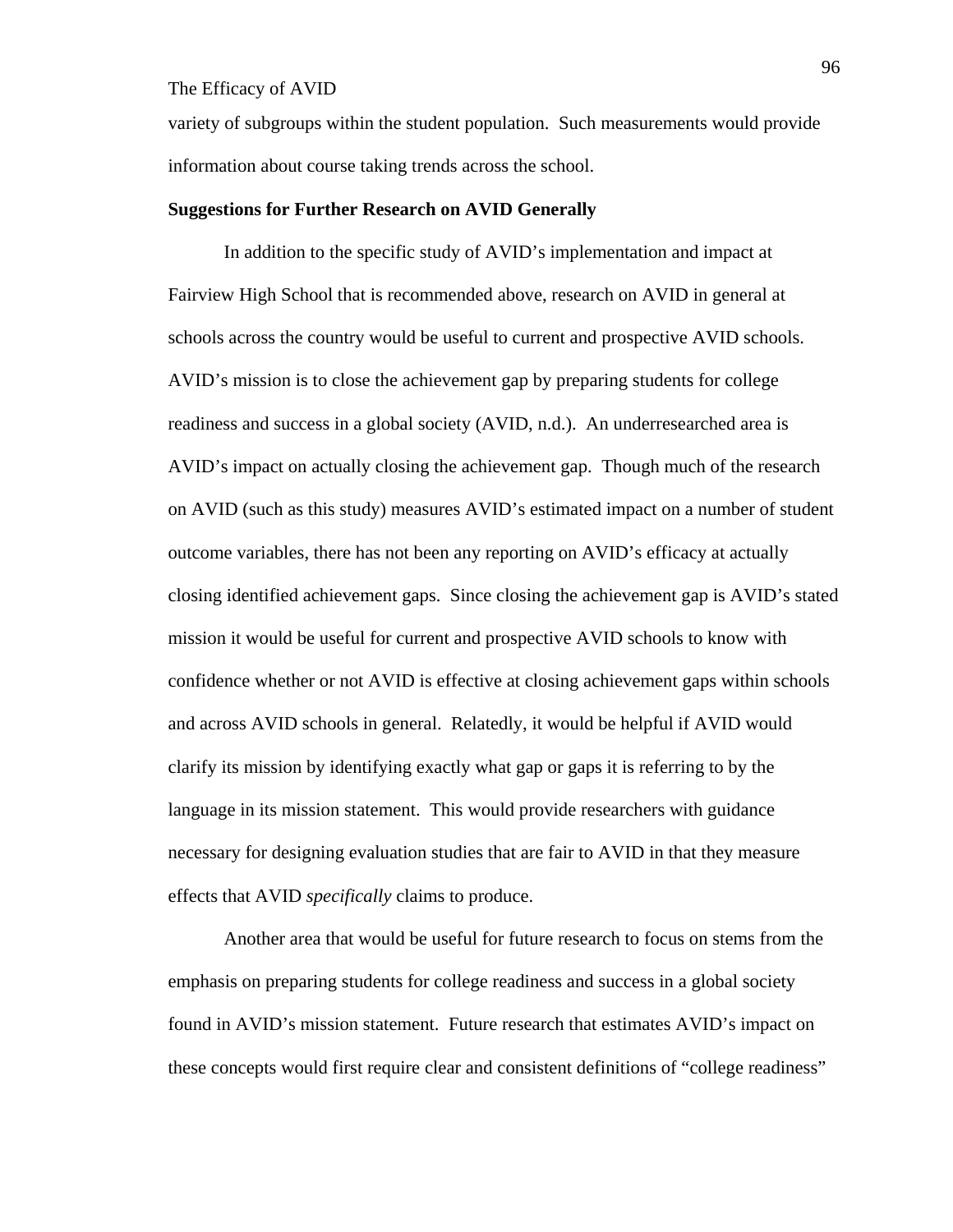variety of subgroups within the student population. Such measurements would provide information about course taking trends across the school.

**Suggestions for Further Research on AVID Generally**

In addition to the specific study of AVID's implementation and impact at Fairview High School that is recommended above, research on AVID in general at schools across the country would be useful to current and prospective AVID schools. AVID's mission is to close the achievement gap by preparing students for college readiness and success in a global society (AVID, n.d.). An underresearched area is AVID's impact on actually closing the achievement gap. Though much of the research on AVID (such as this study) measures AVID's estimated impact on a number of student outcome variables, there has not been any reporting on AVID's efficacy at actually closing identified achievement gaps. Since closing the achievement gap is AVID's stated mission it would be useful for current and prospective AVID schools to know with confidence whether or not AVID is effective at closing achievement gaps within schools and across AVID schools in general. Relatedly, it would be helpful if AVID would clarify its mission by identifying exactly what gap or gaps it is referring to by the language in its mission statement. This would provide researchers with guidance necessary for designing evaluation studies that are fair to AVID in that they measure effects that AVID *specifically* claims to produce.

Another area that would be useful for future research to focus on stems from the emphasis on preparing students for college readiness and success in a global society found in AVID's mission statement. Future research that estimates AVID's impact on these concepts would first require clear and consistent definitions of "college readiness"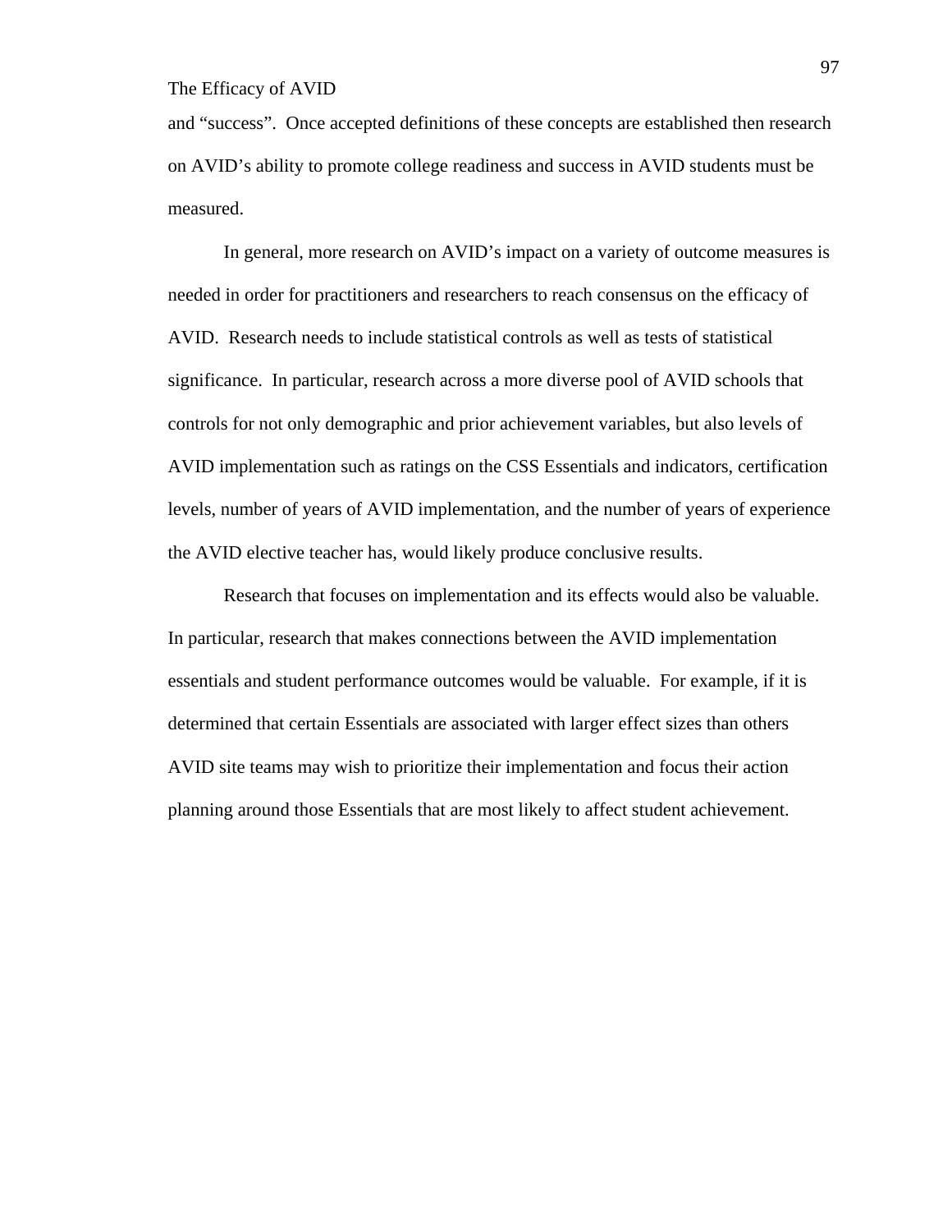and "success". Once accepted definitions of these concepts are established then research on AVID's ability to promote college readiness and success in AVID students must be measured.

In general, more research on AVID's impact on a variety of outcome measures is needed in order for practitioners and researchers to reach consensus on the efficacy of AVID. Research needs to include statistical controls as well as tests of statistical significance. In particular, research across a more diverse pool of AVID schools that controls for not only demographic and prior achievement variables, but also levels of AVID implementation such as ratings on the CSS Essentials and indicators, certification levels, number of years of AVID implementation, and the number of years of experience the AVID elective teacher has, would likely produce conclusive results.

Research that focuses on implementation and its effects would also be valuable. In particular, research that makes connections between the AVID implementation essentials and student performance outcomes would be valuable. For example, if it is determined that certain Essentials are associated with larger effect sizes than others AVID site teams may wish to prioritize their implementation and focus their action planning around those Essentials that are most likely to affect student achievement.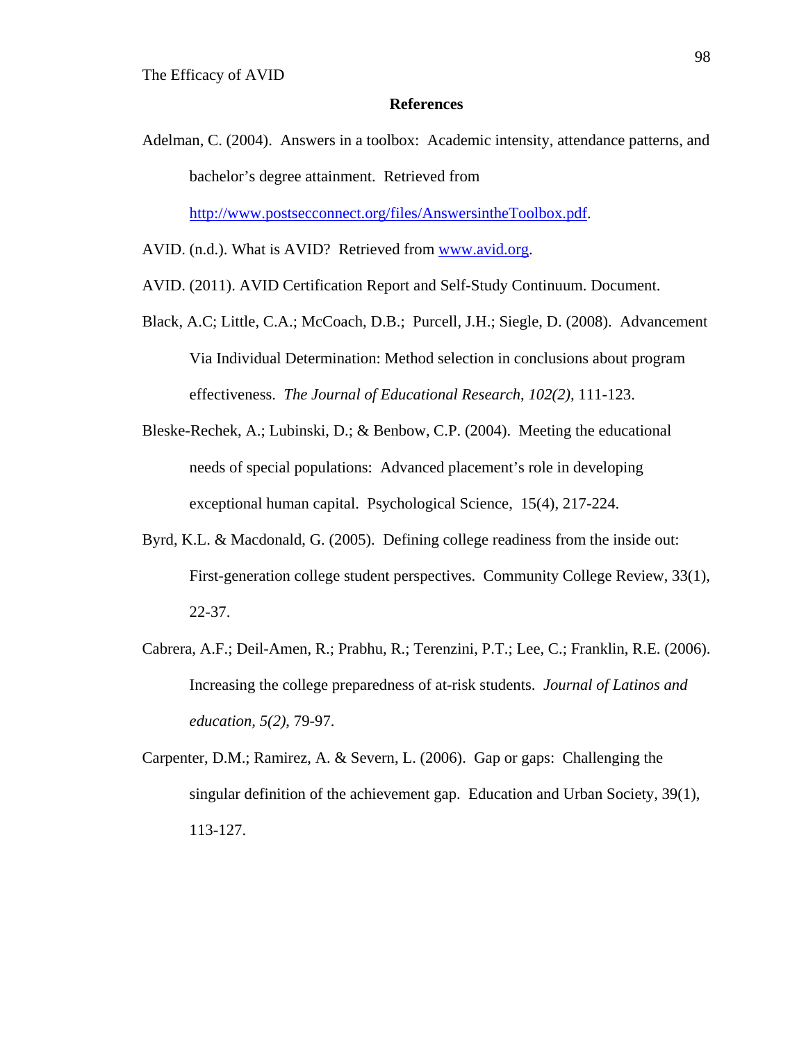## References

Adelman, C. (2004). Answers in a toolbox: Academic intensity, attendance patterns, and bachelor's degree attainment. Retrieved from http://www.postsecconnect.org/files/AnswersintheToolbox.pdf.

AVID. (n.d.). What is AVID? Retrieved from www.avid.org.

AVID. (2011). AVID Certification Report and Self-Study Continuum. Document.

Black, A.C; Little, C.A.; McCoach, D.B.; Purcell, J.H.; Siegle, D. (2008). Advancement Via Individual Determination: Method selection in conclusions about program effectiveness. *The Journal of Educational Research*, *102(2)*, 111-123.

Bleske-Rechek, A.; Lubinski, D.; & Benbow, C.P. (2004). Meeting the educational needs of special populations: Advanced placement's role in developing exceptional human capital. Psychological Science, 15(4), 217-224.

Byrd, K.L. & Macdonald, G. (2005). Defining college readiness from the inside out: First-generation college student perspectives. Community College Review, 33(1), 22-37.

Cabrera, A.F.; Deil-Amen, R.; Prabhu, R.; Terenzini, P.T.; Lee, C.; Franklin, R.E. (2006). Increasing the college preparedness of at-risk students. *Journal of Latinos and education*, *5(2)*, 79-97.

Carpenter, D.M.; Ramirez, A. & Severn, L. (2006). Gap or gaps: Challenging the singular definition of the achievement gap. Education and Urban Society, 39(1), 113-127.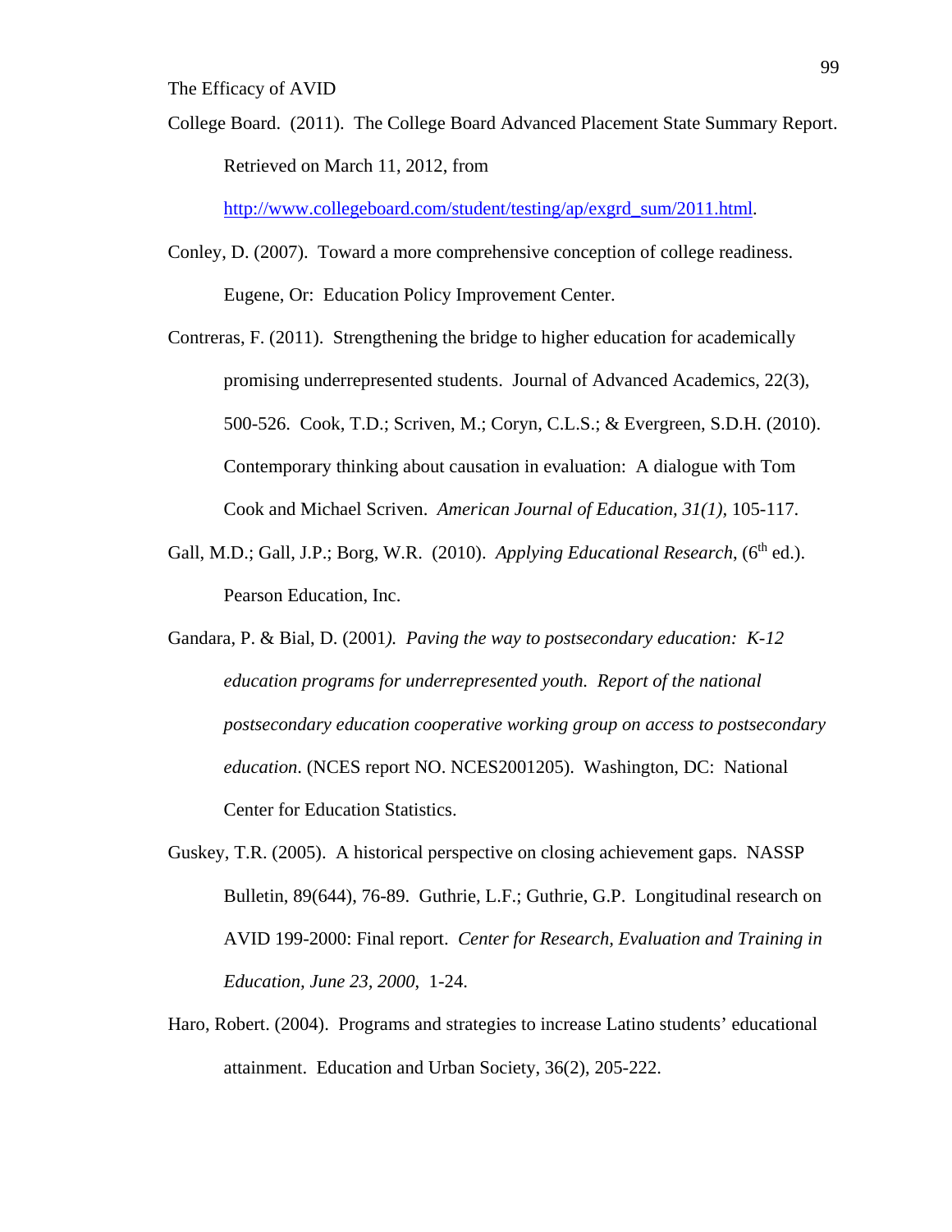College Board. (2011). The College Board Advanced Placement State Summary Report. Retrieved on March 11, 2012, from http://www.collegeboard.com/student/testing/ap/exgrd_sum/2011.html.

Conley, D. (2007). Toward a more comprehensive conception of college readiness. Eugene, Or: Education Policy Improvement Center.

Contreras, F. (2011). Strengthening the bridge to higher education for academically promising underrepresented students. Journal of Advanced Academics, 22(3), 500-526. Cook, T.D.; Scriven, M.; Coryn, C.L.S.; & Evergreen, S.D.H. (2010). Contemporary thinking about causation in evaluation: A dialogue with Tom Cook and Michael Scriven. *American Journal of Education, 31(1)*, 105-117.

Gall, M.D.; Gall, J.P.; Borg, W.R. (2010). *Applying Educational Research*, (6th ed.). Pearson Education, Inc.

Gandara, P. & Bial, D. (2001*). Paving the way to postsecondary education: K-12 education programs for underrepresented youth. Report of the national postsecondary education cooperative working group on access to postsecondary education*. (NCES report NO. NCES2001205). Washington, DC: National Center for Education Statistics.

Guskey, T.R. (2005). A historical perspective on closing achievement gaps. NASSP Bulletin, 89(644), 76-89. Guthrie, L.F.; Guthrie, G.P. Longitudinal research on AVID 199-2000: Final report. *Center for Research, Evaluation and Training in Education, June 23, 2000*, 1-24.

Haro, Robert. (2004). Programs and strategies to increase Latino students' educational attainment. Education and Urban Society, 36(2), 205-222.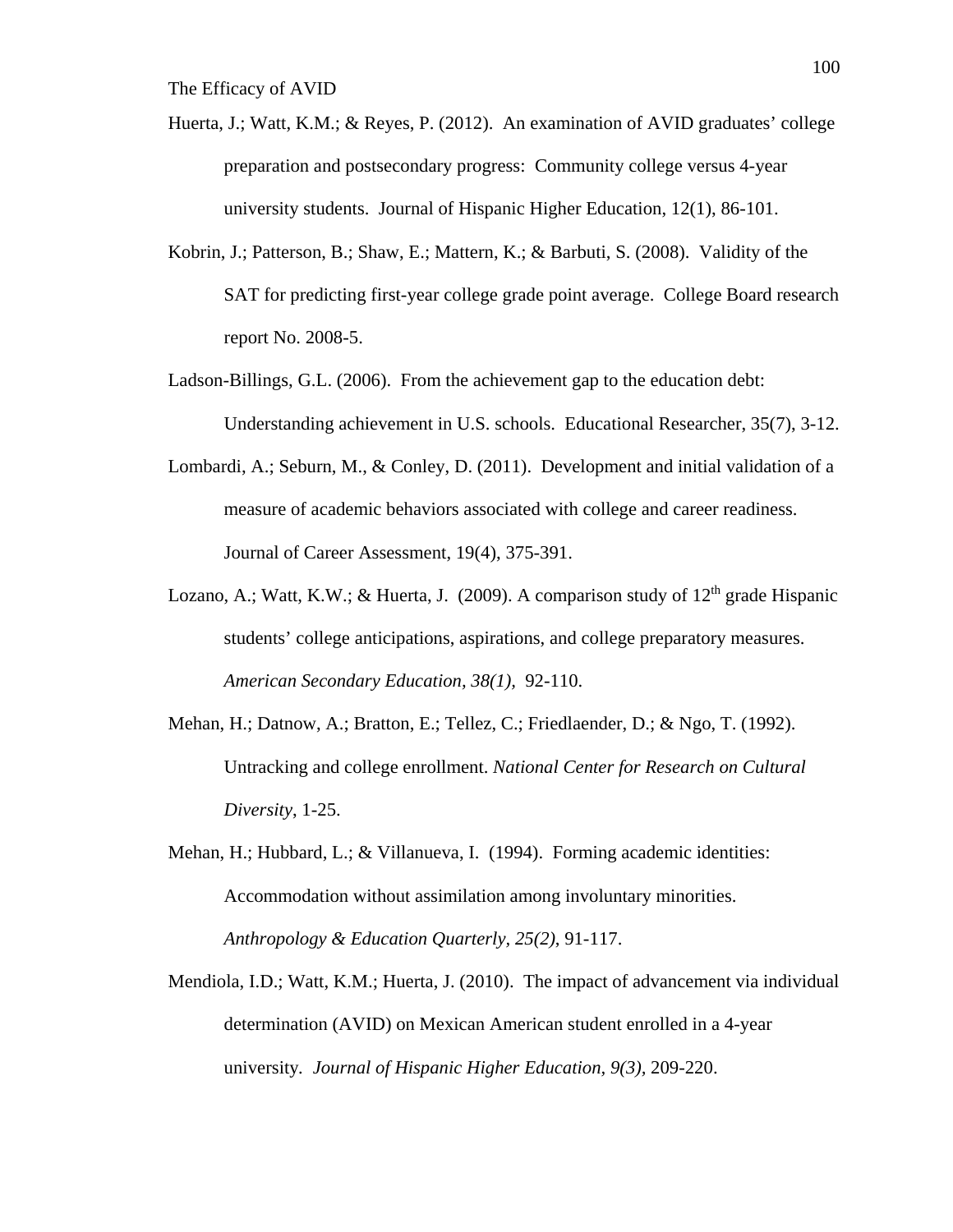Huerta, J.; Watt, K.M.; & Reyes, P. (2012). An examination of AVID graduates' college preparation and postsecondary progress: Community college versus 4-year university students. Journal of Hispanic Higher Education, 12(1), 86-101.

Kobrin, J.; Patterson, B.; Shaw, E.; Mattern, K.; & Barbuti, S. (2008). Validity of the SAT for predicting first-year college grade point average. College Board research report No. 2008-5.

Ladson-Billings, G.L. (2006). From the achievement gap to the education debt: Understanding achievement in U.S. schools. Educational Researcher, 35(7), 3-12.

Lombardi, A.; Seburn, M., & Conley, D. (2011). Development and initial validation of a measure of academic behaviors associated with college and career readiness. Journal of Career Assessment, 19(4), 375-391.

Lozano, A.; Watt, K.W.; & Huerta, J. (2009). A comparison study of 12th grade Hispanic students' college anticipations, aspirations, and college preparatory measures. *American Secondary Education, 38(1),* 92-110.

Mehan, H.; Datnow, A.; Bratton, E.; Tellez, C.; Friedlaender, D.; & Ngo, T. (1992). Untracking and college enrollment. *National Center for Research on Cultural Diversity*, 1-25.

Mehan, H.; Hubbard, L.; & Villanueva, I. (1994). Forming academic identities: Accommodation without assimilation among involuntary minorities. *Anthropology & Education Quarterly, 25(2)*, 91-117.

Mendiola, I.D.; Watt, K.M.; Huerta, J. (2010). The impact of advancement via individual determination (AVID) on Mexican American student enrolled in a 4-year university. *Journal of Hispanic Higher Education, 9(3)*, 209-220.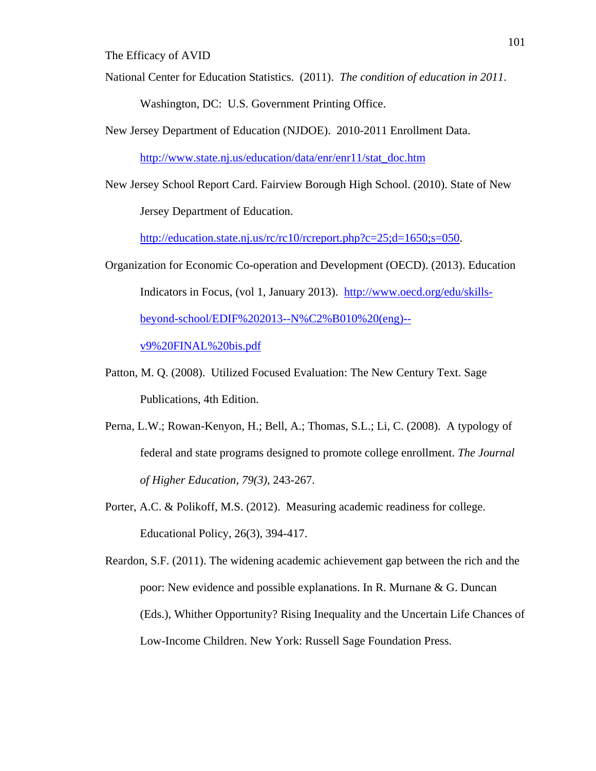National Center for Education Statistics. (2011). *The condition of education in 2011*. Washington, DC: U.S. Government Printing Office.

New Jersey Department of Education (NJDOE). 2010-2011 Enrollment Data. http://www.state.nj.us/education/data/enr/enr11/stat_doc.htm

New Jersey School Report Card. Fairview Borough High School. (2010). State of New Jersey Department of Education. http://education.state.nj.us/rc/rc10/rcreport.php?c=25;d=1650;s=050.

Organization for Economic Co-operation and Development (OECD). (2013). Education Indicators in Focus, (vol 1, January 2013). http://www.oecd.org/edu/skills-beyond-school/EDIF%202013--N%C2%B010%20(eng)--v9%20FINAL%20bis.pdf

Patton, M. Q. (2008). Utilized Focused Evaluation: The New Century Text. Sage Publications, 4th Edition.

Perna, L.W.; Rowan-Kenyon, H.; Bell, A.; Thomas, S.L.; Li, C. (2008). A typology of federal and state programs designed to promote college enrollment. *The Journal of Higher Education, 79(3)*, 243-267.

Porter, A.C. & Polikoff, M.S. (2012). Measuring academic readiness for college. Educational Policy, 26(3), 394-417.

Reardon, S.F. (2011). The widening academic achievement gap between the rich and the poor: New evidence and possible explanations. In R. Murnane & G. Duncan (Eds.), Whither Opportunity? Rising Inequality and the Uncertain Life Chances of Low-Income Children. New York: Russell Sage Foundation Press.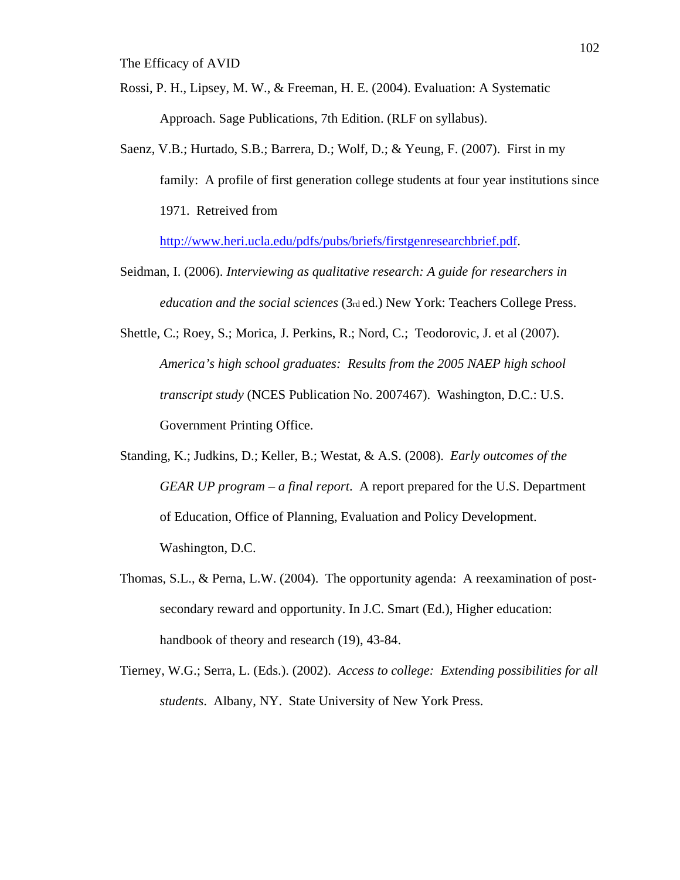Rossi, P. H., Lipsey, M. W., & Freeman, H. E. (2004). Evaluation: A Systematic Approach. Sage Publications, 7th Edition. (RLF on syllabus).

Saenz, V.B.; Hurtado, S.B.; Barrera, D.; Wolf, D.; & Yeung, F. (2007). First in my family: A profile of first generation college students at four year institutions since 1971. Retreived from http://www.heri.ucla.edu/pdfs/pubs/briefs/firstgenresearchbrief.pdf.

Seidman, I. (2006). *Interviewing as qualitative research: A guide for researchers in education and the social sciences* (3rd ed.) New York: Teachers College Press.

Shettle, C.; Roey, S.; Morica, J. Perkins, R.; Nord, C.; Teodorovic, J. et al (2007). *America's high school graduates: Results from the 2005 NAEP high school transcript study* (NCES Publication No. 2007467). Washington, D.C.: U.S. Government Printing Office.

Standing, K.; Judkins, D.; Keller, B.; Westat, & A.S. (2008). *Early outcomes of the GEAR UP program – a final report*. A report prepared for the U.S. Department of Education, Office of Planning, Evaluation and Policy Development. Washington, D.C.

Thomas, S.L., & Perna, L.W. (2004). The opportunity agenda: A reexamination of post-secondary reward and opportunity. In J.C. Smart (Ed.), Higher education: handbook of theory and research (19), 43-84.

Tierney, W.G.; Serra, L. (Eds.). (2002). *Access to college: Extending possibilities for all students*. Albany, NY. State University of New York Press.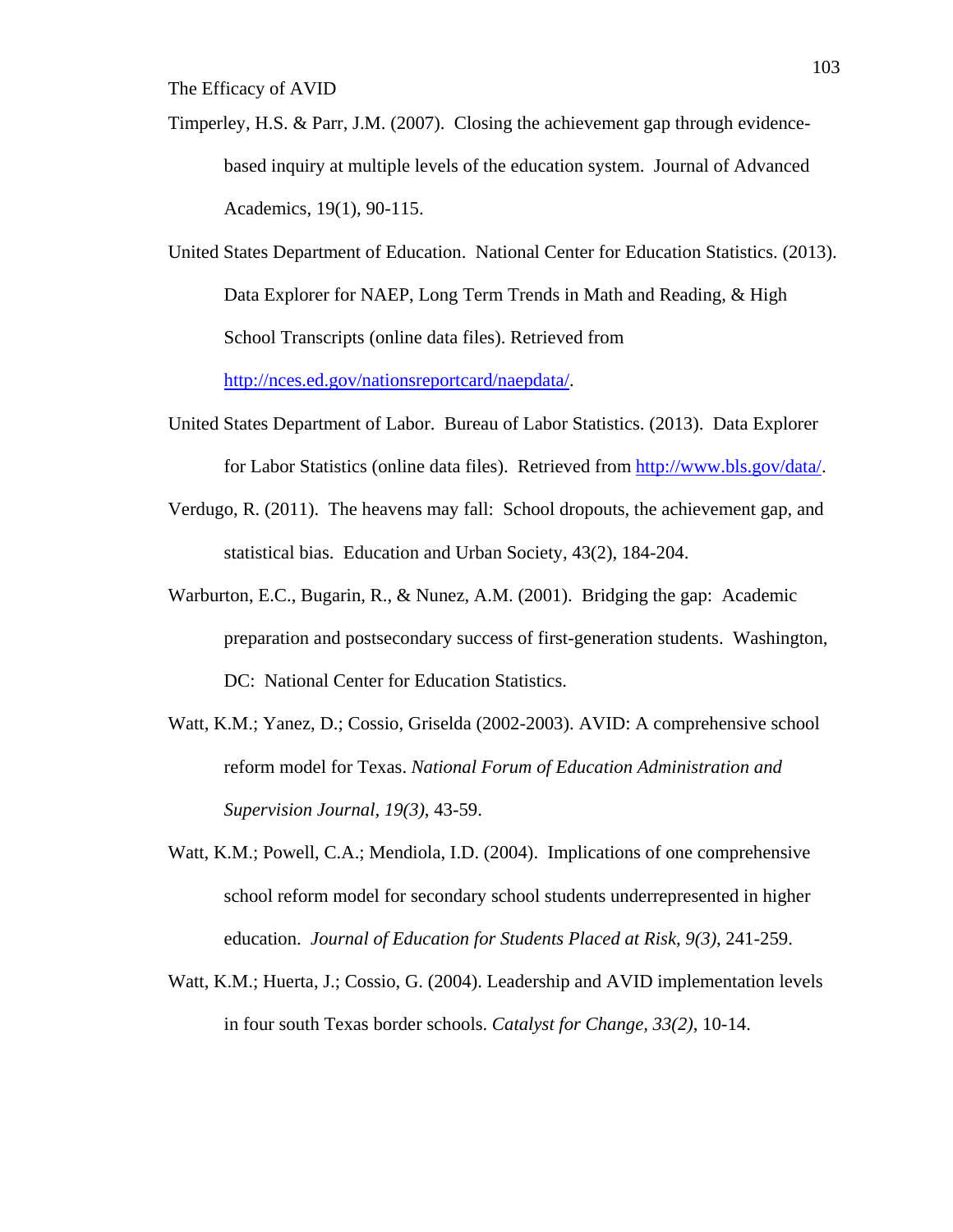Timperley, H.S. & Parr, J.M. (2007). Closing the achievement gap through evidence-based inquiry at multiple levels of the education system. Journal of Advanced Academics, 19(1), 90-115.

United States Department of Education. National Center for Education Statistics. (2013). Data Explorer for NAEP, Long Term Trends in Math and Reading, & High School Transcripts (online data files). Retrieved from http://nces.ed.gov/nationsreportcard/naepdata/.

United States Department of Labor. Bureau of Labor Statistics. (2013). Data Explorer for Labor Statistics (online data files). Retrieved from http://www.bls.gov/data/.

Verdugo, R. (2011). The heavens may fall: School dropouts, the achievement gap, and statistical bias. Education and Urban Society, 43(2), 184-204.

Warburton, E.C., Bugarin, R., & Nunez, A.M. (2001). Bridging the gap: Academic preparation and postsecondary success of first-generation students. Washington, DC: National Center for Education Statistics.

Watt, K.M.; Yanez, D.; Cossio, Griselda (2002-2003). AVID: A comprehensive school reform model for Texas. *National Forum of Education Administration and Supervision Journal, 19(3)*, 43-59.

Watt, K.M.; Powell, C.A.; Mendiola, I.D. (2004). Implications of one comprehensive school reform model for secondary school students underrepresented in higher education. *Journal of Education for Students Placed at Risk, 9(3)*, 241-259.

Watt, K.M.; Huerta, J.; Cossio, G. (2004). Leadership and AVID implementation levels in four south Texas border schools. *Catalyst for Change, 33(2)*, 10-14.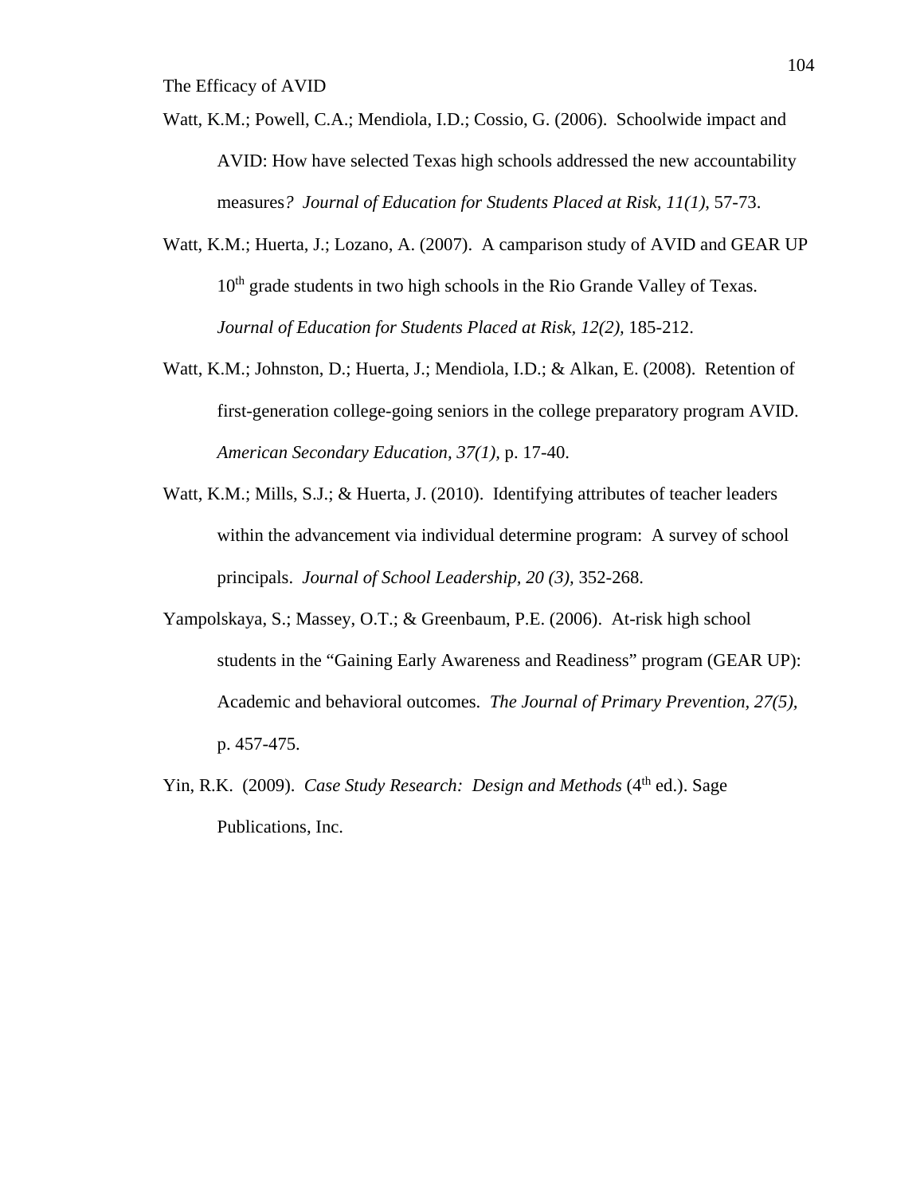Watt, K.M.; Powell, C.A.; Mendiola, I.D.; Cossio, G. (2006). Schoolwide impact and AVID: How have selected Texas high schools addressed the new accountability measures*? Journal of Education for Students Placed at Risk, 11(1)*, 57-73.

Watt, K.M.; Huerta, J.; Lozano, A. (2007). A camparison study of AVID and GEAR UP 10th grade students in two high schools in the Rio Grande Valley of Texas. *Journal of Education for Students Placed at Risk, 12(2),* 185-212.

Watt, K.M.; Johnston, D.; Huerta, J.; Mendiola, I.D.; & Alkan, E. (2008). Retention of first-generation college-going seniors in the college preparatory program AVID. *American Secondary Education, 37(1),* p. 17-40.

Watt, K.M.; Mills, S.J.; & Huerta, J. (2010). Identifying attributes of teacher leaders within the advancement via individual determine program: A survey of school principals. *Journal of School Leadership, 20 (3),* 352-268.

Yampolskaya, S.; Massey, O.T.; & Greenbaum, P.E. (2006). At-risk high school students in the "Gaining Early Awareness and Readiness" program (GEAR UP): Academic and behavioral outcomes. *The Journal of Primary Prevention, 27(5),* p. 457-475.

Yin, R.K. (2009). *Case Study Research: Design and Methods* (4th ed.). Sage Publications, Inc.